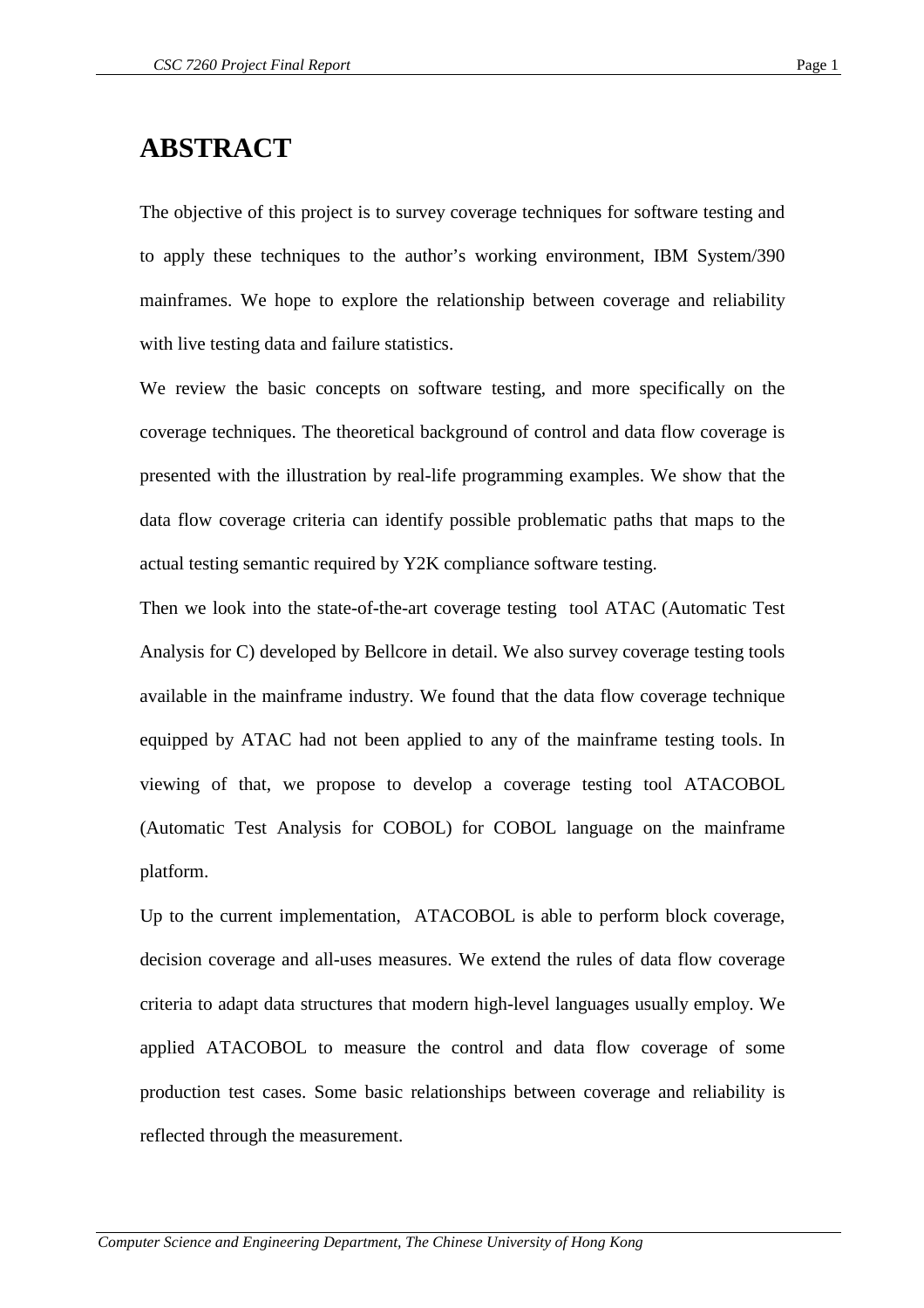# ABSTRACT

The objective of this project is to survey coverage techniques for software testing and to apply these techniques to the author's working environment, IBM System/390 mainframes. We hope to explore the relationship between coverage and reliability with live testing data and failure statistics.

We review the basic concepts on software testing, and more specifically on the coverage techniques. The theoretical background of control and data flow coverage is presented with the illustration by real-life programming examples. We show that the data flow coverage criteria can identify possible problematic paths that maps to the actual testing semantic required by Y2K compliance software testing.

Then we look into the state-of-the-art coverage testing tool ATAC (Automatic Test Analysis for C) developed by Bellcore in detail. We also survey coverage testing tools available in the mainframe industry. We found that the data flow coverage technique equipped by ATAC had not been applied to any of the mainframe testing tools. In viewing of that, we propose to develop a coverage testing tool ATACOBOL (Automatic Test Analysis for COBOL) for COBOL language on the mainframe platform.

Up to the current implementation, ATACOBOL is able to perform block coverage, decision coverage and all-uses measures. We extend the rules of data flow coverage criteria to adapt data structures that modern high-level languages usually employ. We applied ATACOBOL to measure the control and data flow coverage of some production test cases. Some basic relationships between coverage and reliability is reflected through the measurement.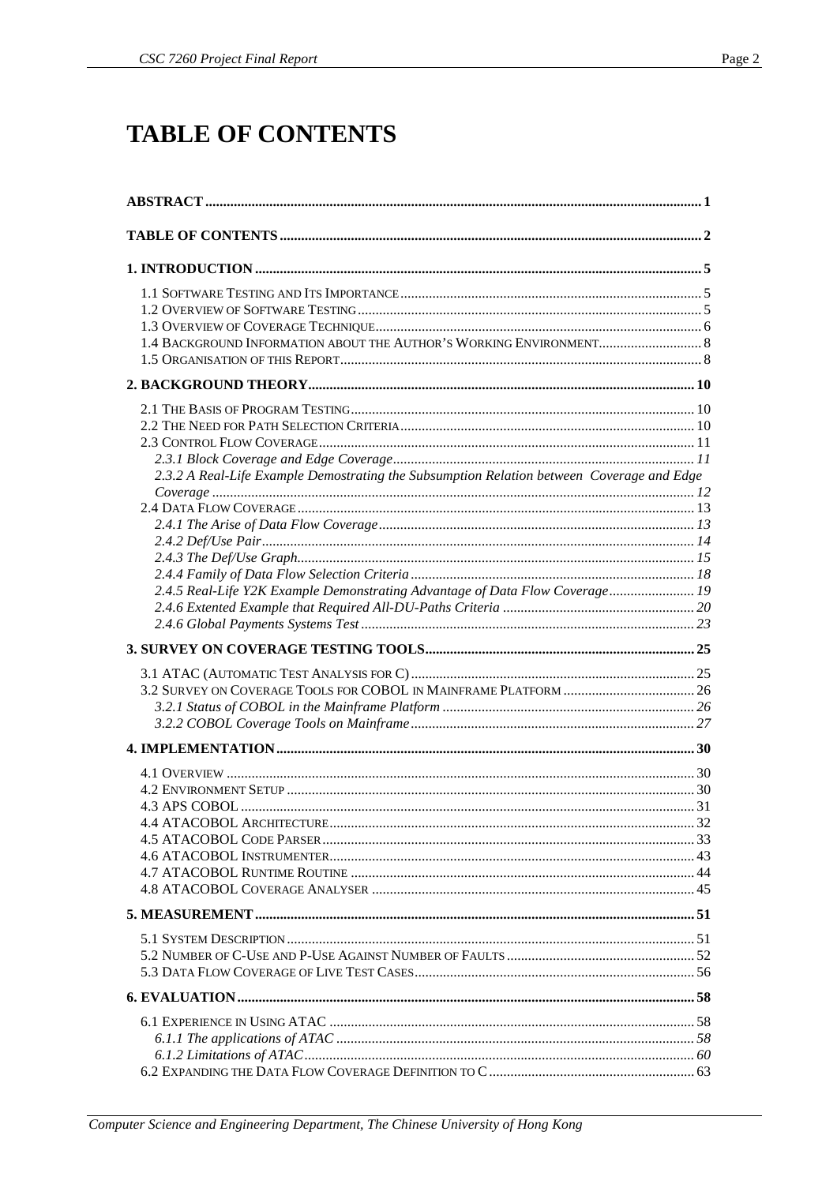# TABLE OF CONTENTS

**ABSTRACT** .......... **1**

**TABLE OF CONTENTS** .......... **2**

**1. INTRODUCTION** .......... **5**

- 1.1 SOFTWARE TESTING AND ITS IMPORTANCE .......... 5
- 1.2 OVERVIEW OF SOFTWARE TESTING .......... 5
- 1.3 OVERVIEW OF COVERAGE TECHNIQUE .......... 6
- 1.4 BACKGROUND INFORMATION ABOUT THE AUTHOR'S WORKING ENVIRONMENT .......... 8
- 1.5 ORGANISATION OF THIS REPORT .......... 8

**2. BACKGROUND THEORY** .......... **10**

- 2.1 THE BASIS OF PROGRAM TESTING .......... 10
- 2.2 THE NEED FOR PATH SELECTION CRITERIA .......... 10
- 2.3 CONTROL FLOW COVERAGE .......... 11
  - *2.3.1 Block Coverage and Edge Coverage* .......... *11*
  - *2.3.2 A Real-Life Example Demostrating the Subsumption Relation between Coverage and Edge Coverage* .......... *12*
- 2.4 DATA FLOW COVERAGE .......... 13
  - *2.4.1 The Arise of Data Flow Coverage* .......... *13*
  - *2.4.2 Def/Use Pair* .......... *14*
  - *2.4.3 The Def/Use Graph* .......... *15*
  - *2.4.4 Family of Data Flow Selection Criteria* .......... *18*
  - *2.4.5 Real-Life Y2K Example Demonstrating Advantage of Data Flow Coverage* .......... *19*
  - *2.4.6 Extented Example that Required All-DU-Paths Criteria* .......... *20*
  - *2.4.6 Global Payments Systems Test* .......... *23*

**3. SURVEY ON COVERAGE TESTING TOOLS** .......... **25**

- 3.1 ATAC (AUTOMATIC TEST ANALYSIS FOR C) .......... 25
- 3.2 SURVEY ON COVERAGE TOOLS FOR COBOL IN MAINFRAME PLATFORM .......... 26
  - *3.2.1 Status of COBOL in the Mainframe Platform* .......... *26*
  - *3.2.2 COBOL Coverage Tools on Mainframe* .......... *27*

**4. IMPLEMENTATION** .......... **30**

- 4.1 OVERVIEW .......... 30
- 4.2 ENVIRONMENT SETUP .......... 30
- 4.3 APS COBOL .......... 31
- 4.4 ATACOBOL ARCHITECTURE .......... 32
- 4.5 ATACOBOL CODE PARSER .......... 33
- 4.6 ATACOBOL INSTRUMENTER .......... 43
- 4.7 ATACOBOL RUNTIME ROUTINE .......... 44
- 4.8 ATACOBOL COVERAGE ANALYSER .......... 45

**5. MEASUREMENT** .......... **51**

- 5.1 SYSTEM DESCRIPTION .......... 51
- 5.2 NUMBER OF C-USE AND P-USE AGAINST NUMBER OF FAULTS .......... 52
- 5.3 DATA FLOW COVERAGE OF LIVE TEST CASES .......... 56

**6. EVALUATION** .......... **58**

- 6.1 EXPERIENCE IN USING ATAC .......... 58
  - *6.1.1 The applications of ATAC* .......... *58*
  - *6.1.2 Limitations of ATAC* .......... *60*
- 6.2 EXPANDING THE DATA FLOW COVERAGE DEFINITION TO C .......... 63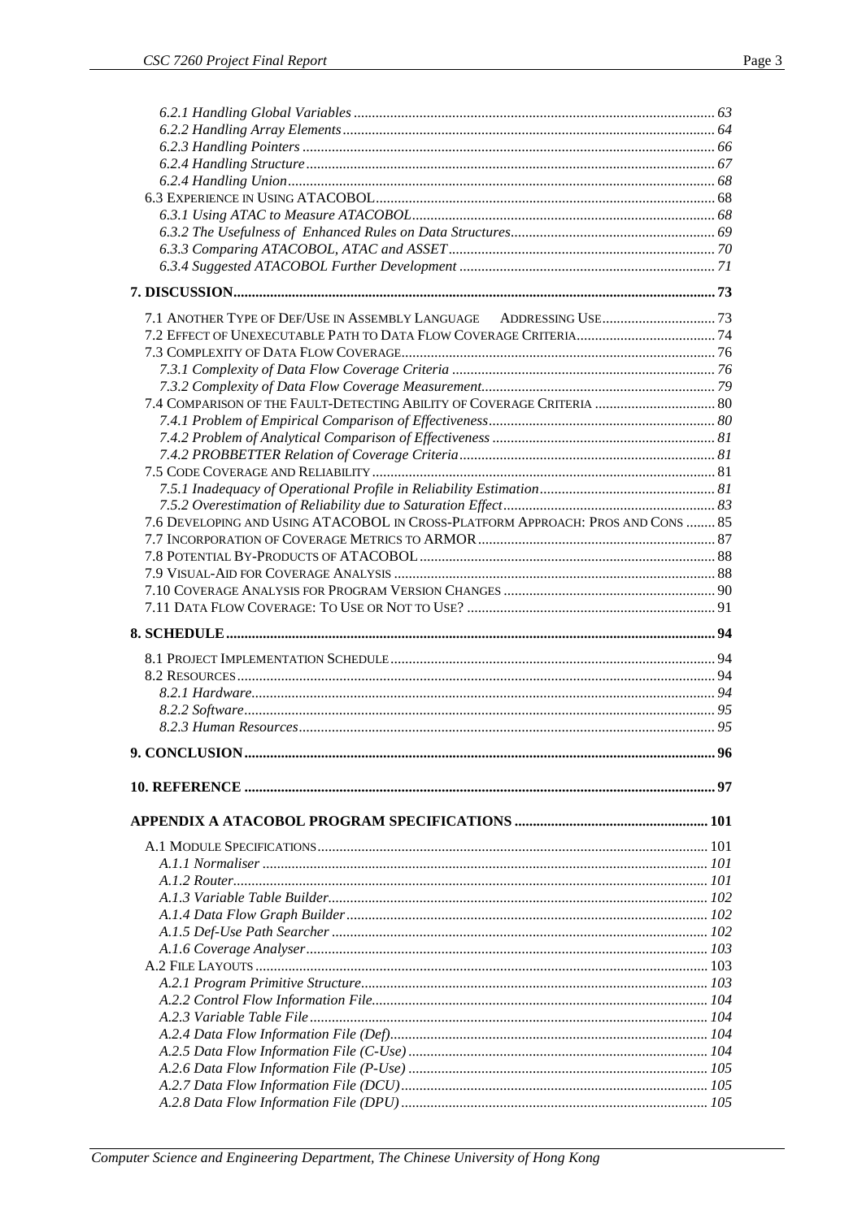*6.2.1 Handling Global Variables* ............ 63
*6.2.2 Handling Array Elements* ............ 64
*6.2.3 Handling Pointers* ............ 66
*6.2.4 Handling Structure* ............ 67
*6.2.4 Handling Union* ............ 68
6.3 EXPERIENCE IN USING ATACOBOL ............ 68
*6.3.1 Using ATAC to Measure ATACOBOL* ............ 68
*6.3.2 The Usefulness of Enhanced Rules on Data Structures* ............ 69
*6.3.3 Comparing ATACOBOL, ATAC and ASSET* ............ 70
*6.3.4 Suggested ATACOBOL Further Development* ............ 71

**7. DISCUSSION ............ 73**

7.1 ANOTHER TYPE OF DEF/USE IN ASSEMBLY LANGUAGE ADDRESSING USE ............ 73
7.2 EFFECT OF UNEXECUTABLE PATH TO DATA FLOW COVERAGE CRITERIA ............ 74
7.3 COMPLEXITY OF DATA FLOW COVERAGE ............ 76
*7.3.1 Complexity of Data Flow Coverage Criteria* ............ 76
*7.3.2 Complexity of Data Flow Coverage Measurement* ............ 79
7.4 COMPARISON OF THE FAULT-DETECTING ABILITY OF COVERAGE CRITERIA ............ 80
*7.4.1 Problem of Empirical Comparison of Effectiveness* ............ 80
*7.4.2 Problem of Analytical Comparison of Effectiveness* ............ 81
*7.4.2 PROBBETTER Relation of Coverage Criteria* ............ 81
7.5 CODE COVERAGE AND RELIABILITY ............ 81
*7.5.1 Inadequacy of Operational Profile in Reliability Estimation* ............ 81
*7.5.2 Overestimation of Reliability due to Saturation Effect* ............ 83
7.6 DEVELOPING AND USING ATACOBOL IN CROSS-PLATFORM APPROACH: PROS AND CONS ............ 85
7.7 INCORPORATION OF COVERAGE METRICS TO ARMOR ............ 87
7.8 POTENTIAL BY-PRODUCTS OF ATACOBOL ............ 88
7.9 VISUAL-AID FOR COVERAGE ANALYSIS ............ 88
7.10 COVERAGE ANALYSIS FOR PROGRAM VERSION CHANGES ............ 90
7.11 DATA FLOW COVERAGE: TO USE OR NOT TO USE? ............ 91

**8. SCHEDULE ............ 94**

8.1 PROJECT IMPLEMENTATION SCHEDULE ............ 94
8.2 RESOURCES ............ 94
*8.2.1 Hardware* ............ 94
*8.2.2 Software* ............ 95
*8.2.3 Human Resources* ............ 95

**9. CONCLUSION ............ 96**

**10. REFERENCE ............ 97**

**APPENDIX A ATACOBOL PROGRAM SPECIFICATIONS ............ 101**

A.1 MODULE SPECIFICATIONS ............ 101
*A.1.1 Normaliser* ............ 101
*A.1.2 Router* ............ 101
*A.1.3 Variable Table Builder* ............ 102
*A.1.4 Data Flow Graph Builder* ............ 102
*A.1.5 Def-Use Path Searcher* ............ 102
*A.1.6 Coverage Analyser* ............ 103
A.2 FILE LAYOUTS ............ 103
*A.2.1 Program Primitive Structure* ............ 103
*A.2.2 Control Flow Information File* ............ 104
*A.2.3 Variable Table File* ............ 104
*A.2.4 Data Flow Information File (Def)* ............ 104
*A.2.5 Data Flow Information File (C-Use)* ............ 104
*A.2.6 Data Flow Information File (P-Use)* ............ 105
*A.2.7 Data Flow Information File (DCU)* ............ 105
*A.2.8 Data Flow Information File (DPU)* ............ 105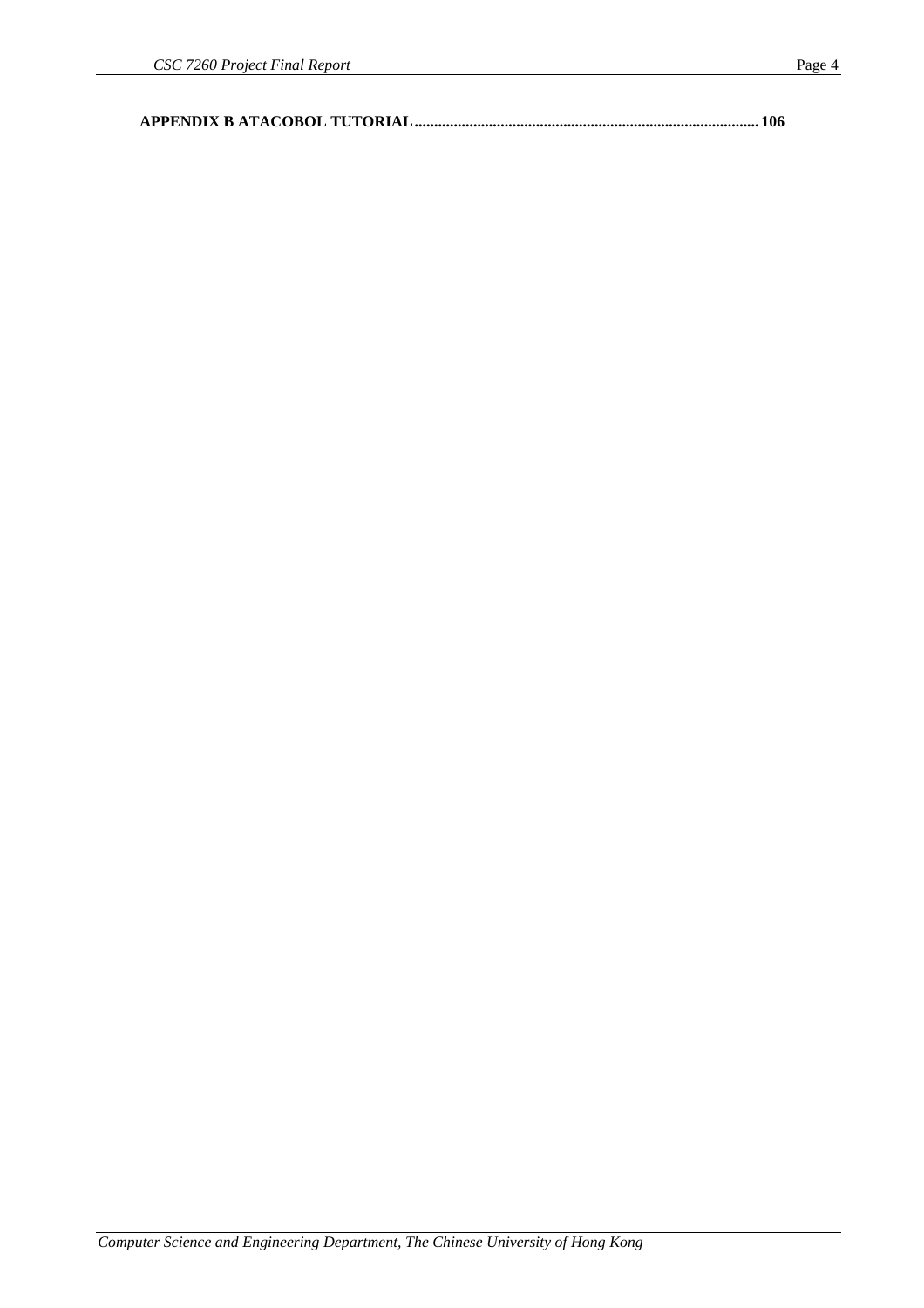**APPENDIX B ATACOBOL TUTORIAL....................................................................................... 106**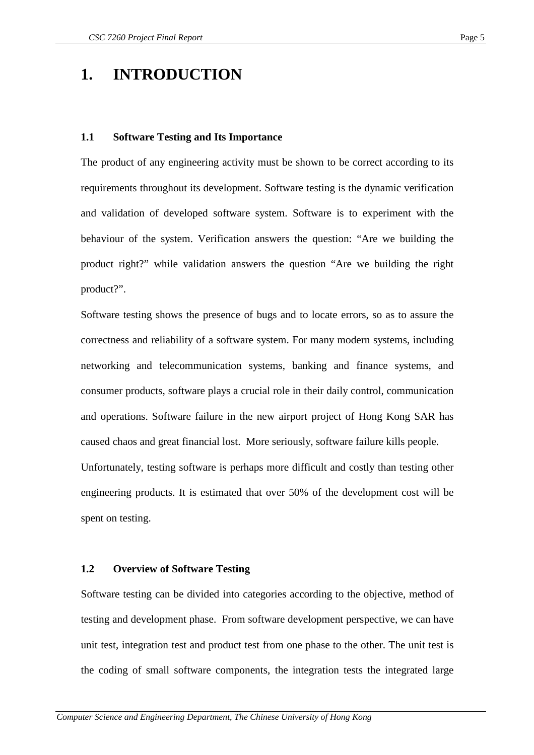# 1. INTRODUCTION

### 1.1 Software Testing and Its Importance

The product of any engineering activity must be shown to be correct according to its requirements throughout its development. Software testing is the dynamic verification and validation of developed software system. Software is to experiment with the behaviour of the system. Verification answers the question: "Are we building the product right?" while validation answers the question "Are we building the right product?".

Software testing shows the presence of bugs and to locate errors, so as to assure the correctness and reliability of a software system. For many modern systems, including networking and telecommunication systems, banking and finance systems, and consumer products, software plays a crucial role in their daily control, communication and operations. Software failure in the new airport project of Hong Kong SAR has caused chaos and great financial lost. More seriously, software failure kills people.

Unfortunately, testing software is perhaps more difficult and costly than testing other engineering products. It is estimated that over 50% of the development cost will be spent on testing.

### 1.2 Overview of Software Testing

Software testing can be divided into categories according to the objective, method of testing and development phase. From software development perspective, we can have unit test, integration test and product test from one phase to the other. The unit test is the coding of small software components, the integration tests the integrated large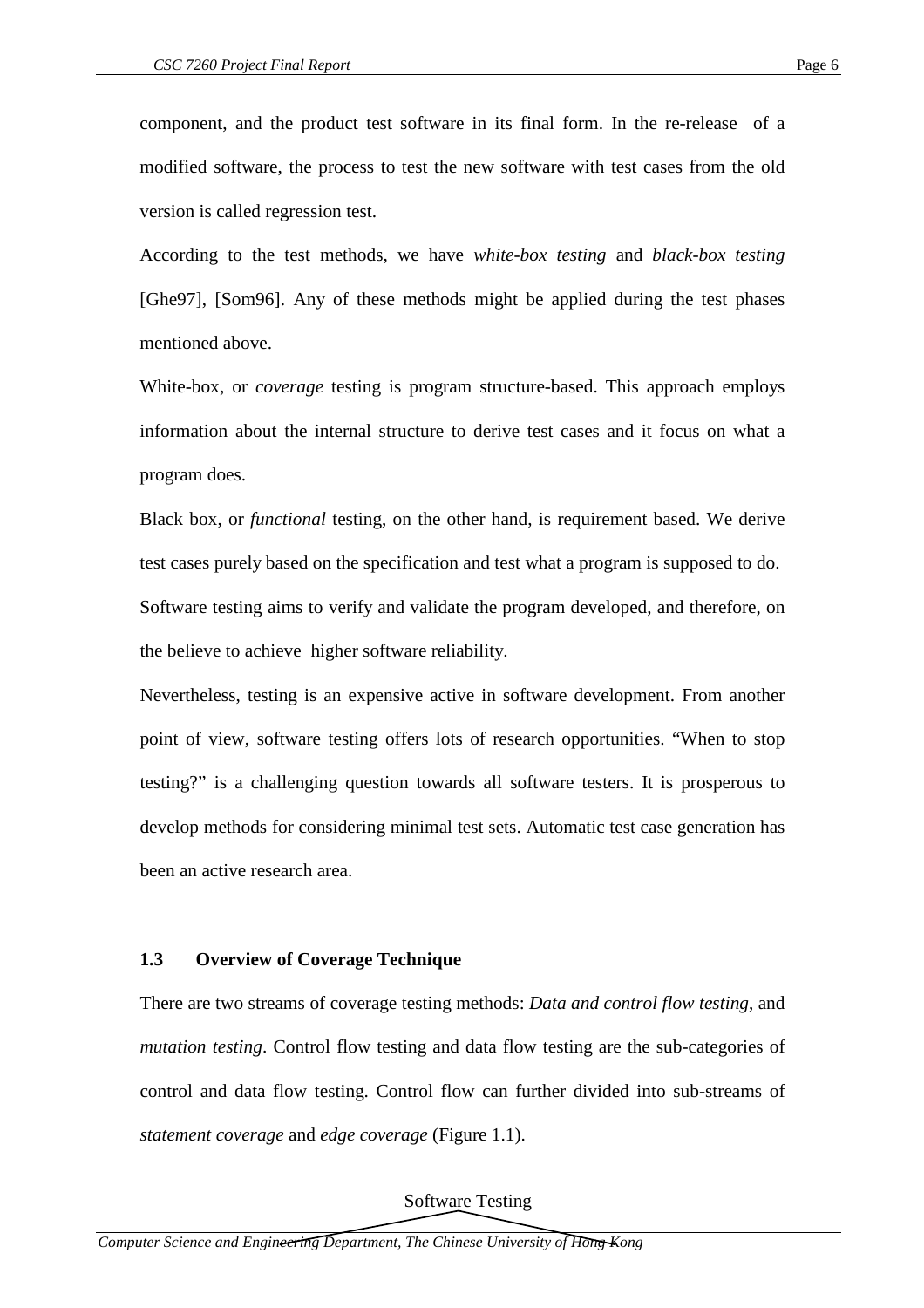component, and the product test software in its final form. In the re-release of a modified software, the process to test the new software with test cases from the old version is called regression test.

According to the test methods, we have *white-box testing* and *black-box testing* [Ghe97], [Som96]. Any of these methods might be applied during the test phases mentioned above.

White-box, or *coverage* testing is program structure-based. This approach employs information about the internal structure to derive test cases and it focus on what a program does.

Black box, or *functional* testing, on the other hand, is requirement based. We derive test cases purely based on the specification and test what a program is supposed to do.

Software testing aims to verify and validate the program developed, and therefore, on the believe to achieve higher software reliability.

Nevertheless, testing is an expensive active in software development. From another point of view, software testing offers lots of research opportunities. "When to stop testing?" is a challenging question towards all software testers. It is prosperous to develop methods for considering minimal test sets. Automatic test case generation has been an active research area.

### 1.3 Overview of Coverage Technique

There are two streams of coverage testing methods: *Data and control flow testing*, and *mutation testing*. Control flow testing and data flow testing are the sub-categories of control and data flow testing. Control flow can further divided into sub-streams of *statement coverage* and *edge coverage* (Figure 1.1).

Software Testing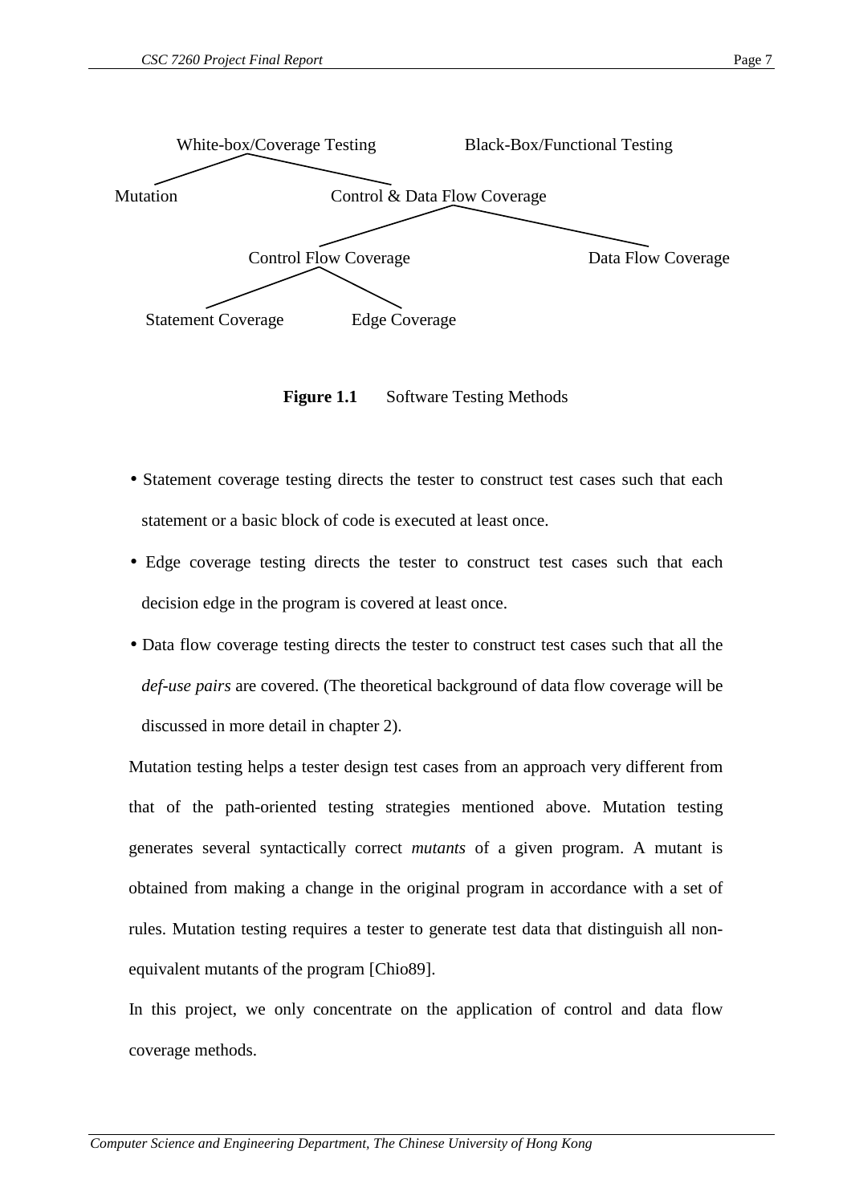White-box/Coverage Testing

Black-Box/Functional Testing

Mutation

Control & Data Flow Coverage

Control Flow Coverage

Data Flow Coverage

Statement Coverage

Edge Coverage

**Figure 1.1** Software Testing Methods

- Statement coverage testing directs the tester to construct test cases such that each statement or a basic block of code is executed at least once.
- Edge coverage testing directs the tester to construct test cases such that each decision edge in the program is covered at least once.
- Data flow coverage testing directs the tester to construct test cases such that all the *def-use pairs* are covered. (The theoretical background of data flow coverage will be discussed in more detail in chapter 2).

Mutation testing helps a tester design test cases from an approach very different from that of the path-oriented testing strategies mentioned above. Mutation testing generates several syntactically correct *mutants* of a given program. A mutant is obtained from making a change in the original program in accordance with a set of rules. Mutation testing requires a tester to generate test data that distinguish all non-equivalent mutants of the program [Chio89].

In this project, we only concentrate on the application of control and data flow coverage methods.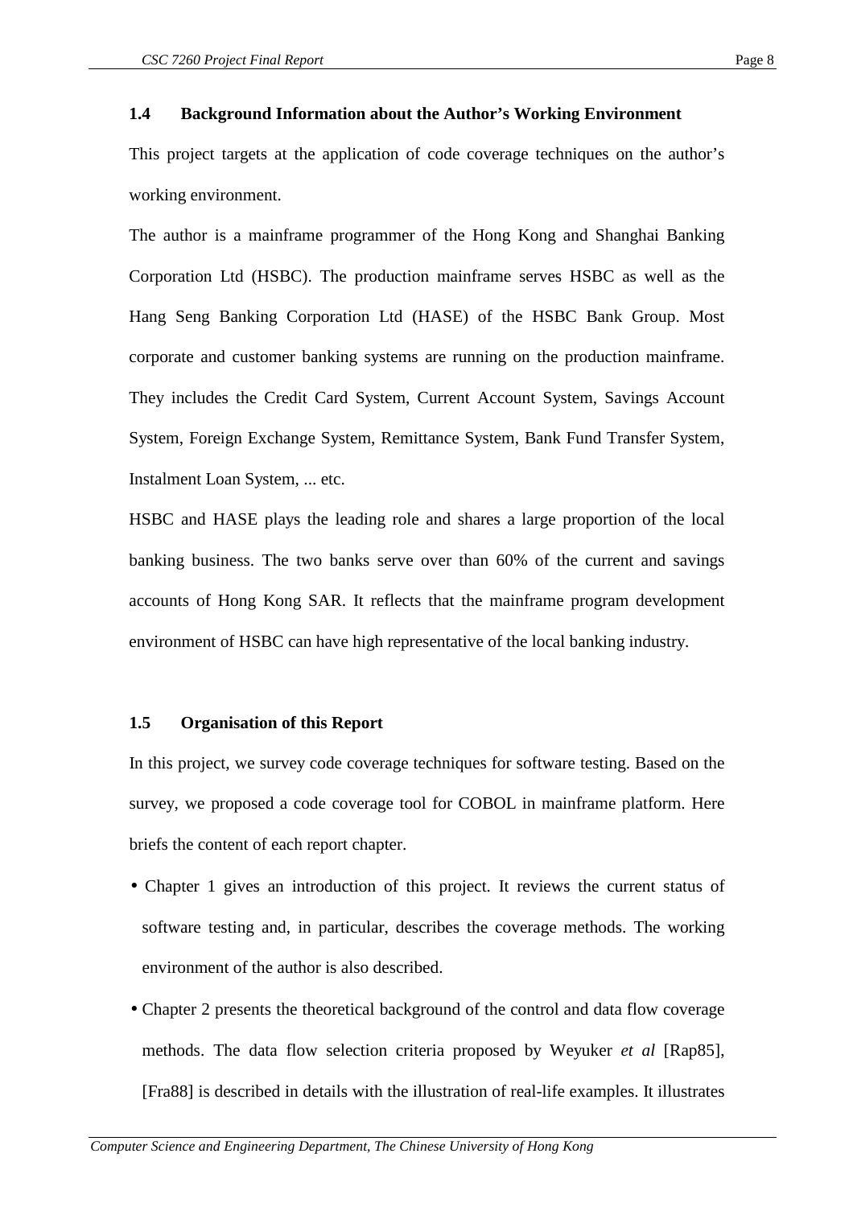### 1.4 Background Information about the Author's Working Environment

This project targets at the application of code coverage techniques on the author's working environment.

The author is a mainframe programmer of the Hong Kong and Shanghai Banking Corporation Ltd (HSBC). The production mainframe serves HSBC as well as the Hang Seng Banking Corporation Ltd (HASE) of the HSBC Bank Group. Most corporate and customer banking systems are running on the production mainframe. They includes the Credit Card System, Current Account System, Savings Account System, Foreign Exchange System, Remittance System, Bank Fund Transfer System, Instalment Loan System, ... etc.

HSBC and HASE plays the leading role and shares a large proportion of the local banking business. The two banks serve over than 60% of the current and savings accounts of Hong Kong SAR. It reflects that the mainframe program development environment of HSBC can have high representative of the local banking industry.

### 1.5 Organisation of this Report

In this project, we survey code coverage techniques for software testing. Based on the survey, we proposed a code coverage tool for COBOL in mainframe platform. Here briefs the content of each report chapter.

- Chapter 1 gives an introduction of this project. It reviews the current status of software testing and, in particular, describes the coverage methods. The working environment of the author is also described.
- Chapter 2 presents the theoretical background of the control and data flow coverage methods. The data flow selection criteria proposed by Weyuker *et al* [Rap85], [Fra88] is described in details with the illustration of real-life examples. It illustrates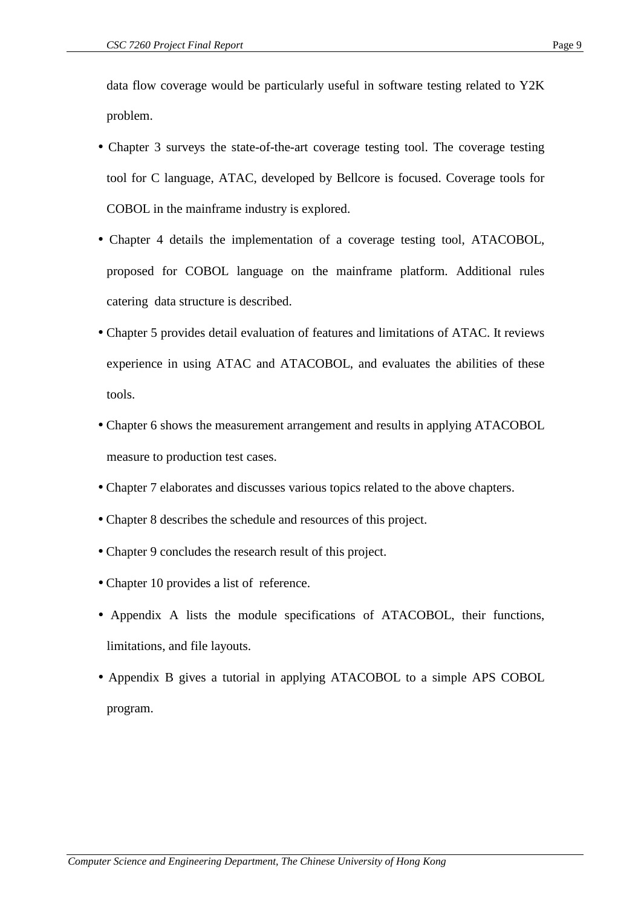data flow coverage would be particularly useful in software testing related to Y2K problem.

- Chapter 3 surveys the state-of-the-art coverage testing tool. The coverage testing tool for C language, ATAC, developed by Bellcore is focused. Coverage tools for COBOL in the mainframe industry is explored.
- Chapter 4 details the implementation of a coverage testing tool, ATACOBOL, proposed for COBOL language on the mainframe platform. Additional rules catering data structure is described.
- Chapter 5 provides detail evaluation of features and limitations of ATAC. It reviews experience in using ATAC and ATACOBOL, and evaluates the abilities of these tools.
- Chapter 6 shows the measurement arrangement and results in applying ATACOBOL measure to production test cases.
- Chapter 7 elaborates and discusses various topics related to the above chapters.
- Chapter 8 describes the schedule and resources of this project.
- Chapter 9 concludes the research result of this project.
- Chapter 10 provides a list of reference.
- Appendix A lists the module specifications of ATACOBOL, their functions, limitations, and file layouts.
- Appendix B gives a tutorial in applying ATACOBOL to a simple APS COBOL program.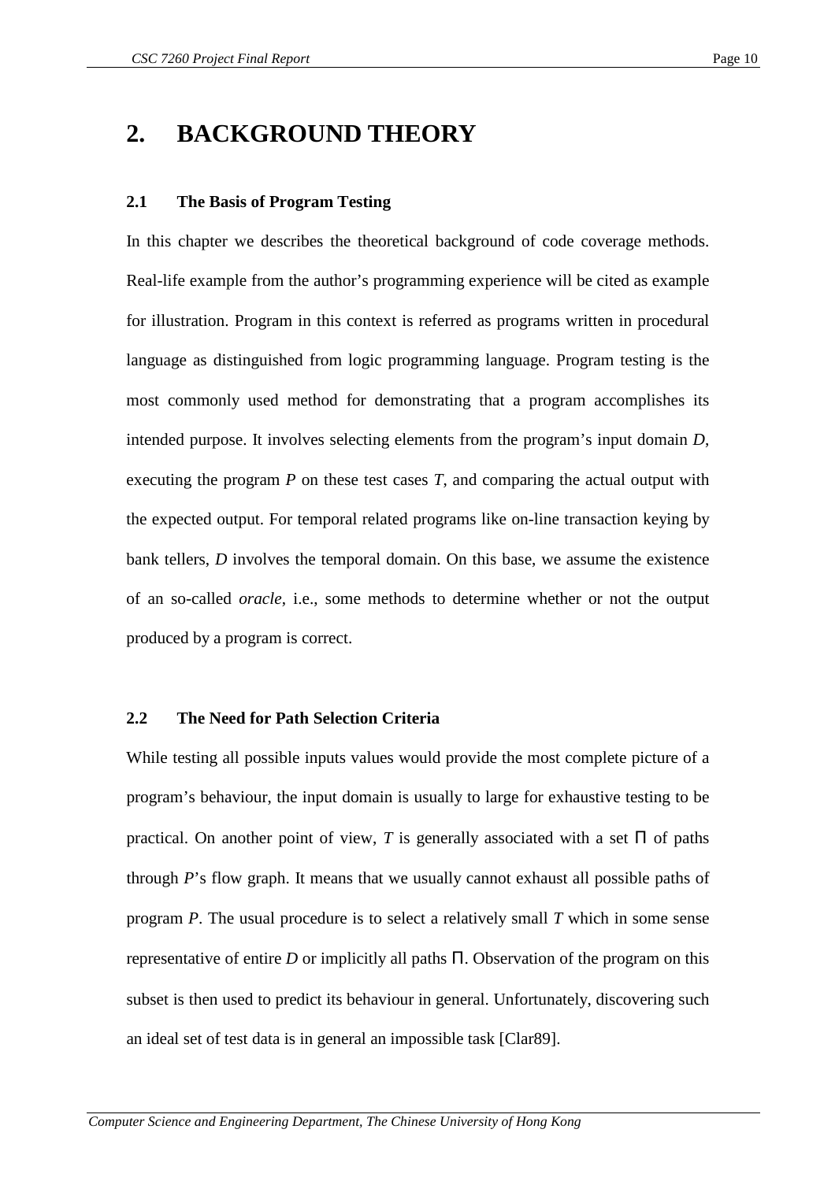# 2. BACKGROUND THEORY

### 2.1 The Basis of Program Testing

In this chapter we describes the theoretical background of code coverage methods. Real-life example from the author's programming experience will be cited as example for illustration. Program in this context is referred as programs written in procedural language as distinguished from logic programming language. Program testing is the most commonly used method for demonstrating that a program accomplishes its intended purpose. It involves selecting elements from the program's input domain *D*, executing the program *P* on these test cases *T*, and comparing the actual output with the expected output. For temporal related programs like on-line transaction keying by bank tellers, *D* involves the temporal domain. On this base, we assume the existence of an so-called *oracle*, i.e., some methods to determine whether or not the output produced by a program is correct.

### 2.2 The Need for Path Selection Criteria

While testing all possible inputs values would provide the most complete picture of a program's behaviour, the input domain is usually to large for exhaustive testing to be practical. On another point of view, *T* is generally associated with a set $\Pi$ of paths through *P*'s flow graph. It means that we usually cannot exhaust all possible paths of program *P*. The usual procedure is to select a relatively small *T* which in some sense representative of entire *D* or implicitly all paths $\Pi$. Observation of the program on this subset is then used to predict its behaviour in general. Unfortunately, discovering such an ideal set of test data is in general an impossible task [Clar89].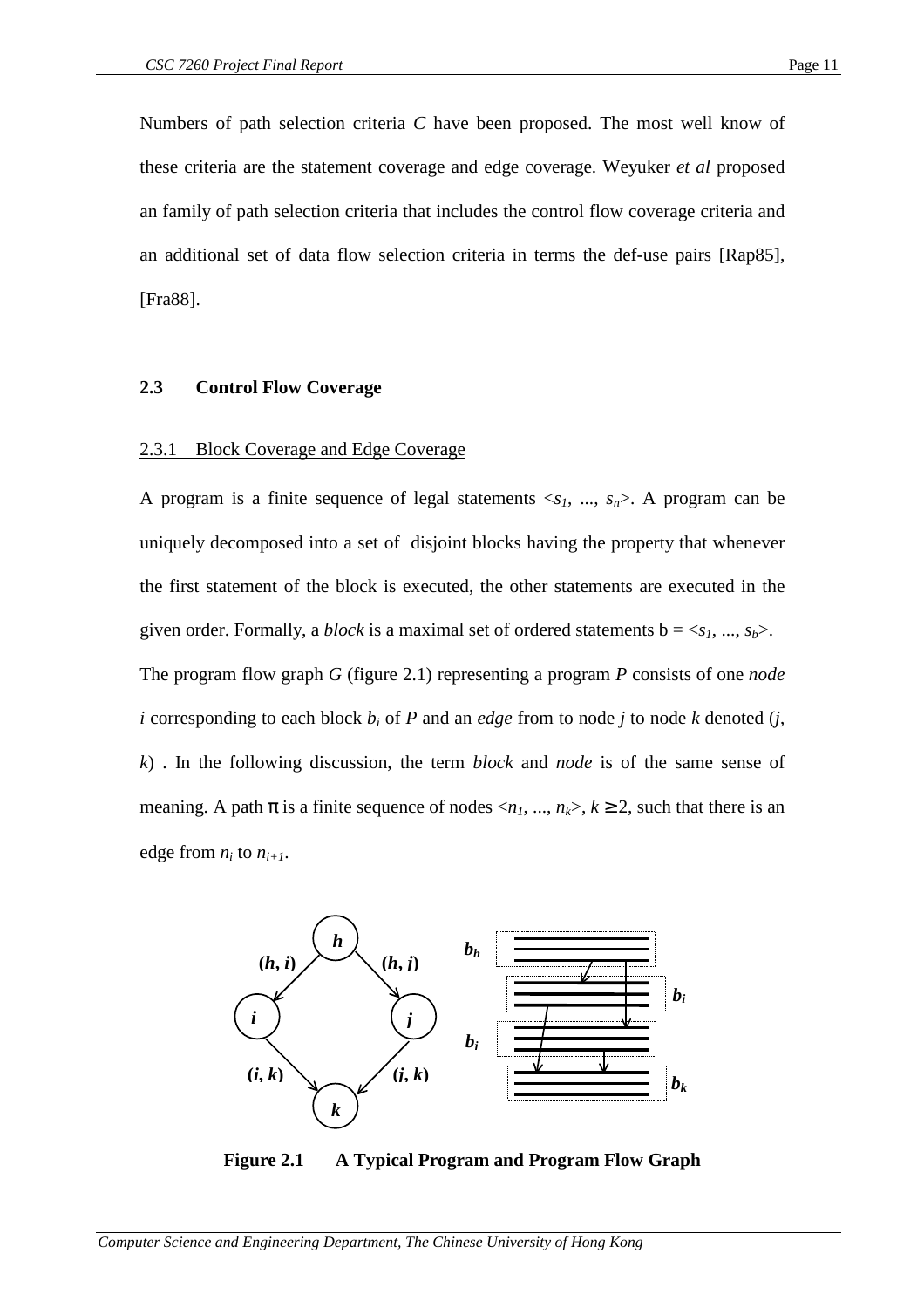Numbers of path selection criteria *C* have been proposed. The most well know of these criteria are the statement coverage and edge coverage. Weyuker *et al* proposed an family of path selection criteria that includes the control flow coverage criteria and an additional set of data flow selection criteria in terms the def-use pairs [Rap85], [Fra88].

## 2.3 Control Flow Coverage

### 2.3.1 Block Coverage and Edge Coverage

A program is a finite sequence of legal statements $<s_1, ..., s_n>$. A program can be uniquely decomposed into a set of disjoint blocks having the property that whenever the first statement of the block is executed, the other statements are executed in the given order. Formally, a *block* is a maximal set of ordered statements $b = <s_1, ..., s_b>$. The program flow graph *G* (figure 2.1) representing a program *P* consists of one *node* *i* corresponding to each block $b_i$ of *P* and an *edge* from to node *j* to node *k* denoted $(j, k)$ . In the following discussion, the term *block* and *node* is of the same sense of meaning. A path π is a finite sequence of nodes $<n_1, ..., n_k>$, $k \geq 2$, such that there is an edge from $n_i$ to $n_{i+1}$.

h
(h, i)
(h, j)
i
j
(i, k)
(j, k)
k
$b_h$
$b_i$
$b_i$
$b_k$

**Figure 2.1 A Typical Program and Program Flow Graph**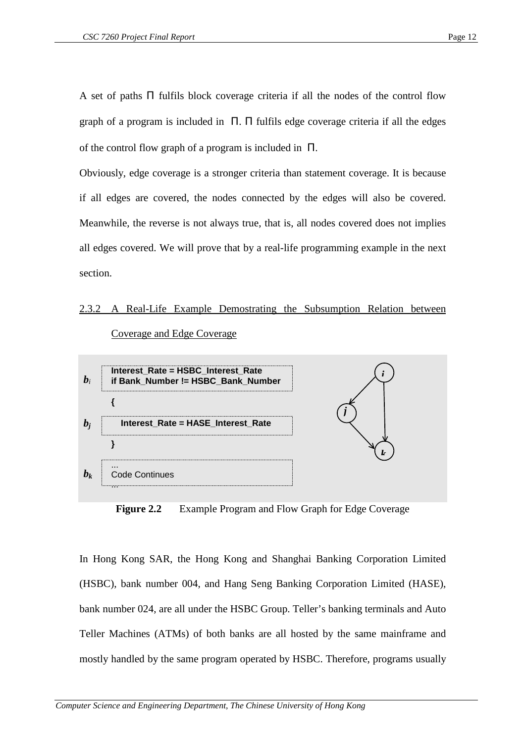A set of paths Π fulfils block coverage criteria if all the nodes of the control flow graph of a program is included in Π. Π fulfils edge coverage criteria if all the edges of the control flow graph of a program is included in Π.

Obviously, edge coverage is a stronger criteria than statement coverage. It is because if all edges are covered, the nodes connected by the edges will also be covered. Meanwhile, the reverse is not always true, that is, all nodes covered does not implies all edges covered. We will prove that by a real-life programming example in the next section.

### 2.3.2 A Real-Life Example Demostrating the Subsumption Relation between Coverage and Edge Coverage

```
bi   Interest_Rate = HSBC_Interest_Rate
     if Bank_Number != HSBC_Bank_Number
     {
bj      Interest_Rate = HASE_Interest_Rate
     }
     ...
bk   Code Continues
     ...
```

i

j

k

**Figure 2.2** Example Program and Flow Graph for Edge Coverage

In Hong Kong SAR, the Hong Kong and Shanghai Banking Corporation Limited (HSBC), bank number 004, and Hang Seng Banking Corporation Limited (HASE), bank number 024, are all under the HSBC Group. Teller's banking terminals and Auto Teller Machines (ATMs) of both banks are all hosted by the same mainframe and mostly handled by the same program operated by HSBC. Therefore, programs usually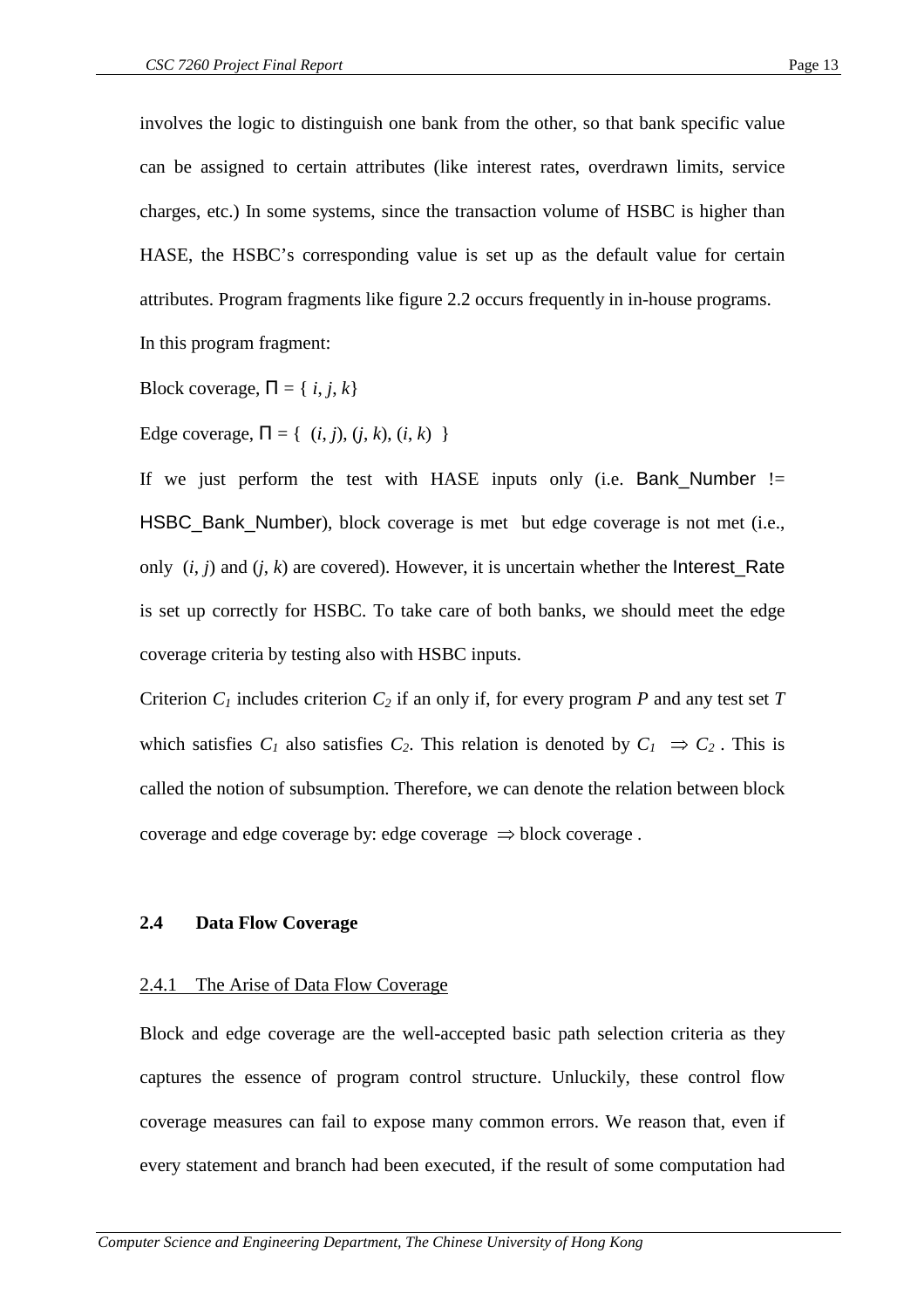involves the logic to distinguish one bank from the other, so that bank specific value can be assigned to certain attributes (like interest rates, overdrawn limits, service charges, etc.) In some systems, since the transaction volume of HSBC is higher than HASE, the HSBC's corresponding value is set up as the default value for certain attributes. Program fragments like figure 2.2 occurs frequently in in-house programs.

In this program fragment:

Block coverage, $\Pi = \{ i, j, k\}$

Edge coverage, $\Pi = \{ (i, j), (j, k), (i, k) \}$

If we just perform the test with HASE inputs only (i.e. Bank_Number != HSBC_Bank_Number), block coverage is met but edge coverage is not met (i.e., only $(i, j)$ and $(j, k)$ are covered). However, it is uncertain whether the Interest_Rate is set up correctly for HSBC. To take care of both banks, we should meet the edge coverage criteria by testing also with HSBC inputs.

Criterion $C_1$ includes criterion $C_2$ if an only if, for every program $P$ and any test set $T$ which satisfies $C_1$ also satisfies $C_2$. This relation is denoted by $C_1 \Rightarrow C_2$. This is called the notion of subsumption. Therefore, we can denote the relation between block coverage and edge coverage by: edge coverage $\Rightarrow$ block coverage .

### 2.4 Data Flow Coverage

#### 2.4.1 The Arise of Data Flow Coverage

Block and edge coverage are the well-accepted basic path selection criteria as they captures the essence of program control structure. Unluckily, these control flow coverage measures can fail to expose many common errors. We reason that, even if every statement and branch had been executed, if the result of some computation had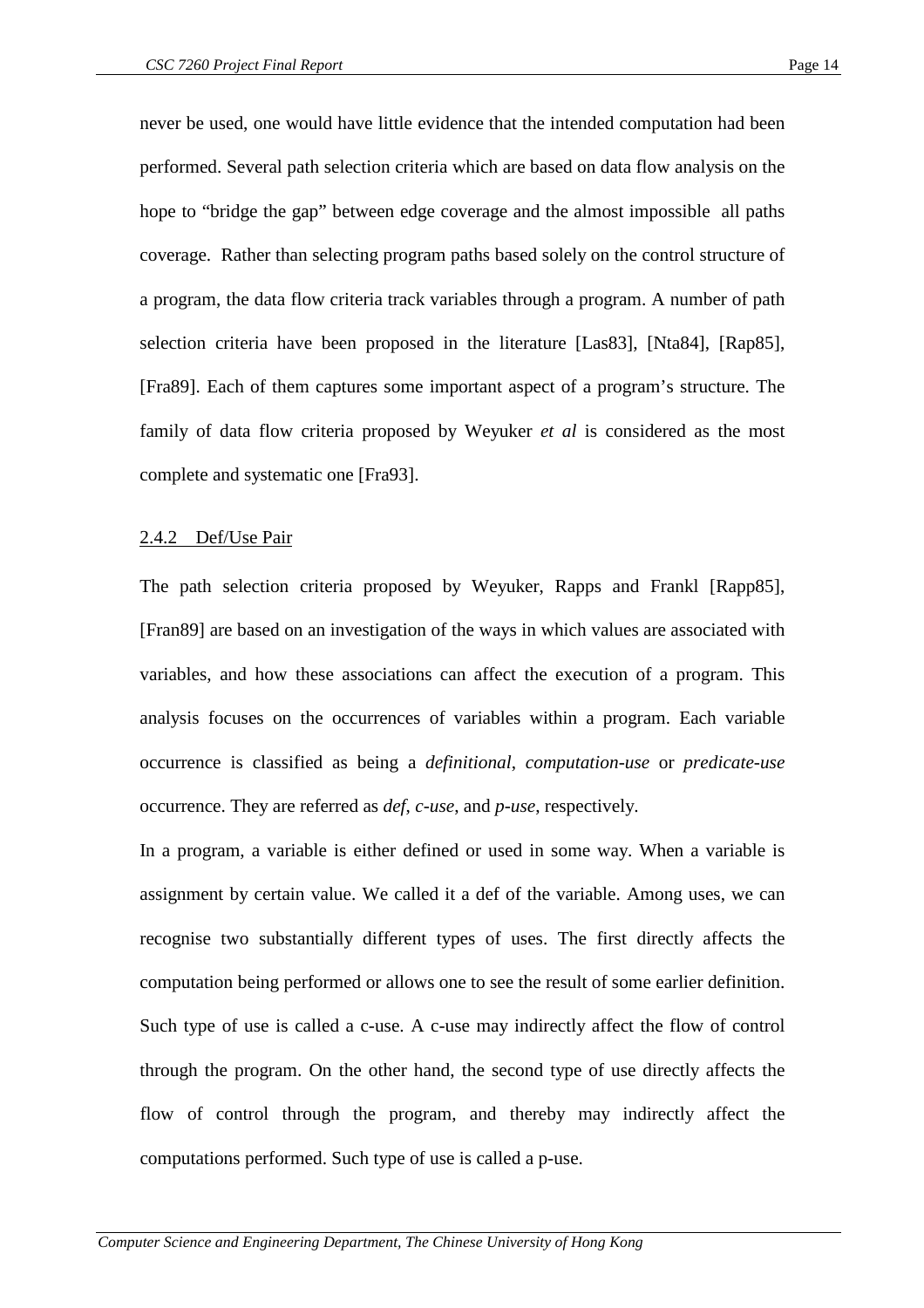never be used, one would have little evidence that the intended computation had been performed. Several path selection criteria which are based on data flow analysis on the hope to "bridge the gap" between edge coverage and the almost impossible all paths coverage. Rather than selecting program paths based solely on the control structure of a program, the data flow criteria track variables through a program. A number of path selection criteria have been proposed in the literature [Las83], [Nta84], [Rap85], [Fra89]. Each of them captures some important aspect of a program's structure. The family of data flow criteria proposed by Weyuker *et al* is considered as the most complete and systematic one [Fra93].

### 2.4.2 Def/Use Pair

The path selection criteria proposed by Weyuker, Rapps and Frankl [Rapp85], [Fran89] are based on an investigation of the ways in which values are associated with variables, and how these associations can affect the execution of a program. This analysis focuses on the occurrences of variables within a program. Each variable occurrence is classified as being a *definitional*, *computation-use* or *predicate-use* occurrence. They are referred as *def*, *c-use*, and *p-use*, respectively.

In a program, a variable is either defined or used in some way. When a variable is assignment by certain value. We called it a def of the variable. Among uses, we can recognise two substantially different types of uses. The first directly affects the computation being performed or allows one to see the result of some earlier definition. Such type of use is called a c-use. A c-use may indirectly affect the flow of control through the program. On the other hand, the second type of use directly affects the flow of control through the program, and thereby may indirectly affect the computations performed. Such type of use is called a p-use.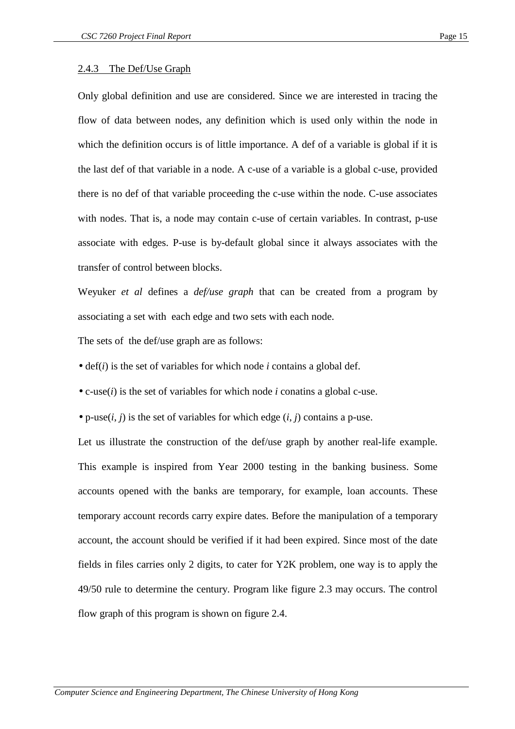### 2.4.3 The Def/Use Graph

Only global definition and use are considered. Since we are interested in tracing the flow of data between nodes, any definition which is used only within the node in which the definition occurs is of little importance. A def of a variable is global if it is the last def of that variable in a node. A c-use of a variable is a global c-use, provided there is no def of that variable proceeding the c-use within the node. C-use associates with nodes. That is, a node may contain c-use of certain variables. In contrast, p-use associate with edges. P-use is by-default global since it always associates with the transfer of control between blocks.

Weyuker *et al* defines a *def/use graph* that can be created from a program by associating a set with each edge and two sets with each node.

The sets of the def/use graph are as follows:

- def($i$) is the set of variables for which node $i$ contains a global def.
- c-use($i$) is the set of variables for which node $i$ conatins a global c-use.
- p-use($i$, $j$) is the set of variables for which edge ($i$, $j$) contains a p-use.

Let us illustrate the construction of the def/use graph by another real-life example. This example is inspired from Year 2000 testing in the banking business. Some accounts opened with the banks are temporary, for example, loan accounts. These temporary account records carry expire dates. Before the manipulation of a temporary account, the account should be verified if it had been expired. Since most of the date fields in files carries only 2 digits, to cater for Y2K problem, one way is to apply the 49/50 rule to determine the century. Program like figure 2.3 may occurs. The control flow graph of this program is shown on figure 2.4.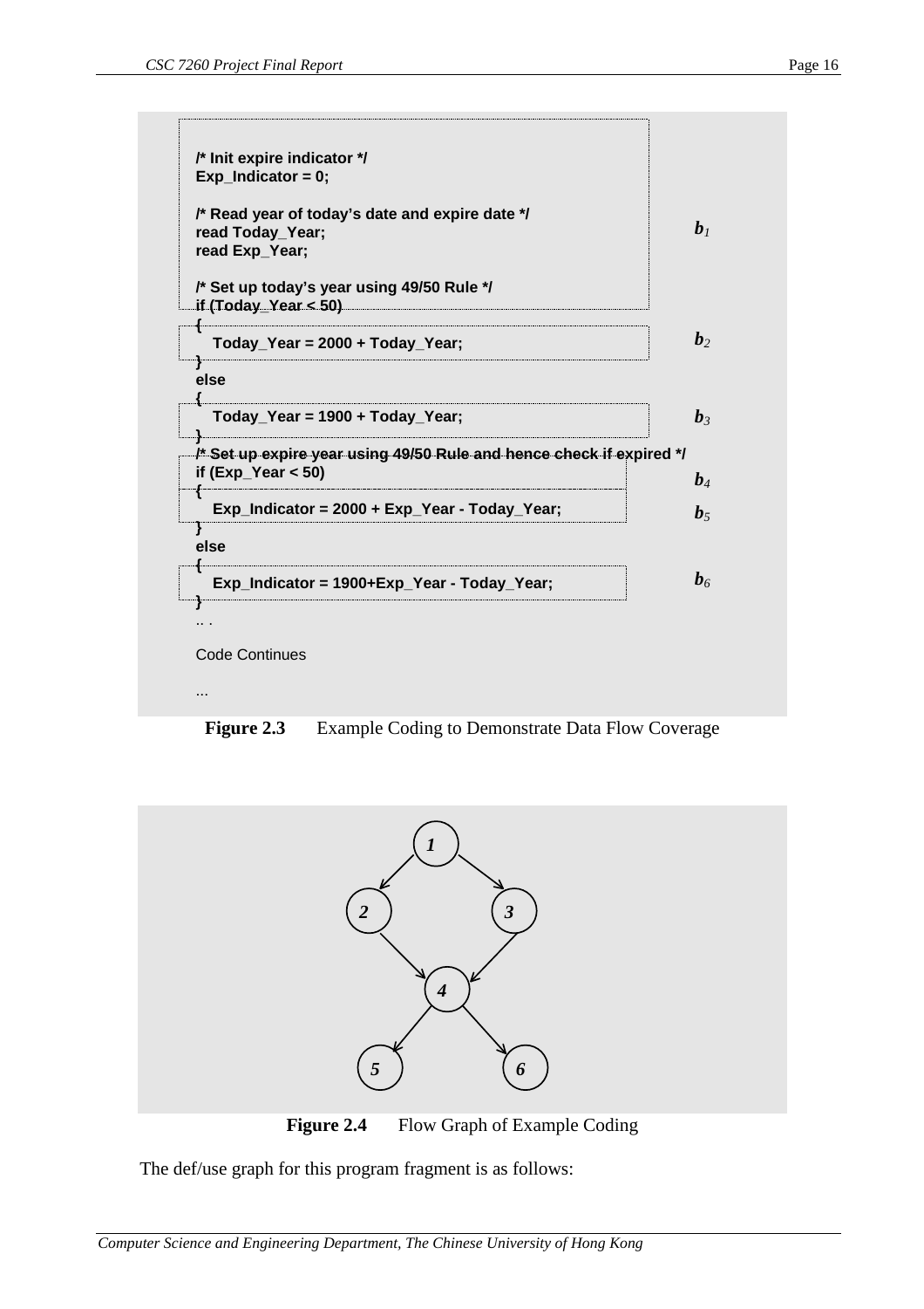```
/* Init expire indicator */
Exp_Indicator = 0;

/* Read year of today's date and expire date */
read Today_Year;                                                        b1
read Exp_Year;

/* Set up today's year using 49/50 Rule */
if (Today_Year < 50)
{
   Today_Year = 2000 + Today_Year;                                      b2
}
else
{
   Today_Year = 1900 + Today_Year;                                      b3
}
/* Set up expire year using 49/50 Rule and hence check if expired */
if (Exp_Year < 50)                                                      b4
{
   Exp_Indicator = 2000 + Exp_Year - Today_Year;                        b5
}
else
{
   Exp_Indicator = 1900+Exp_Year - Today_Year;                          b6
}
.. .

Code Continues

...
```

**Figure 2.3** Example Coding to Demonstrate Data Flow Coverage

1

2

3

4

5

6

**Figure 2.4** Flow Graph of Example Coding

The def/use graph for this program fragment is as follows: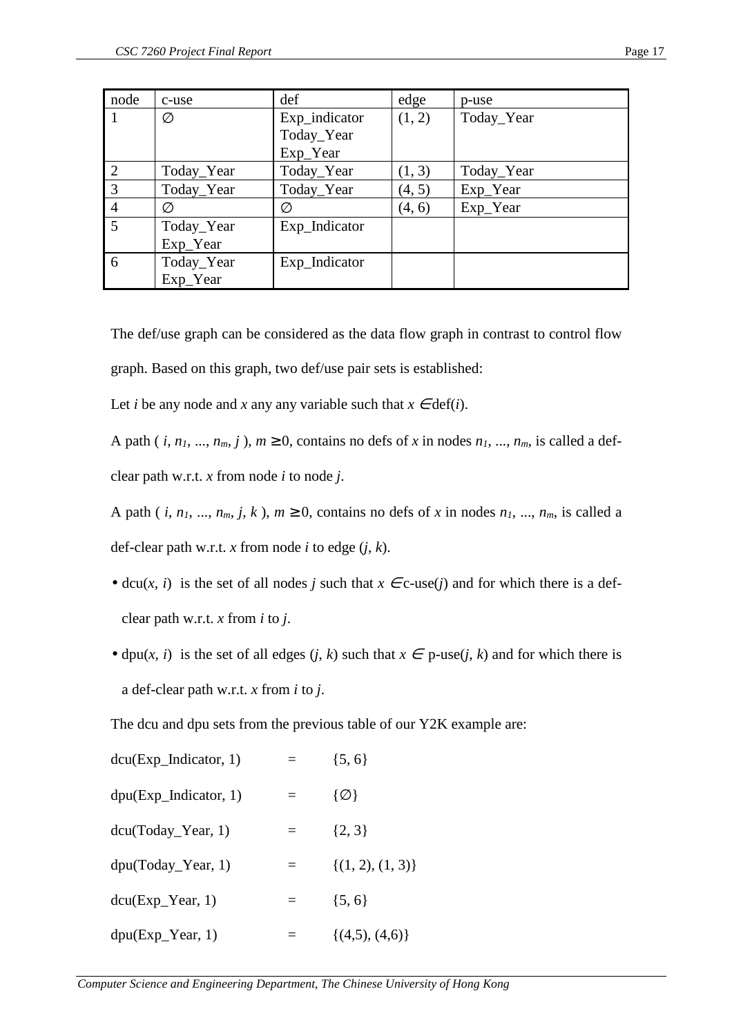| node | c-use | def | edge | p-use |
| --- | --- | --- | --- | --- |
| 1 | ∅ | Exp_indicator<br>Today_Year<br>Exp_Year | (1, 2) | Today_Year |
| 2 | Today_Year | Today_Year | (1, 3) | Today_Year |
| 3 | Today_Year | Today_Year | (4, 5) | Exp_Year |
| 4 | ∅ | ∅ | (4, 6) | Exp_Year |
| 5 | Today_Year<br>Exp_Year | Exp_Indicator | | |
| 6 | Today_Year<br>Exp_Year | Exp_Indicator | | |

The def/use graph can be considered as the data flow graph in contrast to control flow graph. Based on this graph, two def/use pair sets is established:

Let $i$ be any node and $x$ any any variable such that $x \in \text{def}(i)$.

A path ( $i$, $n_1$, ..., $n_m$, $j$ ), $m \geq 0$, contains no defs of $x$ in nodes $n_1$, ..., $n_m$, is called a def-clear path w.r.t. $x$ from node $i$ to node $j$.

A path ( $i$, $n_1$, ..., $n_m$, $j$, $k$ ), $m \geq 0$, contains no defs of $x$ in nodes $n_1$, ..., $n_m$, is called a def-clear path w.r.t. $x$ from node $i$ to edge ($j$, $k$).

- dcu($x$, $i$) is the set of all nodes $j$ such that $x \in \text{c-use}(j)$ and for which there is a def-clear path w.r.t. $x$ from $i$ to $j$.
- dpu($x$, $i$) is the set of all edges ($j$, $k$) such that $x \in \text{p-use}(j, k)$ and for which there is a def-clear path w.r.t. $x$ from $i$ to $j$.

The dcu and dpu sets from the previous table of our Y2K example are:

dcu(Exp_Indicator, 1) = {5, 6}

dpu(Exp_Indicator, 1) = {∅}

dcu(Today_Year, 1) = {2, 3}

dpu(Today_Year, 1) = {(1, 2), (1, 3)}

dcu(Exp_Year, 1) = {5, 6}

dpu(Exp_Year, 1) = {(4,5), (4,6)}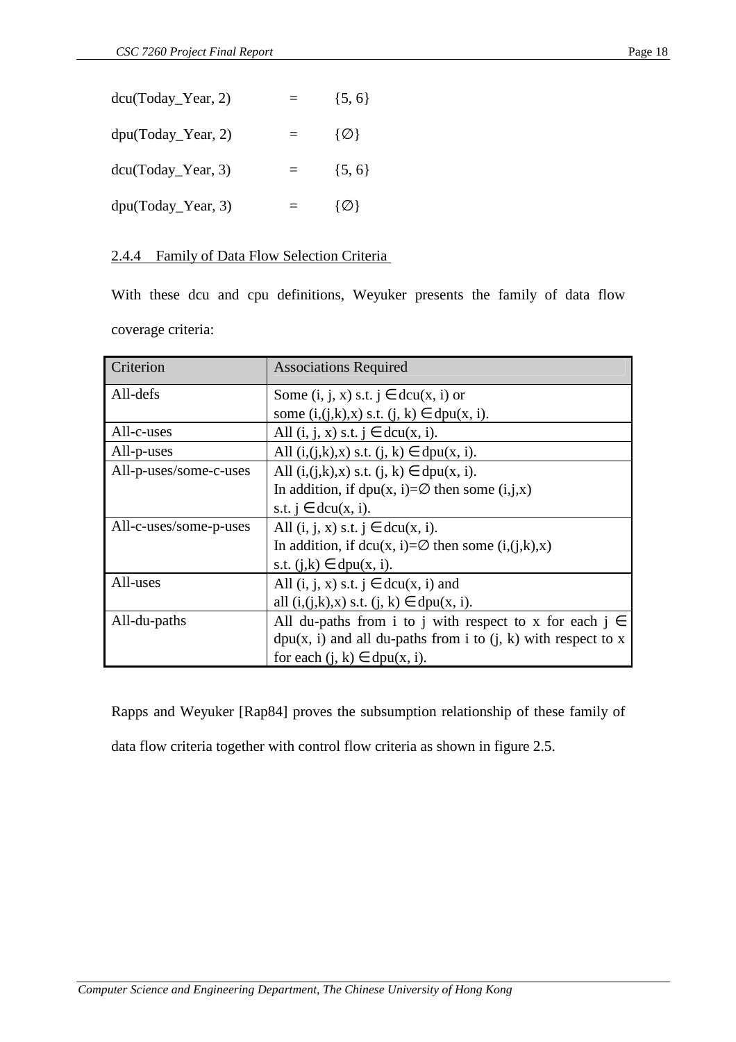dcu(Today_Year, 2) = {5, 6}

dpu(Today_Year, 2) = {∅}

dcu(Today_Year, 3) = {5, 6}

dpu(Today_Year, 3) = {∅}

### 2.4.4 Family of Data Flow Selection Criteria

With these dcu and cpu definitions, Weyuker presents the family of data flow coverage criteria:

| Criterion | Associations Required |
|---|---|
| All-defs | Some (i, j, x) s.t. j ∈ dcu(x, i) or some (i,(j,k),x) s.t. (j, k) ∈ dpu(x, i). |
| All-c-uses | All (i, j, x) s.t. j ∈ dcu(x, i). |
| All-p-uses | All (i,(j,k),x) s.t. (j, k) ∈ dpu(x, i). |
| All-p-uses/some-c-uses | All (i,(j,k),x) s.t. (j, k) ∈ dpu(x, i). In addition, if dpu(x, i)=∅ then some (i,j,x) s.t. j ∈ dcu(x, i). |
| All-c-uses/some-p-uses | All (i, j, x) s.t. j ∈ dcu(x, i). In addition, if dcu(x, i)=∅ then some (i,(j,k),x) s.t. (j,k) ∈ dpu(x, i). |
| All-uses | All (i, j, x) s.t. j ∈ dcu(x, i) and all (i,(j,k),x) s.t. (j, k) ∈ dpu(x, i). |
| All-du-paths | All du-paths from i to j with respect to x for each j ∈ dpu(x, i) and all du-paths from i to (j, k) with respect to x for each (j, k) ∈ dpu(x, i). |

Rapps and Weyuker [Rap84] proves the subsumption relationship of these family of data flow criteria together with control flow criteria as shown in figure 2.5.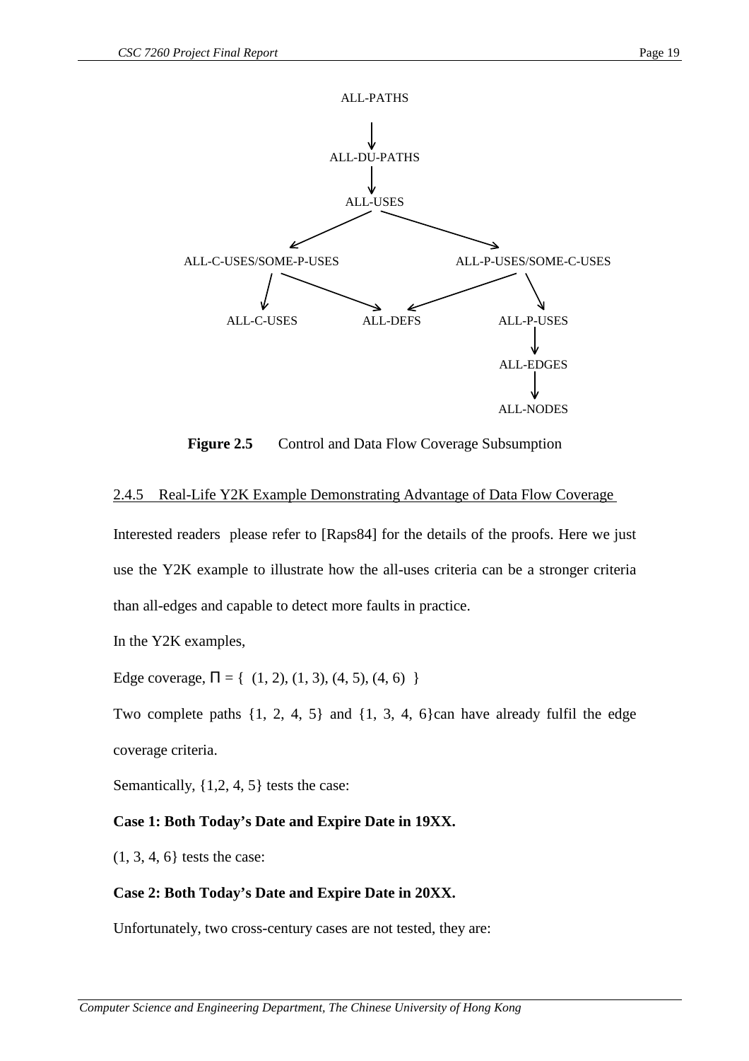ALL-PATHS

ALL-DU-PATHS

ALL-USES

ALL-C-USES/SOME-P-USES

ALL-P-USES/SOME-C-USES

ALL-C-USES

ALL-DEFS

ALL-P-USES

ALL-EDGES

ALL-NODES

**Figure 2.5** Control and Data Flow Coverage Subsumption

### 2.4.5 Real-Life Y2K Example Demonstrating Advantage of Data Flow Coverage

Interested readers please refer to [Raps84] for the details of the proofs. Here we just use the Y2K example to illustrate how the all-uses criteria can be a stronger criteria than all-edges and capable to detect more faults in practice.

In the Y2K examples,

Edge coverage, $\Pi$ = { (1, 2), (1, 3), (4, 5), (4, 6) }

Two complete paths {1, 2, 4, 5} and {1, 3, 4, 6}can have already fulfil the edge coverage criteria.

Semantically, {1,2, 4, 5} tests the case:

**Case 1: Both Today's Date and Expire Date in 19XX.**

(1, 3, 4, 6} tests the case:

**Case 2: Both Today's Date and Expire Date in 20XX.**

Unfortunately, two cross-century cases are not tested, they are: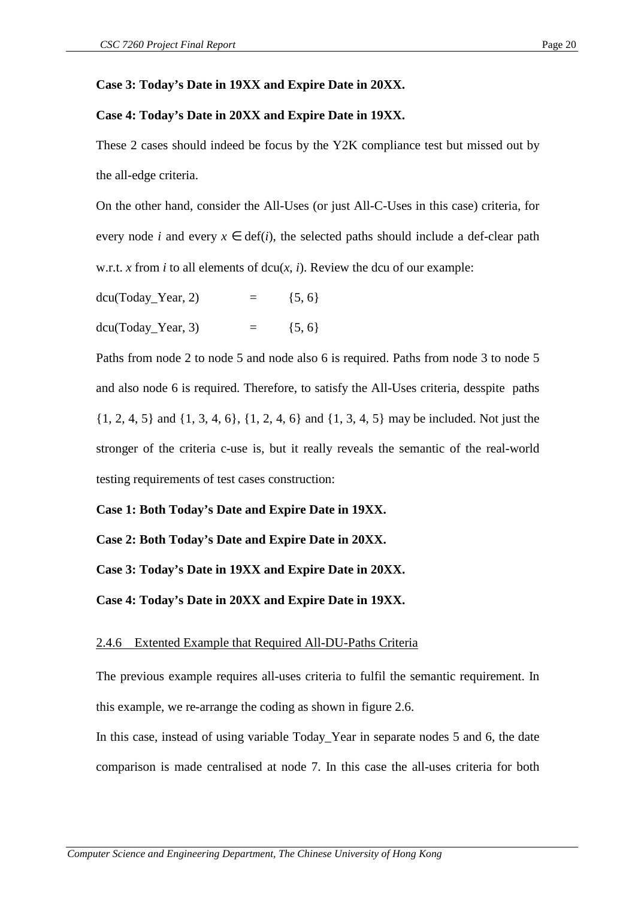**Case 3: Today's Date in 19XX and Expire Date in 20XX.**

**Case 4: Today's Date in 20XX and Expire Date in 19XX.**

These 2 cases should indeed be focus by the Y2K compliance test but missed out by the all-edge criteria.

On the other hand, consider the All-Uses (or just All-C-Uses in this case) criteria, for every node $i$ and every $x \in \text{def}(i)$, the selected paths should include a def-clear path w.r.t. $x$ from $i$ to all elements of $\text{dcu}(x, i)$. Review the dcu of our example:

dcu(Today_Year, 2) = {5, 6}

dcu(Today_Year, 3) = {5, 6}

Paths from node 2 to node 5 and node also 6 is required. Paths from node 3 to node 5 and also node 6 is required. Therefore, to satisfy the All-Uses criteria, desspite paths {1, 2, 4, 5} and {1, 3, 4, 6}, {1, 2, 4, 6} and {1, 3, 4, 5} may be included. Not just the stronger of the criteria c-use is, but it really reveals the semantic of the real-world testing requirements of test cases construction:

**Case 1: Both Today's Date and Expire Date in 19XX.**

**Case 2: Both Today's Date and Expire Date in 20XX.**

**Case 3: Today's Date in 19XX and Expire Date in 20XX.**

**Case 4: Today's Date in 20XX and Expire Date in 19XX.**

### 2.4.6 Extented Example that Required All-DU-Paths Criteria

The previous example requires all-uses criteria to fulfil the semantic requirement. In this example, we re-arrange the coding as shown in figure 2.6.

In this case, instead of using variable Today_Year in separate nodes 5 and 6, the date comparison is made centralised at node 7. In this case the all-uses criteria for both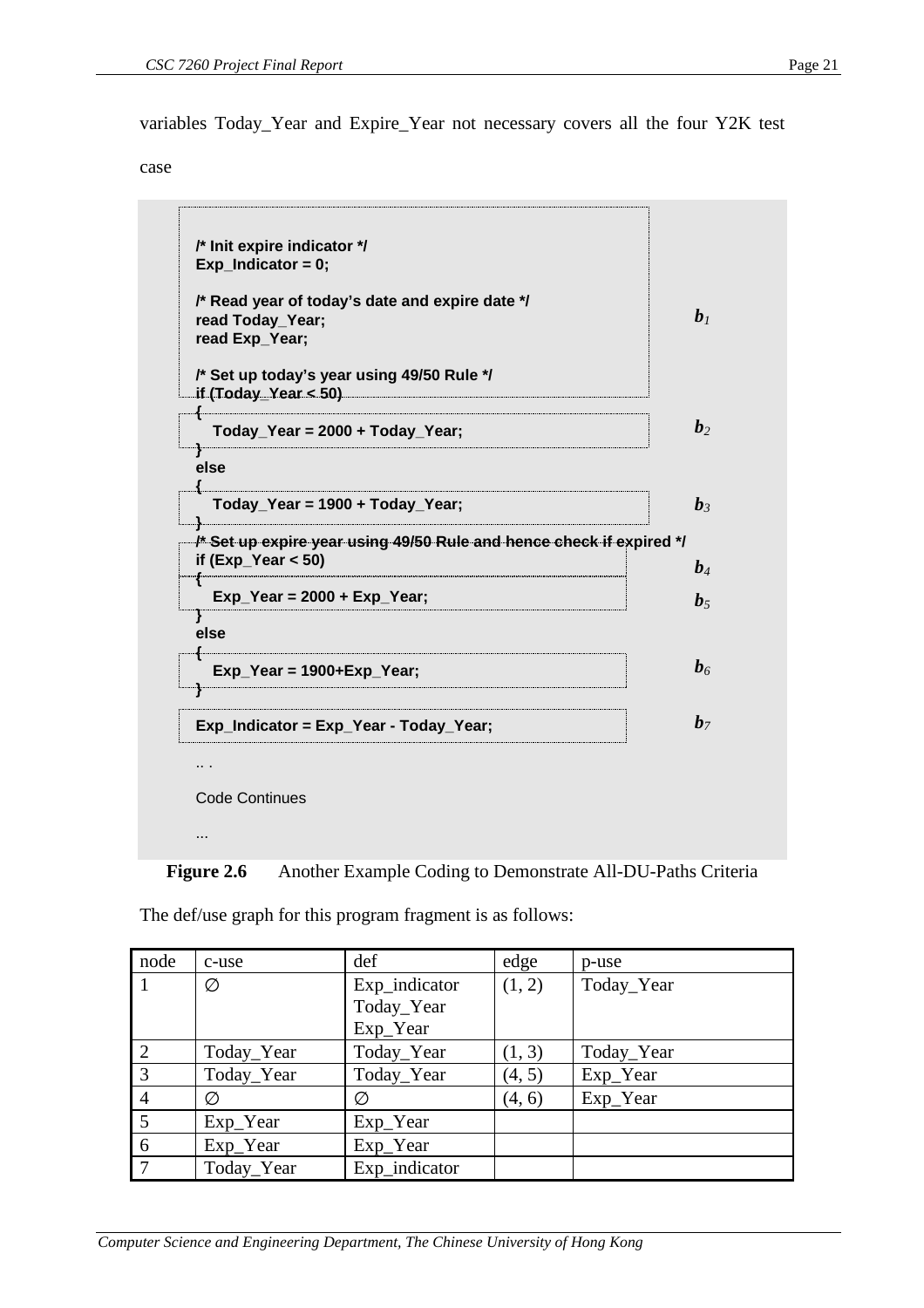variables Today_Year and Expire_Year not necessary covers all the four Y2K test case

```
/* Init expire indicator */
Exp_Indicator = 0;

/* Read year of today's date and expire date */                      b1
read Today_Year;
read Exp_Year;

/* Set up today's year using 49/50 Rule */
if (Today_Year < 50)
{
   Today_Year = 2000 + Today_Year;                                   b2
}
else
{
   Today_Year = 1900 + Today_Year;                                   b3
}
/* Set up expire year using 49/50 Rule and hence check if expired */
if (Exp_Year < 50)                                                   b4
{
   Exp_Year = 2000 + Exp_Year;                                       b5
}
else
{
   Exp_Year = 1900+Exp_Year;                                         b6
}

Exp_Indicator = Exp_Year - Today_Year;                               b7

.. .

Code Continues

...
```

**Figure 2.6** Another Example Coding to Demonstrate All-DU-Paths Criteria

The def/use graph for this program fragment is as follows:

| node | c-use | def | edge | p-use |
|---|---|---|---|---|
| 1 | ∅ | Exp_indicator Today_Year Exp_Year | (1, 2) | Today_Year |
| 2 | Today_Year | Today_Year | (1, 3) | Today_Year |
| 3 | Today_Year | Today_Year | (4, 5) | Exp_Year |
| 4 | ∅ | ∅ | (4, 6) | Exp_Year |
| 5 | Exp_Year | Exp_Year | | |
| 6 | Exp_Year | Exp_Year | | |
| 7 | Today_Year | Exp_indicator | | |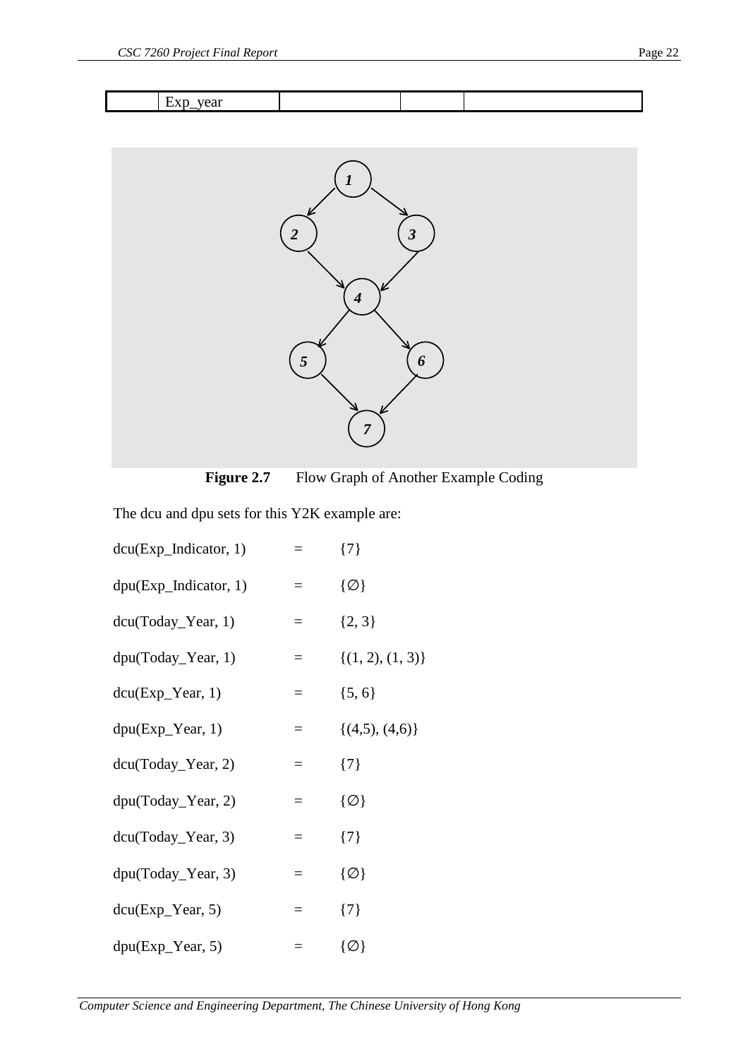|  | Exp_year |  |  |  |
|---|---|---|---|---|

**Figure 2.7** Flow Graph of Another Example Coding

The dcu and dpu sets for this Y2K example are:

dcu(Exp_Indicator, 1) = {7}

dpu(Exp_Indicator, 1) = {∅}

dcu(Today_Year, 1) = {2, 3}

dpu(Today_Year, 1) = {(1, 2), (1, 3)}

dcu(Exp_Year, 1) = {5, 6}

dpu(Exp_Year, 1) = {(4,5), (4,6)}

dcu(Today_Year, 2) = {7}

dpu(Today_Year, 2) = {∅}

dcu(Today_Year, 3) = {7}

dpu(Today_Year, 3) = {∅}

dcu(Exp_Year, 5) = {7}

dpu(Exp_Year, 5) = {∅}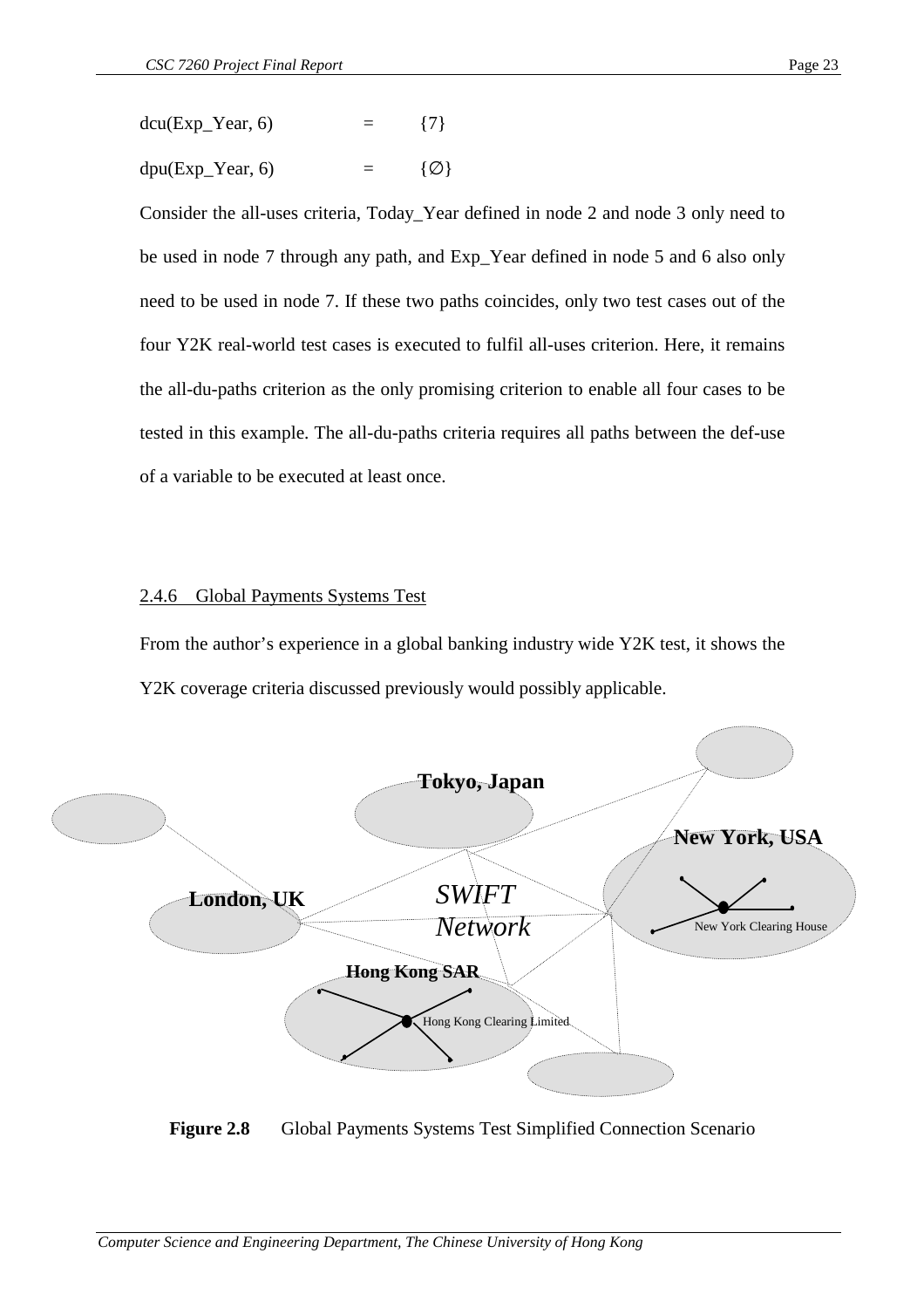dcu(Exp_Year, 6) = {7}

dpu(Exp_Year, 6) = {∅}

Consider the all-uses criteria, Today_Year defined in node 2 and node 3 only need to be used in node 7 through any path, and Exp_Year defined in node 5 and 6 also only need to be used in node 7. If these two paths coincides, only two test cases out of the four Y2K real-world test cases is executed to fulfil all-uses criterion. Here, it remains the all-du-paths criterion as the only promising criterion to enable all four cases to be tested in this example. The all-du-paths criteria requires all paths between the def-use of a variable to be executed at least once.

### 2.4.6 Global Payments Systems Test

From the author's experience in a global banking industry wide Y2K test, it shows the Y2K coverage criteria discussed previously would possibly applicable.

Tokyo, Japan

New York, USA

London, UK

SWIFT Network

New York Clearing House

Hong Kong SAR

Hong Kong Clearing Limited

**Figure 2.8** Global Payments Systems Test Simplified Connection Scenario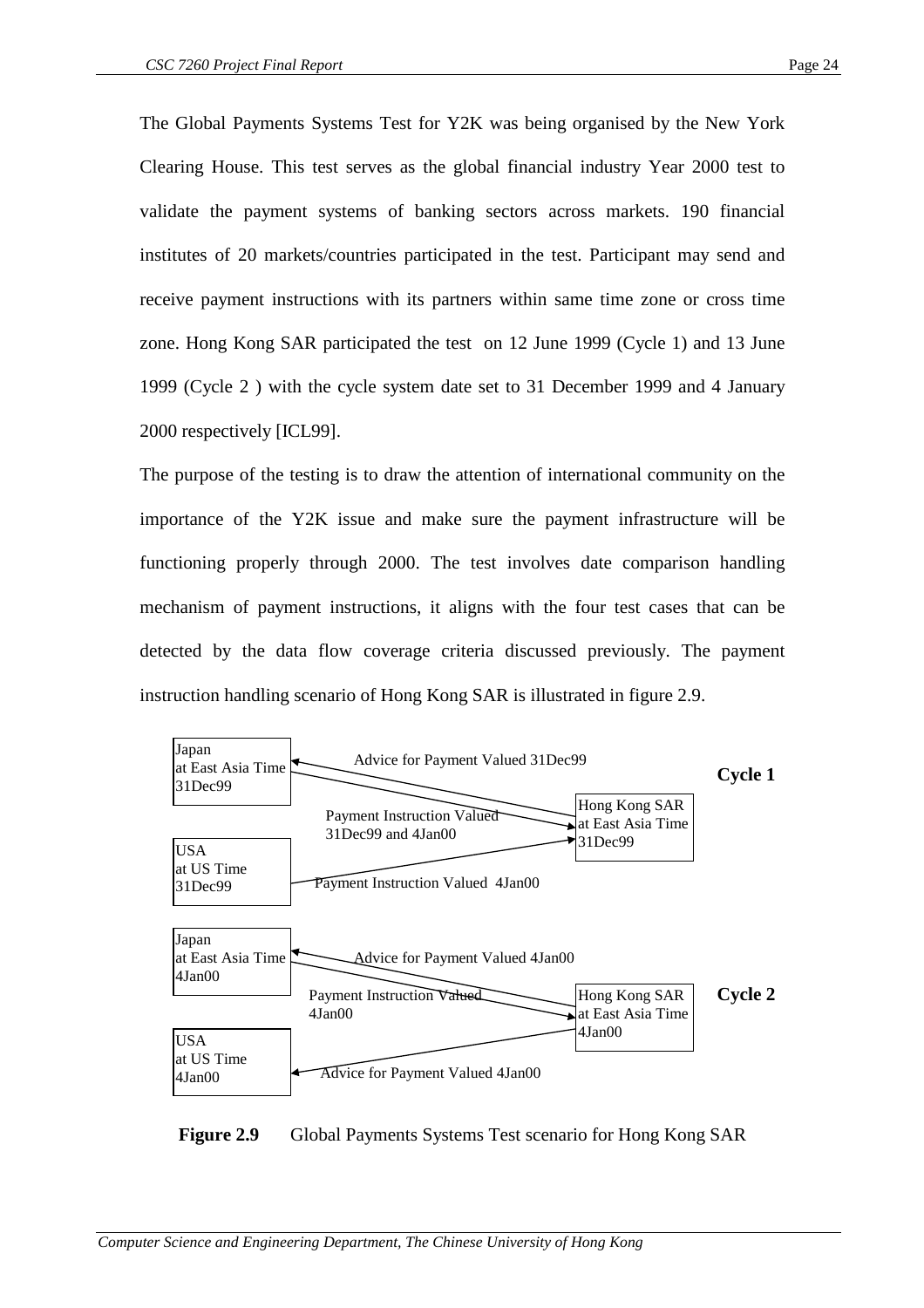The Global Payments Systems Test for Y2K was being organised by the New York Clearing House. This test serves as the global financial industry Year 2000 test to validate the payment systems of banking sectors across markets. 190 financial institutes of 20 markets/countries participated in the test. Participant may send and receive payment instructions with its partners within same time zone or cross time zone. Hong Kong SAR participated the test on 12 June 1999 (Cycle 1) and 13 June 1999 (Cycle 2 ) with the cycle system date set to 31 December 1999 and 4 January 2000 respectively [ICL99].

The purpose of the testing is to draw the attention of international community on the importance of the Y2K issue and make sure the payment infrastructure will be functioning properly through 2000. The test involves date comparison handling mechanism of payment instructions, it aligns with the four test cases that can be detected by the data flow coverage criteria discussed previously. The payment instruction handling scenario of Hong Kong SAR is illustrated in figure 2.9.

Japan
at East Asia Time
31Dec99

USA
at US Time
31Dec99

Hong Kong SAR
at East Asia Time
31Dec99

Advice for Payment Valued 31Dec99

Payment Instruction Valued
31Dec99 and 4Jan00

Payment Instruction Valued 4Jan00

Cycle 1

Japan
at East Asia Time
4Jan00

USA
at US Time
4Jan00

Hong Kong SAR
at East Asia Time
4Jan00

Advice for Payment Valued 4Jan00

Payment Instruction Valued
4Jan00

Advice for Payment Valued 4Jan00

Cycle 2

**Figure 2.9** Global Payments Systems Test scenario for Hong Kong SAR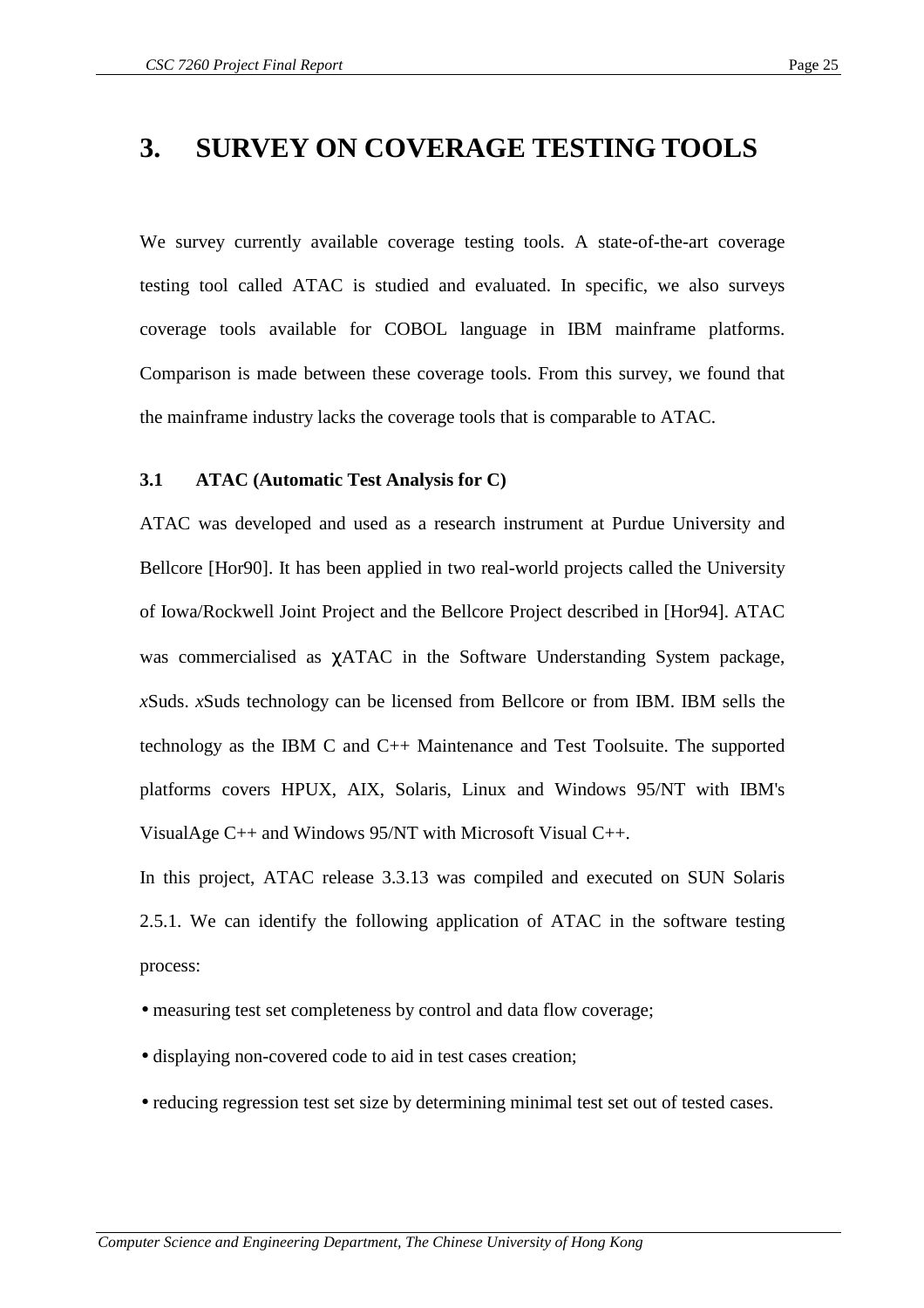# 3. SURVEY ON COVERAGE TESTING TOOLS

We survey currently available coverage testing tools. A state-of-the-art coverage testing tool called ATAC is studied and evaluated. In specific, we also surveys coverage tools available for COBOL language in IBM mainframe platforms. Comparison is made between these coverage tools. From this survey, we found that the mainframe industry lacks the coverage tools that is comparable to ATAC.

### 3.1 ATAC (Automatic Test Analysis for C)

ATAC was developed and used as a research instrument at Purdue University and Bellcore [Hor90]. It has been applied in two real-world projects called the University of Iowa/Rockwell Joint Project and the Bellcore Project described in [Hor94]. ATAC was commercialised as χATAC in the Software Understanding System package, *x*Suds. *x*Suds technology can be licensed from Bellcore or from IBM. IBM sells the technology as the IBM C and C++ Maintenance and Test Toolsuite. The supported platforms covers HPUX, AIX, Solaris, Linux and Windows 95/NT with IBM's VisualAge C++ and Windows 95/NT with Microsoft Visual C++.

In this project, ATAC release 3.3.13 was compiled and executed on SUN Solaris 2.5.1. We can identify the following application of ATAC in the software testing process:

- measuring test set completeness by control and data flow coverage;
- displaying non-covered code to aid in test cases creation;
- reducing regression test set size by determining minimal test set out of tested cases.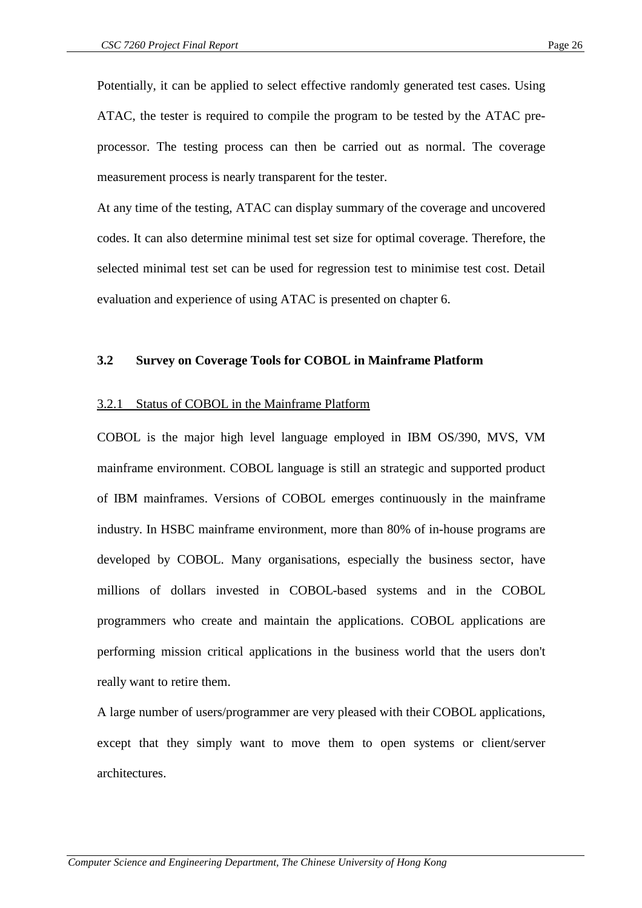Potentially, it can be applied to select effective randomly generated test cases. Using ATAC, the tester is required to compile the program to be tested by the ATAC pre-processor. The testing process can then be carried out as normal. The coverage measurement process is nearly transparent for the tester.

At any time of the testing, ATAC can display summary of the coverage and uncovered codes. It can also determine minimal test set size for optimal coverage. Therefore, the selected minimal test set can be used for regression test to minimise test cost. Detail evaluation and experience of using ATAC is presented on chapter 6.

## 3.2 Survey on Coverage Tools for COBOL in Mainframe Platform

### 3.2.1 Status of COBOL in the Mainframe Platform

COBOL is the major high level language employed in IBM OS/390, MVS, VM mainframe environment. COBOL language is still an strategic and supported product of IBM mainframes. Versions of COBOL emerges continuously in the mainframe industry. In HSBC mainframe environment, more than 80% of in-house programs are developed by COBOL. Many organisations, especially the business sector, have millions of dollars invested in COBOL-based systems and in the COBOL programmers who create and maintain the applications. COBOL applications are performing mission critical applications in the business world that the users don't really want to retire them.

A large number of users/programmer are very pleased with their COBOL applications, except that they simply want to move them to open systems or client/server architectures.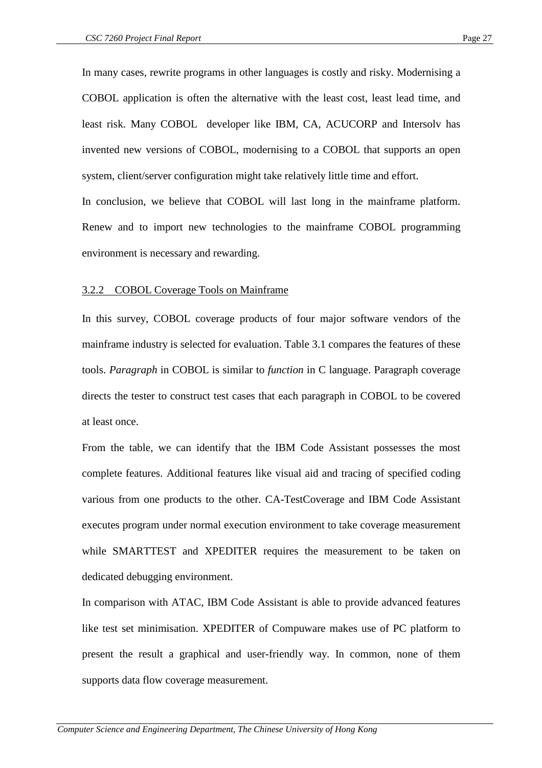In many cases, rewrite programs in other languages is costly and risky. Modernising a COBOL application is often the alternative with the least cost, least lead time, and least risk. Many COBOL developer like IBM, CA, ACUCORP and Intersolv has invented new versions of COBOL, modernising to a COBOL that supports an open system, client/server configuration might take relatively little time and effort.

In conclusion, we believe that COBOL will last long in the mainframe platform. Renew and to import new technologies to the mainframe COBOL programming environment is necessary and rewarding.

### 3.2.2 COBOL Coverage Tools on Mainframe

In this survey, COBOL coverage products of four major software vendors of the mainframe industry is selected for evaluation. Table 3.1 compares the features of these tools. *Paragraph* in COBOL is similar to *function* in C language. Paragraph coverage directs the tester to construct test cases that each paragraph in COBOL to be covered at least once.

From the table, we can identify that the IBM Code Assistant possesses the most complete features. Additional features like visual aid and tracing of specified coding various from one products to the other. CA-TestCoverage and IBM Code Assistant executes program under normal execution environment to take coverage measurement while SMARTTEST and XPEDITER requires the measurement to be taken on dedicated debugging environment.

In comparison with ATAC, IBM Code Assistant is able to provide advanced features like test set minimisation. XPEDITER of Compuware makes use of PC platform to present the result a graphical and user-friendly way. In common, none of them supports data flow coverage measurement.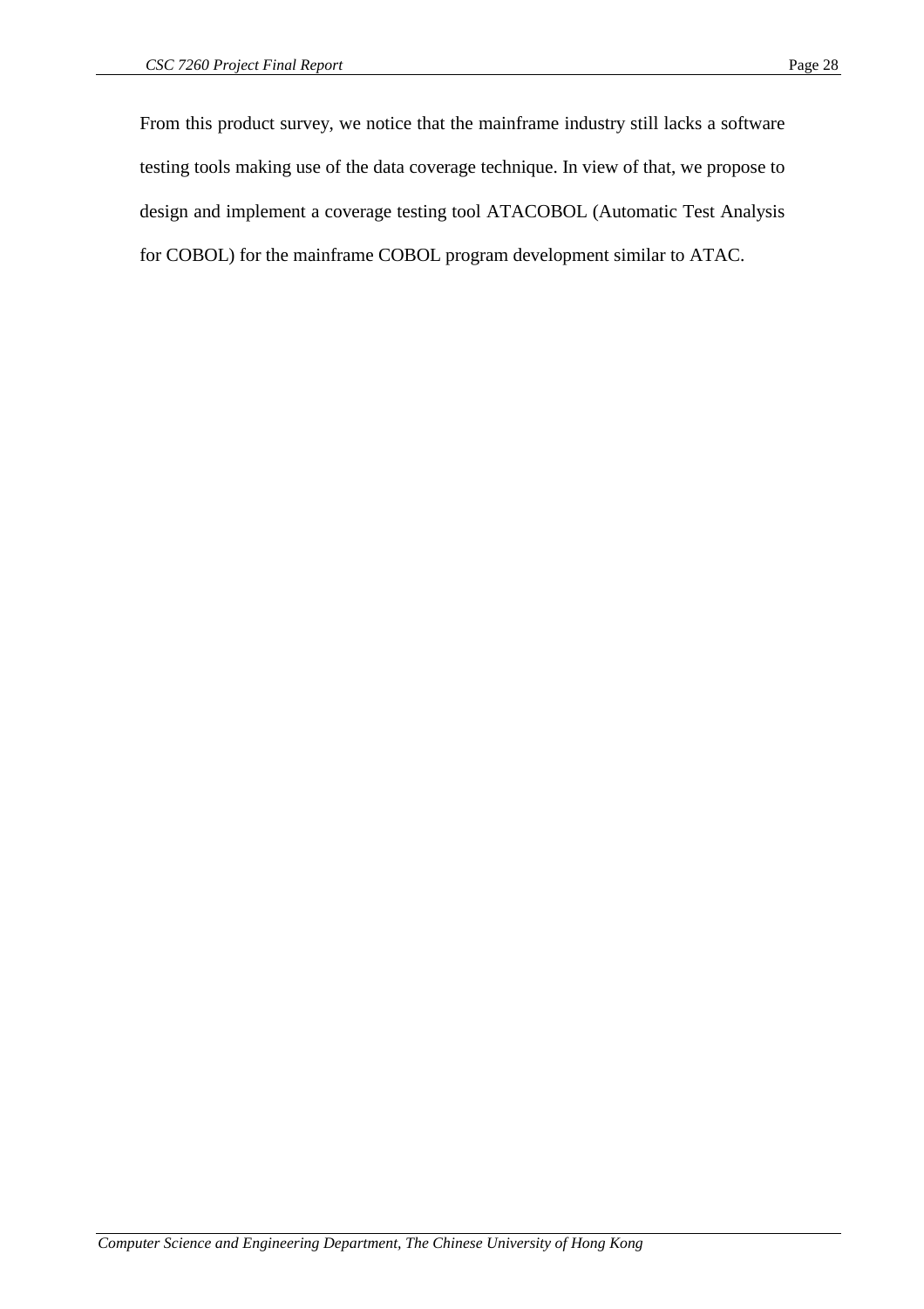From this product survey, we notice that the mainframe industry still lacks a software testing tools making use of the data coverage technique. In view of that, we propose to design and implement a coverage testing tool ATACOBOL (Automatic Test Analysis for COBOL) for the mainframe COBOL program development similar to ATAC.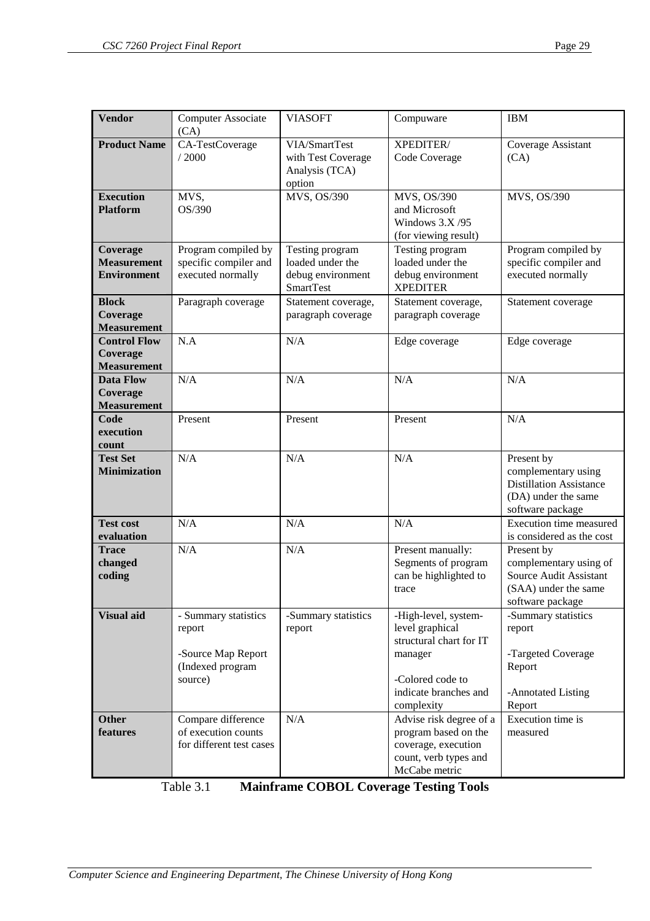| Vendor | Computer Associate (CA) | VIASOFT | Compuware | IBM |
|---|---|---|---|---|
| **Product Name** | CA-TestCoverage / 2000 | VIA/SmartTest with Test Coverage Analysis (TCA) option | XPEDITER/ Code Coverage | Coverage Assistant (CA) |
| **Execution Platform** | MVS, OS/390 | MVS, OS/390 | MVS, OS/390 and Microsoft Windows 3.X /95 (for viewing result) | MVS, OS/390 |
| **Coverage Measurement Environment** | Program compiled by specific compiler and executed normally | Testing program loaded under the debug environment SmartTest | Testing program loaded under the debug environment XPEDITER | Program compiled by specific compiler and executed normally |
| **Block Coverage Measurement** | Paragraph coverage | Statement coverage, paragraph coverage | Statement coverage, paragraph coverage | Statement coverage |
| **Control Flow Coverage Measurement** | N.A | N/A | Edge coverage | Edge coverage |
| **Data Flow Coverage Measurement** | N/A | N/A | N/A | N/A |
| **Code execution count** | Present | Present | Present | N/A |
| **Test Set Minimization** | N/A | N/A | N/A | Present by complementary using Distillation Assistance (DA) under the same software package |
| **Test cost evaluation** | N/A | N/A | N/A | Execution time measured is considered as the cost |
| **Trace changed coding** | N/A | N/A | Present manually: Segments of program can be highlighted to trace | Present by complementary using of Source Audit Assistant (SAA) under the same software package |
| **Visual aid** | - Summary statistics report<br><br>-Source Map Report (Indexed program source) | -Summary statistics report | -High-level, system-level graphical structural chart for IT manager<br><br>-Colored code to indicate branches and complexity | -Summary statistics report<br><br>-Targeted Coverage Report<br><br>-Annotated Listing Report |
| **Other features** | Compare difference of execution counts for different test cases | N/A | Advise risk degree of a program based on the coverage, execution count, verb types and McCabe metric | Execution time is measured |

Table 3.1 **Mainframe COBOL Coverage Testing Tools**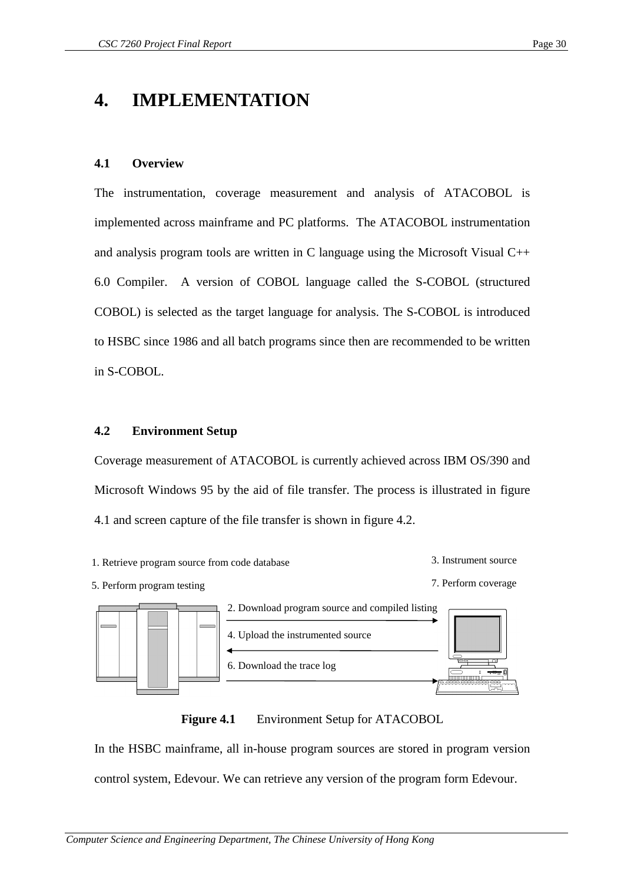# 4. IMPLEMENTATION

## 4.1 Overview

The instrumentation, coverage measurement and analysis of ATACOBOL is implemented across mainframe and PC platforms. The ATACOBOL instrumentation and analysis program tools are written in C language using the Microsoft Visual C++ 6.0 Compiler. A version of COBOL language called the S-COBOL (structured COBOL) is selected as the target language for analysis. The S-COBOL is introduced to HSBC since 1986 and all batch programs since then are recommended to be written in S-COBOL.

## 4.2 Environment Setup

Coverage measurement of ATACOBOL is currently achieved across IBM OS/390 and Microsoft Windows 95 by the aid of file transfer. The process is illustrated in figure 4.1 and screen capture of the file transfer is shown in figure 4.2.

1. Retrieve program source from code database

5. Perform program testing

3. Instrument source

7. Perform coverage

2. Download program source and compiled listing

4. Upload the instrumented source

6. Download the trace log

**Figure 4.1** Environment Setup for ATACOBOL

In the HSBC mainframe, all in-house program sources are stored in program version control system, Edevour. We can retrieve any version of the program form Edevour.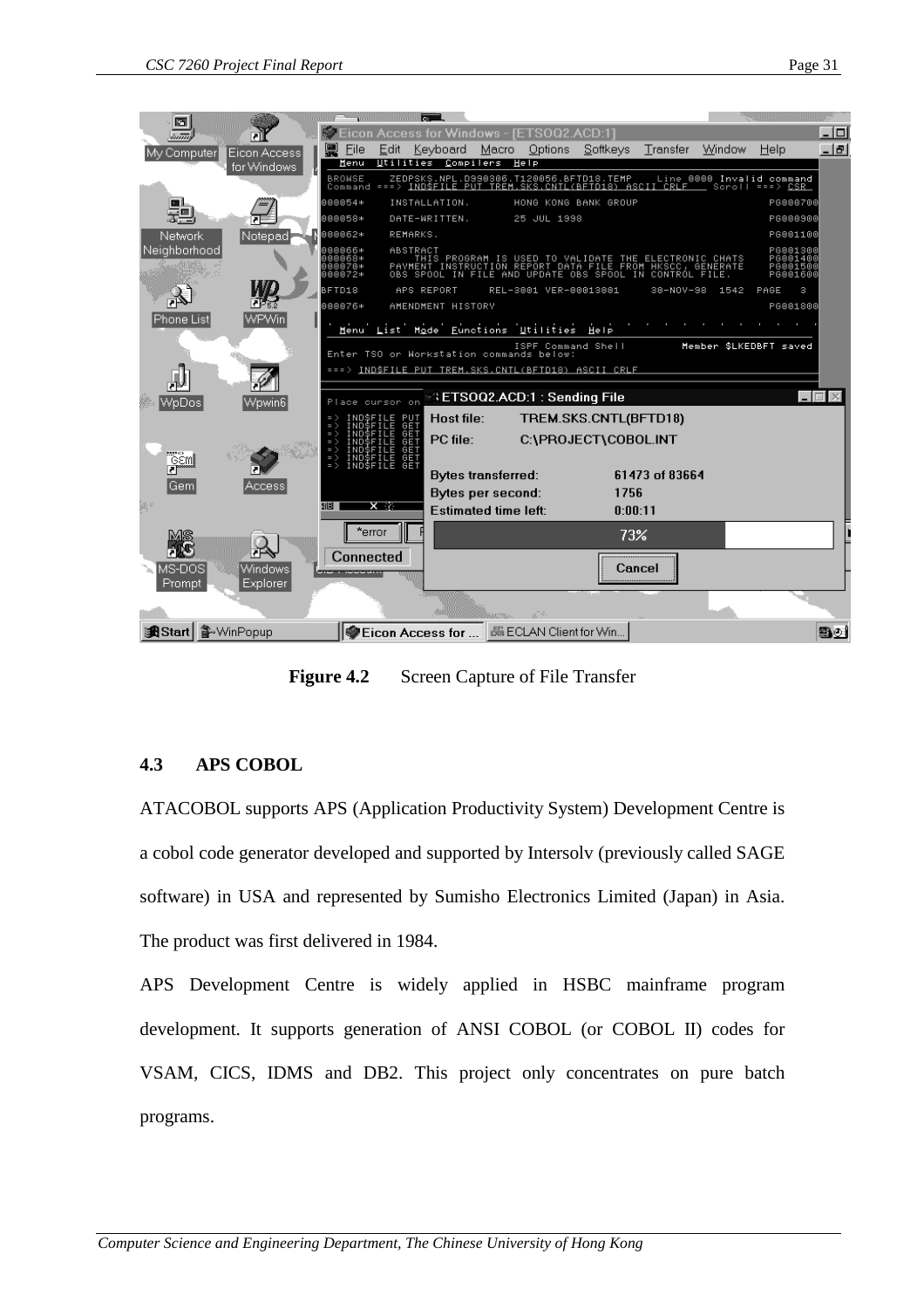**Figure 4.2** Screen Capture of File Transfer

### 4.3 APS COBOL

ATACOBOL supports APS (Application Productivity System) Development Centre is a cobol code generator developed and supported by Intersolv (previously called SAGE software) in USA and represented by Sumisho Electronics Limited (Japan) in Asia. The product was first delivered in 1984.

APS Development Centre is widely applied in HSBC mainframe program development. It supports generation of ANSI COBOL (or COBOL II) codes for VSAM, CICS, IDMS and DB2. This project only concentrates on pure batch programs.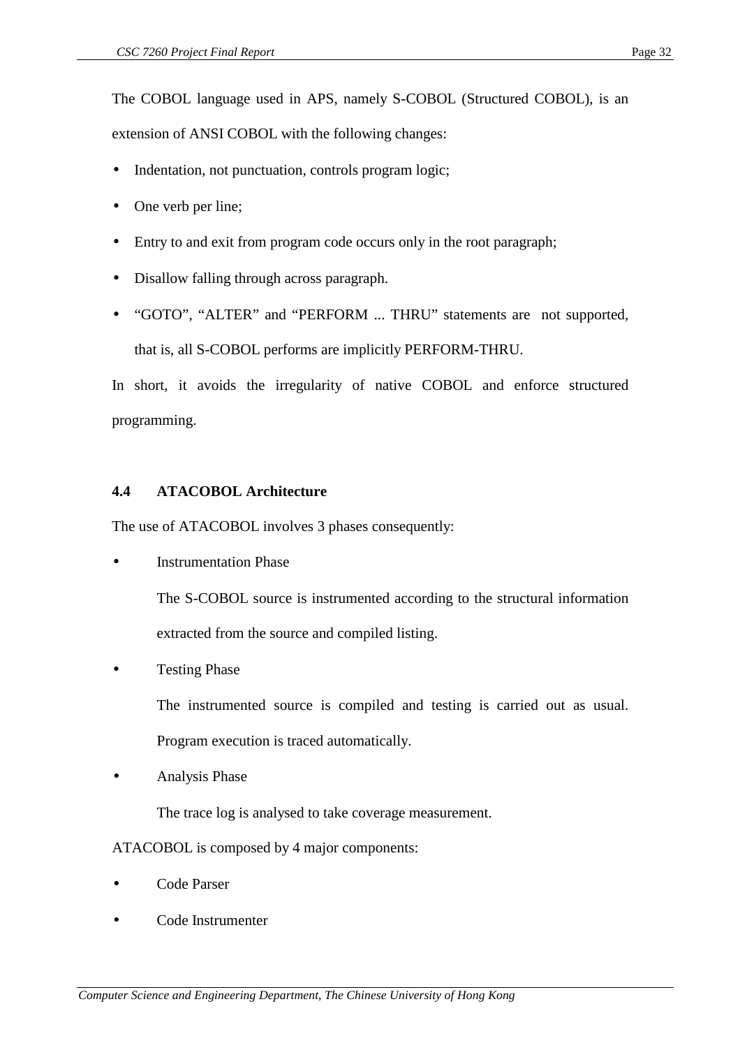The COBOL language used in APS, namely S-COBOL (Structured COBOL), is an extension of ANSI COBOL with the following changes:

- Indentation, not punctuation, controls program logic;
- One verb per line;
- Entry to and exit from program code occurs only in the root paragraph;
- Disallow falling through across paragraph.
- "GOTO", "ALTER" and "PERFORM ... THRU" statements are not supported, that is, all S-COBOL performs are implicitly PERFORM-THRU.

In short, it avoids the irregularity of native COBOL and enforce structured programming.

### 4.4 ATACOBOL Architecture

The use of ATACOBOL involves 3 phases consequently:

- Instrumentation Phase

  The S-COBOL source is instrumented according to the structural information extracted from the source and compiled listing.

- Testing Phase

  The instrumented source is compiled and testing is carried out as usual. Program execution is traced automatically.

- Analysis Phase

  The trace log is analysed to take coverage measurement.

ATACOBOL is composed by 4 major components:

- Code Parser
- Code Instrumenter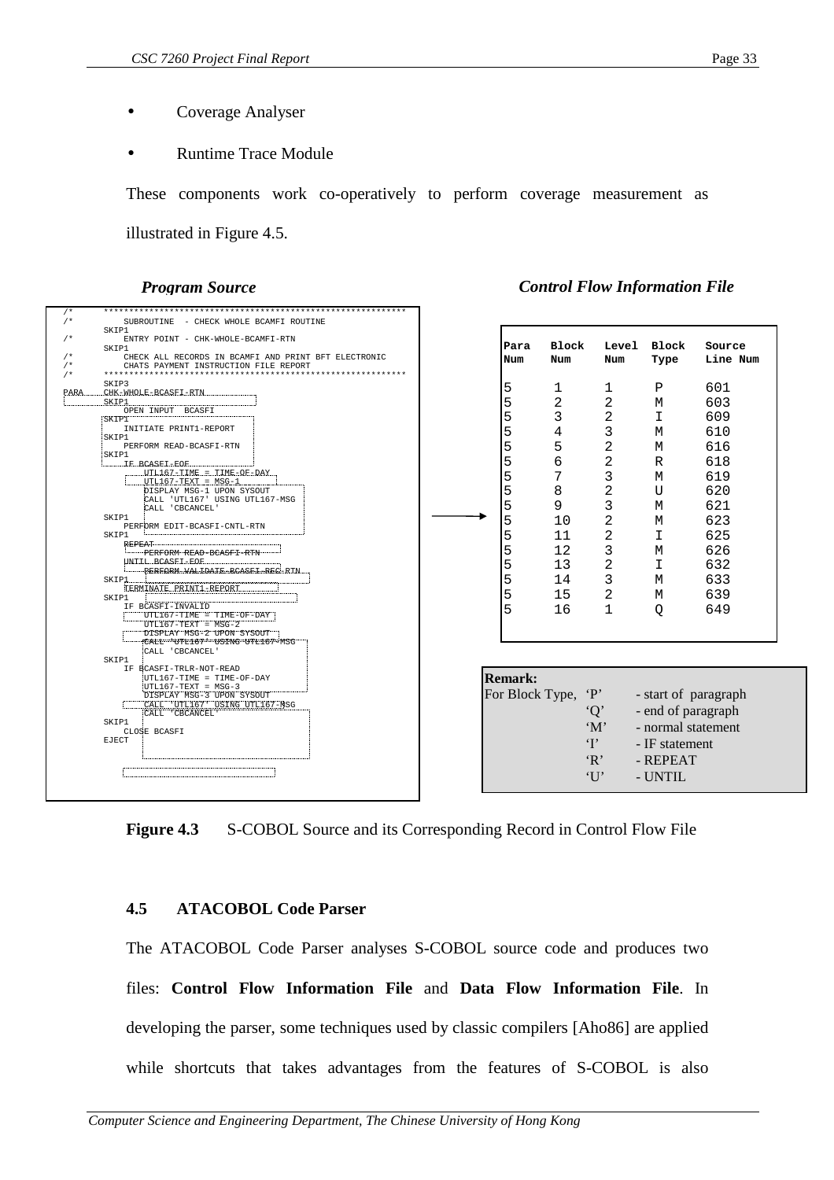- Coverage Analyser
- Runtime Trace Module

These components work co-operatively to perform coverage measurement as illustrated in Figure 4.5.

***Program Source***

```
/*      **********************************************************
/*         SUBROUTINE  - CHECK WHOLE BCAMFI ROUTINE
        SKIP1
/*         ENTRY POINT - CHK-WHOLE-BCAMFI-RTN
        SKIP1
/*         CHECK ALL RECORDS IN BCAMFI AND PRINT BFT ELECTRONIC
/*         CHATS PAYMENT INSTRUCTION FILE REPORT
/*      **********************************************************
        SKIP3
PARA    CHK-WHOLE-BCASFI-RTN
        SKIP1
           OPEN INPUT  BCASFI
        SKIP1
           INITIATE PRINT1-REPORT
        SKIP1
           PERFORM READ-BCASFI-RTN
        SKIP1
           IF BCASFI-EOF
              UTL167-TIME = TIME-OF-DAY
              UTL167-TEXT = MSG-1
              DISPLAY MSG-1 UPON SYSOUT
              CALL 'UTL167' USING UTL167-MSG
              CALL 'CBCANCEL'
        SKIP1
           PERFORM EDIT-BCASFI-CNTL-RTN
        SKIP1
           REPEAT
              PERFORM READ-BCASFI-RTN
           UNTIL BCASFI-EOF
              PERFORM VALIDATE-BCASFI-REC-RTN
        SKIP1
           TERMINATE PRINT1-REPORT
        SKIP1
           IF BCASFI-INVALID
              UTL167-TIME = TIME-OF-DAY
              UTL167-TEXT = MSG-2
              DISPLAY MSG-2 UPON SYSOUT
              CALL 'UTL167' USING UTL167-MSG
              CALL 'CBCANCEL'
        SKIP1
           IF BCASFI-TRLR-NOT-READ
              UTL167-TIME = TIME-OF-DAY
              UTL167-TEXT = MSG-3
              DISPLAY MSG-3 UPON SYSOUT
              CALL 'UTL167' USING UTL167-MSG
              CALL 'CBCANCEL'
        SKIP1
           CLOSE BCASFI
        EJECT
```

***Control Flow Information File***

| Para Num | Block Num | Level Num | Block Type | Source Line Num |
|---|---|---|---|---|
| 5 | 1 | 1 | P | 601 |
| 5 | 2 | 2 | M | 603 |
| 5 | 3 | 2 | I | 609 |
| 5 | 4 | 3 | M | 610 |
| 5 | 5 | 2 | M | 616 |
| 5 | 6 | 2 | R | 618 |
| 5 | 7 | 3 | M | 619 |
| 5 | 8 | 2 | U | 620 |
| 5 | 9 | 3 | M | 621 |
| 5 | 10 | 2 | M | 623 |
| 5 | 11 | 2 | I | 625 |
| 5 | 12 | 3 | M | 626 |
| 5 | 13 | 2 | I | 632 |
| 5 | 14 | 3 | M | 633 |
| 5 | 15 | 2 | M | 639 |
| 5 | 16 | 1 | Q | 649 |

**Remark:**
For Block Type,
- 'P' - start of paragraph
- 'Q' - end of paragraph
- 'M' - normal statement
- 'I' - IF statement
- 'R' - REPEAT
- 'U' - UNTIL

**Figure 4.3** S-COBOL Source and its Corresponding Record in Control Flow File

### 4.5 ATACOBOL Code Parser

The ATACOBOL Code Parser analyses S-COBOL source code and produces two files: **Control Flow Information File** and **Data Flow Information File**. In developing the parser, some techniques used by classic compilers [Aho86] are applied while shortcuts that takes advantages from the features of S-COBOL is also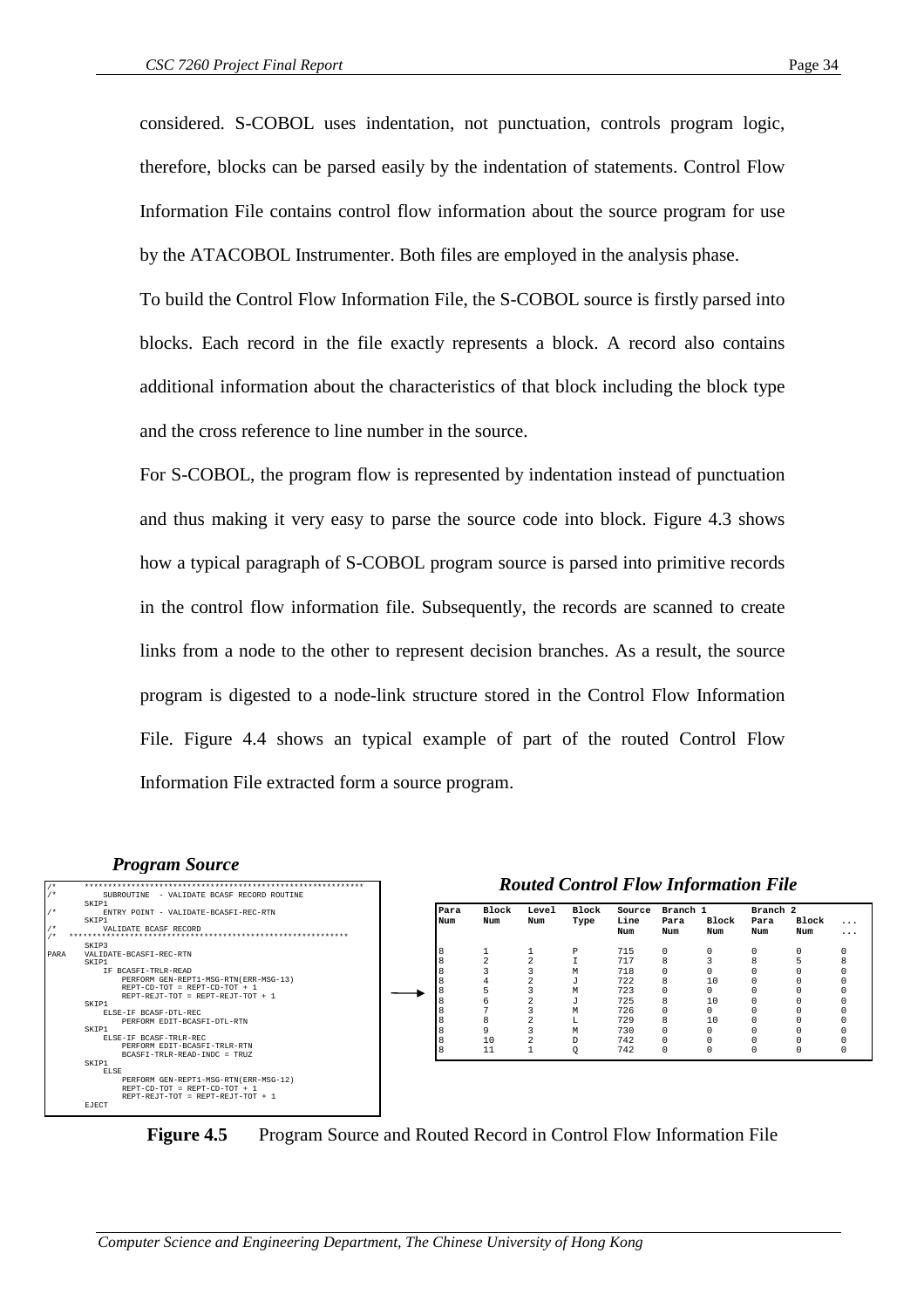considered. S-COBOL uses indentation, not punctuation, controls program logic, therefore, blocks can be parsed easily by the indentation of statements. Control Flow Information File contains control flow information about the source program for use by the ATACOBOL Instrumenter. Both files are employed in the analysis phase.

To build the Control Flow Information File, the S-COBOL source is firstly parsed into blocks. Each record in the file exactly represents a block. A record also contains additional information about the characteristics of that block including the block type and the cross reference to line number in the source.

For S-COBOL, the program flow is represented by indentation instead of punctuation and thus making it very easy to parse the source code into block. Figure 4.3 shows how a typical paragraph of S-COBOL program source is parsed into primitive records in the control flow information file. Subsequently, the records are scanned to create links from a node to the other to represent decision branches. As a result, the source program is digested to a node-link structure stored in the Control Flow Information File. Figure 4.4 shows an typical example of part of the routed Control Flow Information File extracted form a source program.

***Program Source***

```
/*      ***********************************************************
/*          SUBROUTINE  - VALIDATE BCASF RECORD ROUTINE
        SKIP1
/*          ENTRY POINT - VALIDATE-BCASFI-REC-RTN
        SKIP1
/*          VALIDATE BCASF RECORD
/*   ***********************************************************
        SKIP3
PARA    VALIDATE-BCASFI-REC-RTN
        SKIP1
            IF BCASFI-TRLR-READ
                PERFORM GEN-REPT1-MSG-RTN(ERR-MSG-13)
                REPT-CD-TOT = REPT-CD-TOT + 1
                REPT-REJT-TOT = REPT-REJT-TOT + 1
        SKIP1
            ELSE-IF BCASF-DTL-REC
                PERFORM EDIT-BCASFI-DTL-RTN
        SKIP1
            ELSE-IF BCASF-TRLR-REC
                PERFORM EDIT-BCASFI-TRLR-RTN
                BCASFI-TRLR-READ-INDC = TRUZ
        SKIP1
            ELSE
                PERFORM GEN-REPT1-MSG-RTN(ERR-MSG-12)
                REPT-CD-TOT = REPT-CD-TOT + 1
                REPT-REJT-TOT = REPT-REJT-TOT + 1
        EJECT
```

***Routed Control Flow Information File***

| Para Num | Block Num | Level Num | Block Type | Source Line Num | Branch 1 Para Num | Branch 1 Block Num | Branch 2 Para Num | Branch 2 Block Num | ... |
|---|---|---|---|---|---|---|---|---|---|
| 8 | 1 | 1 | P | 715 | 0 | 0 | 0 | 0 | 0 |
| 8 | 2 | 2 | I | 717 | 8 | 3 | 8 | 5 | 8 |
| 8 | 3 | 3 | M | 718 | 0 | 0 | 0 | 0 | 0 |
| 8 | 4 | 2 | J | 722 | 8 | 10 | 0 | 0 | 0 |
| 8 | 5 | 3 | M | 723 | 0 | 0 | 0 | 0 | 0 |
| 8 | 6 | 2 | J | 725 | 8 | 10 | 0 | 0 | 0 |
| 8 | 7 | 3 | M | 726 | 0 | 0 | 0 | 0 | 0 |
| 8 | 8 | 2 | L | 729 | 8 | 10 | 0 | 0 | 0 |
| 8 | 9 | 3 | M | 730 | 0 | 0 | 0 | 0 | 0 |
| 8 | 10 | 2 | D | 742 | 0 | 0 | 0 | 0 | 0 |
| 8 | 11 | 1 | Q | 742 | 0 | 0 | 0 | 0 | 0 |

**Figure 4.5** Program Source and Routed Record in Control Flow Information File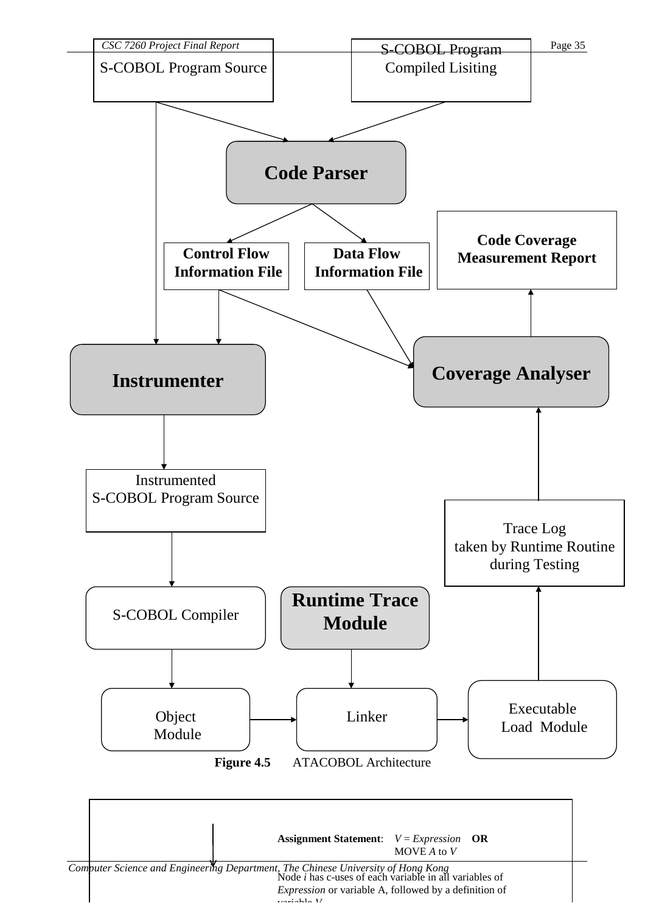S-COBOL Program Source

S-COBOL Program Compiled Lisiting

Code Parser

Control Flow Information File

Data Flow Information File

Code Coverage Measurement Report

Instrumenter

Coverage Analyser

Instrumented S-COBOL Program Source

Trace Log taken by Runtime Routine during Testing

S-COBOL Compiler

Runtime Trace Module

Object Module

Linker

Executable Load Module

**Figure 4.5** ATACOBOL Architecture

**Assignment Statement**: *V* = *Expression* **OR** MOVE *A* to *V*

Node *i* has c-uses of each variable in all variables of *Expression* or variable A, followed by a definition of variable V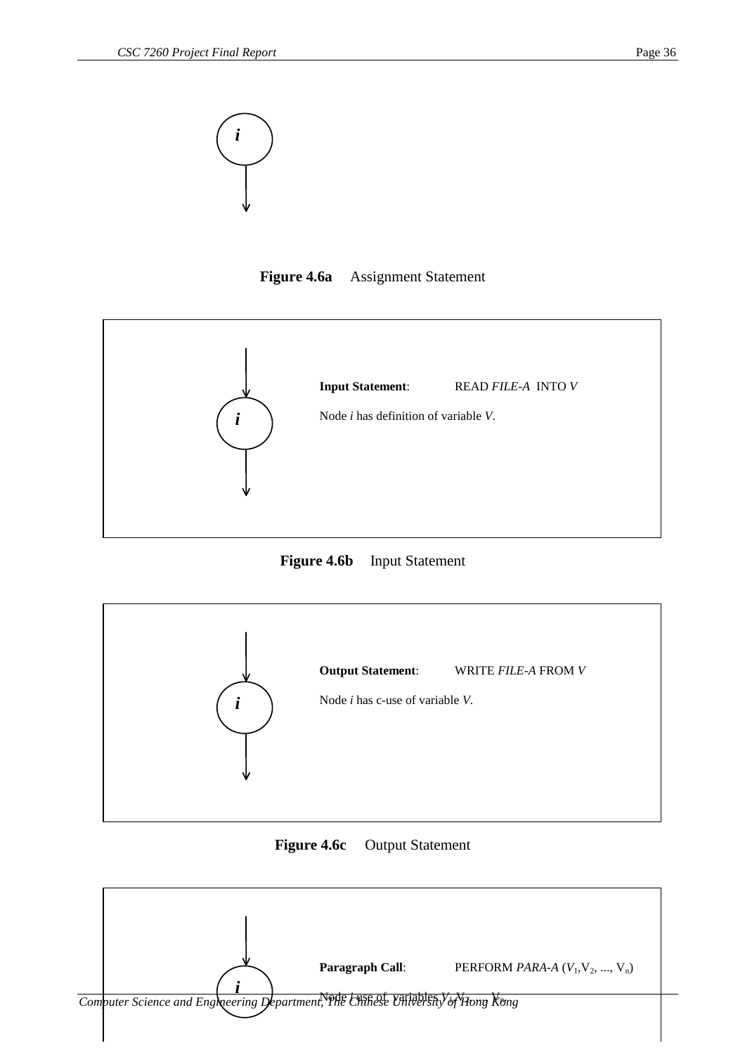*i*

**Figure 4.6a** Assignment Statement

*i*

**Input Statement**: READ *FILE-A* INTO *V*

Node *i* has definition of variable *V*.

**Figure 4.6b** Input Statement

*i*

**Output Statement**: WRITE *FILE-A* FROM *V*

Node *i* has c-use of variable *V*.

**Figure 4.6c** Output Statement

*i*

**Paragraph Call**: PERFORM *PARA-A* ($V_1$,$V_2$, ..., $V_n$)

Node *i* use of variables $V_1$,$V_2$, ..., $V_n$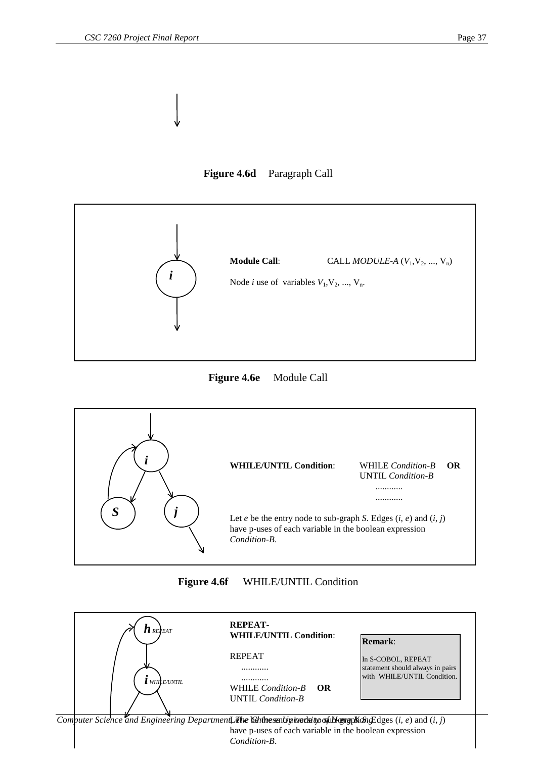**Figure 4.6d** Paragraph Call

i

**Module Call**: CALL *MODULE-A* ($V_1$, $V_2$, ..., $V_n$)

Node *i* use of variables $V_1$, $V_2$, ..., $V_n$.

**Figure 4.6e** Module Call

i

S

j

**WHILE/UNTIL Condition**: WHILE *Condition-B* **OR**
UNTIL *Condition-B*
............
............

Let *e* be the entry node to sub-graph *S*. Edges (*i*, *e*) and (*i*, *j*) have p-uses of each variable in the boolean expression *Condition-B*.

**Figure 4.6f** WHILE/UNTIL Condition

h REPEAT

i WHILE/UNTIL

**REPEAT-WHILE/UNTIL Condition**:

REPEAT
............
............
WHILE *Condition-B* **OR**
UNTIL *Condition-B*

**Remark**:

In S-COBOL, REPEAT statement should always in pairs with WHILE/UNTIL Condition.

Let *e* be the entry node to sub-graph *S*. Edges (*i*, *e*) and (*i*, *j*) have p-uses of each variable in the boolean expression *Condition-B*.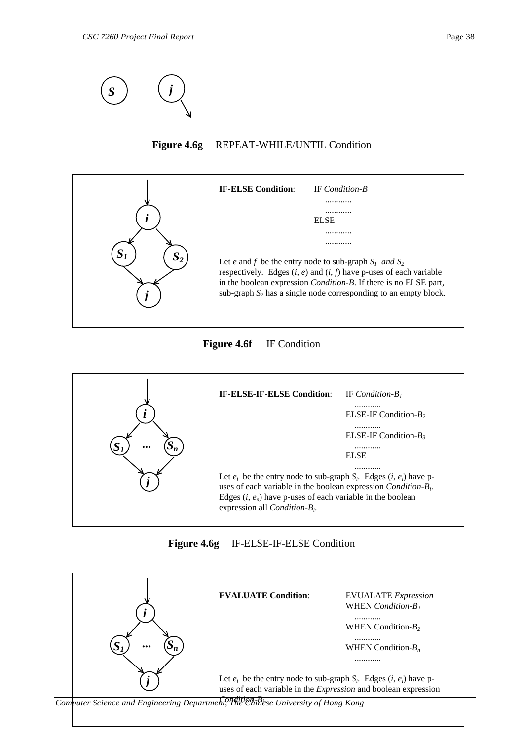S j

**Figure 4.6g** REPEAT-WHILE/UNTIL Condition

i
$S_1$ $S_2$
j

**IF-ELSE Condition**: IF *Condition-B*
............
............
ELSE
............
............

Let *e* and *f* be the entry node to sub-graph $S_1$ *and* $S_2$ respectively. Edges (*i*, *e*) and (*i*, *f*) have p-uses of each variable in the boolean expression *Condition-B*. If there is no ELSE part, sub-graph $S_2$ has a single node corresponding to an empty block.

**Figure 4.6f** IF Condition

i
$S_1$ ... $S_n$
j

**IF-ELSE-IF-ELSE Condition**: IF *Condition-*$B_1$
............
ELSE-IF Condition-$B_2$
............
ELSE-IF Condition-$B_3$
............
ELSE
............

Let $e_i$ be the entry node to sub-graph $S_i$. Edges (*i*, $e_i$) have p-uses of each variable in the boolean expression *Condition-*$B_i$. Edges (*i*, $e_n$) have p-uses of each variable in the boolean expression all *Condition-*$B_i$.

**Figure 4.6g** IF-ELSE-IF-ELSE Condition

i
$S_1$ ... $S_n$
j

**EVALUATE Condition**: EVUALATE *Expression*
WHEN *Condition-*$B_1$
............
WHEN Condition-$B_2$
............
WHEN Condition-$B_n$
............

Let $e_i$ be the entry node to sub-graph $S_i$. Edges (*i*, $e_i$) have p-uses of each variable in the *Expression* and boolean expression *Condition-*$B_i$.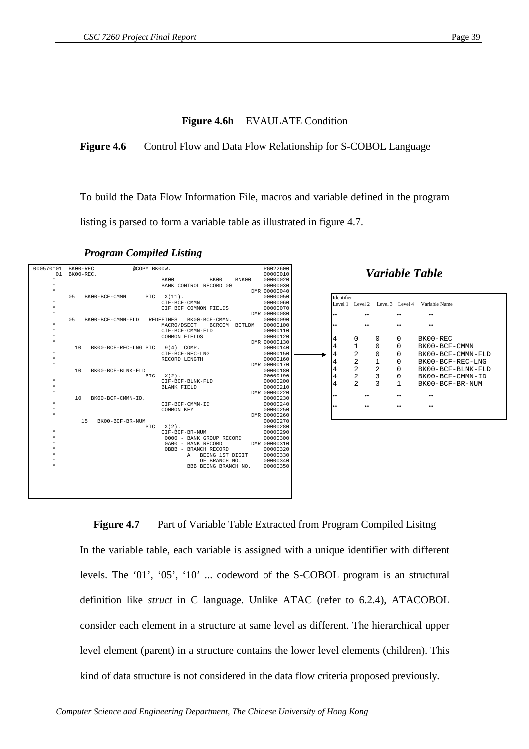**Figure 4.6h** EVAULATE Condition

**Figure 4.6** Control Flow and Data Flow Relationship for S-COBOL Language

To build the Data Flow Information File, macros and variable defined in the program listing is parsed to form a variable table as illustrated in figure 4.7.

***Program Compiled Listing***

```
000570*01  BK00-REC            @COPY BK00W.                              PG022600
      01  BK00-REC.                                                      00000010
      *                              BK00          BK00    BNK00         00000020
      *                              BANK CONTROL RECORD 00              00000030
      *                                                              DMR 00000040
          05   BK00-BCF-CMMN       PIC   X(11).                          00000050
      *                              CIF-BCF-CMMN                        00000060
      *                              CIF BCF COMMON FIELDS               00000070
      *                                                              DMR 00000080
          05   BK00-BCF-CMMN-FLD   REDEFINES   BK00-BCF-CMMN.            00000090
      *                              MACRO/DSECT    BCRCOM  BCTLDM       00000100
      *                              CIF-BCF-CMMN-FLD                    00000110
      *                              COMMON FIELDS                       00000120
      *                                                              DMR 00000130
            10   BK00-BCF-REC-LNG PIC   9(4)  COMP.                      00000140
      *                              CIF-BCF-REC-LNG                     00000150
      *                              RECORD LENGTH                       00000160
      *                                                              DMR 00000170
            10   BK00-BCF-BLNK-FLD                                       00000180
                                   PIC   X(2).                           00000190
      *                              CIF-BCF-BLNK-FLD                    00000200
      *                              BLANK FIELD                         00000210
      *                                                              DMR 00000220
            10   BK00-BCF-CMMN-ID.                                       00000230
      *                              CIF-BCF-CMMN-ID                     00000240
      *                              COMMON KEY                          00000250
      *                                                              DMR 00000260
              15   BK00-BCF-BR-NUM                                       00000270
                                   PIC   X(2).                           00000280
      *                              CIF-BCF-BR-NUM                      00000290
      *                               0000 - BANK GROUP RECORD           00000300
      *                               0A00 - BANK RECORD             DMR 00000310
      *                               0BBB - BRANCH RECORD               00000320
      *                                      A   BEING 1ST DIGIT         00000330
      *                                          OF BRANCH NO.           00000340
      *                                      BBB BEING BRANCH NO.        00000350
```

***Variable Table***

| Identifier Level 1 | Level 2 | Level 3 | Level 4 | Variable Name |
|---|---|---|---|---|
| .. | .. | .. | .. | |
| .. | .. | .. | .. | |
| 4 | 0 | 0 | 0 | BK00-REC |
| 4 | 1 | 0 | 0 | BK00-BCF-CMMN |
| 4 | 2 | 0 | 0 | BK00-BCF-CMMN-FLD |
| 4 | 2 | 1 | 0 | BK00-BCF-REC-LNG |
| 4 | 2 | 2 | 0 | BK00-BCF-BLNK-FLD |
| 4 | 2 | 3 | 0 | BK00-BCF-CMMN-ID |
| 4 | 2 | 3 | 1 | BK00-BCF-BR-NUM |
| .. | .. | .. | .. | |
| .. | .. | .. | .. | |

**Figure 4.7** Part of Variable Table Extracted from Program Compiled Lisitng

In the variable table, each variable is assigned with a unique identifier with different levels. The '01', '05', '10' ... codeword of the S-COBOL program is an structural definition like *struct* in C language. Unlike ATAC (refer to 6.2.4), ATACOBOL consider each element in a structure at same level as different. The hierarchical upper level element (parent) in a structure contains the lower level elements (children). This kind of data structure is not considered in the data flow criteria proposed previously.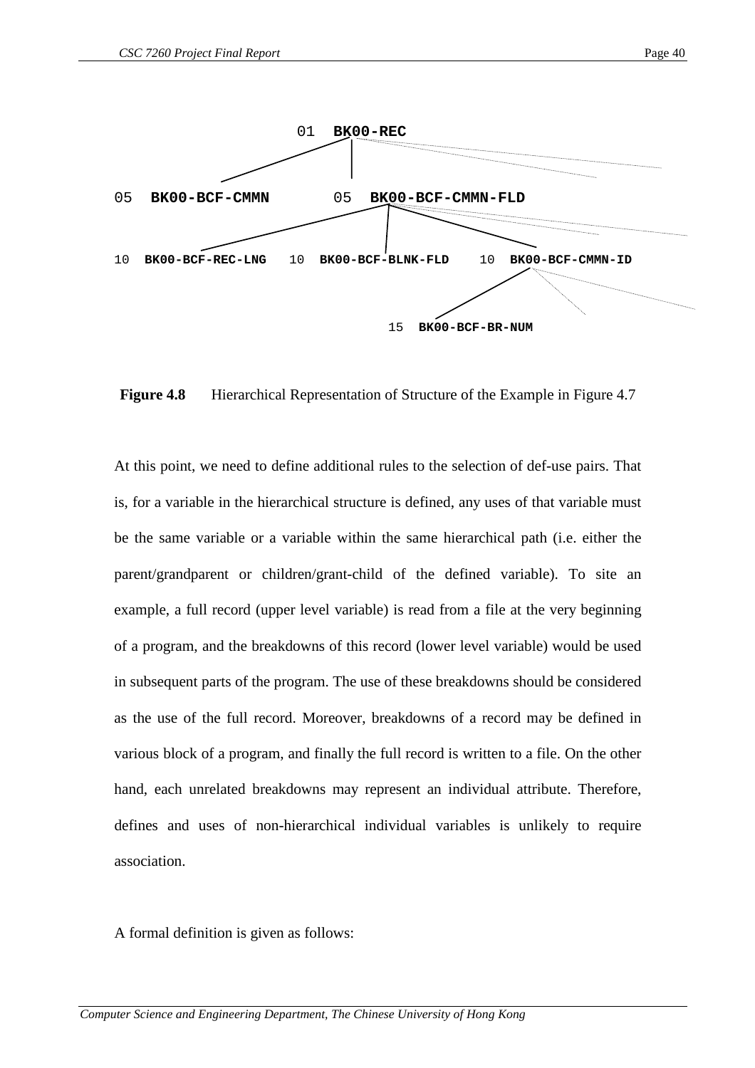01 **BK00-REC**

05 **BK00-BCF-CMMN**

05 **BK00-BCF-CMMN-FLD**

10 **BK00-BCF-REC-LNG**

10 **BK00-BCF-BLNK-FLD**

10 **BK00-BCF-CMMN-ID**

15 **BK00-BCF-BR-NUM**

**Figure 4.8** Hierarchical Representation of Structure of the Example in Figure 4.7

At this point, we need to define additional rules to the selection of def-use pairs. That is, for a variable in the hierarchical structure is defined, any uses of that variable must be the same variable or a variable within the same hierarchical path (i.e. either the parent/grandparent or children/grant-child of the defined variable). To site an example, a full record (upper level variable) is read from a file at the very beginning of a program, and the breakdowns of this record (lower level variable) would be used in subsequent parts of the program. The use of these breakdowns should be considered as the use of the full record. Moreover, breakdowns of a record may be defined in various block of a program, and finally the full record is written to a file. On the other hand, each unrelated breakdowns may represent an individual attribute. Therefore, defines and uses of non-hierarchical individual variables is unlikely to require association.

A formal definition is given as follows: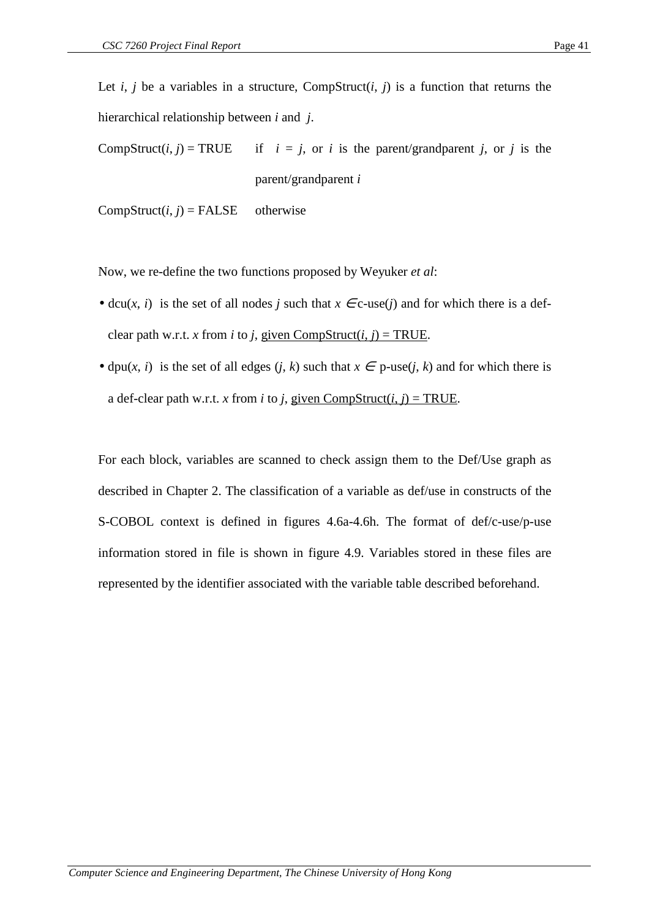Let $i$, $j$ be a variables in a structure, CompStruct($i$, $j$) is a function that returns the hierarchical relationship between $i$ and $j$.

CompStruct($i$, $j$) = TRUE if $i = j$, or $i$ is the parent/grandparent $j$, or $j$ is the parent/grandparent $i$

CompStruct($i$, $j$) = FALSE otherwise

Now, we re-define the two functions proposed by Weyuker *et al*:

- dcu($x$, $i$) is the set of all nodes $j$ such that $x \in$ c-use($j$) and for which there is a def-clear path w.r.t. $x$ from $i$ to $j$, <u>given CompStruct($i$, $j$) = TRUE</u>.
- dpu($x$, $i$) is the set of all edges ($j$, $k$) such that $x \in$ p-use($j$, $k$) and for which there is a def-clear path w.r.t. $x$ from $i$ to $j$, <u>given CompStruct($i$, $j$) = TRUE</u>.

For each block, variables are scanned to check assign them to the Def/Use graph as described in Chapter 2. The classification of a variable as def/use in constructs of the S-COBOL context is defined in figures 4.6a-4.6h. The format of def/c-use/p-use information stored in file is shown in figure 4.9. Variables stored in these files are represented by the identifier associated with the variable table described beforehand.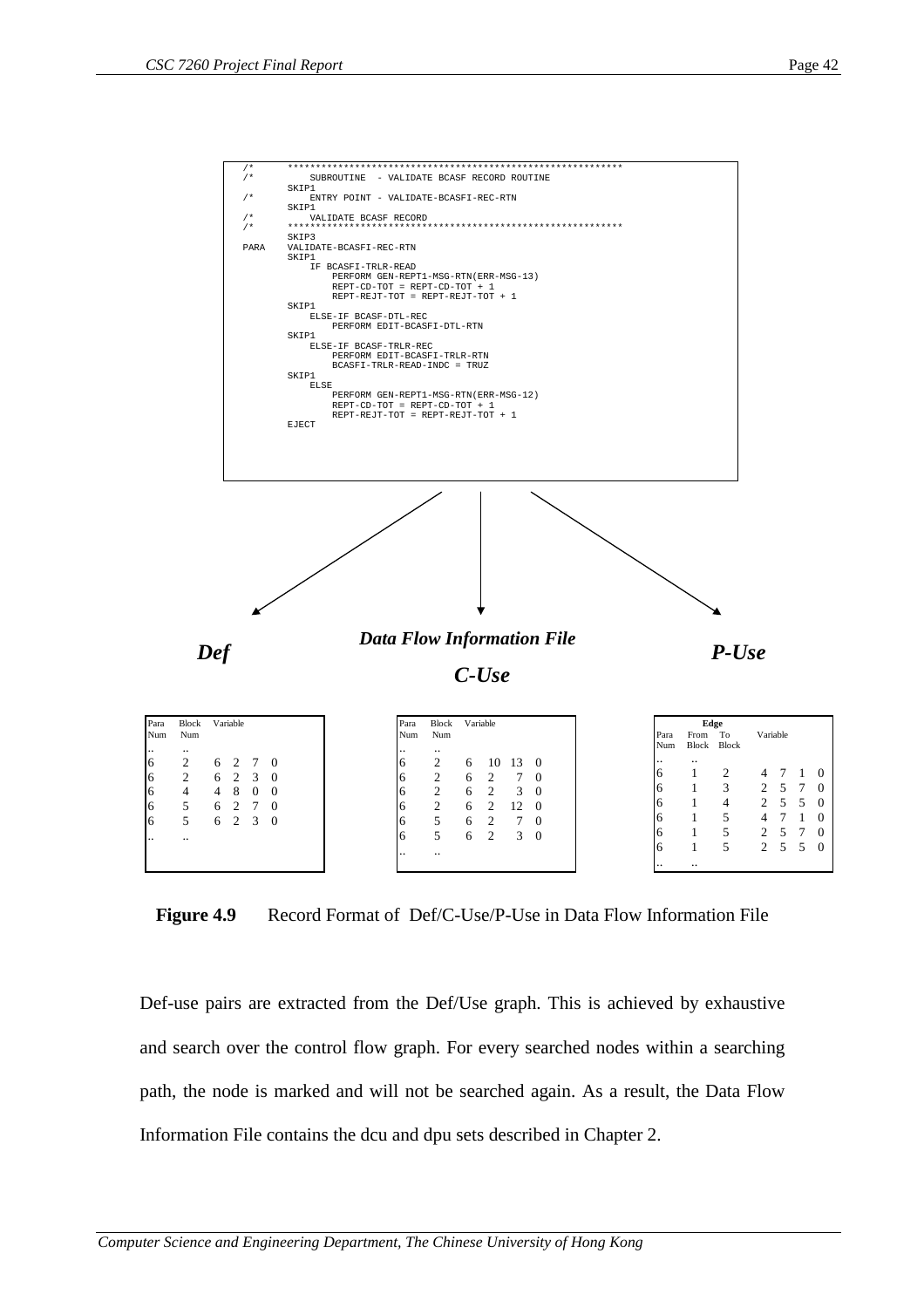```
/*      ************************************************************
/*          SUBROUTINE  - VALIDATE BCASF RECORD ROUTINE
        SKIP1
/*          ENTRY POINT - VALIDATE-BCASFI-REC-RTN
        SKIP1
/*          VALIDATE BCASF RECORD
/*      ************************************************************
        SKIP3
PARA    VALIDATE-BCASFI-REC-RTN
        SKIP1
            IF BCASFI-TRLR-READ
                PERFORM GEN-REPT1-MSG-RTN(ERR-MSG-13)
                REPT-CD-TOT = REPT-CD-TOT + 1
                REPT-REJT-TOT = REPT-REJT-TOT + 1
        SKIP1
            ELSE-IF BCASF-DTL-REC
                PERFORM EDIT-BCASFI-DTL-RTN
        SKIP1
            ELSE-IF BCASF-TRLR-REC
                PERFORM EDIT-BCASFI-TRLR-RTN
                BCASFI-TRLR-READ-INDC = TRUZ
        SKIP1
            ELSE
                PERFORM GEN-REPT1-MSG-RTN(ERR-MSG-12)
                REPT-CD-TOT = REPT-CD-TOT + 1
                REPT-REJT-TOT = REPT-REJT-TOT + 1
        EJECT
```

***Data Flow Information File***

***Def***

| Para Num | Block Num | Variable | | | |
|---|---|---|---|---|---|
| .. | .. | | | | |
| 6 | 2 | 6 | 2 | 7 | 0 |
| 6 | 2 | 6 | 2 | 3 | 0 |
| 6 | 4 | 4 | 8 | 0 | 0 |
| 6 | 5 | 6 | 2 | 7 | 0 |
| 6 | 5 | 6 | 2 | 3 | 0 |
| .. | .. | | | | |

***C-Use***

| Para Num | Block Num | Variable | | | |
|---|---|---|---|---|---|
| .. | .. | | | | |
| 6 | 2 | 6 | 10 | 13 | 0 |
| 6 | 2 | 6 | 2 | 7 | 0 |
| 6 | 2 | 6 | 2 | 3 | 0 |
| 6 | 2 | 6 | 2 | 12 | 0 |
| 6 | 5 | 6 | 2 | 7 | 0 |
| 6 | 5 | 6 | 2 | 3 | 0 |
| .. | .. | | | | |

***P-Use***

| Para Num | Edge From Block | Edge To Block | Variable | | | |
|---|---|---|---|---|---|---|
| .. | .. | | | | | |
| 6 | 1 | 2 | 4 | 7 | 1 | 0 |
| 6 | 1 | 3 | 2 | 5 | 7 | 0 |
| 6 | 1 | 4 | 2 | 5 | 5 | 0 |
| 6 | 1 | 5 | 4 | 7 | 1 | 0 |
| 6 | 1 | 5 | 2 | 5 | 7 | 0 |
| 6 | 1 | 5 | 2 | 5 | 5 | 0 |
| .. | .. | | | | | |

**Figure 4.9** Record Format of Def/C-Use/P-Use in Data Flow Information File

Def-use pairs are extracted from the Def/Use graph. This is achieved by exhaustive and search over the control flow graph. For every searched nodes within a searching path, the node is marked and will not be searched again. As a result, the Data Flow Information File contains the dcu and dpu sets described in Chapter 2.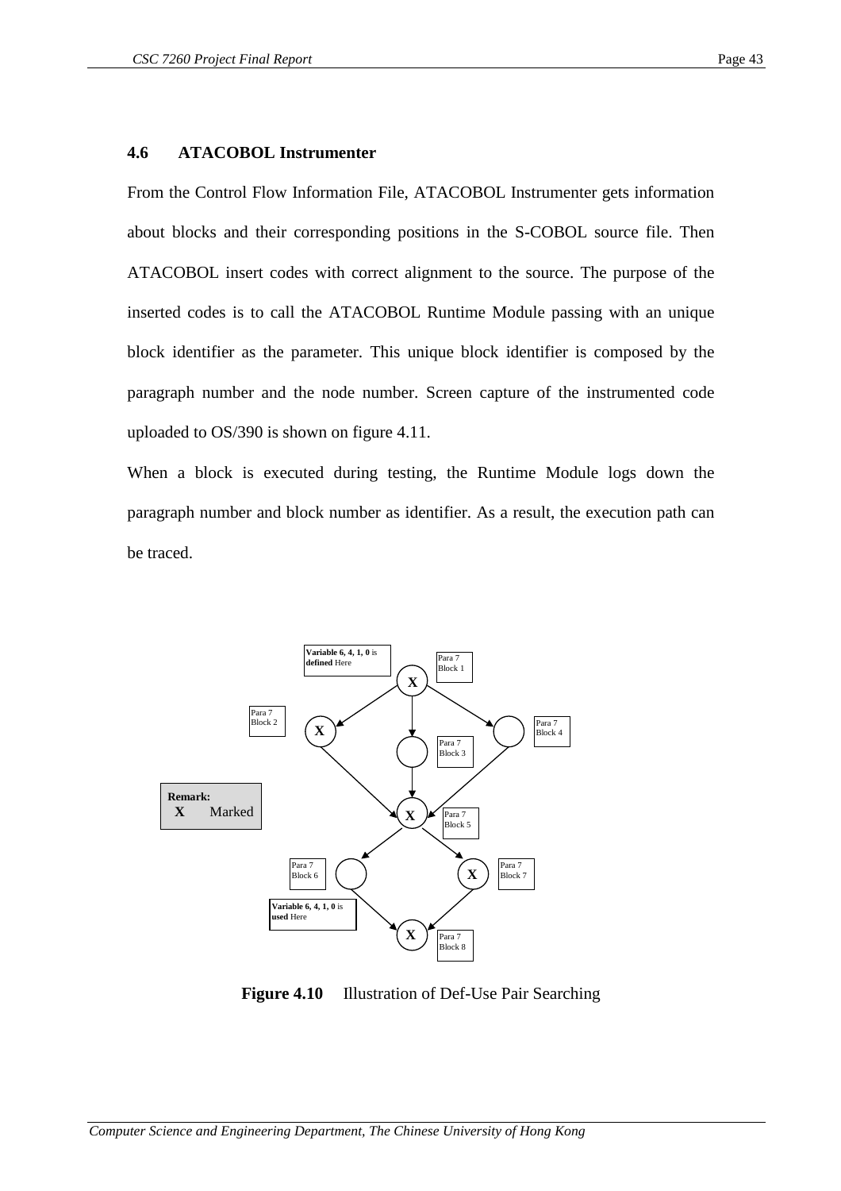### 4.6 ATACOBOL Instrumenter

From the Control Flow Information File, ATACOBOL Instrumenter gets information about blocks and their corresponding positions in the S-COBOL source file. Then ATACOBOL insert codes with correct alignment to the source. The purpose of the inserted codes is to call the ATACOBOL Runtime Module passing with an unique block identifier as the parameter. This unique block identifier is composed by the paragraph number and the node number. Screen capture of the instrumented code uploaded to OS/390 is shown on figure 4.11.

When a block is executed during testing, the Runtime Module logs down the paragraph number and block number as identifier. As a result, the execution path can be traced.

**Figure 4.10** Illustration of Def-Use Pair Searching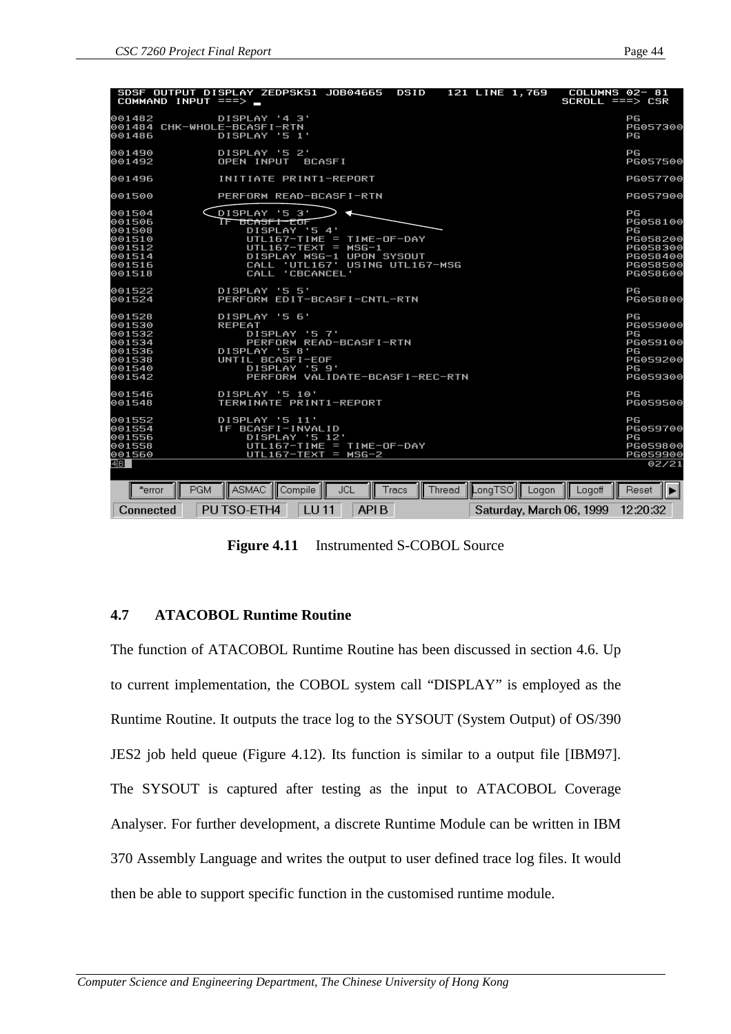```
SDSF OUTPUT DISPLAY ZEDPSKS1 JOB04665  DSID    121 LINE 1,769    COLUMNS 02- 81
COMMAND INPUT ===> _                                             SCROLL ===> CSR

001482          DISPLAY '4 3'                                           PG
001484 CHK-WHOLE-BCASFI-RTN                                             PG057300
001486          DISPLAY '5 1'                                           PG

001490          DISPLAY '5 2'                                           PG
001492          OPEN INPUT  BCASFI                                      PG057500

001496          INITIATE PRINT1-REPORT                                  PG057700

001500          PERFORM READ-BCASFI-RTN                                 PG057900

001504          DISPLAY '5 3'                                           PG
001506          IF BCASFI-EOF                                           PG058100
001508               DISPLAY '5 4'                                      PG
001510               UTL167-TIME = TIME-OF-DAY                          PG058200
001512               UTL167-TEXT = MSG-1                                PG058300
001514               DISPLAY MSG-1 UPON SYSOUT                          PG058400
001516               CALL 'UTL167' USING UTL167-MSG                     PG058500
001518               CALL 'CBCANCEL'                                    PG058600

001522          DISPLAY '5 5'                                           PG
001524          PERFORM EDIT-BCASFI-CNTL-RTN                            PG058800

001528          DISPLAY '5 6'                                           PG
001530          REPEAT                                                  PG059000
001532               DISPLAY '5 7'                                      PG
001534               PERFORM READ-BCASFI-RTN                            PG059100
001536          DISPLAY '5 8'                                           PG
001538          UNTIL BCASFI-EOF                                        PG059200
001540               DISPLAY '5 9'                                      PG
001542               PERFORM VALIDATE-BCASFI-REC-RTN                    PG059300

001546          DISPLAY '5 10'                                          PG
001548          TERMINATE PRINT1-REPORT                                 PG059500

001552          DISPLAY '5 11'                                          PG
001554          IF BCASFI-INVALID                                       PG059700
001556               DISPLAY '5 12'                                     PG
001558               UTL167-TIME = TIME-OF-DAY                          PG059800
001560               UTL167-TEXT = MSG-2                                PG059900
4B                                                                      02/21

*error  PGM  ASMAC  Compile  JCL  Tracs  Thread  LongTSO  Logon  Logoff  Reset
Connected   PU TSO-ETH4   LU 11   API B        Saturday, March 06, 1999  12:20:32
```

**Figure 4.11** Instrumented S-COBOL Source

### 4.7 ATACOBOL Runtime Routine

The function of ATACOBOL Runtime Routine has been discussed in section 4.6. Up to current implementation, the COBOL system call "DISPLAY" is employed as the Runtime Routine. It outputs the trace log to the SYSOUT (System Output) of OS/390 JES2 job held queue (Figure 4.12). Its function is similar to a output file [IBM97]. The SYSOUT is captured after testing as the input to ATACOBOL Coverage Analyser. For further development, a discrete Runtime Module can be written in IBM 370 Assembly Language and writes the output to user defined trace log files. It would then be able to support specific function in the customised runtime module.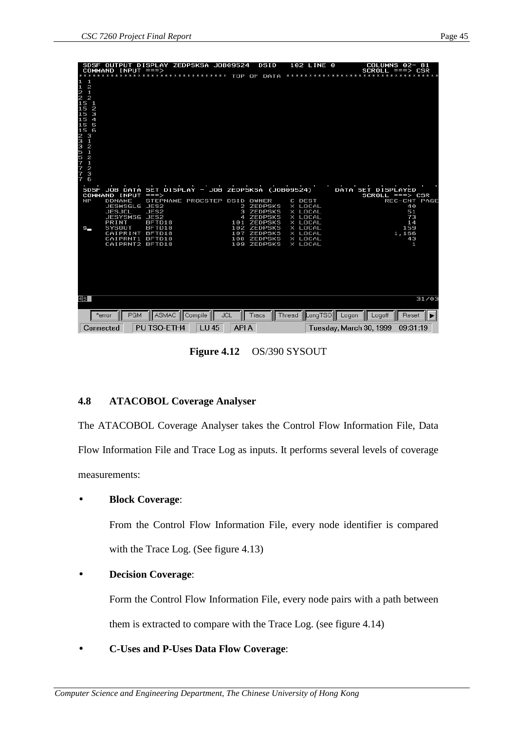**Figure 4.12** OS/390 SYSOUT

### 4.8 ATACOBOL Coverage Analyser

The ATACOBOL Coverage Analyser takes the Control Flow Information File, Data Flow Information File and Trace Log as inputs. It performs several levels of coverage measurements:

- **Block Coverage**:

  From the Control Flow Information File, every node identifier is compared with the Trace Log. (See figure 4.13)

- **Decision Coverage**:

  Form the Control Flow Information File, every node pairs with a path between them is extracted to compare with the Trace Log. (see figure 4.14)

- **C-Uses and P-Uses Data Flow Coverage**: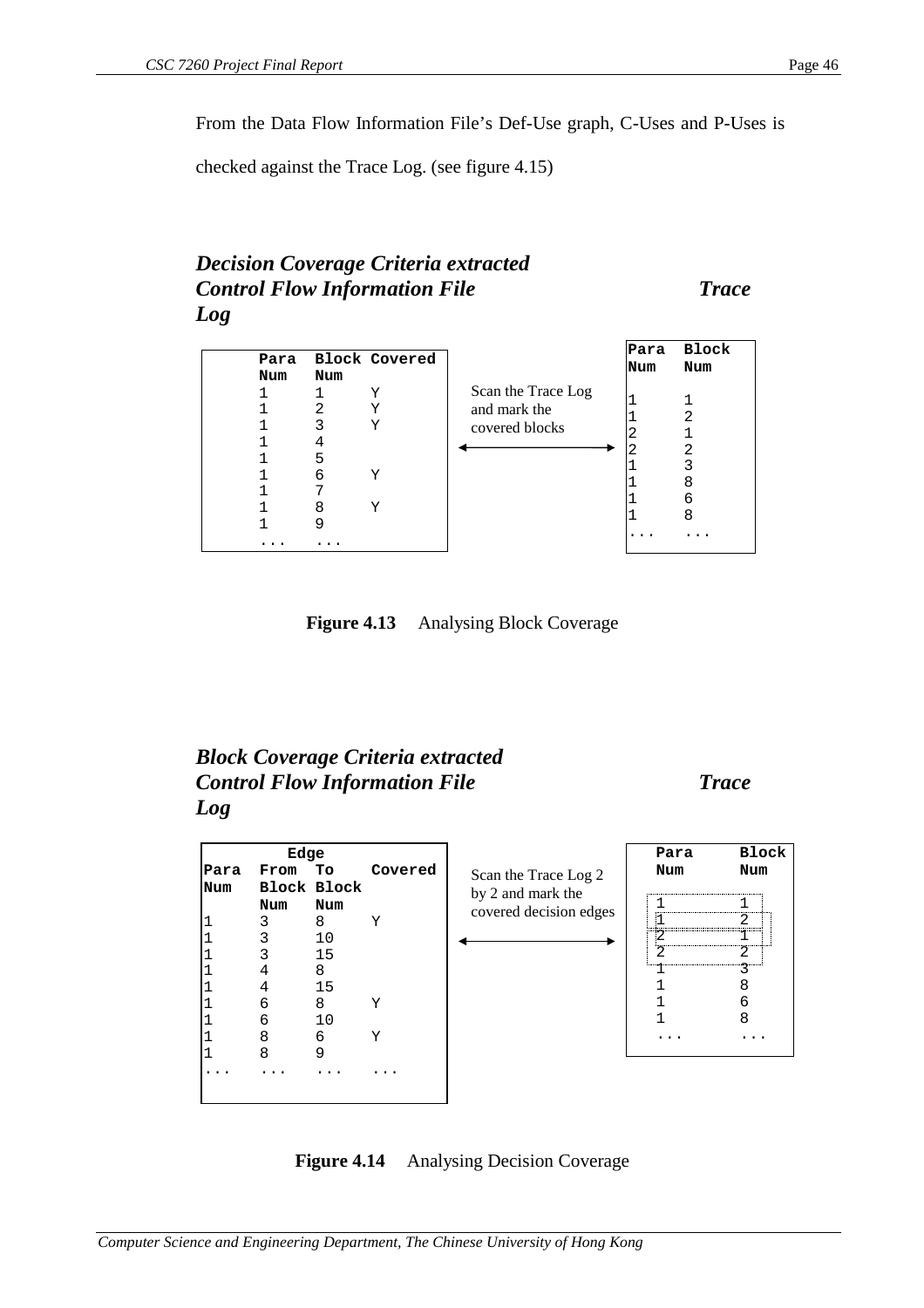From the Data Flow Information File's Def-Use graph, C-Uses and P-Uses is checked against the Trace Log. (see figure 4.15)

***Decision Coverage Criteria extracted***
***Control Flow Information File*** ***Trace Log***

| Para Num | Block Num | Covered |
|---|---|---|
| 1 | 1 | Y |
| 1 | 2 | Y |
| 1 | 3 | Y |
| 1 | 4 | |
| 1 | 5 | |
| 1 | 6 | Y |
| 1 | 7 | |
| 1 | 8 | Y |
| 1 | 9 | |
| ... | ... | |

Scan the Trace Log and mark the covered blocks

| Para Num | Block Num |
|---|---|
| 1 | 1 |
| 1 | 2 |
| 2 | 1 |
| 2 | 2 |
| 1 | 3 |
| 1 | 8 |
| 1 | 6 |
| 1 | 8 |
| ... | ... |

**Figure 4.13** Analysing Block Coverage

***Block Coverage Criteria extracted***
***Control Flow Information File*** ***Trace Log***

| Para Num | Edge From Block Num | Edge To Block Num | Covered |
|---|---|---|---|
| 1 | 3 | 8 | Y |
| 1 | 3 | 10 | |
| 1 | 3 | 15 | |
| 1 | 4 | 8 | |
| 1 | 4 | 15 | |
| 1 | 6 | 8 | Y |
| 1 | 6 | 10 | |
| 1 | 8 | 6 | Y |
| 1 | 8 | 9 | |
| ... | ... | ... | ... |

Scan the Trace Log 2 by 2 and mark the covered decision edges

| Para Num | Block Num |
|---|---|
| 1 | 1 |
| 1 | 2 |
| 2 | 1 |
| 2 | 2 |
| 1 | 3 |
| 1 | 8 |
| 1 | 6 |
| 1 | 8 |
| ... | ... |

**Figure 4.14** Analysing Decision Coverage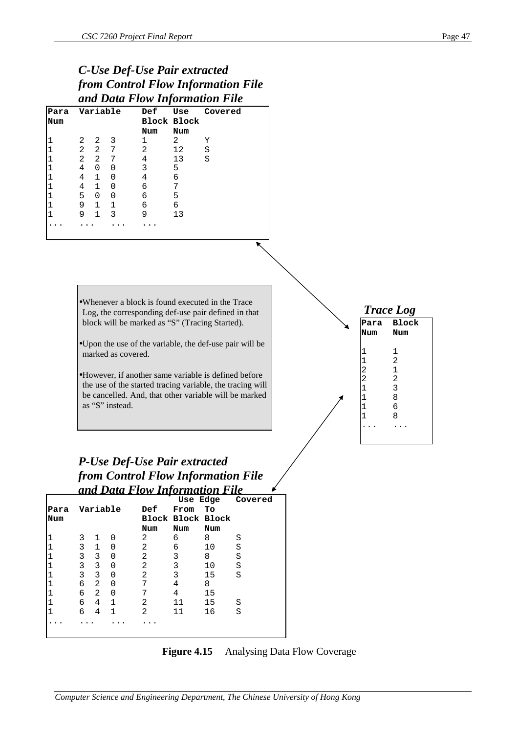### *C-Use Def-Use Pair extracted from Control Flow Information File and Data Flow Information File*

| Para Num | Variable | Def Block Num | Use Block Num | Covered |
|---|---|---|---|---|
| 1 | 2 2 3 | 1 | 2 | Y |
| 1 | 2 2 7 | 2 | 12 | S |
| 1 | 2 2 7 | 4 | 13 | S |
| 1 | 4 0 0 | 3 | 5 | |
| 1 | 4 1 0 | 4 | 6 | |
| 1 | 4 1 0 | 6 | 7 | |
| 1 | 5 0 0 | 6 | 5 | |
| 1 | 9 1 1 | 6 | 6 | |
| 1 | 9 1 3 | 9 | 13 | |
| ... | ... ... | ... | | |

- Whenever a block is found executed in the Trace Log, the corresponding def-use pair defined in that block will be marked as "S" (Tracing Started).
- Upon the use of the variable, the def-use pair will be marked as covered.
- However, if another same variable is defined before the use of the started tracing variable, the tracing will be cancelled. And, that other variable will be marked as "S" instead.

### *Trace Log*

| Para Num | Block Num |
|---|---|
| 1 | 1 |
| 1 | 2 |
| 2 | 1 |
| 2 | 2 |
| 1 | 3 |
| 1 | 8 |
| 1 | 6 |
| 1 | 8 |
| ... | ... |

### *P-Use Def-Use Pair extracted from Control Flow Information File and Data Flow Information File*

| Para Num | Variable | Def Block Num | Use Edge From Block Num | Use Edge To Block Num | Covered |
|---|---|---|---|---|---|
| 1 | 3 1 0 | 2 | 6 | 8 | S |
| 1 | 3 1 0 | 2 | 6 | 10 | S |
| 1 | 3 3 0 | 2 | 3 | 8 | S |
| 1 | 3 3 0 | 2 | 3 | 10 | S |
| 1 | 3 3 0 | 2 | 3 | 15 | S |
| 1 | 6 2 0 | 7 | 4 | 8 | |
| 1 | 6 2 0 | 7 | 4 | 15 | |
| 1 | 6 4 1 | 2 | 11 | 15 | S |
| 1 | 6 4 1 | 2 | 11 | 16 | S |
| ... | ... ... | ... | | | |

**Figure 4.15** Analysing Data Flow Coverage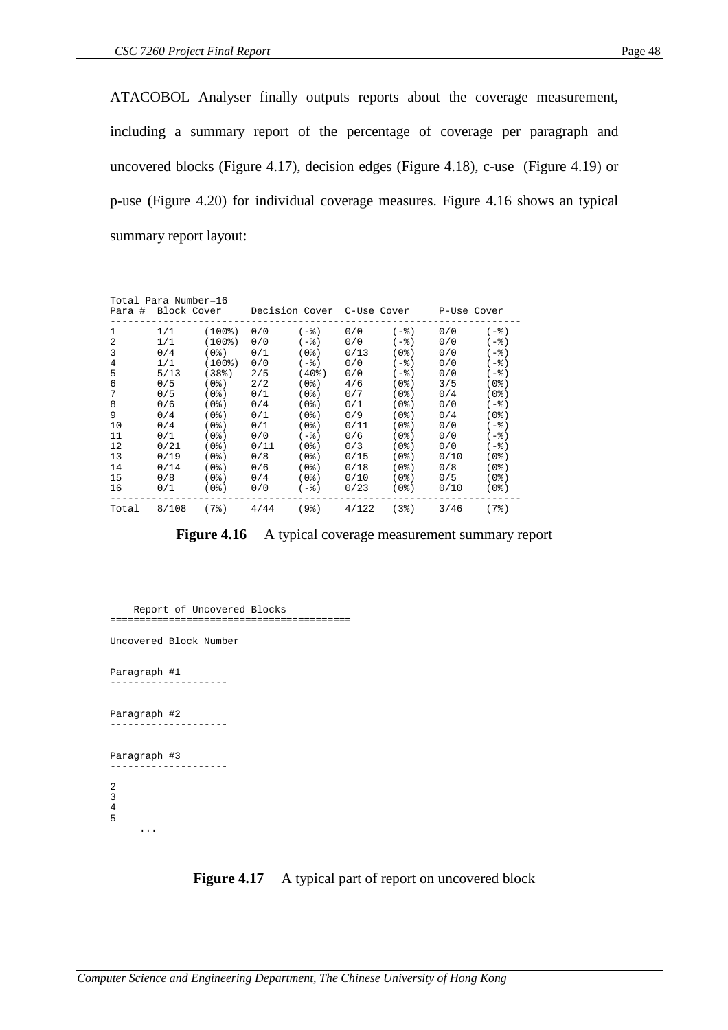ATACOBOL Analyser finally outputs reports about the coverage measurement, including a summary report of the percentage of coverage per paragraph and uncovered blocks (Figure 4.17), decision edges (Figure 4.18), c-use (Figure 4.19) or p-use (Figure 4.20) for individual coverage measures. Figure 4.16 shows an typical summary report layout:

```
Total Para Number=16
Para #  Block Cover      Decision Cover  C-Use Cover      P-Use Cover
--------------------------------------------------------------------
1       1/1     (100%)  0/0     (-%)    0/0     (-%)    0/0     (-%)
2       1/1     (100%)  0/0     (-%)    0/0     (-%)    0/0     (-%)
3       0/4     (0%)    0/1     (0%)    0/13    (0%)    0/0     (-%)
4       1/1     (100%)  0/0     (-%)    0/0     (-%)    0/0     (-%)
5       5/13    (38%)   2/5     (40%)   0/0     (-%)    0/0     (-%)
6       0/5     (0%)    2/2     (0%)    4/6     (0%)    3/5     (0%)
7       0/5     (0%)    0/1     (0%)    0/7     (0%)    0/4     (0%)
8       0/6     (0%)    0/4     (0%)    0/1     (0%)    0/0     (-%)
9       0/4     (0%)    0/1     (0%)    0/9     (0%)    0/4     (0%)
10      0/4     (0%)    0/1     (0%)    0/11    (0%)    0/0     (-%)
11      0/1     (0%)    0/0     (-%)    0/6     (0%)    0/0     (-%)
12      0/21    (0%)    0/11    (0%)    0/3     (0%)    0/0     (-%)
13      0/19    (0%)    0/8     (0%)    0/15    (0%)    0/10    (0%)
14      0/14    (0%)    0/6     (0%)    0/18    (0%)    0/8     (0%)
15      0/8     (0%)    0/4     (0%)    0/10    (0%)    0/5     (0%)
16      0/1     (0%)    0/0     (-%)    0/23    (0%)    0/10    (0%)
--------------------------------------------------------------------
Total   8/108   (7%)    4/44    (9%)    4/122   (3%)    3/46    (7%)
```

**Figure 4.16** A typical coverage measurement summary report

```
    Report of Uncovered Blocks
========================================

Uncovered Block Number

Paragraph #1
--------------------

Paragraph #2
--------------------

Paragraph #3
--------------------

2
3
4
5
     ...
```

**Figure 4.17** A typical part of report on uncovered block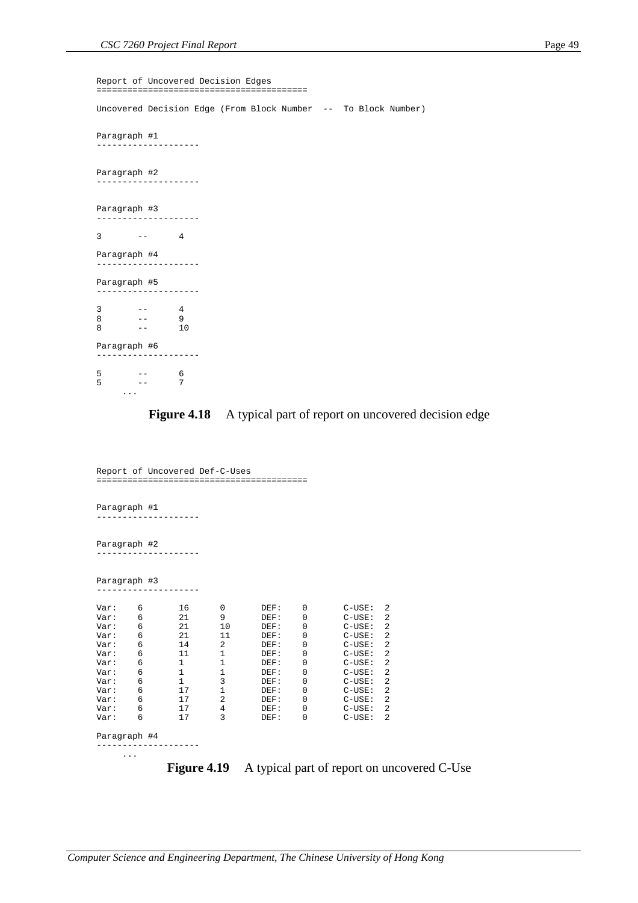```
Report of Uncovered Decision Edges
========================================

Uncovered Decision Edge (From Block Number  --  To Block Number)


Paragraph #1
--------------------


Paragraph #2
--------------------


Paragraph #3
--------------------

3       --      4

Paragraph #4
--------------------

Paragraph #5
--------------------

3       --      4
8       --      9
8       --      10

Paragraph #6
--------------------

5       --      6
5       --      7
     ...
```

**Figure 4.18** A typical part of report on uncovered decision edge

```
Report of Uncovered Def-C-Uses
========================================


Paragraph #1
--------------------


Paragraph #2
--------------------


Paragraph #3
--------------------

Var:    6       16      0       DEF:    0       C-USE:  2
Var:    6       21      9       DEF:    0       C-USE:  2
Var:    6       21      10      DEF:    0       C-USE:  2
Var:    6       21      11      DEF:    0       C-USE:  2
Var:    6       14      2       DEF:    0       C-USE:  2
Var:    6       11      1       DEF:    0       C-USE:  2
Var:    6       1       1       DEF:    0       C-USE:  2
Var:    6       1       1       DEF:    0       C-USE:  2
Var:    6       1       3       DEF:    0       C-USE:  2
Var:    6       17      1       DEF:    0       C-USE:  2
Var:    6       17      2       DEF:    0       C-USE:  2
Var:    6       17      4       DEF:    0       C-USE:  2
Var:    6       17      3       DEF:    0       C-USE:  2

Paragraph #4
--------------------
     ...
```

**Figure 4.19** A typical part of report on uncovered C-Use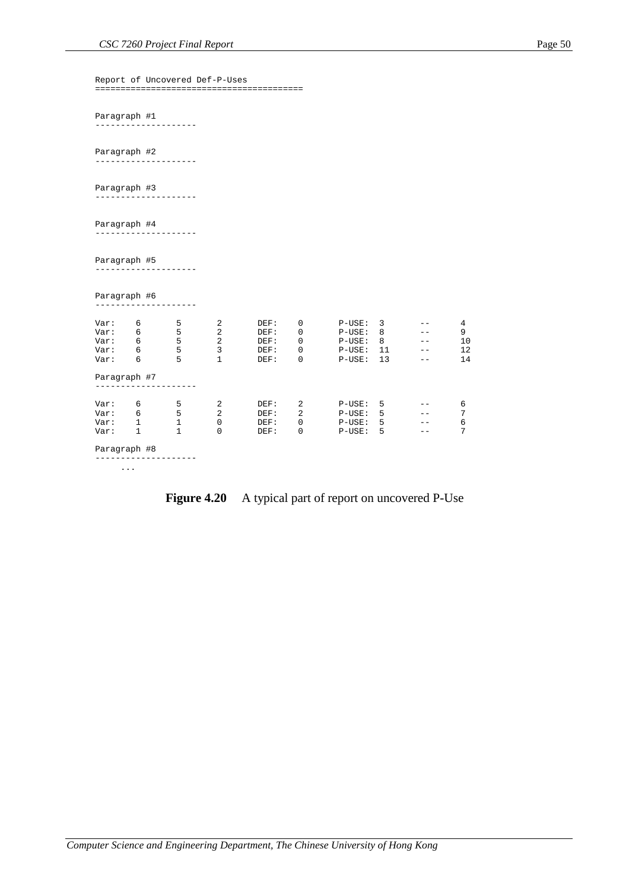```
Report of Uncovered Def-P-Uses
========================================


Paragraph #1
--------------------


Paragraph #2
--------------------


Paragraph #3
--------------------


Paragraph #4
--------------------


Paragraph #5
--------------------


Paragraph #6
--------------------

Var:    6       5       2       DEF:    0       P-USE:  3       --      4
Var:    6       5       2       DEF:    0       P-USE:  8       --      9
Var:    6       5       2       DEF:    0       P-USE:  8       --      10
Var:    6       5       3       DEF:    0       P-USE:  11      --      12
Var:    6       5       1       DEF:    0       P-USE:  13      --      14

Paragraph #7
--------------------

Var:    6       5       2       DEF:    2       P-USE:  5       --      6
Var:    6       5       2       DEF:    2       P-USE:  5       --      7
Var:    1       1       0       DEF:    0       P-USE:  5       --      6
Var:    1       1       0       DEF:    0       P-USE:  5       --      7

Paragraph #8
--------------------
    ...
```

**Figure 4.20** A typical part of report on uncovered P-Use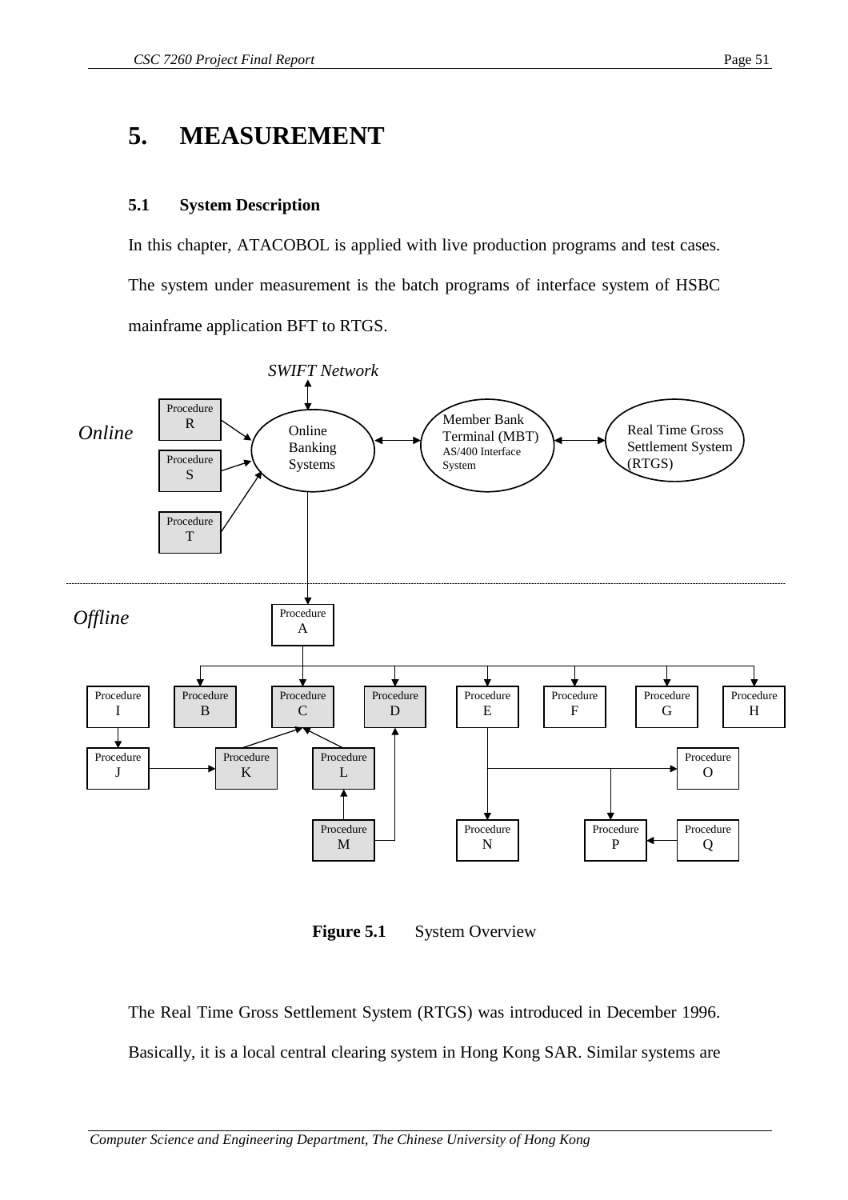# 5. MEASUREMENT

## 5.1 System Description

In this chapter, ATACOBOL is applied with live production programs and test cases. The system under measurement is the batch programs of interface system of HSBC mainframe application BFT to RTGS.

SWIFT Network

Online

Procedure R

Procedure S

Procedure T

Online Banking Systems

Member Bank Terminal (MBT) AS/400 Interface System

Real Time Gross Settlement System (RTGS)

Offline

Procedure A

Procedure I

Procedure B

Procedure C

Procedure D

Procedure E

Procedure F

Procedure G

Procedure H

Procedure J

Procedure K

Procedure L

Procedure O

Procedure M

Procedure N

Procedure P

Procedure Q

**Figure 5.1** System Overview

The Real Time Gross Settlement System (RTGS) was introduced in December 1996. Basically, it is a local central clearing system in Hong Kong SAR. Similar systems are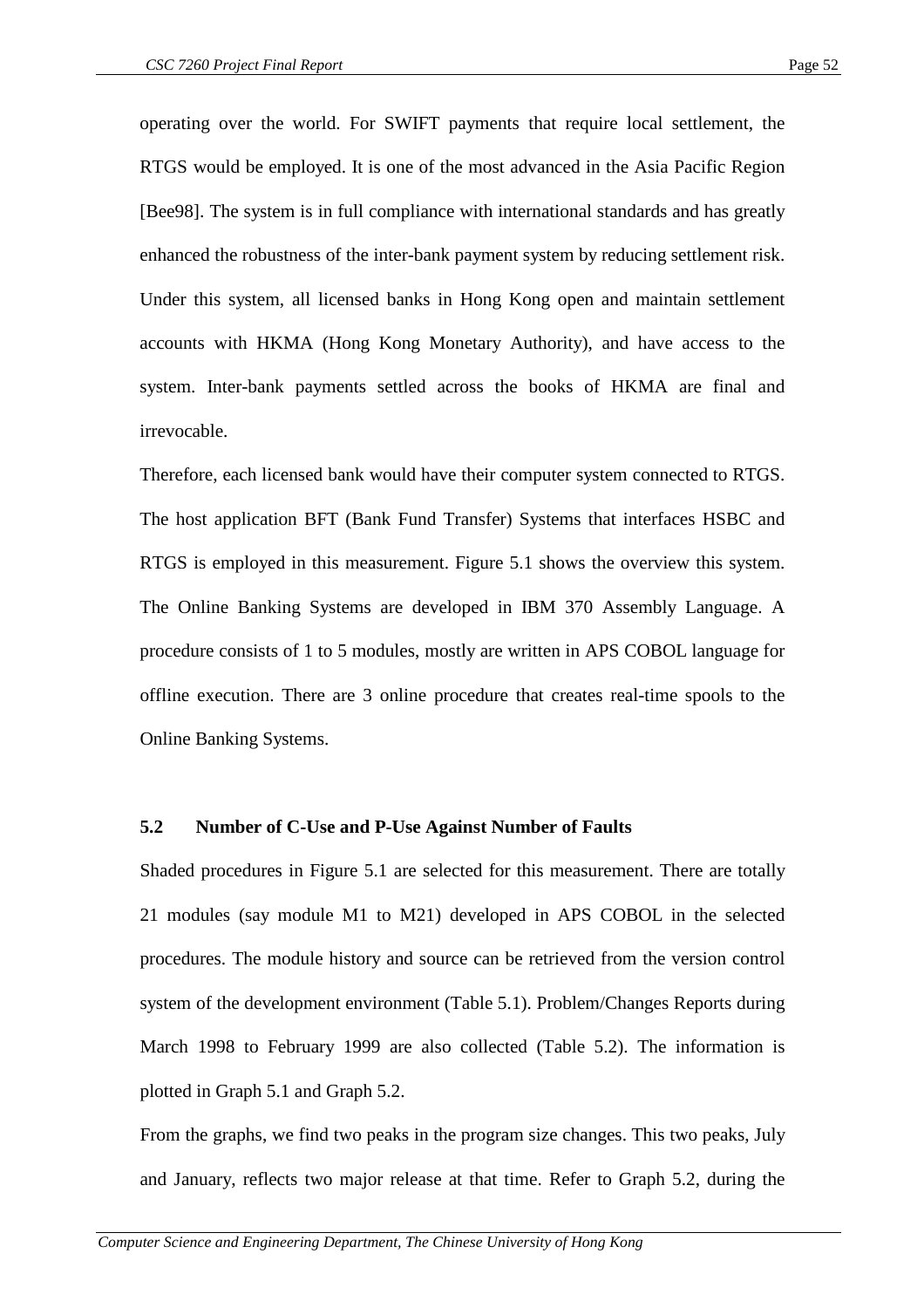operating over the world. For SWIFT payments that require local settlement, the RTGS would be employed. It is one of the most advanced in the Asia Pacific Region [Bee98]. The system is in full compliance with international standards and has greatly enhanced the robustness of the inter-bank payment system by reducing settlement risk. Under this system, all licensed banks in Hong Kong open and maintain settlement accounts with HKMA (Hong Kong Monetary Authority), and have access to the system. Inter-bank payments settled across the books of HKMA are final and irrevocable.

Therefore, each licensed bank would have their computer system connected to RTGS. The host application BFT (Bank Fund Transfer) Systems that interfaces HSBC and RTGS is employed in this measurement. Figure 5.1 shows the overview this system. The Online Banking Systems are developed in IBM 370 Assembly Language. A procedure consists of 1 to 5 modules, mostly are written in APS COBOL language for offline execution. There are 3 online procedure that creates real-time spools to the Online Banking Systems.

### 5.2 Number of C-Use and P-Use Against Number of Faults

Shaded procedures in Figure 5.1 are selected for this measurement. There are totally 21 modules (say module M1 to M21) developed in APS COBOL in the selected procedures. The module history and source can be retrieved from the version control system of the development environment (Table 5.1). Problem/Changes Reports during March 1998 to February 1999 are also collected (Table 5.2). The information is plotted in Graph 5.1 and Graph 5.2.

From the graphs, we find two peaks in the program size changes. This two peaks, July and January, reflects two major release at that time. Refer to Graph 5.2, during the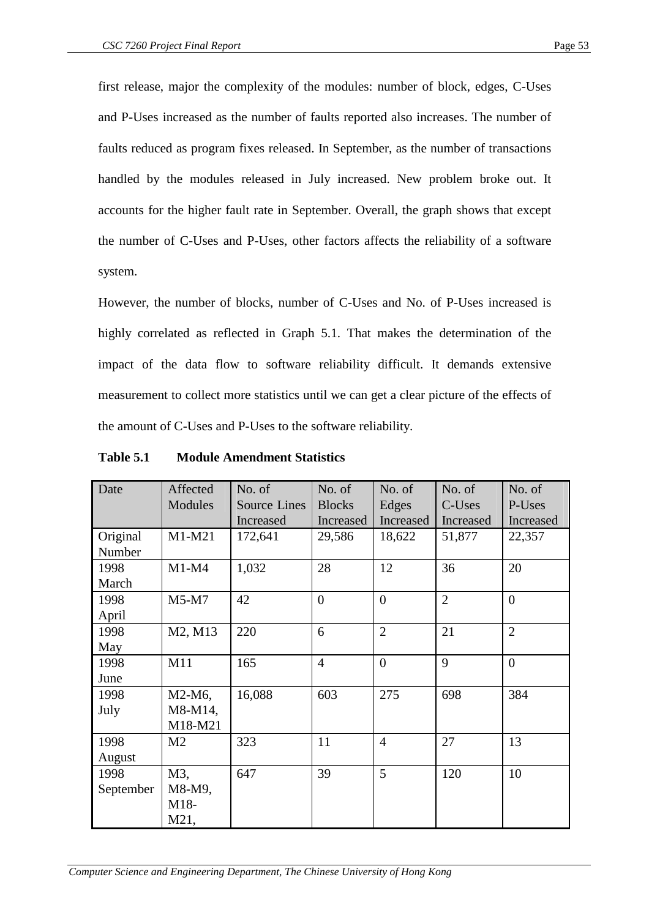first release, major the complexity of the modules: number of block, edges, C-Uses and P-Uses increased as the number of faults reported also increases. The number of faults reduced as program fixes released. In September, as the number of transactions handled by the modules released in July increased. New problem broke out. It accounts for the higher fault rate in September. Overall, the graph shows that except the number of C-Uses and P-Uses, other factors affects the reliability of a software system.

However, the number of blocks, number of C-Uses and No. of P-Uses increased is highly correlated as reflected in Graph 5.1. That makes the determination of the impact of the data flow to software reliability difficult. It demands extensive measurement to collect more statistics until we can get a clear picture of the effects of the amount of C-Uses and P-Uses to the software reliability.

**Table 5.1 Module Amendment Statistics**

| Date | Affected Modules | No. of Source Lines Increased | No. of Blocks Increased | No. of Edges Increased | No. of C-Uses Increased | No. of P-Uses Increased |
|---|---|---|---|---|---|---|
| Original Number | M1-M21 | 172,641 | 29,586 | 18,622 | 51,877 | 22,357 |
| 1998 March | M1-M4 | 1,032 | 28 | 12 | 36 | 20 |
| 1998 April | M5-M7 | 42 | 0 | 0 | 2 | 0 |
| 1998 May | M2, M13 | 220 | 6 | 2 | 21 | 2 |
| 1998 June | M11 | 165 | 4 | 0 | 9 | 0 |
| 1998 July | M2-M6, M8-M14, M18-M21 | 16,088 | 603 | 275 | 698 | 384 |
| 1998 August | M2 | 323 | 11 | 4 | 27 | 13 |
| 1998 September | M3, M8-M9, M18-M21, | 647 | 39 | 5 | 120 | 10 |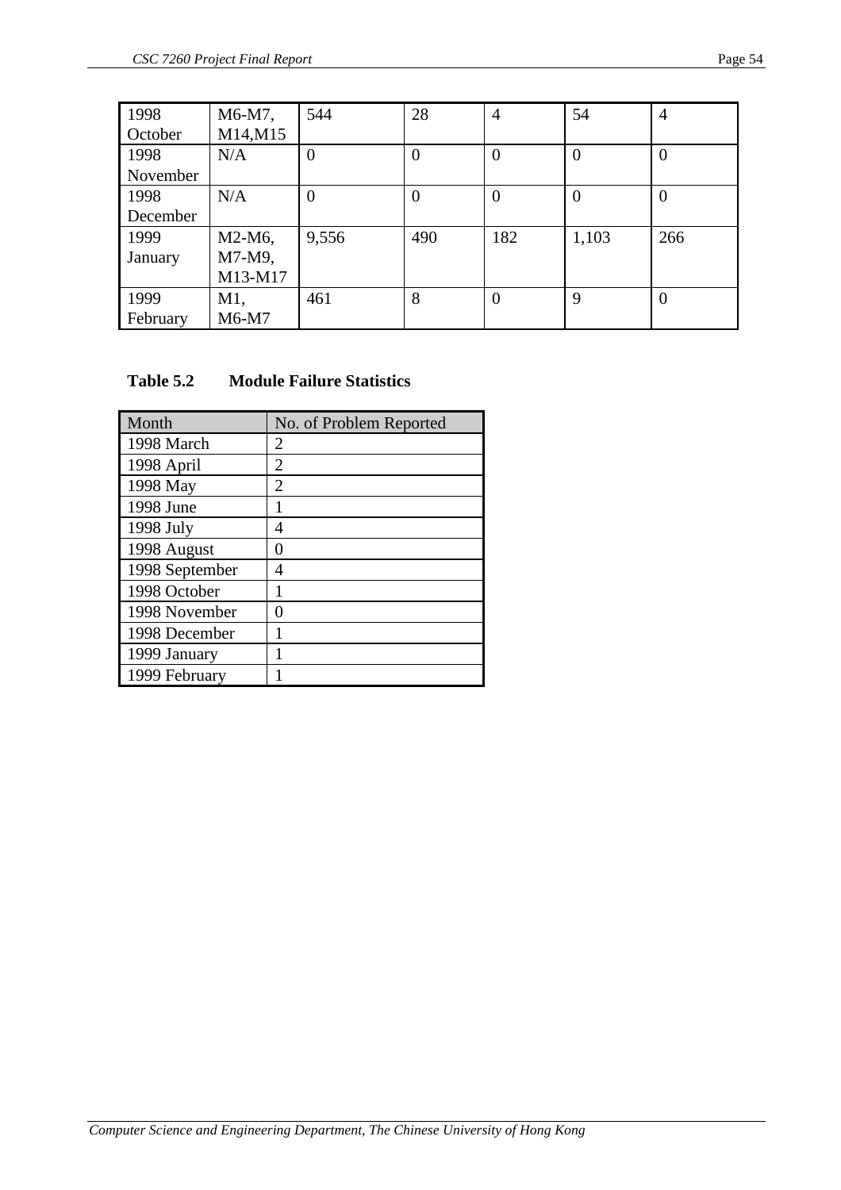| | | | | | | |
|---|---|---|---|---|---|---|
| 1998 October | M6-M7, M14,M15 | 544 | 28 | 4 | 54 | 4 |
| 1998 November | N/A | 0 | 0 | 0 | 0 | 0 |
| 1998 December | N/A | 0 | 0 | 0 | 0 | 0 |
| 1999 January | M2-M6, M7-M9, M13-M17 | 9,556 | 490 | 182 | 1,103 | 266 |
| 1999 February | M1, M6-M7 | 461 | 8 | 0 | 9 | 0 |

**Table 5.2 Module Failure Statistics**

| Month | No. of Problem Reported |
|---|---|
| 1998 March | 2 |
| 1998 April | 2 |
| 1998 May | 2 |
| 1998 June | 1 |
| 1998 July | 4 |
| 1998 August | 0 |
| 1998 September | 4 |
| 1998 October | 1 |
| 1998 November | 0 |
| 1998 December | 1 |
| 1999 January | 1 |
| 1999 February | 1 |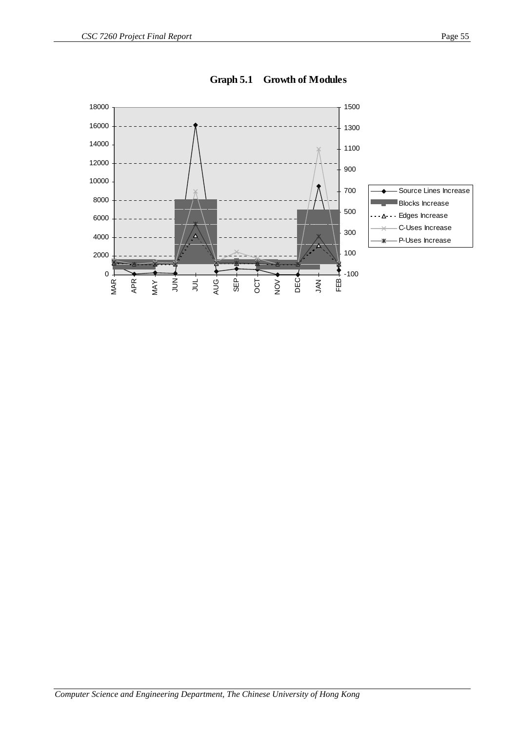**Graph 5.1 Growth of Modules**

18000
16000
14000
12000
10000
8000
6000
4000
2000
0

1500
1300
1100
900
700
500
300
100
-100

MAR
APR
MAY
JUN
JUL
AUG
SEP
OCT
NOV
DEC
JAN
FEB

Source Lines Increase
Blocks Increase
Edges Increase
C-Uses Increase
P-Uses Increase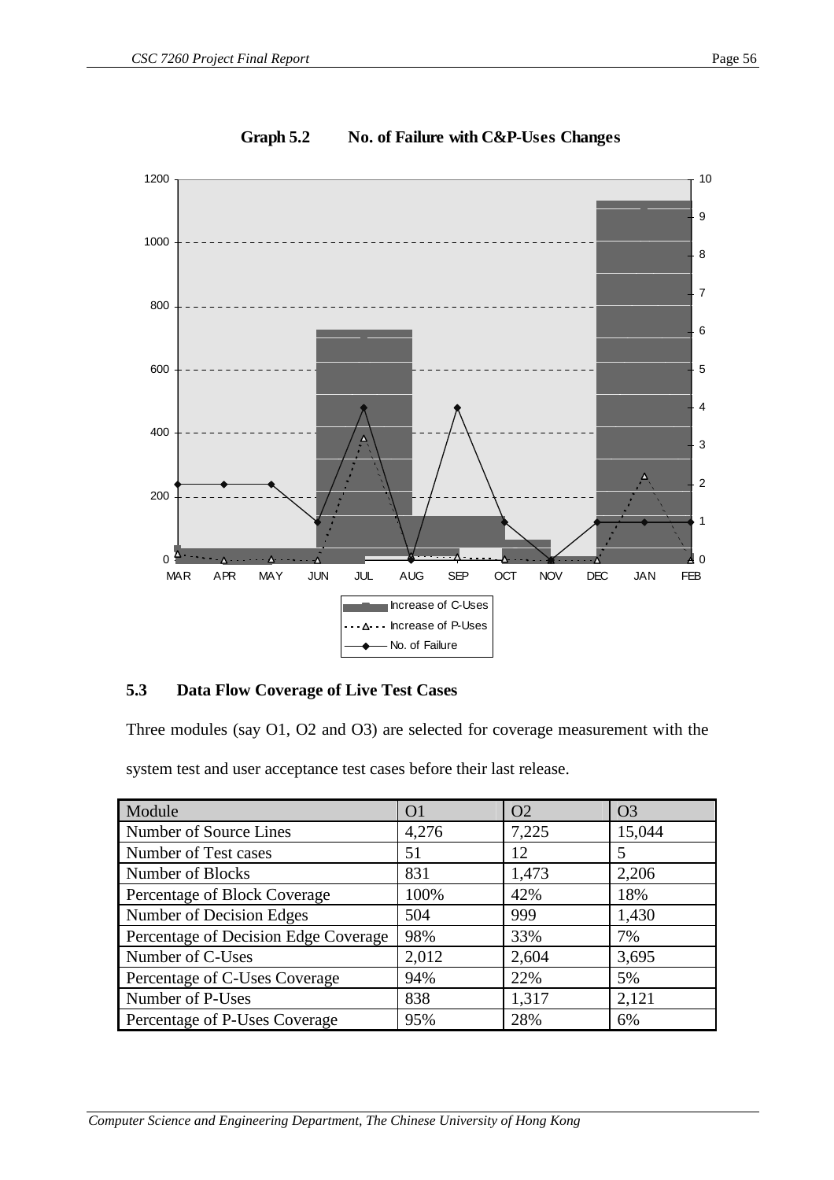**Graph 5.2 No. of Failure with C&P-Uses Changes**

1200
1000
800
600
400
200
0

10
9
8
7
6
5
4
3
2
1
0

MAR APR MAY JUN JUL AUG SEP OCT NOV DEC JAN FEB

Increase of C-Uses
Increase of P-Uses
No. of Failure

### 5.3 Data Flow Coverage of Live Test Cases

Three modules (say O1, O2 and O3) are selected for coverage measurement with the system test and user acceptance test cases before their last release.

| Module | O1 | O2 | O3 |
|---|---|---|---|
| Number of Source Lines | 4,276 | 7,225 | 15,044 |
| Number of Test cases | 51 | 12 | 5 |
| Number of Blocks | 831 | 1,473 | 2,206 |
| Percentage of Block Coverage | 100% | 42% | 18% |
| Number of Decision Edges | 504 | 999 | 1,430 |
| Percentage of Decision Edge Coverage | 98% | 33% | 7% |
| Number of C-Uses | 2,012 | 2,604 | 3,695 |
| Percentage of C-Uses Coverage | 94% | 22% | 5% |
| Number of P-Uses | 838 | 1,317 | 2,121 |
| Percentage of P-Uses Coverage | 95% | 28% | 6% |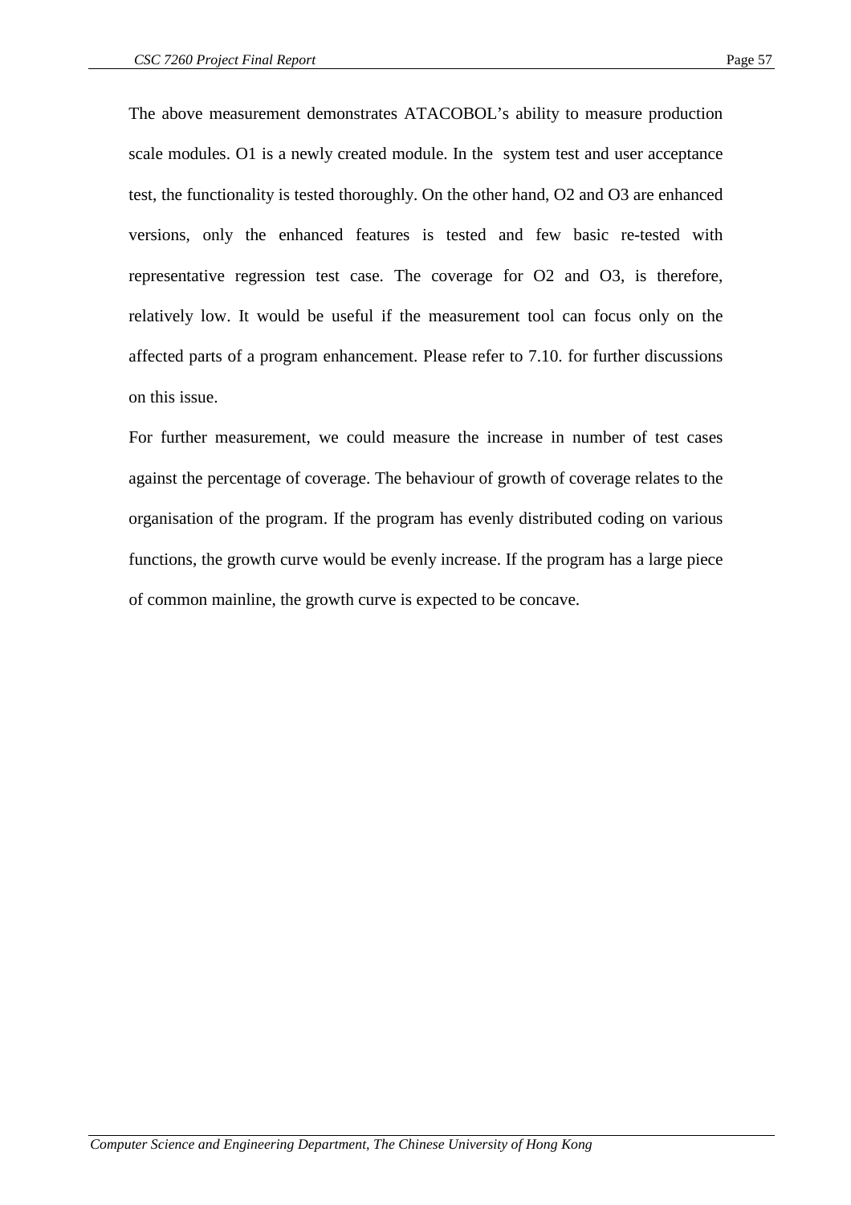The above measurement demonstrates ATACOBOL's ability to measure production scale modules. O1 is a newly created module. In the system test and user acceptance test, the functionality is tested thoroughly. On the other hand, O2 and O3 are enhanced versions, only the enhanced features is tested and few basic re-tested with representative regression test case. The coverage for O2 and O3, is therefore, relatively low. It would be useful if the measurement tool can focus only on the affected parts of a program enhancement. Please refer to 7.10. for further discussions on this issue.

For further measurement, we could measure the increase in number of test cases against the percentage of coverage. The behaviour of growth of coverage relates to the organisation of the program. If the program has evenly distributed coding on various functions, the growth curve would be evenly increase. If the program has a large piece of common mainline, the growth curve is expected to be concave.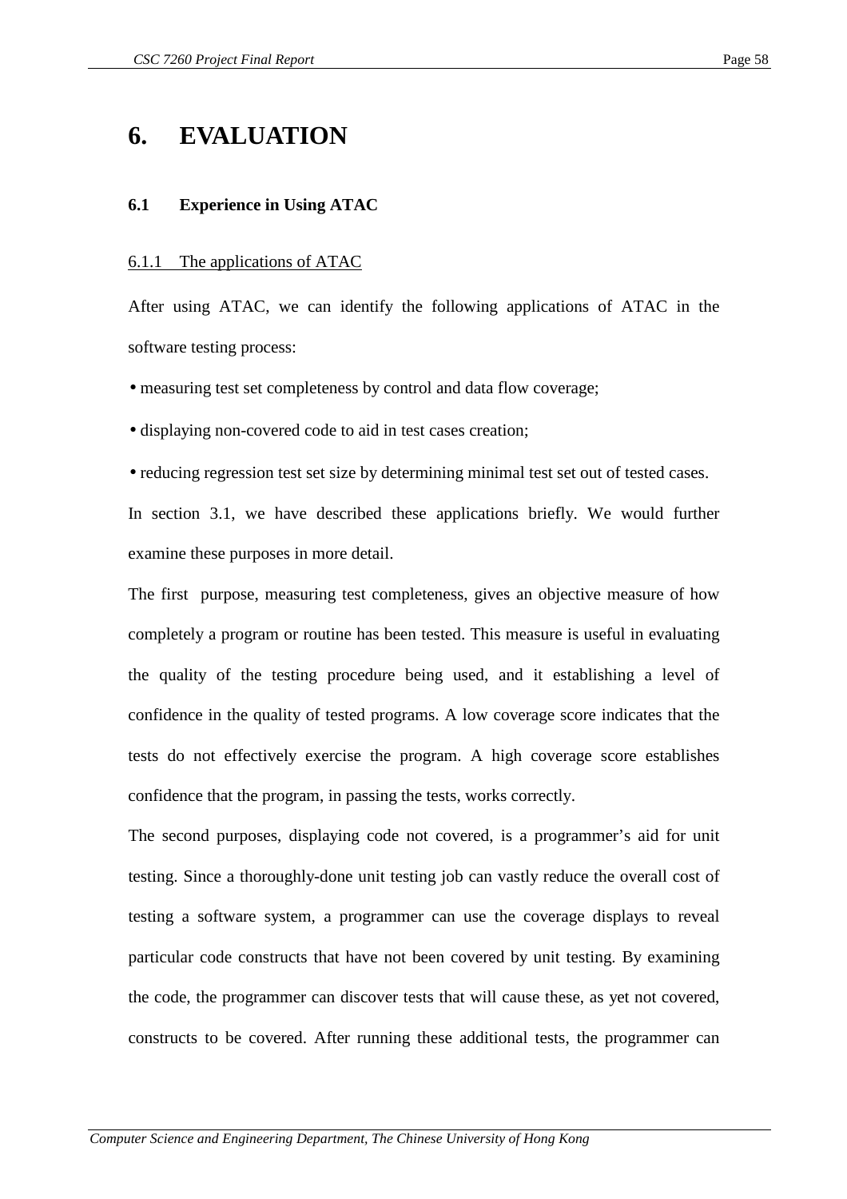# 6. EVALUATION

## 6.1 Experience in Using ATAC

### 6.1.1 The applications of ATAC

After using ATAC, we can identify the following applications of ATAC in the software testing process:

- measuring test set completeness by control and data flow coverage;
- displaying non-covered code to aid in test cases creation;
- reducing regression test set size by determining minimal test set out of tested cases.

In section 3.1, we have described these applications briefly. We would further examine these purposes in more detail.

The first purpose, measuring test completeness, gives an objective measure of how completely a program or routine has been tested. This measure is useful in evaluating the quality of the testing procedure being used, and it establishing a level of confidence in the quality of tested programs. A low coverage score indicates that the tests do not effectively exercise the program. A high coverage score establishes confidence that the program, in passing the tests, works correctly.

The second purposes, displaying code not covered, is a programmer's aid for unit testing. Since a thoroughly-done unit testing job can vastly reduce the overall cost of testing a software system, a programmer can use the coverage displays to reveal particular code constructs that have not been covered by unit testing. By examining the code, the programmer can discover tests that will cause these, as yet not covered, constructs to be covered. After running these additional tests, the programmer can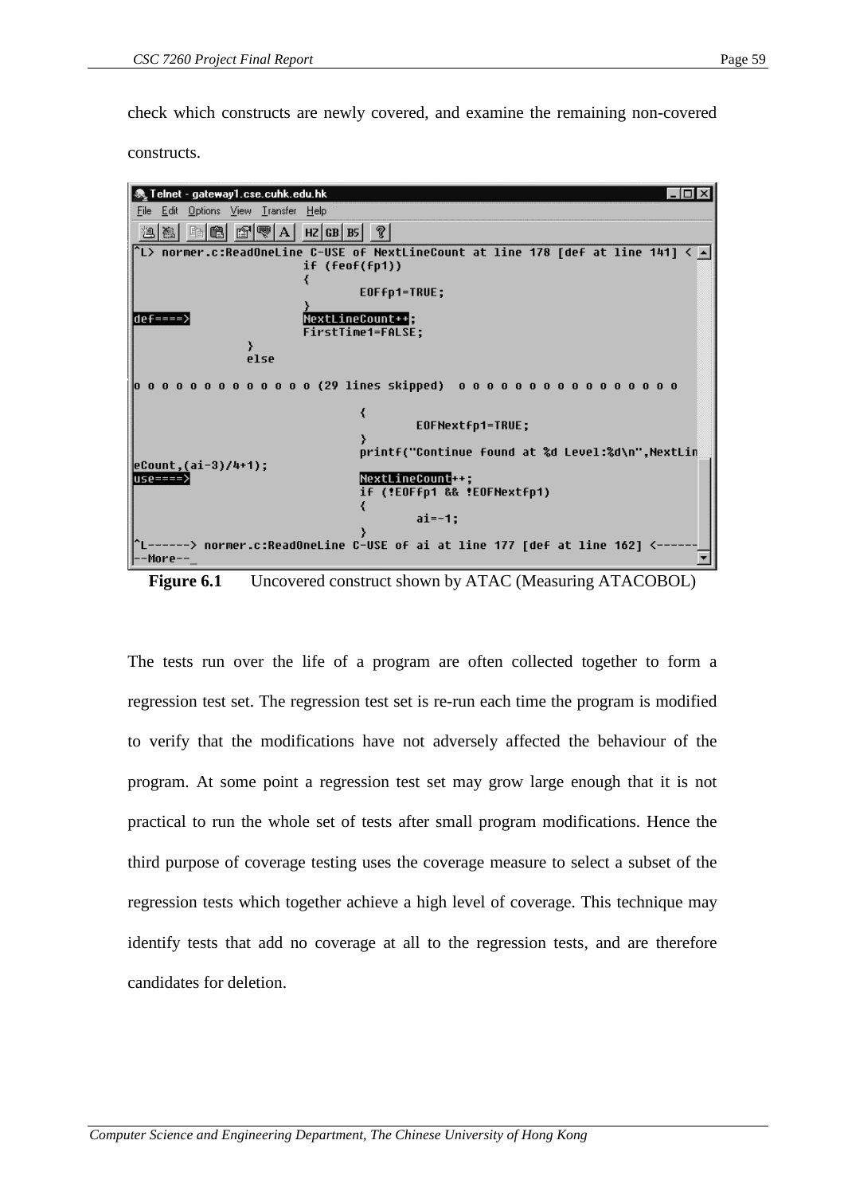check which constructs are newly covered, and examine the remaining non-covered constructs.

```
^L> normer.c:ReadOneLine C-USE of NextLineCount at line 178 [def at line 141] <
                        if (feof(fp1))
                        {
                                EOFfp1=TRUE;
                        }
def====>                NextLineCount++;
                        FirstTime1=FALSE;
                }
                else

o o o o o o o o o o o o o (29 lines skipped)  o o o o o o o o o o o o o o o o o

                                {
                                        EOFNextfp1=TRUE;
                                }
                                printf("Continue found at %d Level:%d\n",NextLin
eCount,(ai-3)/4+1);
use====>                        NextLineCount++;
                                if (!EOFfp1 && !EOFNextfp1)
                                {
                                        ai=-1;
                                }
^L------> normer.c:ReadOneLine C-USE of ai at line 177 [def at line 162] <------
--More--_
```

**Figure 6.1** Uncovered construct shown by ATAC (Measuring ATACOBOL)

The tests run over the life of a program are often collected together to form a regression test set. The regression test set is re-run each time the program is modified to verify that the modifications have not adversely affected the behaviour of the program. At some point a regression test set may grow large enough that it is not practical to run the whole set of tests after small program modifications. Hence the third purpose of coverage testing uses the coverage measure to select a subset of the regression tests which together achieve a high level of coverage. This technique may identify tests that add no coverage at all to the regression tests, and are therefore candidates for deletion.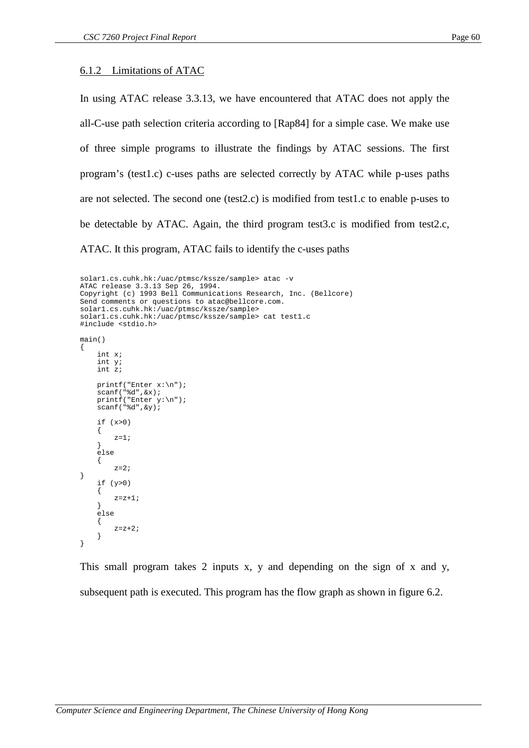### 6.1.2 Limitations of ATAC

In using ATAC release 3.3.13, we have encountered that ATAC does not apply the all-C-use path selection criteria according to [Rap84] for a simple case. We make use of three simple programs to illustrate the findings by ATAC sessions. The first program's (test1.c) c-uses paths are selected correctly by ATAC while p-uses paths are not selected. The second one (test2.c) is modified from test1.c to enable p-uses to be detectable by ATAC. Again, the third program test3.c is modified from test2.c, ATAC. It this program, ATAC fails to identify the c-uses paths

```
solar1.cs.cuhk.hk:/uac/ptmsc/kssze/sample> atac -v
ATAC release 3.3.13 Sep 26, 1994.
Copyright (c) 1993 Bell Communications Research, Inc. (Bellcore)
Send comments or questions to atac@bellcore.com.
solar1.cs.cuhk.hk:/uac/ptmsc/kssze/sample>
solar1.cs.cuhk.hk:/uac/ptmsc/kssze/sample> cat test1.c
#include <stdio.h>

main()
{
    int x;
    int y;
    int z;

    printf("Enter x:\n");
    scanf("%d",&x);
    printf("Enter y:\n");
    scanf("%d",&y);

    if (x>0)
    {
        z=1;
    }
    else
    {
        z=2;
}
    if (y>0)
    {
        z=z+1;
    }
    else
    {
        z=z+2;
    }
}
```

This small program takes 2 inputs x, y and depending on the sign of x and y, subsequent path is executed. This program has the flow graph as shown in figure 6.2.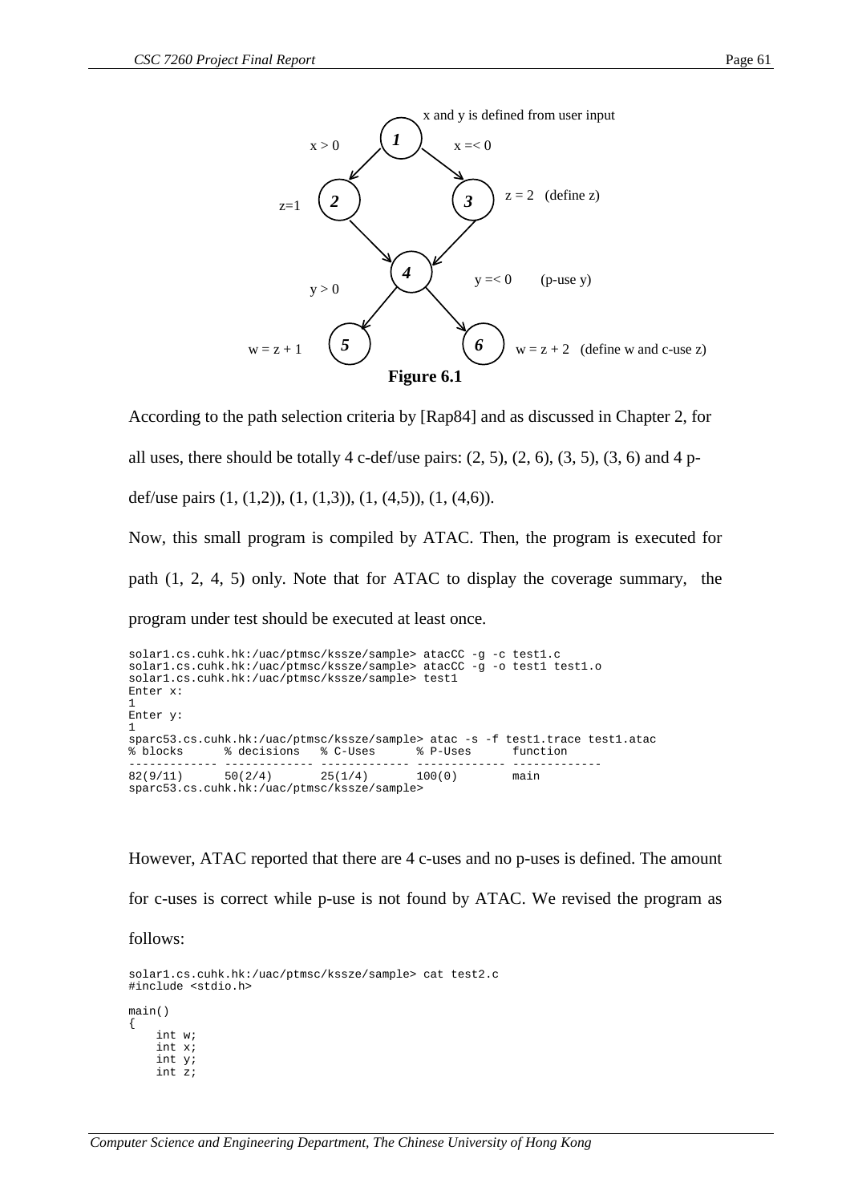x and y is defined from user input

1

x > 0

x =< 0

2

z=1

3

z = 2 (define z)

4

y > 0

y =< 0 (p-use y)

5

w = z + 1

6

w = z + 2 (define w and c-use z)

**Figure 6.1**

According to the path selection criteria by [Rap84] and as discussed in Chapter 2, for all uses, there should be totally 4 c-def/use pairs: (2, 5), (2, 6), (3, 5), (3, 6) and 4 p-def/use pairs (1, (1,2)), (1, (1,3)), (1, (4,5)), (1, (4,6)).

Now, this small program is compiled by ATAC. Then, the program is executed for path (1, 2, 4, 5) only. Note that for ATAC to display the coverage summary, the program under test should be executed at least once.

```
solar1.cs.cuhk.hk:/uac/ptmsc/kssze/sample> atacCC -g -c test1.c
solar1.cs.cuhk.hk:/uac/ptmsc/kssze/sample> atacCC -g -o test1 test1.o
solar1.cs.cuhk.hk:/uac/ptmsc/kssze/sample> test1
Enter x:
1
Enter y:
1
sparc53.cs.cuhk.hk:/uac/ptmsc/kssze/sample> atac -s -f test1.trace test1.atac
% blocks      % decisions   % C-Uses      % P-Uses      function
------------- ------------- ------------- ------------- -------------
82(9/11)      50(2/4)       25(1/4)       100(0)        main
sparc53.cs.cuhk.hk:/uac/ptmsc/kssze/sample>
```

However, ATAC reported that there are 4 c-uses and no p-uses is defined. The amount for c-uses is correct while p-use is not found by ATAC. We revised the program as follows:

```
solar1.cs.cuhk.hk:/uac/ptmsc/kssze/sample> cat test2.c
#include <stdio.h>

main()
{
    int w;
    int x;
    int y;
    int z;
```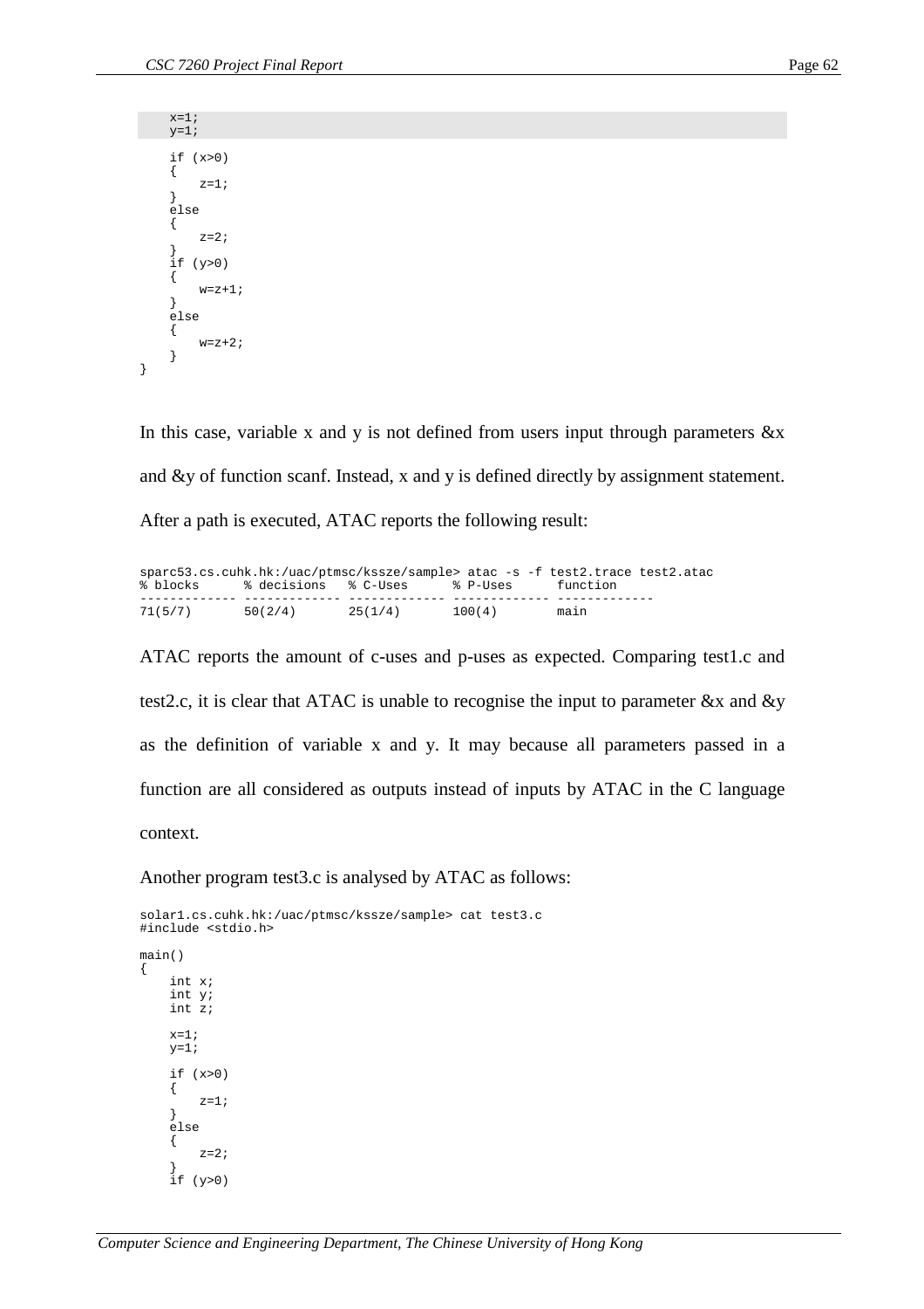```
    x=1;
    y=1;

    if (x>0)
    {
        z=1;
    }
    else
    {
        z=2;
    }
    if (y>0)
    {
        w=z+1;
    }
    else
    {
        w=z+2;
    }
}
```

In this case, variable x and y is not defined from users input through parameters &x and &y of function scanf. Instead, x and y is defined directly by assignment statement. After a path is executed, ATAC reports the following result:

```
sparc53.cs.cuhk.hk:/uac/ptmsc/kssze/sample> atac -s -f test2.trace test2.atac
% blocks      % decisions   % C-Uses      % P-Uses      function
------------- ------------- ------------- ------------- -------------
71(5/7)       50(2/4)       25(1/4)       100(4)        main
```

ATAC reports the amount of c-uses and p-uses as expected. Comparing test1.c and test2.c, it is clear that ATAC is unable to recognise the input to parameter &x and &y as the definition of variable x and y. It may because all parameters passed in a function are all considered as outputs instead of inputs by ATAC in the C language context.

Another program test3.c is analysed by ATAC as follows:

```
solar1.cs.cuhk.hk:/uac/ptmsc/kssze/sample> cat test3.c
#include <stdio.h>

main()
{
    int x;
    int y;
    int z;

    x=1;
    y=1;

    if (x>0)
    {
        z=1;
    }
    else
    {
        z=2;
    }
    if (y>0)
```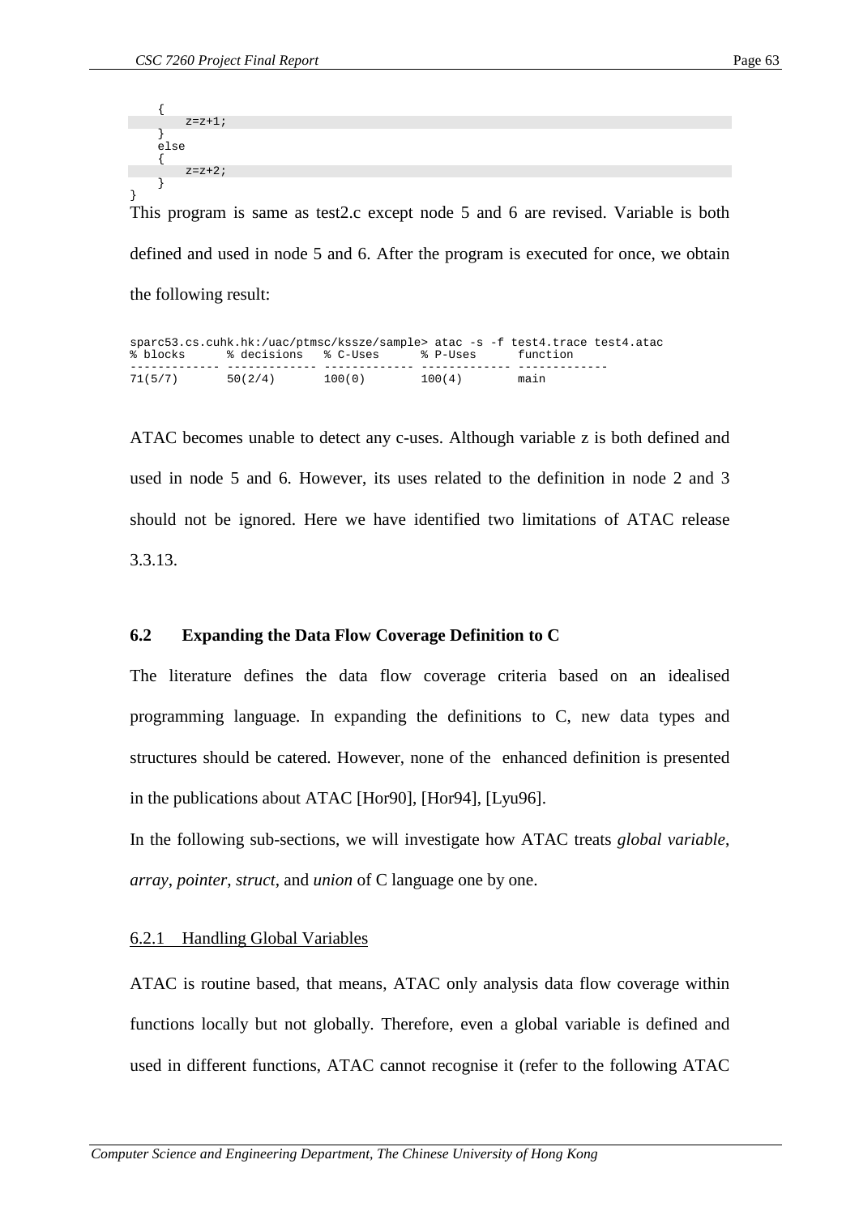```
    {
        z=z+1;
    }
    else
    {
        z=z+2;
    }
}
```

This program is same as test2.c except node 5 and 6 are revised. Variable is both defined and used in node 5 and 6. After the program is executed for once, we obtain the following result:

```
sparc53.cs.cuhk.hk:/uac/ptmsc/kssze/sample> atac -s -f test4.trace test4.atac
% blocks      % decisions   % C-Uses      % P-Uses      function
------------- ------------- ------------- ------------- -------------
71(5/7)       50(2/4)       100(0)        100(4)        main
```

ATAC becomes unable to detect any c-uses. Although variable z is both defined and used in node 5 and 6. However, its uses related to the definition in node 2 and 3 should not be ignored. Here we have identified two limitations of ATAC release 3.3.13.

## 6.2 Expanding the Data Flow Coverage Definition to C

The literature defines the data flow coverage criteria based on an idealised programming language. In expanding the definitions to C, new data types and structures should be catered. However, none of the enhanced definition is presented in the publications about ATAC [Hor90], [Hor94], [Lyu96].

In the following sub-sections, we will investigate how ATAC treats *global variable*, *array*, *pointer*, *struct*, and *union* of C language one by one.

### 6.2.1 Handling Global Variables

ATAC is routine based, that means, ATAC only analysis data flow coverage within functions locally but not globally. Therefore, even a global variable is defined and used in different functions, ATAC cannot recognise it (refer to the following ATAC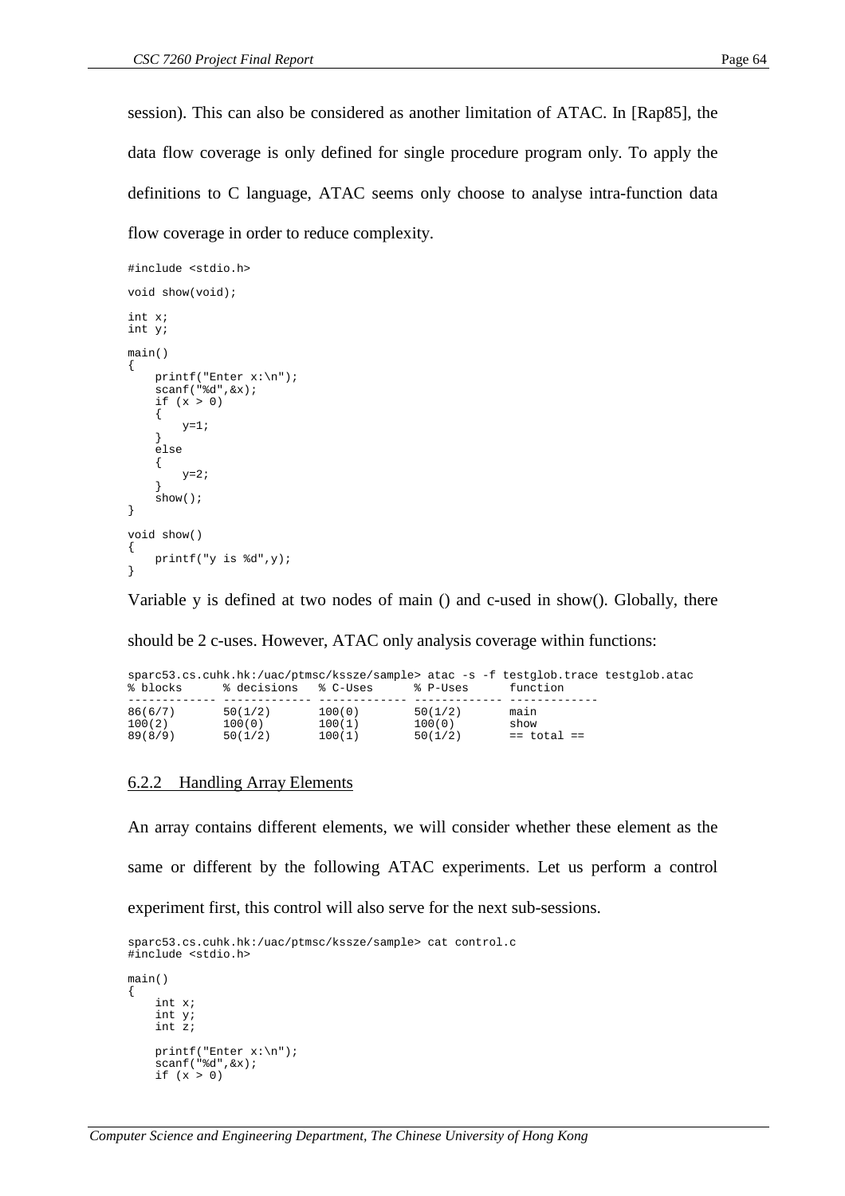session). This can also be considered as another limitation of ATAC. In [Rap85], the data flow coverage is only defined for single procedure program only. To apply the definitions to C language, ATAC seems only choose to analyse intra-function data flow coverage in order to reduce complexity.

```
#include <stdio.h>

void show(void);

int x;
int y;

main()
{
    printf("Enter x:\n");
    scanf("%d",&x);
    if (x > 0)
    {
        y=1;
    }
    else
    {
        y=2;
    }
    show();
}

void show()
{
    printf("y is %d",y);
}
```

Variable y is defined at two nodes of main () and c-used in show(). Globally, there should be 2 c-uses. However, ATAC only analysis coverage within functions:

```
sparc53.cs.cuhk.hk:/uac/ptmsc/kssze/sample> atac -s -f testglob.trace testglob.atac
% blocks      % decisions   % C-Uses      % P-Uses      function
------------- ------------- ------------- ------------- -------------
86(6/7)       50(1/2)       100(0)        50(1/2)       main
100(2)        100(0)        100(1)        100(0)        show
89(8/9)       50(1/2)       100(1)        50(1/2)       == total ==
```

### 6.2.2 Handling Array Elements

An array contains different elements, we will consider whether these element as the same or different by the following ATAC experiments. Let us perform a control experiment first, this control will also serve for the next sub-sessions.

```
sparc53.cs.cuhk.hk:/uac/ptmsc/kssze/sample> cat control.c
#include <stdio.h>

main()
{
    int x;
    int y;
    int z;

    printf("Enter x:\n");
    scanf("%d",&x);
    if (x > 0)
```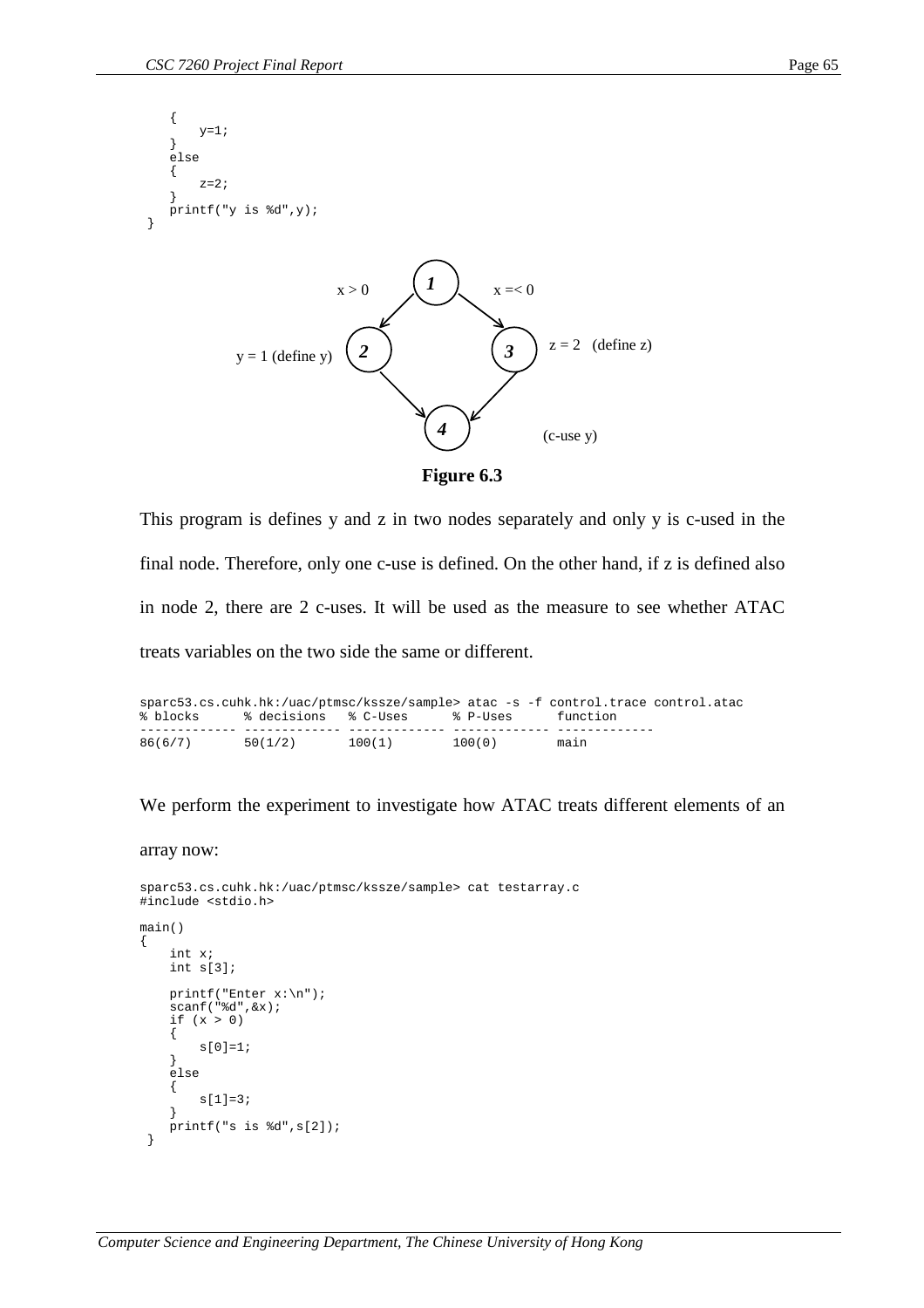```
    {
        y=1;
    }
    else
    {
        z=2;
    }
    printf("y is %d",y);
 }
```

x > 0

x =< 0

1

2

3

4

y = 1 (define y)

z = 2 (define z)

(c-use y)

**Figure 6.3**

This program is defines y and z in two nodes separately and only y is c-used in the final node. Therefore, only one c-use is defined. On the other hand, if z is defined also in node 2, there are 2 c-uses. It will be used as the measure to see whether ATAC treats variables on the two side the same or different.

```
sparc53.cs.cuhk.hk:/uac/ptmsc/kssze/sample> atac -s -f control.trace control.atac
% blocks      % decisions   % C-Uses      % P-Uses      function
------------- ------------- ------------- ------------- -------------
86(6/7)       50(1/2)       100(1)        100(0)        main
```

We perform the experiment to investigate how ATAC treats different elements of an array now:

```
sparc53.cs.cuhk.hk:/uac/ptmsc/kssze/sample> cat testarray.c
#include <stdio.h>

main()
{
    int x;
    int s[3];

    printf("Enter x:\n");
    scanf("%d",&x);
    if (x > 0)
    {
        s[0]=1;
    }
    else
    {
        s[1]=3;
    }
    printf("s is %d",s[2]);
 }
```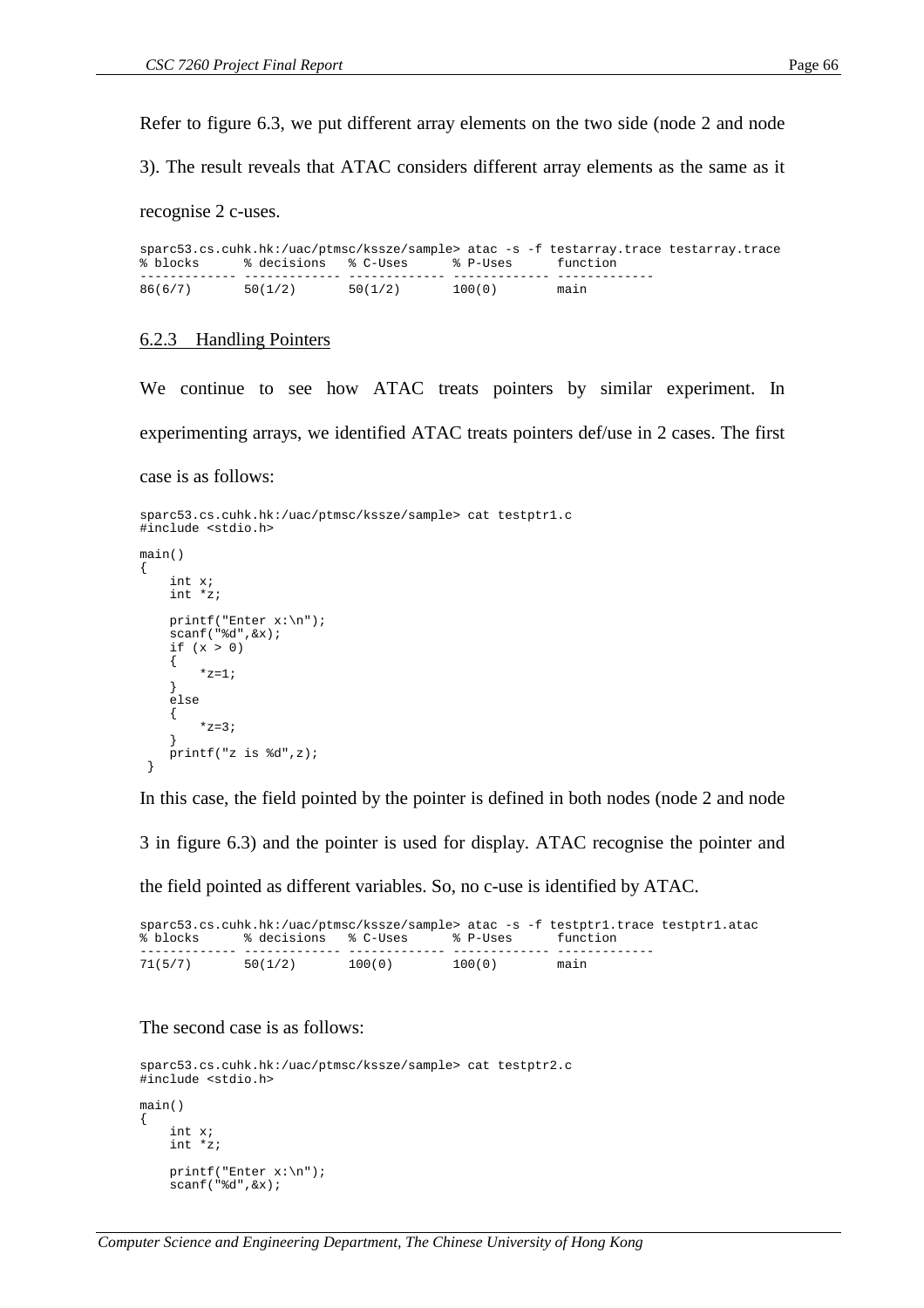Refer to figure 6.3, we put different array elements on the two side (node 2 and node 3). The result reveals that ATAC considers different array elements as the same as it recognise 2 c-uses.

```
sparc53.cs.cuhk.hk:/uac/ptmsc/kssze/sample> atac -s -f testarray.trace testarray.trace
% blocks      % decisions   % C-Uses      % P-Uses      function
------------- ------------- ------------- ------------- -------------
86(6/7)       50(1/2)       50(1/2)       100(0)        main
```

### 6.2.3 Handling Pointers

We continue to see how ATAC treats pointers by similar experiment. In experimenting arrays, we identified ATAC treats pointers def/use in 2 cases. The first case is as follows:

```
sparc53.cs.cuhk.hk:/uac/ptmsc/kssze/sample> cat testptr1.c
#include <stdio.h>

main()
{
    int x;
    int *z;

    printf("Enter x:\n");
    scanf("%d",&x);
    if (x > 0)
    {
        *z=1;
    }
    else
    {
        *z=3;
    }
    printf("z is %d",z);
 }
```

In this case, the field pointed by the pointer is defined in both nodes (node 2 and node 3 in figure 6.3) and the pointer is used for display. ATAC recognise the pointer and the field pointed as different variables. So, no c-use is identified by ATAC.

```
sparc53.cs.cuhk.hk:/uac/ptmsc/kssze/sample> atac -s -f testptr1.trace testptr1.atac
% blocks      % decisions   % C-Uses      % P-Uses      function
------------- ------------- ------------- ------------- -------------
71(5/7)       50(1/2)       100(0)        100(0)        main
```

The second case is as follows:

```
sparc53.cs.cuhk.hk:/uac/ptmsc/kssze/sample> cat testptr2.c
#include <stdio.h>

main()
{
    int x;
    int *z;

    printf("Enter x:\n");
    scanf("%d",&x);
```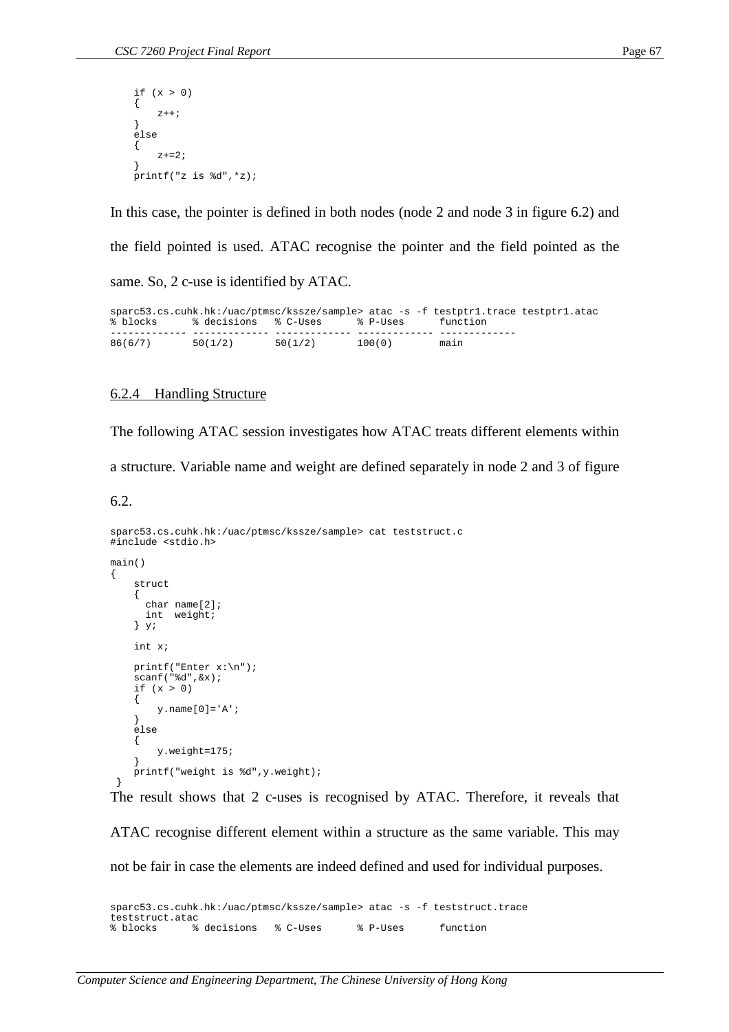```
    if (x > 0)
    {
        z++;
    }
    else
    {
        z+=2;
    }
    printf("z is %d",*z);
```

In this case, the pointer is defined in both nodes (node 2 and node 3 in figure 6.2) and the field pointed is used. ATAC recognise the pointer and the field pointed as the same. So, 2 c-use is identified by ATAC.

```
sparc53.cs.cuhk.hk:/uac/ptmsc/kssze/sample> atac -s -f testptr1.trace testptr1.atac
% blocks      % decisions   % C-Uses      % P-Uses      function
------------- ------------- ------------- ------------- -------------
86(6/7)       50(1/2)       50(1/2)       100(0)        main
```

### 6.2.4 Handling Structure

The following ATAC session investigates how ATAC treats different elements within a structure. Variable name and weight are defined separately in node 2 and 3 of figure 6.2.

```
sparc53.cs.cuhk.hk:/uac/ptmsc/kssze/sample> cat teststruct.c
#include <stdio.h>

main()
{
    struct
    {
      char name[2];
      int  weight;
    } y;

    int x;

    printf("Enter x:\n");
    scanf("%d",&x);
    if (x > 0)
    {
        y.name[0]='A';
    }
    else
    {
        y.weight=175;
    }
    printf("weight is %d",y.weight);
 }
```

The result shows that 2 c-uses is recognised by ATAC. Therefore, it reveals that ATAC recognise different element within a structure as the same variable. This may not be fair in case the elements are indeed defined and used for individual purposes.

```
sparc53.cs.cuhk.hk:/uac/ptmsc/kssze/sample> atac -s -f teststruct.trace
teststruct.atac
% blocks      % decisions   % C-Uses      % P-Uses      function
```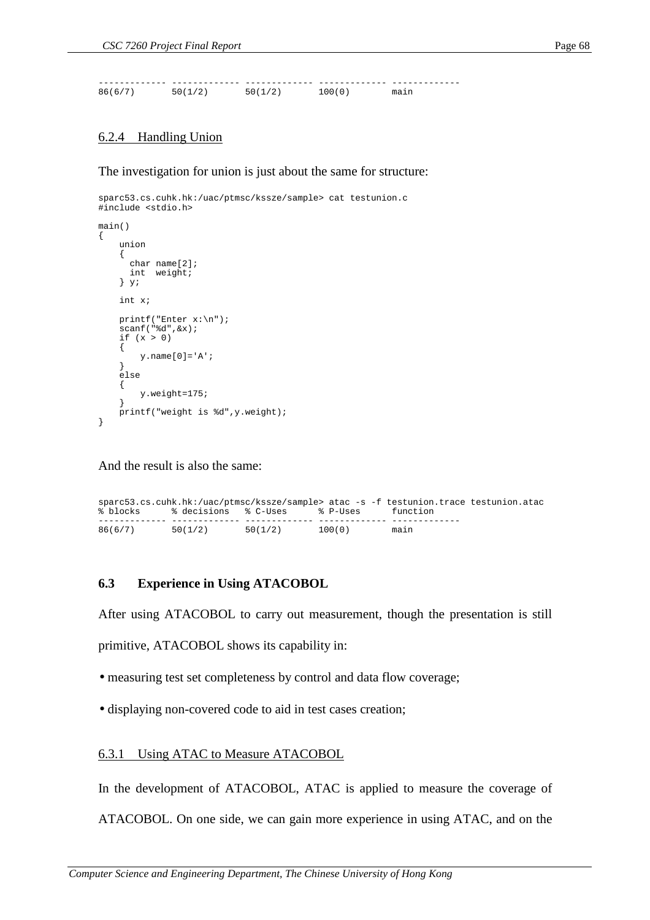```
------------- ------------- ------------- ------------- -------------
86(6/7)       50(1/2)       50(1/2)       100(0)        main
```

### 6.2.4 Handling Union

The investigation for union is just about the same for structure:

```
sparc53.cs.cuhk.hk:/uac/ptmsc/kssze/sample> cat testunion.c
#include <stdio.h>

main()
{
    union
    {
      char name[2];
      int  weight;
    } y;

    int x;

    printf("Enter x:\n");
    scanf("%d",&x);
    if (x > 0)
    {
        y.name[0]='A';
    }
    else
    {
        y.weight=175;
    }
    printf("weight is %d",y.weight);
}
```

And the result is also the same:

```
sparc53.cs.cuhk.hk:/uac/ptmsc/kssze/sample> atac -s -f testunion.trace testunion.atac
% blocks      % decisions   % C-Uses      % P-Uses      function
------------- ------------- ------------- ------------- -------------
86(6/7)       50(1/2)       50(1/2)       100(0)        main
```

## 6.3 Experience in Using ATACOBOL

After using ATACOBOL to carry out measurement, though the presentation is still primitive, ATACOBOL shows its capability in:

- measuring test set completeness by control and data flow coverage;
- displaying non-covered code to aid in test cases creation;

### 6.3.1 Using ATAC to Measure ATACOBOL

In the development of ATACOBOL, ATAC is applied to measure the coverage of ATACOBOL. On one side, we can gain more experience in using ATAC, and on the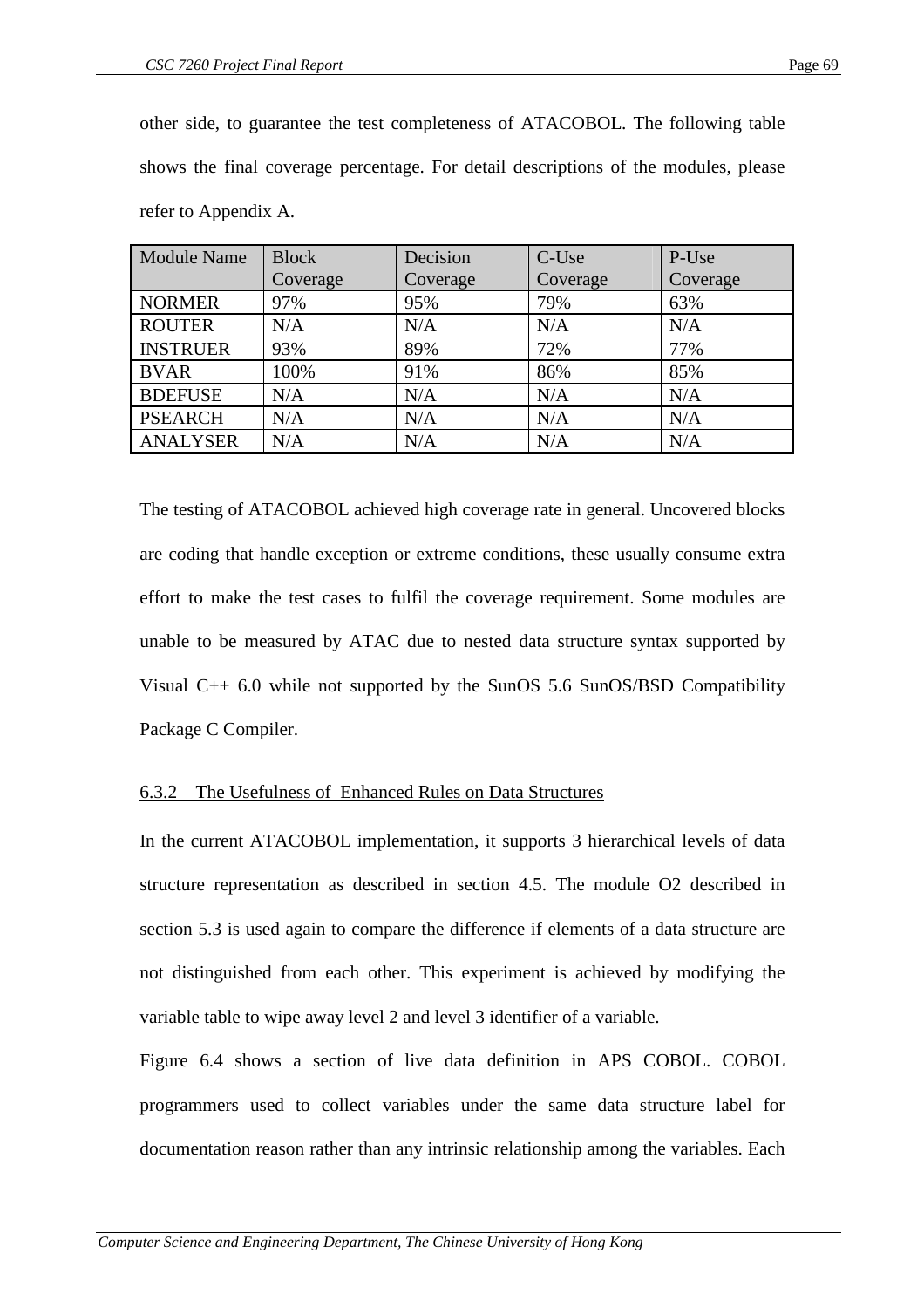other side, to guarantee the test completeness of ATACOBOL. The following table shows the final coverage percentage. For detail descriptions of the modules, please refer to Appendix A.

| Module Name | Block Coverage | Decision Coverage | C-Use Coverage | P-Use Coverage |
|---|---|---|---|---|
| NORMER | 97% | 95% | 79% | 63% |
| ROUTER | N/A | N/A | N/A | N/A |
| INSTRUER | 93% | 89% | 72% | 77% |
| BVAR | 100% | 91% | 86% | 85% |
| BDEFUSE | N/A | N/A | N/A | N/A |
| PSEARCH | N/A | N/A | N/A | N/A |
| ANALYSER | N/A | N/A | N/A | N/A |

The testing of ATACOBOL achieved high coverage rate in general. Uncovered blocks are coding that handle exception or extreme conditions, these usually consume extra effort to make the test cases to fulfil the coverage requirement. Some modules are unable to be measured by ATAC due to nested data structure syntax supported by Visual C++ 6.0 while not supported by the SunOS 5.6 SunOS/BSD Compatibility Package C Compiler.

### 6.3.2 The Usefulness of Enhanced Rules on Data Structures

In the current ATACOBOL implementation, it supports 3 hierarchical levels of data structure representation as described in section 4.5. The module O2 described in section 5.3 is used again to compare the difference if elements of a data structure are not distinguished from each other. This experiment is achieved by modifying the variable table to wipe away level 2 and level 3 identifier of a variable.

Figure 6.4 shows a section of live data definition in APS COBOL. COBOL programmers used to collect variables under the same data structure label for documentation reason rather than any intrinsic relationship among the variables. Each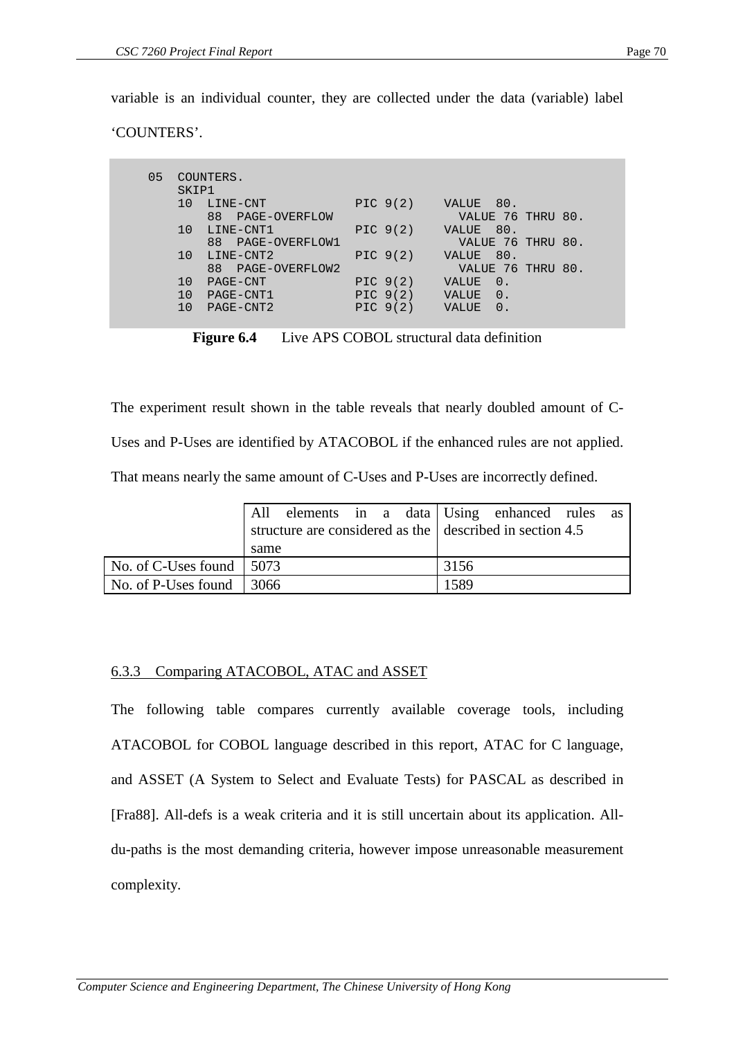variable is an individual counter, they are collected under the data (variable) label 'COUNTERS'.

```
05  COUNTERS.
    SKIP1
    10  LINE-CNT            PIC 9(2)    VALUE  80.
        88  PAGE-OVERFLOW                 VALUE 76 THRU 80.
    10  LINE-CNT1           PIC 9(2)    VALUE  80.
        88  PAGE-OVERFLOW1                VALUE 76 THRU 80.
    10  LINE-CNT2           PIC 9(2)    VALUE  80.
        88  PAGE-OVERFLOW2                VALUE 76 THRU 80.
    10  PAGE-CNT            PIC 9(2)    VALUE  0.
    10  PAGE-CNT1           PIC 9(2)    VALUE  0.
    10  PAGE-CNT2           PIC 9(2)    VALUE  0.
```

**Figure 6.4** Live APS COBOL structural data definition

The experiment result shown in the table reveals that nearly doubled amount of C-Uses and P-Uses are identified by ATACOBOL if the enhanced rules are not applied. That means nearly the same amount of C-Uses and P-Uses are incorrectly defined.

| | All elements in a data structure are considered as the same | Using enhanced rules as described in section 4.5 |
|---|---|---|
| No. of C-Uses found | 5073 | 3156 |
| No. of P-Uses found | 3066 | 1589 |

6.3.3 Comparing ATACOBOL, ATAC and ASSET

The following table compares currently available coverage tools, including ATACOBOL for COBOL language described in this report, ATAC for C language, and ASSET (A System to Select and Evaluate Tests) for PASCAL as described in [Fra88]. All-defs is a weak criteria and it is still uncertain about its application. All-du-paths is the most demanding criteria, however impose unreasonable measurement complexity.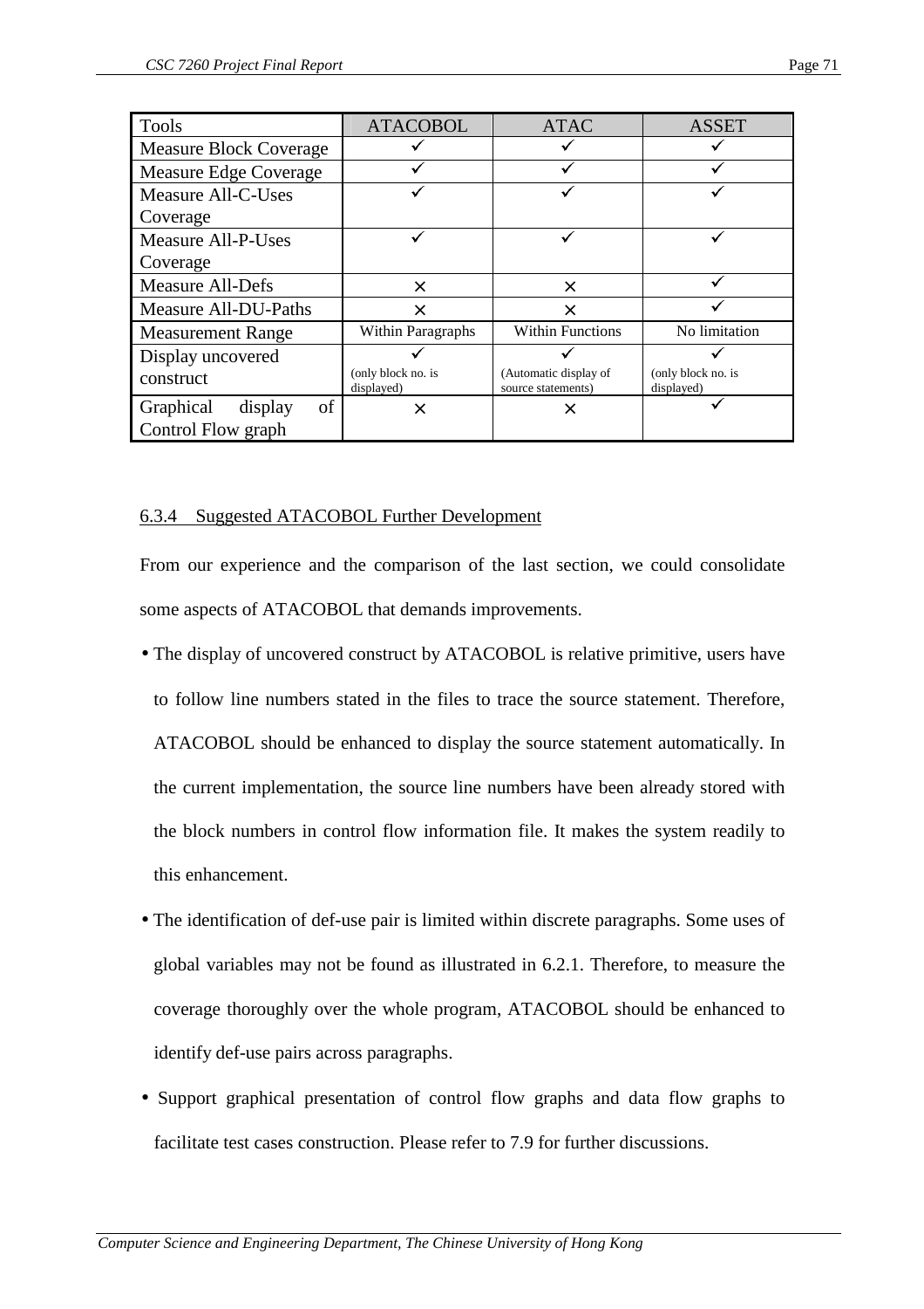| Tools | ATACOBOL | ATAC | ASSET |
|---|---|---|---|
| Measure Block Coverage | ✓ | ✓ | ✓ |
| Measure Edge Coverage | ✓ | ✓ | ✓ |
| Measure All-C-Uses Coverage | ✓ | ✓ | ✓ |
| Measure All-P-Uses Coverage | ✓ | ✓ | ✓ |
| Measure All-Defs | × | × | ✓ |
| Measure All-DU-Paths | × | × | ✓ |
| Measurement Range | Within Paragraphs | Within Functions | No limitation |
| Display uncovered construct | ✓ (only block no. is displayed) | ✓ (Automatic display of source statements) | ✓ (only block no. is displayed) |
| Graphical display of Control Flow graph | × | × | ✓ |

### 6.3.4 Suggested ATACOBOL Further Development

From our experience and the comparison of the last section, we could consolidate some aspects of ATACOBOL that demands improvements.

- The display of uncovered construct by ATACOBOL is relative primitive, users have to follow line numbers stated in the files to trace the source statement. Therefore, ATACOBOL should be enhanced to display the source statement automatically. In the current implementation, the source line numbers have been already stored with the block numbers in control flow information file. It makes the system readily to this enhancement.
- The identification of def-use pair is limited within discrete paragraphs. Some uses of global variables may not be found as illustrated in 6.2.1. Therefore, to measure the coverage thoroughly over the whole program, ATACOBOL should be enhanced to identify def-use pairs across paragraphs.
- Support graphical presentation of control flow graphs and data flow graphs to facilitate test cases construction. Please refer to 7.9 for further discussions.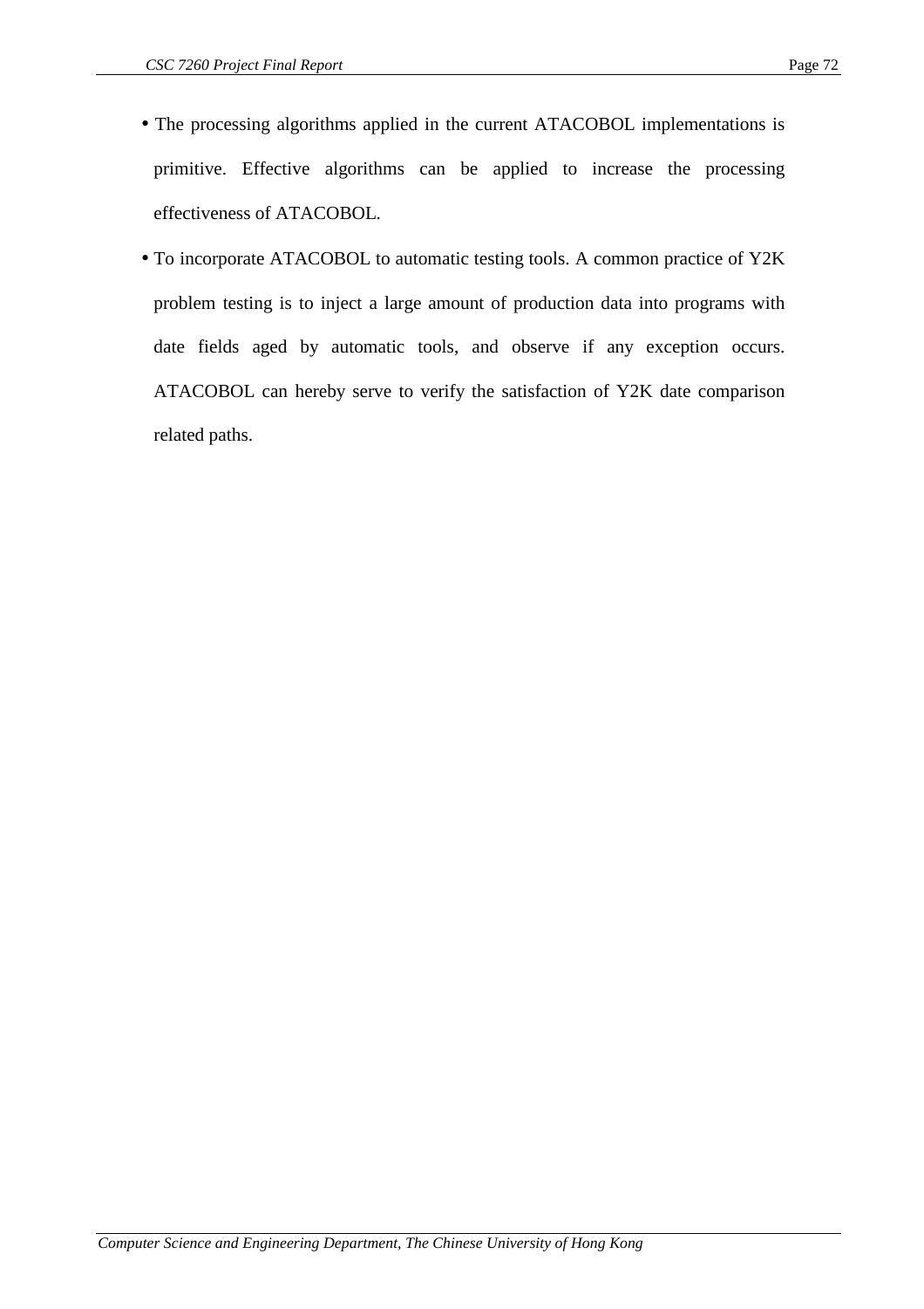- The processing algorithms applied in the current ATACOBOL implementations is primitive. Effective algorithms can be applied to increase the processing effectiveness of ATACOBOL.
- To incorporate ATACOBOL to automatic testing tools. A common practice of Y2K problem testing is to inject a large amount of production data into programs with date fields aged by automatic tools, and observe if any exception occurs. ATACOBOL can hereby serve to verify the satisfaction of Y2K date comparison related paths.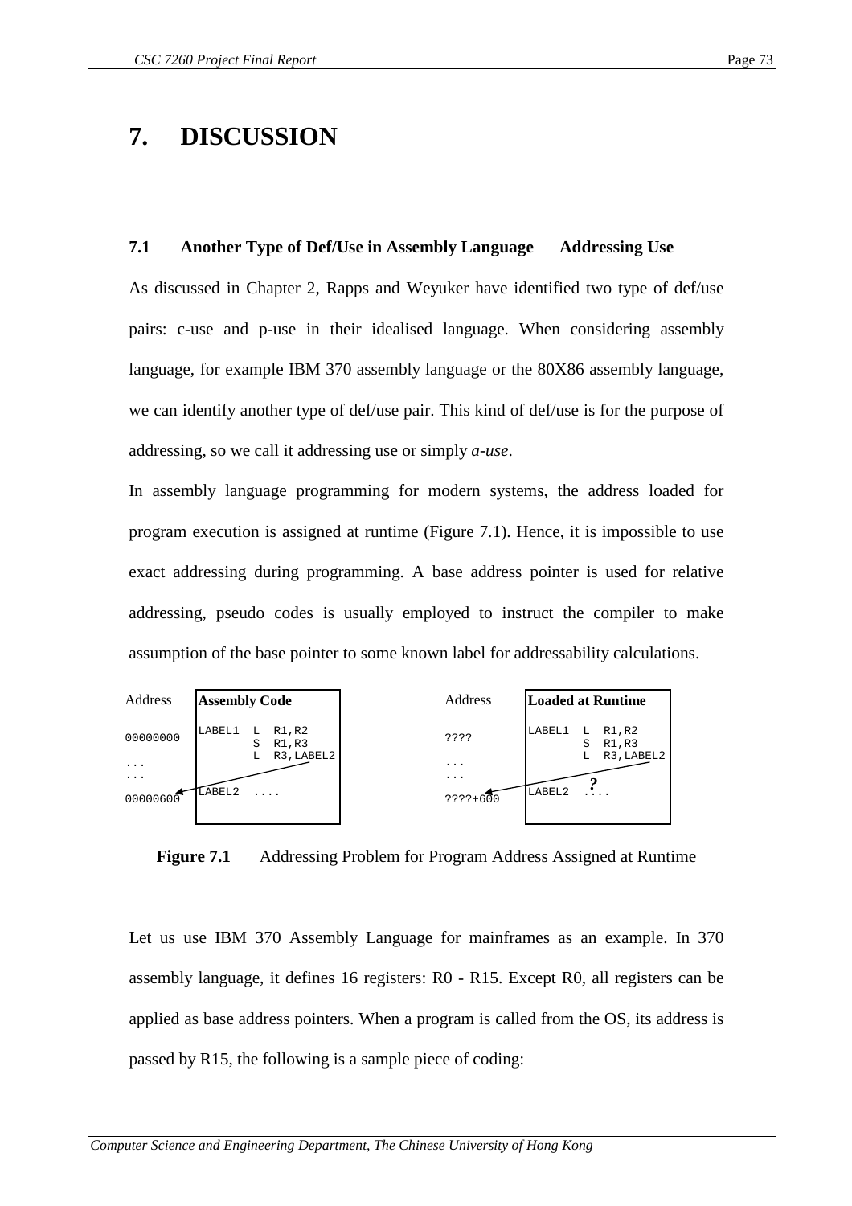# 7. DISCUSSION

### 7.1 Another Type of Def/Use in Assembly Language  Addressing Use

As discussed in Chapter 2, Rapps and Weyuker have identified two type of def/use pairs: c-use and p-use in their idealised language. When considering assembly language, for example IBM 370 assembly language or the 80X86 assembly language, we can identify another type of def/use pair. This kind of def/use is for the purpose of addressing, so we call it addressing use or simply *a-use*.

In assembly language programming for modern systems, the address loaded for program execution is assigned at runtime (Figure 7.1). Hence, it is impossible to use exact addressing during programming. A base address pointer is used for relative addressing, pseudo codes is usually employed to instruct the compiler to make assumption of the base pointer to some known label for addressability calculations.

```
Address     Assembly Code                 Address     Loaded at Runtime

00000000    LABEL1  L  R1,R2              ????        LABEL1  L  R1,R2
                    S  R1,R3                                  S  R1,R3
...                 L  R3,LABEL2          ...                 L  R3,LABEL2
...                                       ...                    ?
00000600    LABEL2  ....                  ????+600    LABEL2  ....
```

**Figure 7.1** Addressing Problem for Program Address Assigned at Runtime

Let us use IBM 370 Assembly Language for mainframes as an example. In 370 assembly language, it defines 16 registers: R0 - R15. Except R0, all registers can be applied as base address pointers. When a program is called from the OS, its address is passed by R15, the following is a sample piece of coding: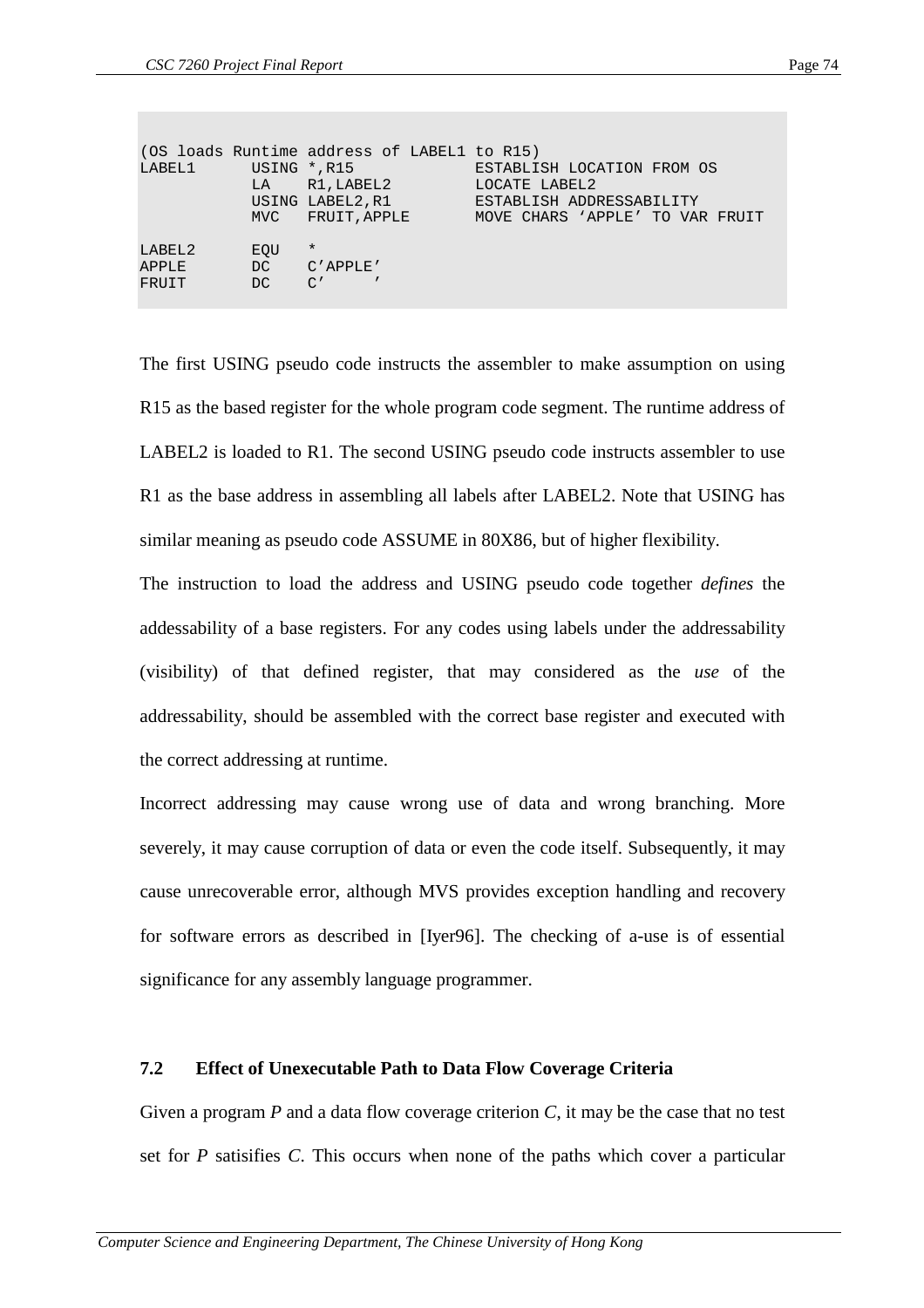```
(OS loads Runtime address of LABEL1 to R15)
LABEL1      USING *,R15             ESTABLISH LOCATION FROM OS
            LA    R1,LABEL2         LOCATE LABEL2
            USING LABEL2,R1         ESTABLISH ADDRESSABILITY
            MVC   FRUIT,APPLE       MOVE CHARS 'APPLE' TO VAR FRUIT

LABEL2      EQU   *
APPLE       DC    C'APPLE'
FRUIT       DC    C'     '
```

The first USING pseudo code instructs the assembler to make assumption on using R15 as the based register for the whole program code segment. The runtime address of LABEL2 is loaded to R1. The second USING pseudo code instructs assembler to use R1 as the base address in assembling all labels after LABEL2. Note that USING has similar meaning as pseudo code ASSUME in 80X86, but of higher flexibility.

The instruction to load the address and USING pseudo code together *defines* the addessability of a base registers. For any codes using labels under the addressability (visibility) of that defined register, that may considered as the *use* of the addressability, should be assembled with the correct base register and executed with the correct addressing at runtime.

Incorrect addressing may cause wrong use of data and wrong branching. More severely, it may cause corruption of data or even the code itself. Subsequently, it may cause unrecoverable error, although MVS provides exception handling and recovery for software errors as described in [Iyer96]. The checking of a-use is of essential significance for any assembly language programmer.

### 7.2 Effect of Unexecutable Path to Data Flow Coverage Criteria

Given a program *P* and a data flow coverage criterion *C*, it may be the case that no test set for *P* satisifies *C*. This occurs when none of the paths which cover a particular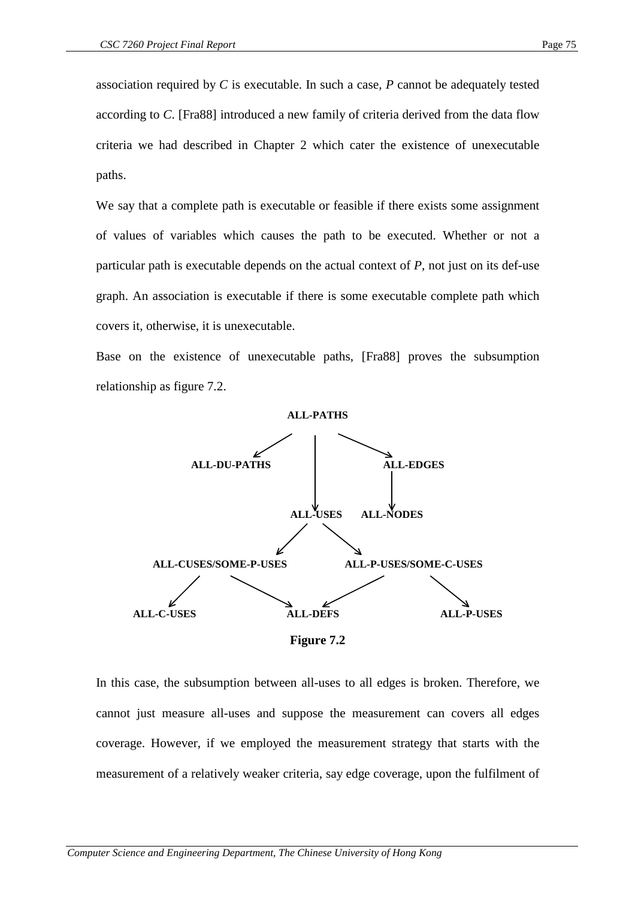association required by *C* is executable. In such a case, *P* cannot be adequately tested according to *C*. [Fra88] introduced a new family of criteria derived from the data flow criteria we had described in Chapter 2 which cater the existence of unexecutable paths.

We say that a complete path is executable or feasible if there exists some assignment of values of variables which causes the path to be executed. Whether or not a particular path is executable depends on the actual context of *P*, not just on its def-use graph. An association is executable if there is some executable complete path which covers it, otherwise, it is unexecutable.

Base on the existence of unexecutable paths, [Fra88] proves the subsumption relationship as figure 7.2.

ALL-PATHS
ALL-DU-PATHS
ALL-EDGES
ALL-USES
ALL-NODES
ALL-CUSES/SOME-P-USES
ALL-P-USES/SOME-C-USES
ALL-C-USES
ALL-DEFS
ALL-P-USES

**Figure 7.2**

In this case, the subsumption between all-uses to all edges is broken. Therefore, we cannot just measure all-uses and suppose the measurement can covers all edges coverage. However, if we employed the measurement strategy that starts with the measurement of a relatively weaker criteria, say edge coverage, upon the fulfilment of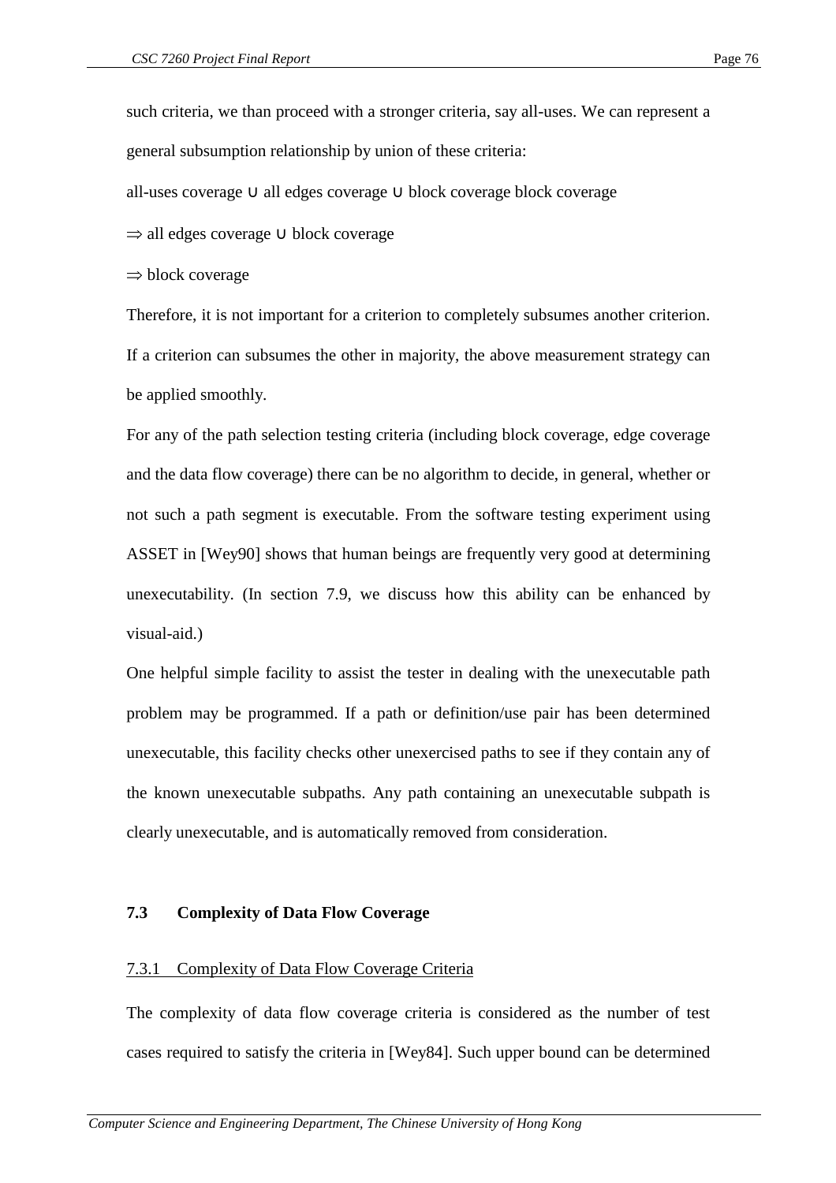such criteria, we than proceed with a stronger criteria, say all-uses. We can represent a general subsumption relationship by union of these criteria:

all-uses coverage ∪ all edges coverage ∪ block coverage block coverage

$\Rightarrow$ all edges coverage ∪ block coverage

$\Rightarrow$ block coverage

Therefore, it is not important for a criterion to completely subsumes another criterion. If a criterion can subsumes the other in majority, the above measurement strategy can be applied smoothly.

For any of the path selection testing criteria (including block coverage, edge coverage and the data flow coverage) there can be no algorithm to decide, in general, whether or not such a path segment is executable. From the software testing experiment using ASSET in [Wey90] shows that human beings are frequently very good at determining unexecutability. (In section 7.9, we discuss how this ability can be enhanced by visual-aid.)

One helpful simple facility to assist the tester in dealing with the unexecutable path problem may be programmed. If a path or definition/use pair has been determined unexecutable, this facility checks other unexercised paths to see if they contain any of the known unexecutable subpaths. Any path containing an unexecutable subpath is clearly unexecutable, and is automatically removed from consideration.

## 7.3 Complexity of Data Flow Coverage

### 7.3.1 Complexity of Data Flow Coverage Criteria

The complexity of data flow coverage criteria is considered as the number of test cases required to satisfy the criteria in [Wey84]. Such upper bound can be determined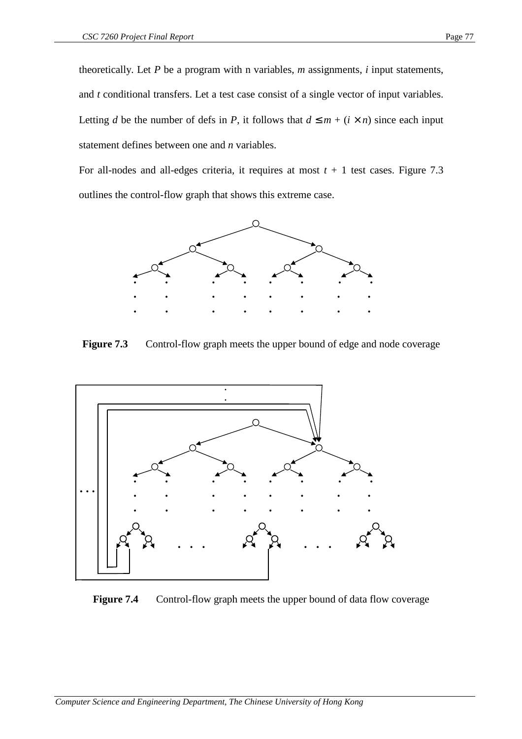theoretically. Let $P$ be a program with n variables, $m$ assignments, $i$ input statements, and $t$ conditional transfers. Let a test case consist of a single vector of input variables. Letting $d$ be the number of defs in $P$, it follows that $d \leq m + (i \times n)$ since each input statement defines between one and $n$ variables.

For all-nodes and all-edges criteria, it requires at most $t + 1$ test cases. Figure 7.3 outlines the control-flow graph that shows this extreme case.

**Figure 7.3** Control-flow graph meets the upper bound of edge and node coverage

**Figure 7.4** Control-flow graph meets the upper bound of data flow coverage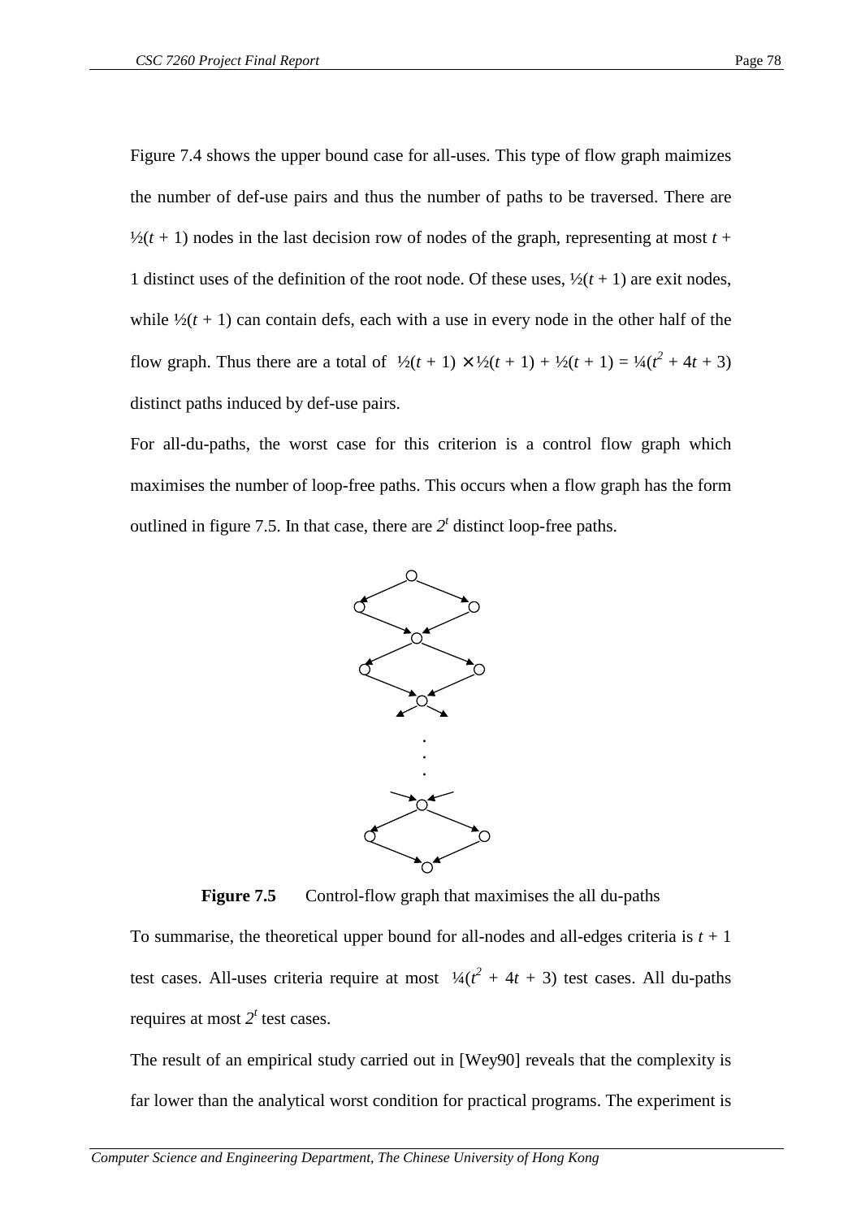Figure 7.4 shows the upper bound case for all-uses. This type of flow graph maimizes the number of def-use pairs and thus the number of paths to be traversed. There are $\frac{1}{2}(t + 1)$ nodes in the last decision row of nodes of the graph, representing at most $t + 1$ distinct uses of the definition of the root node. Of these uses, $\frac{1}{2}(t + 1)$ are exit nodes, while $\frac{1}{2}(t + 1)$ can contain defs, each with a use in every node in the other half of the flow graph. Thus there are a total of $\frac{1}{2}(t + 1) \times \frac{1}{2}(t + 1) + \frac{1}{2}(t + 1) = \frac{1}{4}(t^2 + 4t + 3)$ distinct paths induced by def-use pairs.

For all-du-paths, the worst case for this criterion is a control flow graph which maximises the number of loop-free paths. This occurs when a flow graph has the form outlined in figure 7.5. In that case, there are $2^t$ distinct loop-free paths.

**Figure 7.5** Control-flow graph that maximises the all du-paths

To summarise, the theoretical upper bound for all-nodes and all-edges criteria is $t + 1$ test cases. All-uses criteria require at most $\frac{1}{4}(t^2 + 4t + 3)$ test cases. All du-paths requires at most $2^t$ test cases.

The result of an empirical study carried out in [Wey90] reveals that the complexity is far lower than the analytical worst condition for practical programs. The experiment is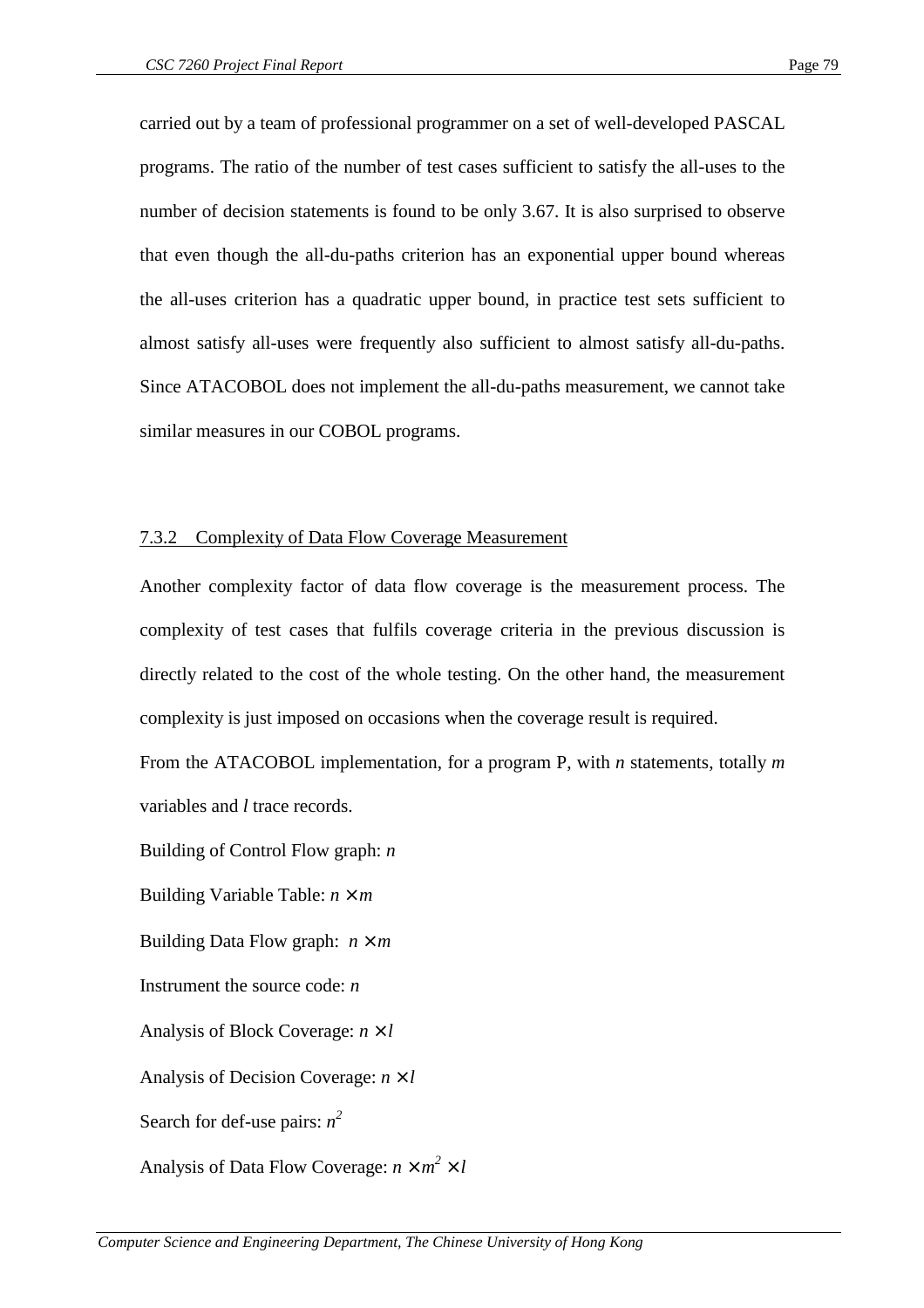carried out by a team of professional programmer on a set of well-developed PASCAL programs. The ratio of the number of test cases sufficient to satisfy the all-uses to the number of decision statements is found to be only 3.67. It is also surprised to observe that even though the all-du-paths criterion has an exponential upper bound whereas the all-uses criterion has a quadratic upper bound, in practice test sets sufficient to almost satisfy all-uses were frequently also sufficient to almost satisfy all-du-paths. Since ATACOBOL does not implement the all-du-paths measurement, we cannot take similar measures in our COBOL programs.

### 7.3.2 Complexity of Data Flow Coverage Measurement

Another complexity factor of data flow coverage is the measurement process. The complexity of test cases that fulfils coverage criteria in the previous discussion is directly related to the cost of the whole testing. On the other hand, the measurement complexity is just imposed on occasions when the coverage result is required.

From the ATACOBOL implementation, for a program P, with $n$ statements, totally $m$ variables and $l$ trace records.

Building of Control Flow graph: $n$

Building Variable Table: $n \times m$

Building Data Flow graph: $n \times m$

Instrument the source code: $n$

Analysis of Block Coverage: $n \times l$

Analysis of Decision Coverage: $n \times l$

Search for def-use pairs: $n^2$

Analysis of Data Flow Coverage: $n \times m^2 \times l$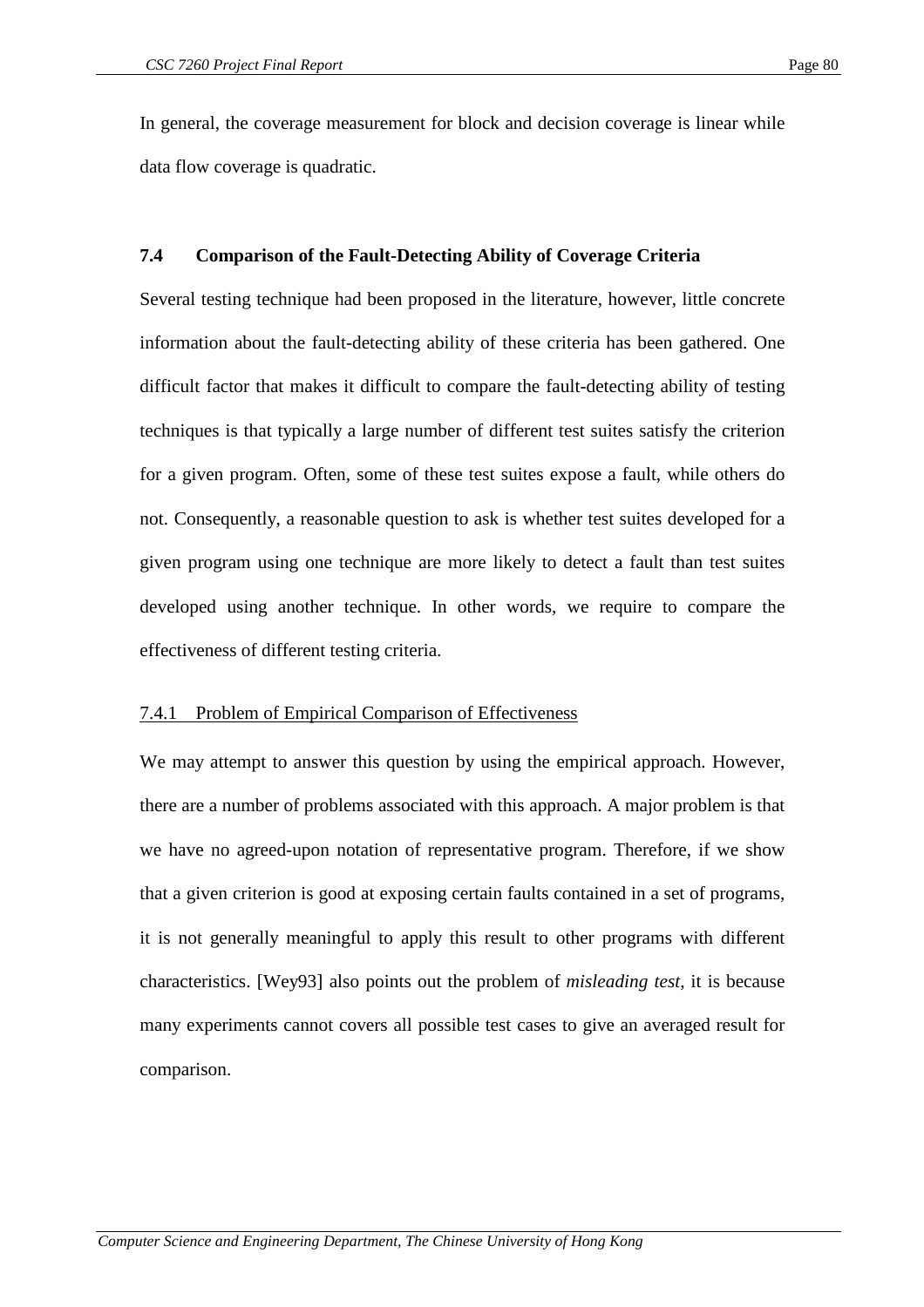In general, the coverage measurement for block and decision coverage is linear while data flow coverage is quadratic.

## 7.4 Comparison of the Fault-Detecting Ability of Coverage Criteria

Several testing technique had been proposed in the literature, however, little concrete information about the fault-detecting ability of these criteria has been gathered. One difficult factor that makes it difficult to compare the fault-detecting ability of testing techniques is that typically a large number of different test suites satisfy the criterion for a given program. Often, some of these test suites expose a fault, while others do not. Consequently, a reasonable question to ask is whether test suites developed for a given program using one technique are more likely to detect a fault than test suites developed using another technique. In other words, we require to compare the effectiveness of different testing criteria.

### 7.4.1 Problem of Empirical Comparison of Effectiveness

We may attempt to answer this question by using the empirical approach. However, there are a number of problems associated with this approach. A major problem is that we have no agreed-upon notation of representative program. Therefore, if we show that a given criterion is good at exposing certain faults contained in a set of programs, it is not generally meaningful to apply this result to other programs with different characteristics. [Wey93] also points out the problem of *misleading test*, it is because many experiments cannot covers all possible test cases to give an averaged result for comparison.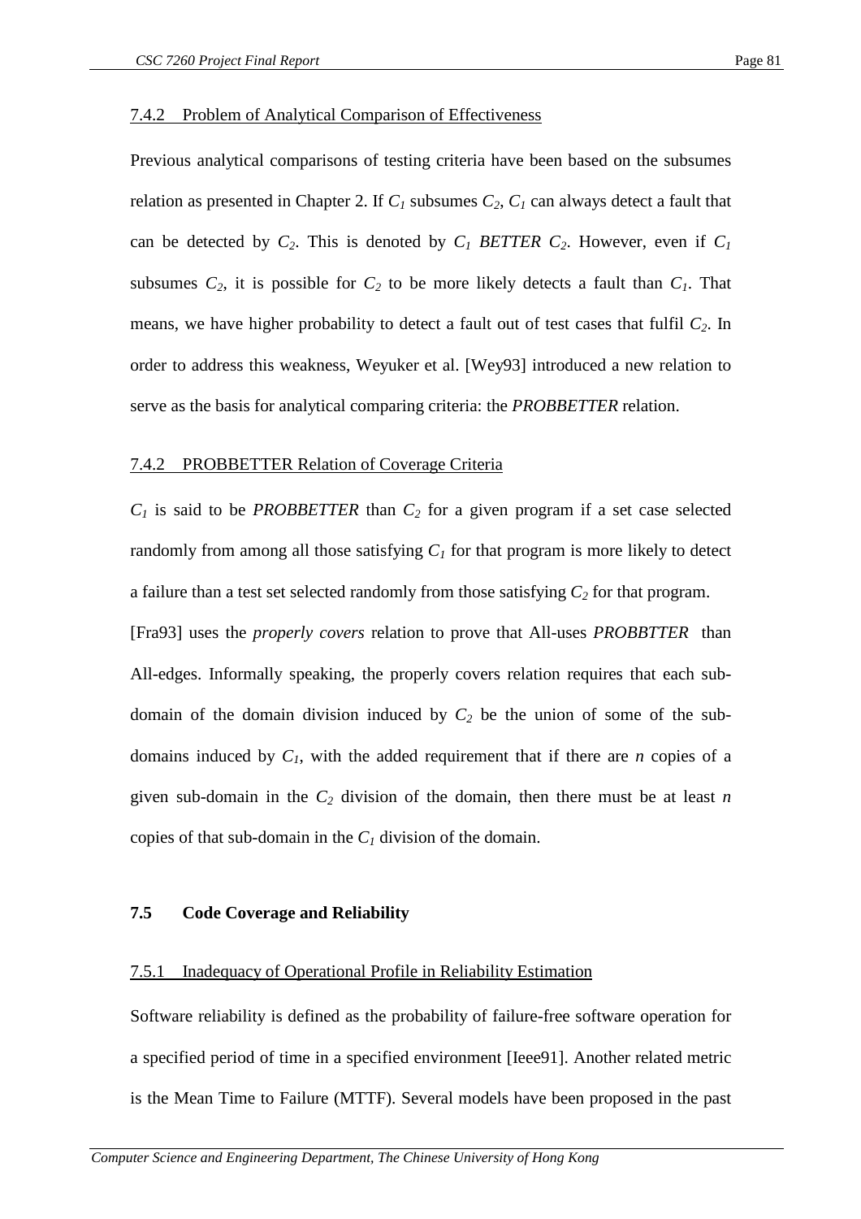#### 7.4.2 Problem of Analytical Comparison of Effectiveness

Previous analytical comparisons of testing criteria have been based on the subsumes relation as presented in Chapter 2. If $C_1$ subsumes $C_2$, $C_1$ can always detect a fault that can be detected by $C_2$. This is denoted by $C_1$ *BETTER* $C_2$. However, even if $C_1$ subsumes $C_2$, it is possible for $C_2$ to be more likely detects a fault than $C_1$. That means, we have higher probability to detect a fault out of test cases that fulfil $C_2$. In order to address this weakness, Weyuker et al. [Wey93] introduced a new relation to serve as the basis for analytical comparing criteria: the *PROBBETTER* relation.

#### 7.4.2 PROBBETTER Relation of Coverage Criteria

$C_1$ is said to be *PROBBETTER* than $C_2$ for a given program if a set case selected randomly from among all those satisfying $C_1$ for that program is more likely to detect a failure than a test set selected randomly from those satisfying $C_2$ for that program.

[Fra93] uses the *properly covers* relation to prove that All-uses *PROBBTTER* than All-edges. Informally speaking, the properly covers relation requires that each sub-domain of the domain division induced by $C_2$ be the union of some of the sub-domains induced by $C_1$, with the added requirement that if there are *n* copies of a given sub-domain in the $C_2$ division of the domain, then there must be at least *n* copies of that sub-domain in the $C_1$ division of the domain.

### 7.5 Code Coverage and Reliability

#### 7.5.1 Inadequacy of Operational Profile in Reliability Estimation

Software reliability is defined as the probability of failure-free software operation for a specified period of time in a specified environment [Ieee91]. Another related metric is the Mean Time to Failure (MTTF). Several models have been proposed in the past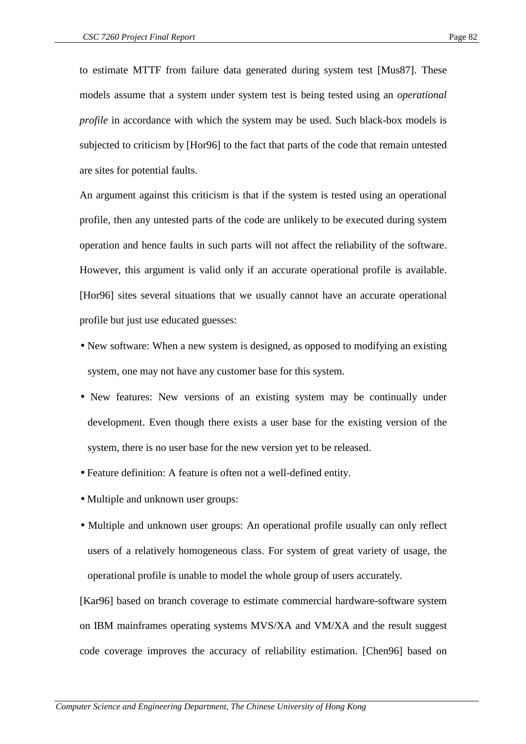to estimate MTTF from failure data generated during system test [Mus87]. These models assume that a system under system test is being tested using an *operational profile* in accordance with which the system may be used. Such black-box models is subjected to criticism by [Hor96] to the fact that parts of the code that remain untested are sites for potential faults.

An argument against this criticism is that if the system is tested using an operational profile, then any untested parts of the code are unlikely to be executed during system operation and hence faults in such parts will not affect the reliability of the software. However, this argument is valid only if an accurate operational profile is available. [Hor96] sites several situations that we usually cannot have an accurate operational profile but just use educated guesses:

- New software: When a new system is designed, as opposed to modifying an existing system, one may not have any customer base for this system.
- New features: New versions of an existing system may be continually under development. Even though there exists a user base for the existing version of the system, there is no user base for the new version yet to be released.
- Feature definition: A feature is often not a well-defined entity.
- Multiple and unknown user groups:
- Multiple and unknown user groups: An operational profile usually can only reflect users of a relatively homogeneous class. For system of great variety of usage, the operational profile is unable to model the whole group of users accurately.

[Kar96] based on branch coverage to estimate commercial hardware-software system on IBM mainframes operating systems MVS/XA and VM/XA and the result suggest code coverage improves the accuracy of reliability estimation. [Chen96] based on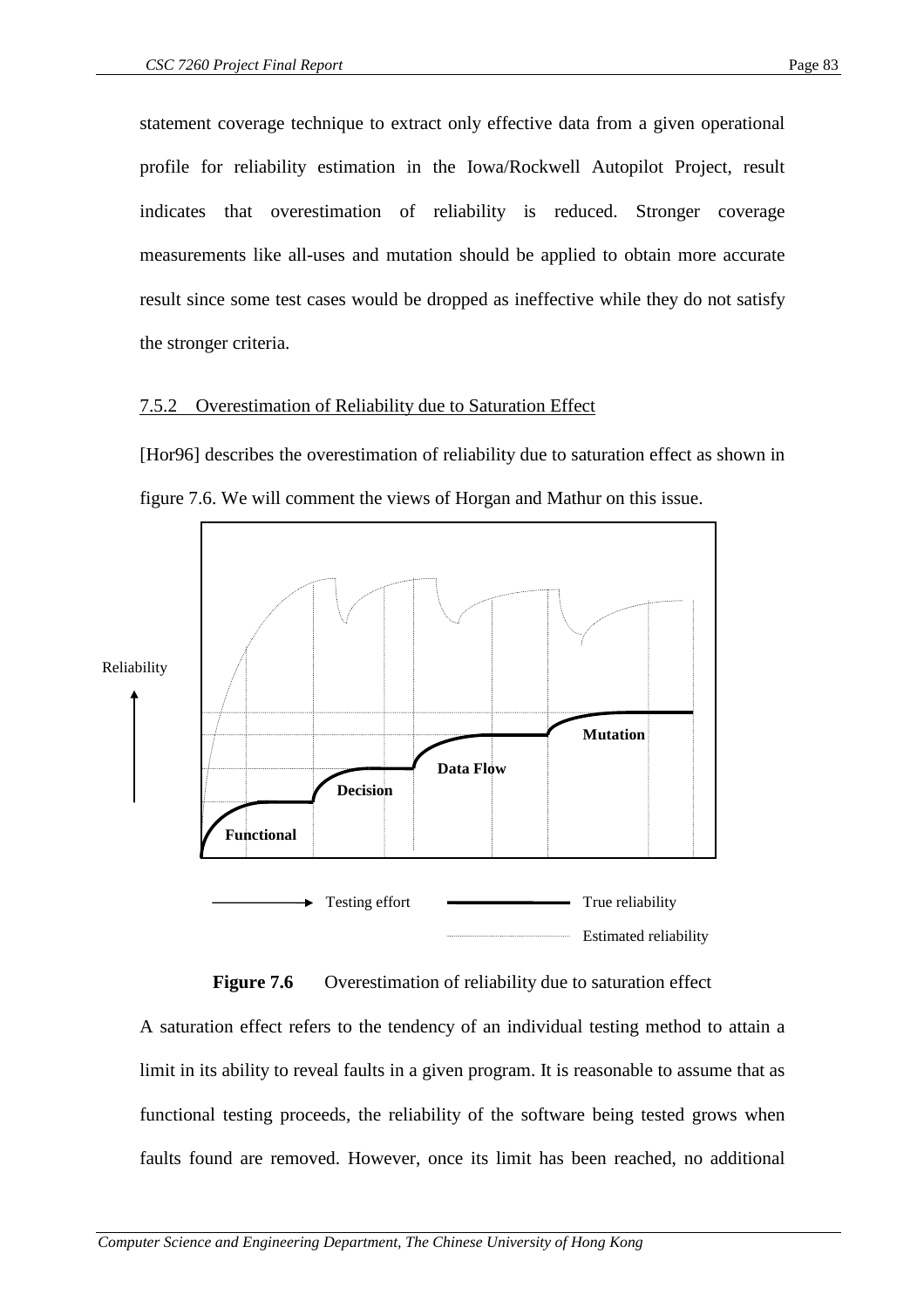statement coverage technique to extract only effective data from a given operational profile for reliability estimation in the Iowa/Rockwell Autopilot Project, result indicates that overestimation of reliability is reduced. Stronger coverage measurements like all-uses and mutation should be applied to obtain more accurate result since some test cases would be dropped as ineffective while they do not satisfy the stronger criteria.

### 7.5.2 Overestimation of Reliability due to Saturation Effect

[Hor96] describes the overestimation of reliability due to saturation effect as shown in figure 7.6. We will comment the views of Horgan and Mathur on this issue.

Reliability

Functional

Decision

Data Flow

Mutation

Testing effort

True reliability

Estimated reliability

**Figure 7.6** Overestimation of reliability due to saturation effect

A saturation effect refers to the tendency of an individual testing method to attain a limit in its ability to reveal faults in a given program. It is reasonable to assume that as functional testing proceeds, the reliability of the software being tested grows when faults found are removed. However, once its limit has been reached, no additional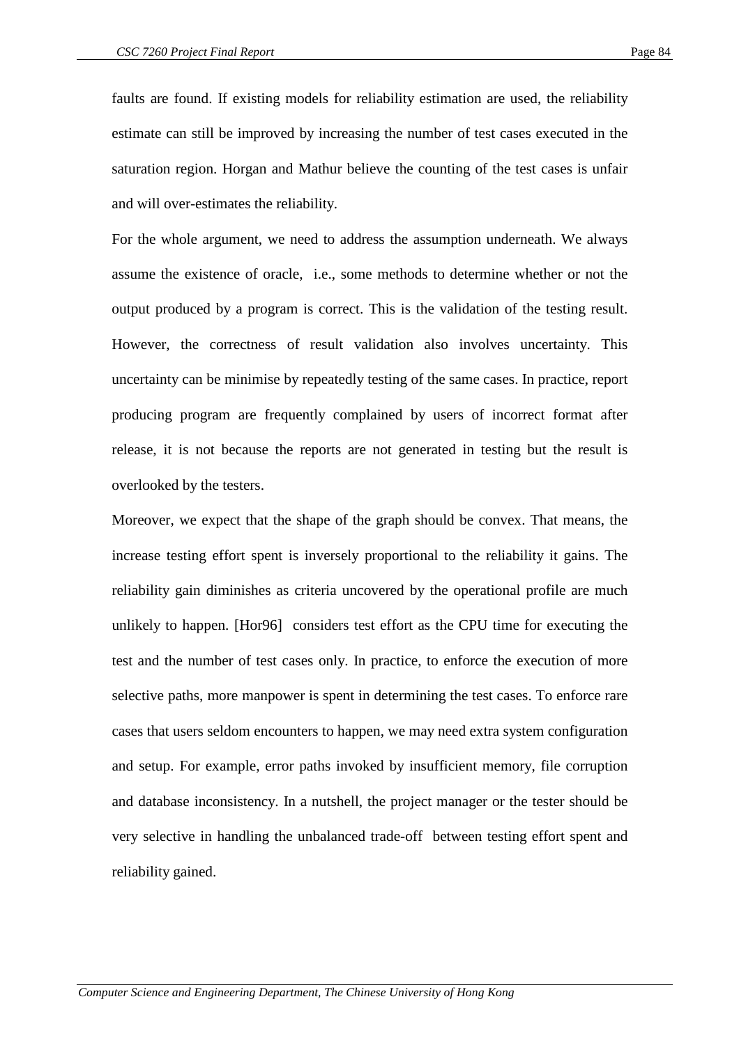faults are found. If existing models for reliability estimation are used, the reliability estimate can still be improved by increasing the number of test cases executed in the saturation region. Horgan and Mathur believe the counting of the test cases is unfair and will over-estimates the reliability.

For the whole argument, we need to address the assumption underneath. We always assume the existence of oracle, i.e., some methods to determine whether or not the output produced by a program is correct. This is the validation of the testing result. However, the correctness of result validation also involves uncertainty. This uncertainty can be minimise by repeatedly testing of the same cases. In practice, report producing program are frequently complained by users of incorrect format after release, it is not because the reports are not generated in testing but the result is overlooked by the testers.

Moreover, we expect that the shape of the graph should be convex. That means, the increase testing effort spent is inversely proportional to the reliability it gains. The reliability gain diminishes as criteria uncovered by the operational profile are much unlikely to happen. [Hor96] considers test effort as the CPU time for executing the test and the number of test cases only. In practice, to enforce the execution of more selective paths, more manpower is spent in determining the test cases. To enforce rare cases that users seldom encounters to happen, we may need extra system configuration and setup. For example, error paths invoked by insufficient memory, file corruption and database inconsistency. In a nutshell, the project manager or the tester should be very selective in handling the unbalanced trade-off between testing effort spent and reliability gained.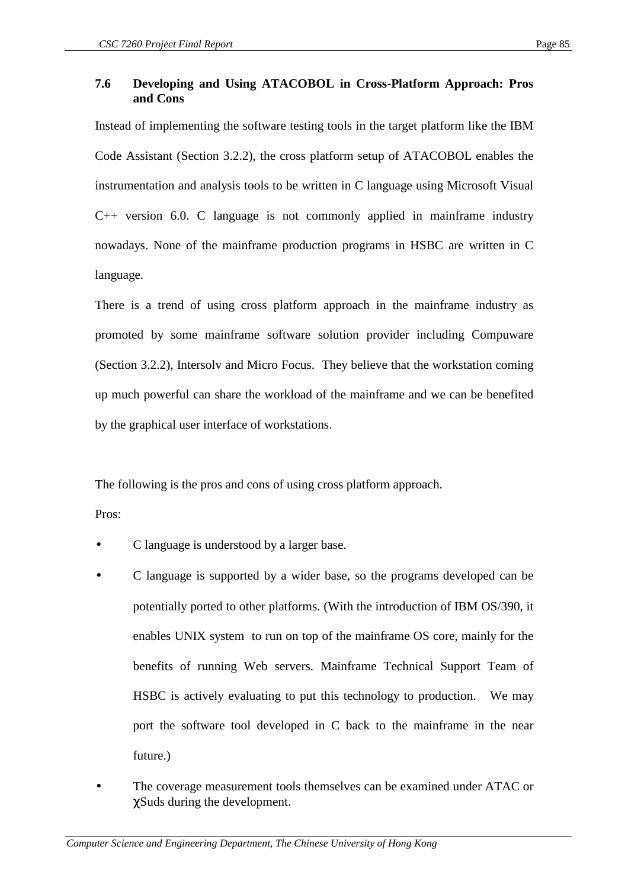### 7.6 Developing and Using ATACOBOL in Cross-Platform Approach: Pros and Cons

Instead of implementing the software testing tools in the target platform like the IBM Code Assistant (Section 3.2.2), the cross platform setup of ATACOBOL enables the instrumentation and analysis tools to be written in C language using Microsoft Visual C++ version 6.0. C language is not commonly applied in mainframe industry nowadays. None of the mainframe production programs in HSBC are written in C language.

There is a trend of using cross platform approach in the mainframe industry as promoted by some mainframe software solution provider including Compuware (Section 3.2.2), Intersolv and Micro Focus. They believe that the workstation coming up much powerful can share the workload of the mainframe and we can be benefited by the graphical user interface of workstations.

The following is the pros and cons of using cross platform approach.

Pros:

- C language is understood by a larger base.
- C language is supported by a wider base, so the programs developed can be potentially ported to other platforms. (With the introduction of IBM OS/390, it enables UNIX system to run on top of the mainframe OS core, mainly for the benefits of running Web servers. Mainframe Technical Support Team of HSBC is actively evaluating to put this technology to production. We may port the software tool developed in C back to the mainframe in the near future.)
- The coverage measurement tools themselves can be examined under ATAC or χSuds during the development.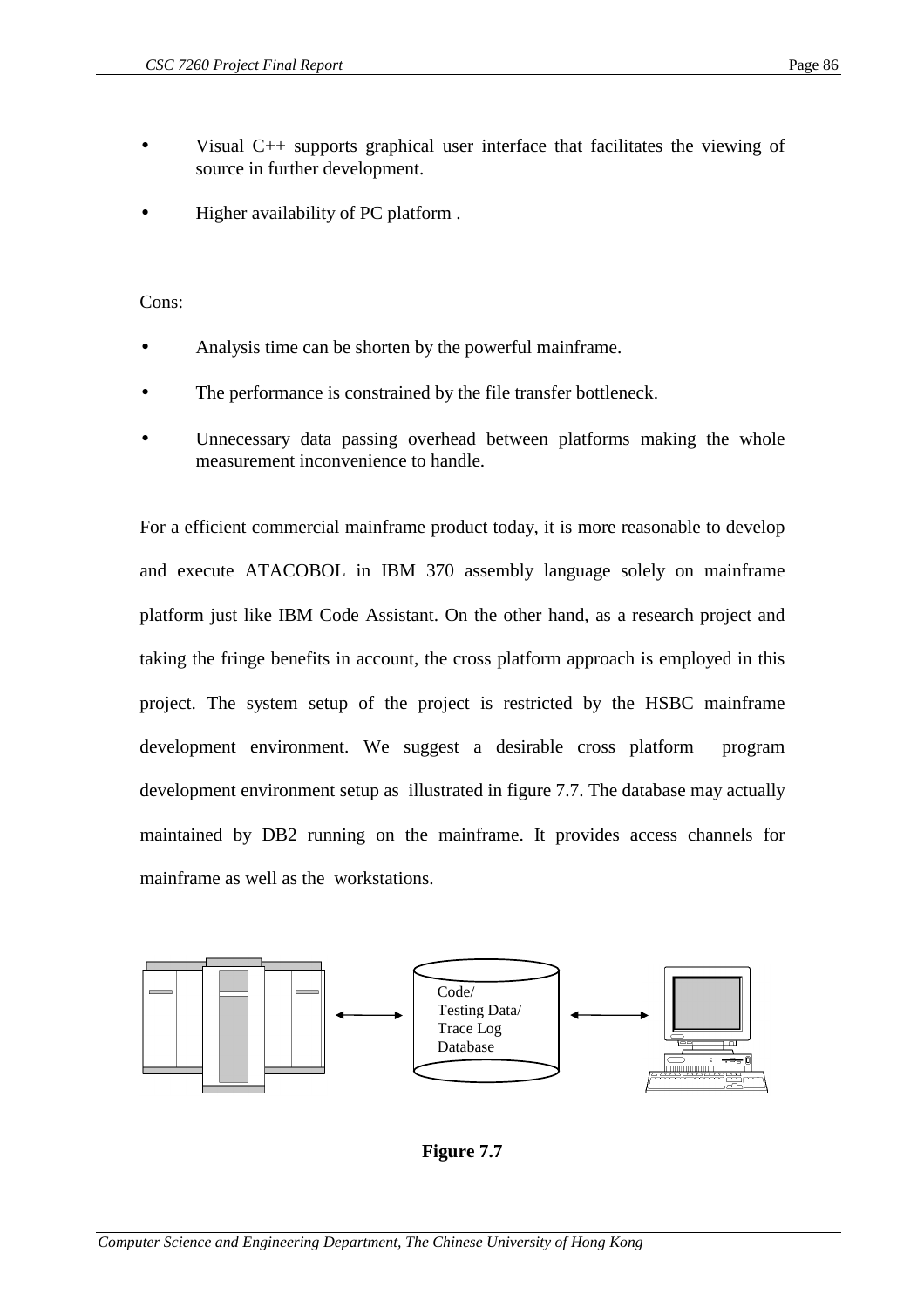- Visual C++ supports graphical user interface that facilitates the viewing of source in further development.
- Higher availability of PC platform .

Cons:

- Analysis time can be shorten by the powerful mainframe.
- The performance is constrained by the file transfer bottleneck.
- Unnecessary data passing overhead between platforms making the whole measurement inconvenience to handle.

For a efficient commercial mainframe product today, it is more reasonable to develop and execute ATACOBOL in IBM 370 assembly language solely on mainframe platform just like IBM Code Assistant. On the other hand, as a research project and taking the fringe benefits in account, the cross platform approach is employed in this project. The system setup of the project is restricted by the HSBC mainframe development environment. We suggest a desirable cross platform program development environment setup as illustrated in figure 7.7. The database may actually maintained by DB2 running on the mainframe. It provides access channels for mainframe as well as the workstations.

Code/
Testing Data/
Trace Log
Database

**Figure 7.7**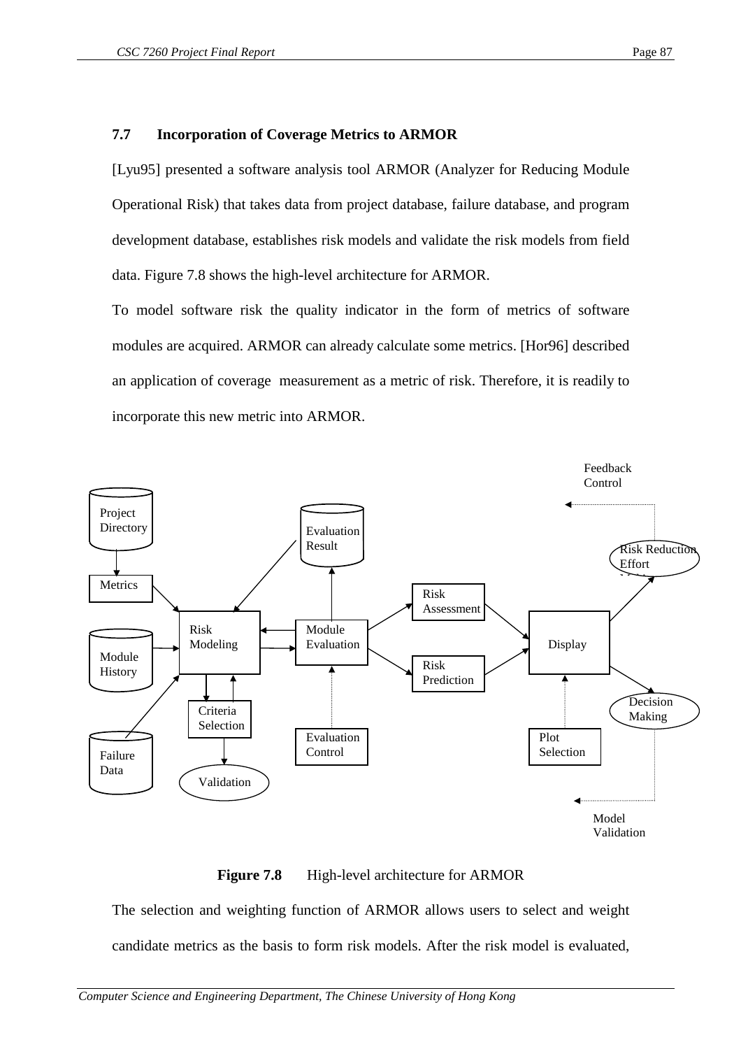### 7.7 Incorporation of Coverage Metrics to ARMOR

[Lyu95] presented a software analysis tool ARMOR (Analyzer for Reducing Module Operational Risk) that takes data from project database, failure database, and program development database, establishes risk models and validate the risk models from field data. Figure 7.8 shows the high-level architecture for ARMOR.

To model software risk the quality indicator in the form of metrics of software modules are acquired. ARMOR can already calculate some metrics. [Hor96] described an application of coverage measurement as a metric of risk. Therefore, it is readily to incorporate this new metric into ARMOR.

Feedback Control

Project Directory

Evaluation Result

Risk Reduction Effort

Metrics

Risk Assessment

Risk Modeling

Module Evaluation

Display

Module History

Risk Prediction

Decision Making

Criteria Selection

Evaluation Control

Plot Selection

Failure Data

Validation

Model Validation

**Figure 7.8** High-level architecture for ARMOR

The selection and weighting function of ARMOR allows users to select and weight candidate metrics as the basis to form risk models. After the risk model is evaluated,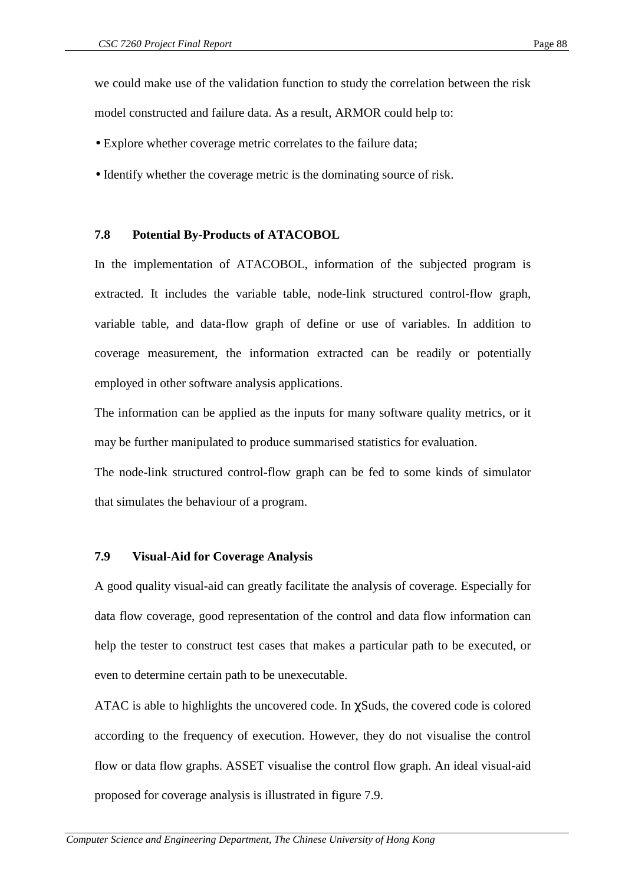we could make use of the validation function to study the correlation between the risk model constructed and failure data. As a result, ARMOR could help to:

- Explore whether coverage metric correlates to the failure data;
- Identify whether the coverage metric is the dominating source of risk.

### 7.8 Potential By-Products of ATACOBOL

In the implementation of ATACOBOL, information of the subjected program is extracted. It includes the variable table, node-link structured control-flow graph, variable table, and data-flow graph of define or use of variables. In addition to coverage measurement, the information extracted can be readily or potentially employed in other software analysis applications.

The information can be applied as the inputs for many software quality metrics, or it may be further manipulated to produce summarised statistics for evaluation.

The node-link structured control-flow graph can be fed to some kinds of simulator that simulates the behaviour of a program.

### 7.9 Visual-Aid for Coverage Analysis

A good quality visual-aid can greatly facilitate the analysis of coverage. Especially for data flow coverage, good representation of the control and data flow information can help the tester to construct test cases that makes a particular path to be executed, or even to determine certain path to be unexecutable.

ATAC is able to highlights the uncovered code. In χSuds, the covered code is colored according to the frequency of execution. However, they do not visualise the control flow or data flow graphs. ASSET visualise the control flow graph. An ideal visual-aid proposed for coverage analysis is illustrated in figure 7.9.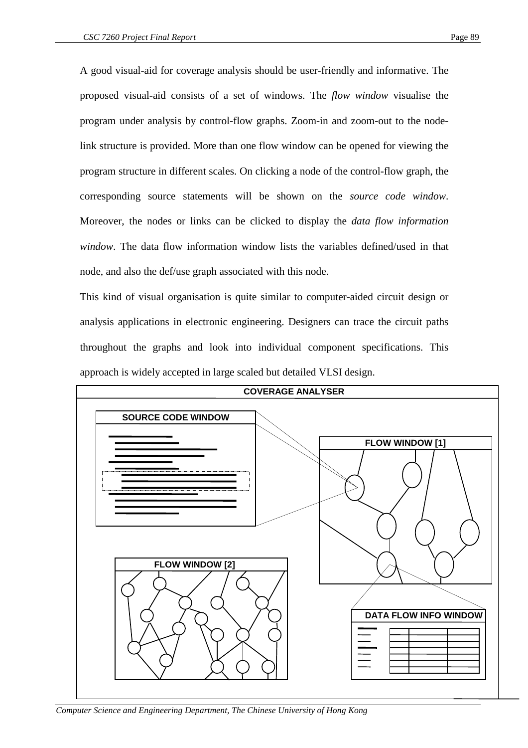A good visual-aid for coverage analysis should be user-friendly and informative. The proposed visual-aid consists of a set of windows. The *flow window* visualise the program under analysis by control-flow graphs. Zoom-in and zoom-out to the node-link structure is provided. More than one flow window can be opened for viewing the program structure in different scales. On clicking a node of the control-flow graph, the corresponding source statements will be shown on the *source code window*. Moreover, the nodes or links can be clicked to display the *data flow information window*. The data flow information window lists the variables defined/used in that node, and also the def/use graph associated with this node.

This kind of visual organisation is quite similar to computer-aided circuit design or analysis applications in electronic engineering. Designers can trace the circuit paths throughout the graphs and look into individual component specifications. This approach is widely accepted in large scaled but detailed VLSI design.

COVERAGE ANALYSER

SOURCE CODE WINDOW

FLOW WINDOW [1]

FLOW WINDOW [2]

DATA FLOW INFO WINDOW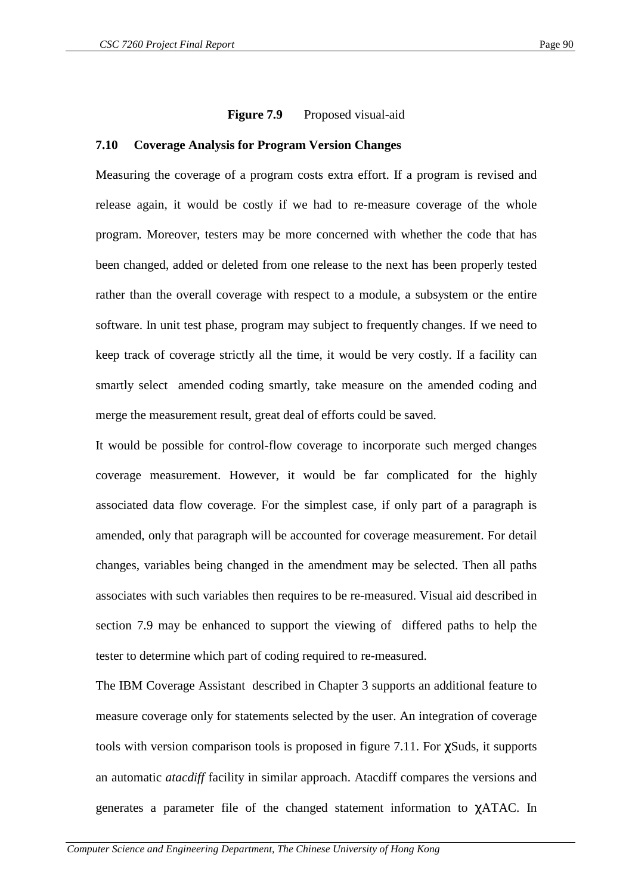**Figure 7.9** Proposed visual-aid

### 7.10 Coverage Analysis for Program Version Changes

Measuring the coverage of a program costs extra effort. If a program is revised and release again, it would be costly if we had to re-measure coverage of the whole program. Moreover, testers may be more concerned with whether the code that has been changed, added or deleted from one release to the next has been properly tested rather than the overall coverage with respect to a module, a subsystem or the entire software. In unit test phase, program may subject to frequently changes. If we need to keep track of coverage strictly all the time, it would be very costly. If a facility can smartly select amended coding smartly, take measure on the amended coding and merge the measurement result, great deal of efforts could be saved.

It would be possible for control-flow coverage to incorporate such merged changes coverage measurement. However, it would be far complicated for the highly associated data flow coverage. For the simplest case, if only part of a paragraph is amended, only that paragraph will be accounted for coverage measurement. For detail changes, variables being changed in the amendment may be selected. Then all paths associates with such variables then requires to be re-measured. Visual aid described in section 7.9 may be enhanced to support the viewing of differed paths to help the tester to determine which part of coding required to re-measured.

The IBM Coverage Assistant described in Chapter 3 supports an additional feature to measure coverage only for statements selected by the user. An integration of coverage tools with version comparison tools is proposed in figure 7.11. For χSuds, it supports an automatic *atacdiff* facility in similar approach. Atacdiff compares the versions and generates a parameter file of the changed statement information to χATAC. In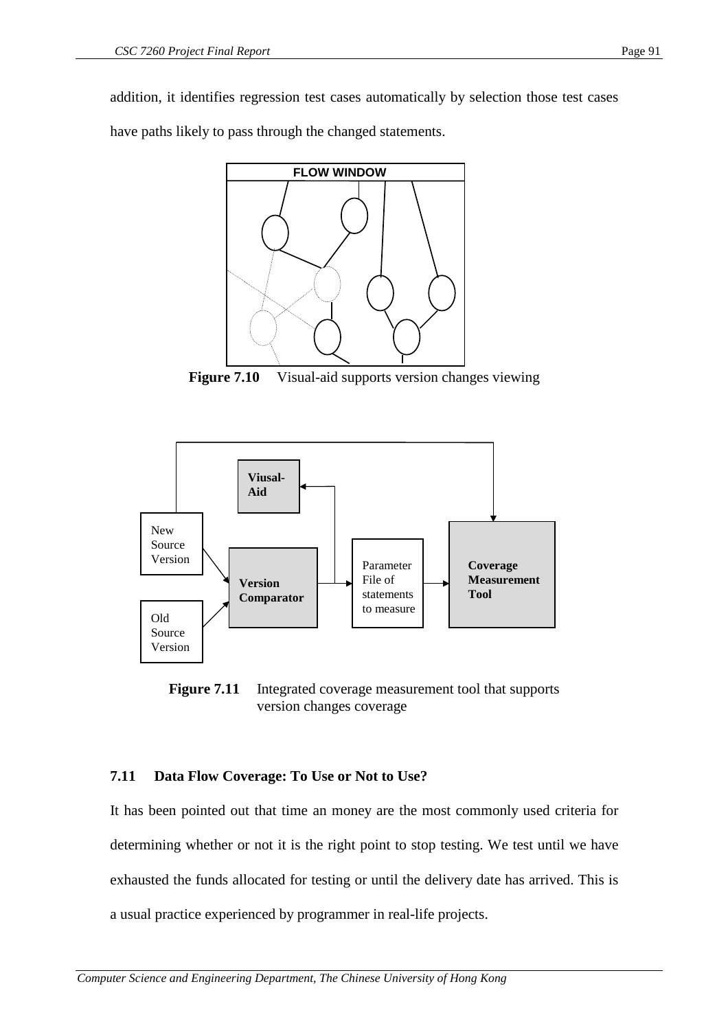addition, it identifies regression test cases automatically by selection those test cases have paths likely to pass through the changed statements.

FLOW WINDOW

**Figure 7.10** Visual-aid supports version changes viewing

Viusal-Aid

New Source Version

Old Source Version

Version Comparator

Parameter File of statements to measure

Coverage Measurement Tool

**Figure 7.11** Integrated coverage measurement tool that supports version changes coverage

### 7.11 Data Flow Coverage: To Use or Not to Use?

It has been pointed out that time an money are the most commonly used criteria for determining whether or not it is the right point to stop testing. We test until we have exhausted the funds allocated for testing or until the delivery date has arrived. This is a usual practice experienced by programmer in real-life projects.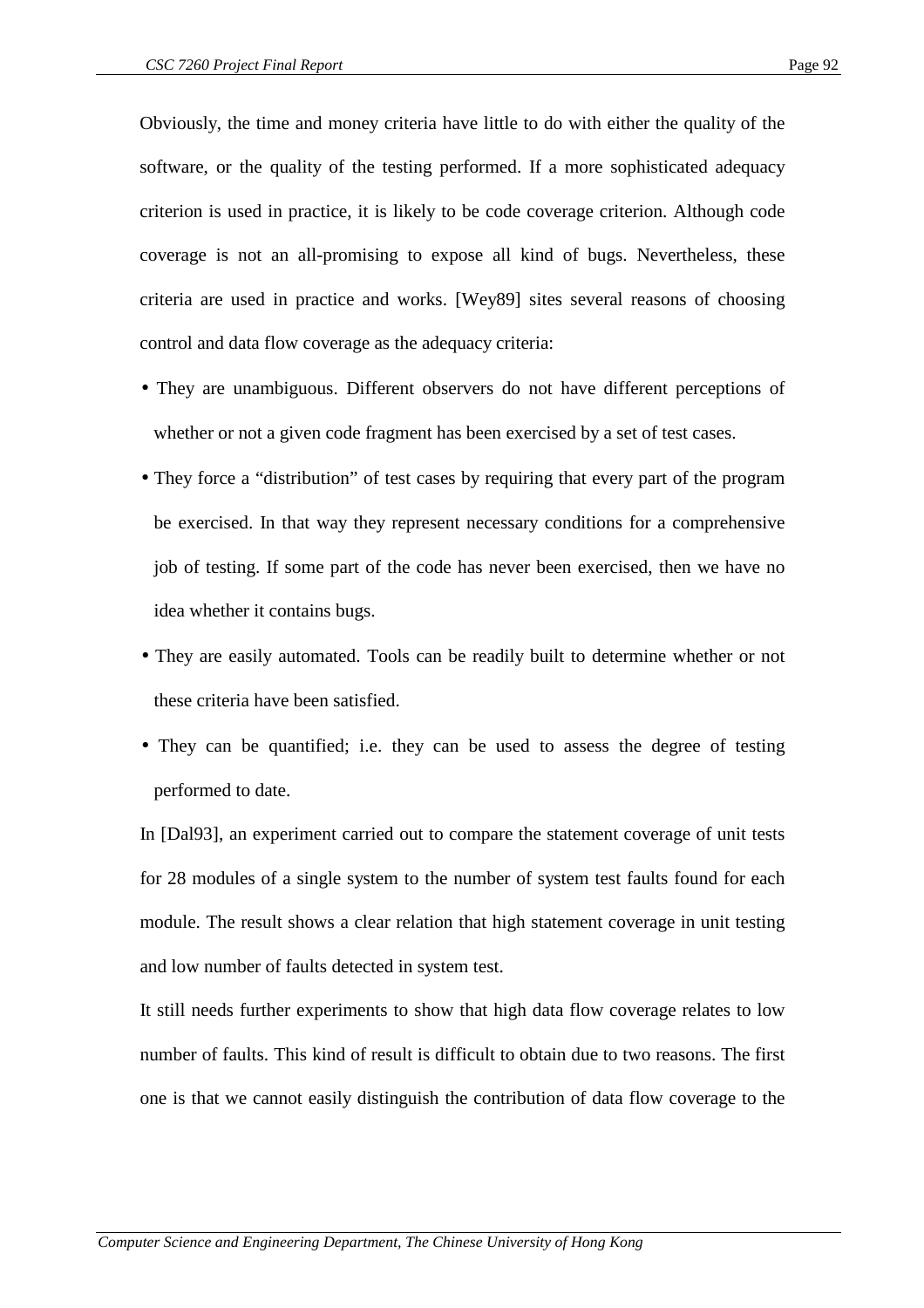Obviously, the time and money criteria have little to do with either the quality of the software, or the quality of the testing performed. If a more sophisticated adequacy criterion is used in practice, it is likely to be code coverage criterion. Although code coverage is not an all-promising to expose all kind of bugs. Nevertheless, these criteria are used in practice and works. [Wey89] sites several reasons of choosing control and data flow coverage as the adequacy criteria:

- They are unambiguous. Different observers do not have different perceptions of whether or not a given code fragment has been exercised by a set of test cases.
- They force a “distribution” of test cases by requiring that every part of the program be exercised. In that way they represent necessary conditions for a comprehensive job of testing. If some part of the code has never been exercised, then we have no idea whether it contains bugs.
- They are easily automated. Tools can be readily built to determine whether or not these criteria have been satisfied.
- They can be quantified; i.e. they can be used to assess the degree of testing performed to date.

In [Dal93], an experiment carried out to compare the statement coverage of unit tests for 28 modules of a single system to the number of system test faults found for each module. The result shows a clear relation that high statement coverage in unit testing and low number of faults detected in system test.

It still needs further experiments to show that high data flow coverage relates to low number of faults. This kind of result is difficult to obtain due to two reasons. The first one is that we cannot easily distinguish the contribution of data flow coverage to the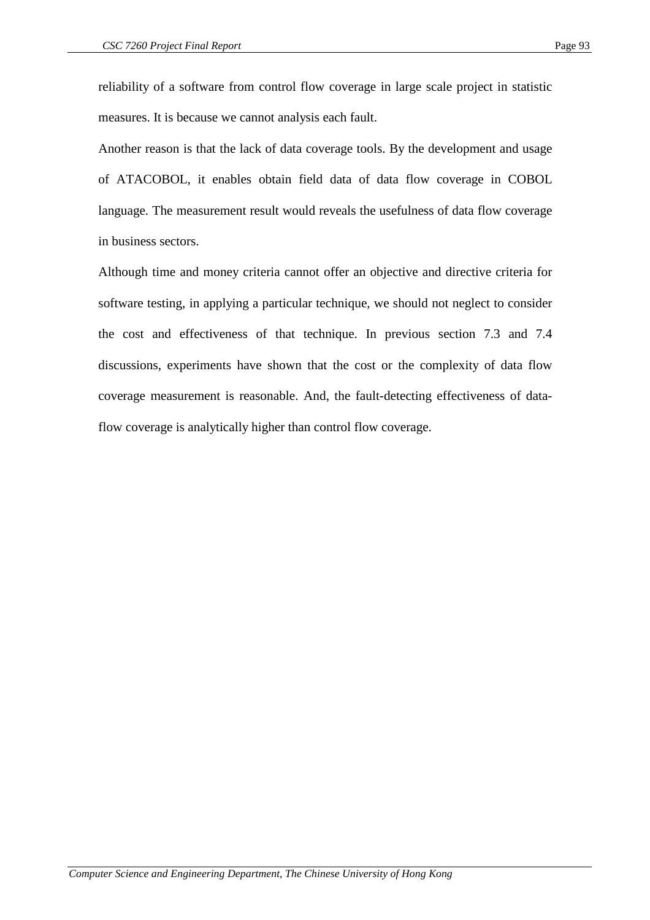reliability of a software from control flow coverage in large scale project in statistic measures. It is because we cannot analysis each fault.

Another reason is that the lack of data coverage tools. By the development and usage of ATACOBOL, it enables obtain field data of data flow coverage in COBOL language. The measurement result would reveals the usefulness of data flow coverage in business sectors.

Although time and money criteria cannot offer an objective and directive criteria for software testing, in applying a particular technique, we should not neglect to consider the cost and effectiveness of that technique. In previous section 7.3 and 7.4 discussions, experiments have shown that the cost or the complexity of data flow coverage measurement is reasonable. And, the fault-detecting effectiveness of data-flow coverage is analytically higher than control flow coverage.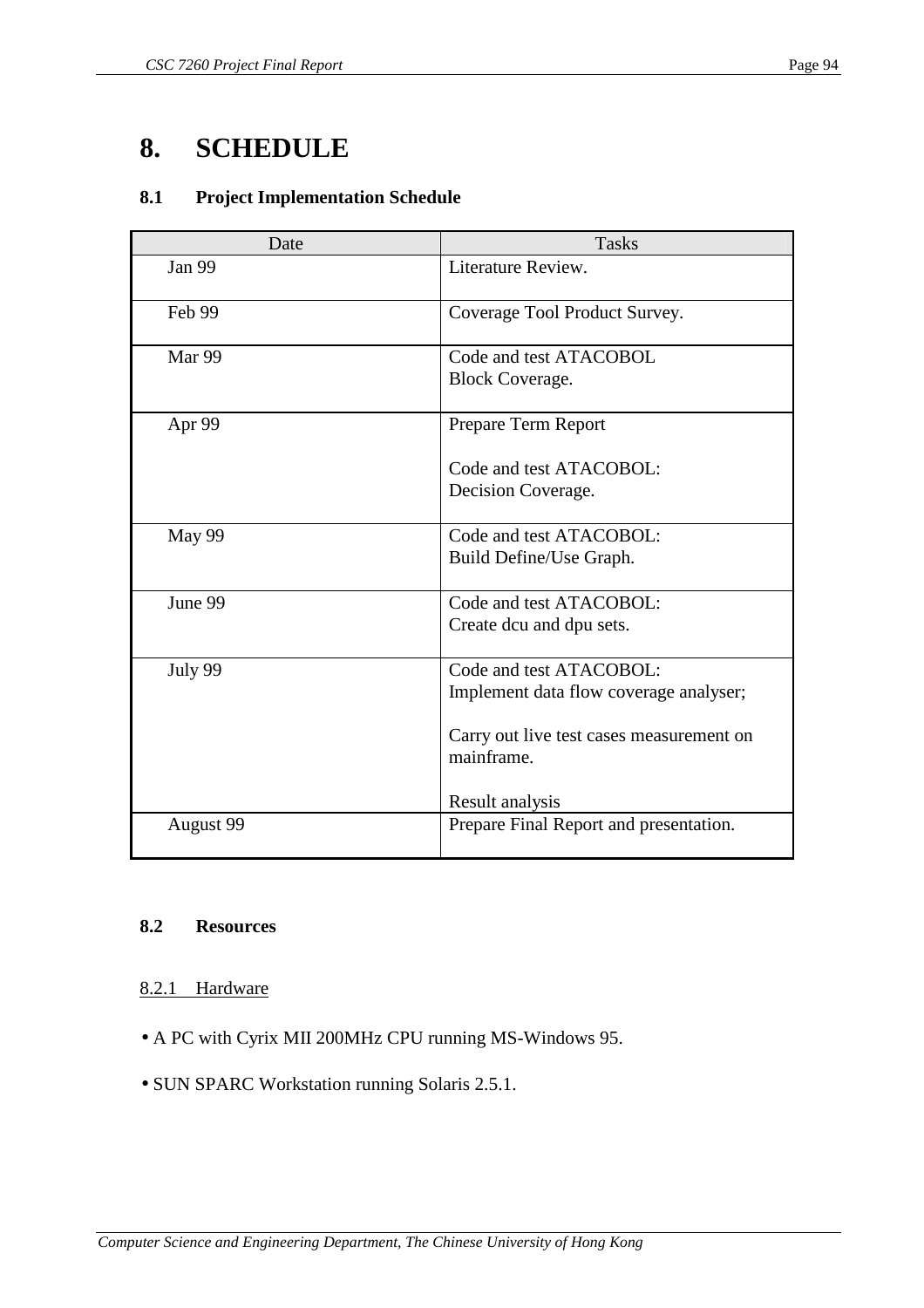# 8. SCHEDULE

## 8.1 Project Implementation Schedule

| Date | Tasks |
|---|---|
| Jan 99 | Literature Review. |
| Feb 99 | Coverage Tool Product Survey. |
| Mar 99 | Code and test ATACOBOL<br>Block Coverage. |
| Apr 99 | Prepare Term Report<br><br>Code and test ATACOBOL:<br>Decision Coverage. |
| May 99 | Code and test ATACOBOL:<br>Build Define/Use Graph. |
| June 99 | Code and test ATACOBOL:<br>Create dcu and dpu sets. |
| July 99 | Code and test ATACOBOL:<br>Implement data flow coverage analyser;<br><br>Carry out live test cases measurement on mainframe.<br><br>Result analysis |
| August 99 | Prepare Final Report and presentation. |

## 8.2 Resources

### 8.2.1 Hardware

- A PC with Cyrix MII 200MHz CPU running MS-Windows 95.
- SUN SPARC Workstation running Solaris 2.5.1.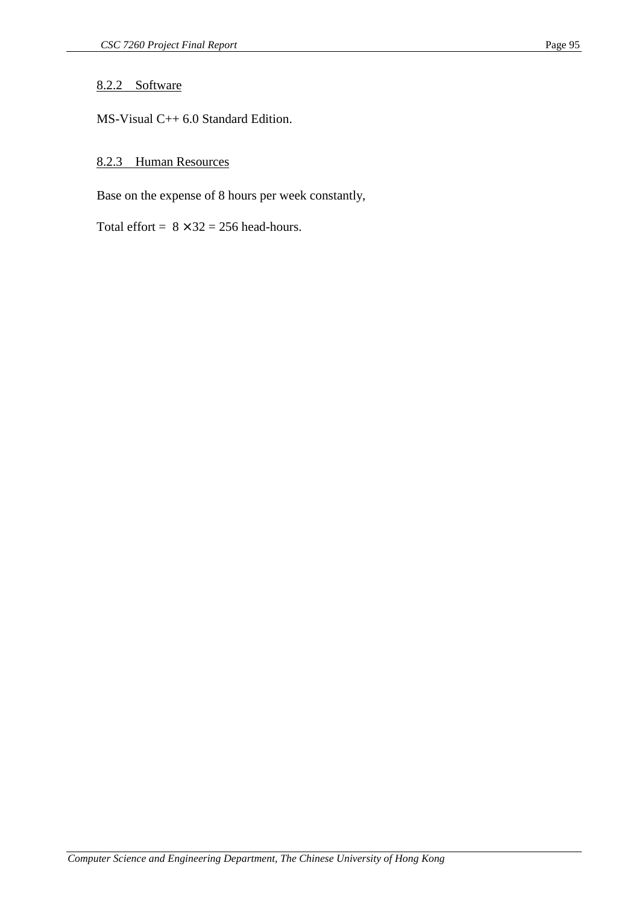#### 8.2.2 Software

MS-Visual C++ 6.0 Standard Edition.

#### 8.2.3 Human Resources

Base on the expense of 8 hours per week constantly,

Total effort = $8 \times 32 = 256$ head-hours.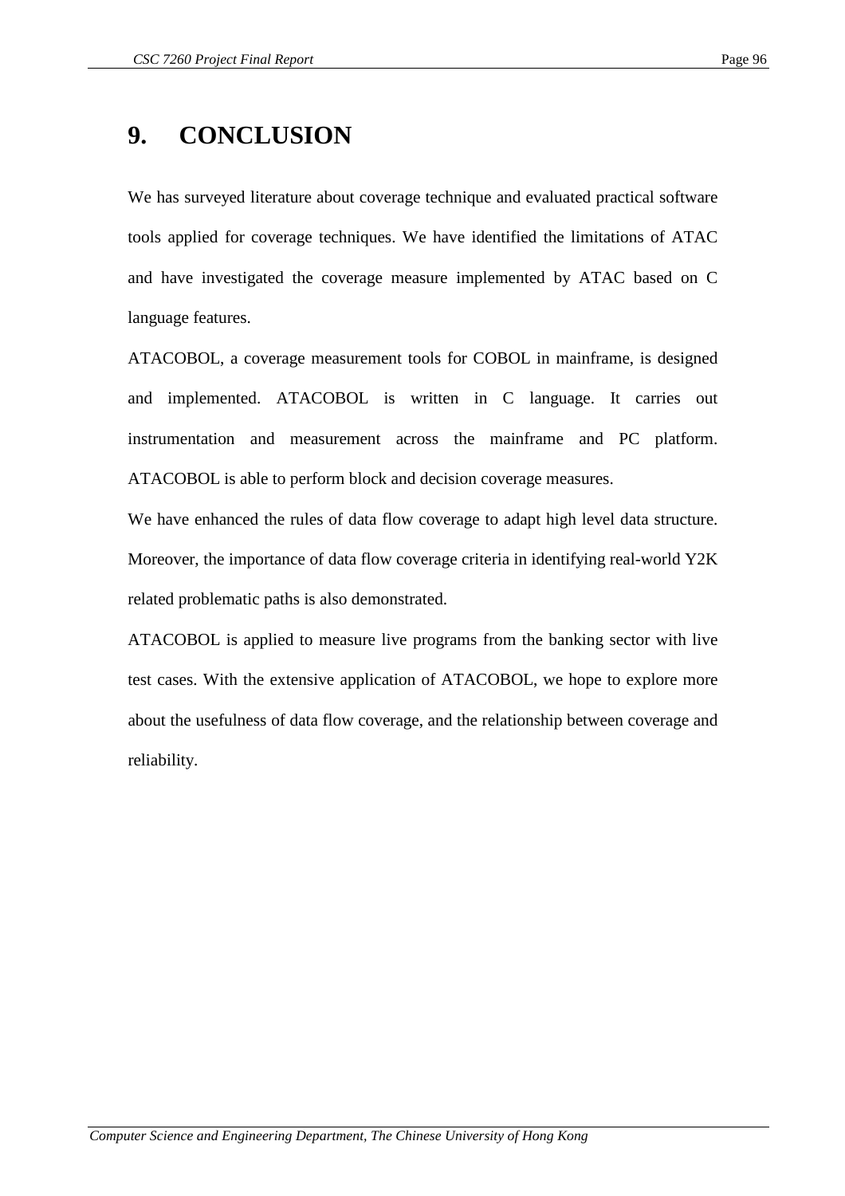# 9. CONCLUSION

We has surveyed literature about coverage technique and evaluated practical software tools applied for coverage techniques. We have identified the limitations of ATAC and have investigated the coverage measure implemented by ATAC based on C language features.

ATACOBOL, a coverage measurement tools for COBOL in mainframe, is designed and implemented. ATACOBOL is written in C language. It carries out instrumentation and measurement across the mainframe and PC platform. ATACOBOL is able to perform block and decision coverage measures.

We have enhanced the rules of data flow coverage to adapt high level data structure. Moreover, the importance of data flow coverage criteria in identifying real-world Y2K related problematic paths is also demonstrated.

ATACOBOL is applied to measure live programs from the banking sector with live test cases. With the extensive application of ATACOBOL, we hope to explore more about the usefulness of data flow coverage, and the relationship between coverage and reliability.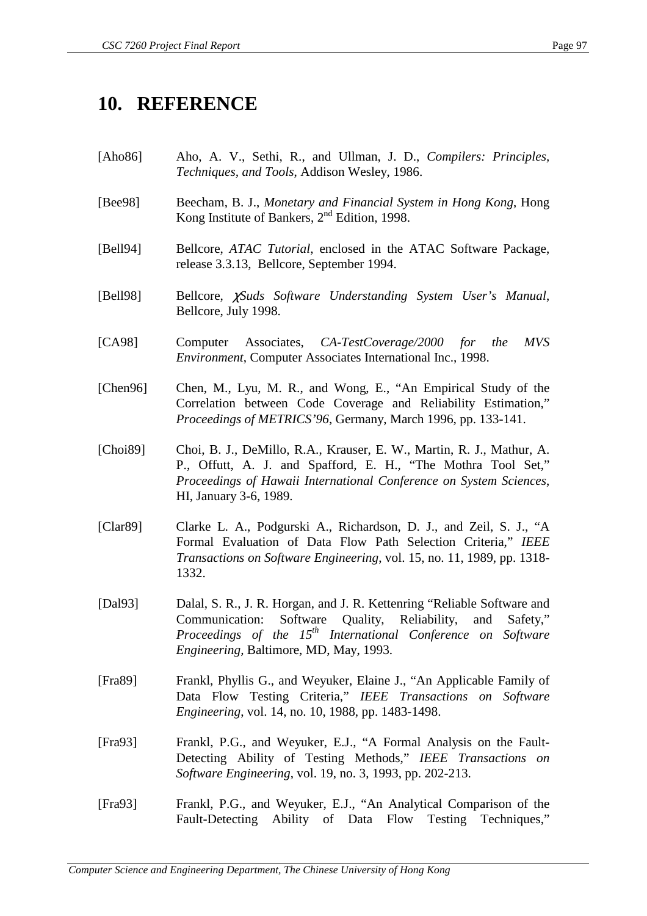# 10. REFERENCE

[Aho86] Aho, A. V., Sethi, R., and Ullman, J. D., *Compilers: Principles, Techniques, and Tools*, Addison Wesley, 1986.

[Bee98] Beecham, B. J., *Monetary and Financial System in Hong Kong*, Hong Kong Institute of Bankers, 2nd Edition, 1998.

[Bell94] Bellcore, *ATAC Tutorial*, enclosed in the ATAC Software Package, release 3.3.13, Bellcore, September 1994.

[Bell98] Bellcore, *χSuds Software Understanding System User's Manual*, Bellcore, July 1998.

[CA98] Computer Associates, *CA-TestCoverage/2000 for the MVS Environment*, Computer Associates International Inc., 1998.

[Chen96] Chen, M., Lyu, M. R., and Wong, E., "An Empirical Study of the Correlation between Code Coverage and Reliability Estimation," *Proceedings of METRICS'96*, Germany, March 1996, pp. 133-141.

[Choi89] Choi, B. J., DeMillo, R.A., Krauser, E. W., Martin, R. J., Mathur, A. P., Offutt, A. J. and Spafford, E. H., "The Mothra Tool Set," *Proceedings of Hawaii International Conference on System Sciences*, HI, January 3-6, 1989.

[Clar89] Clarke L. A., Podgurski A., Richardson, D. J., and Zeil, S. J., "A Formal Evaluation of Data Flow Path Selection Criteria," *IEEE Transactions on Software Engineering*, vol. 15, no. 11, 1989, pp. 1318-1332.

[Dal93] Dalal, S. R., J. R. Horgan, and J. R. Kettenring "Reliable Software and Communication: Software Quality, Reliability, and Safety," *Proceedings of the 15th International Conference on Software Engineering*, Baltimore, MD, May, 1993.

[Fra89] Frankl, Phyllis G., and Weyuker, Elaine J., "An Applicable Family of Data Flow Testing Criteria," *IEEE Transactions on Software Engineering*, vol. 14, no. 10, 1988, pp. 1483-1498.

[Fra93] Frankl, P.G., and Weyuker, E.J., "A Formal Analysis on the Fault-Detecting Ability of Testing Methods," *IEEE Transactions on Software Engineering*, vol. 19, no. 3, 1993, pp. 202-213.

[Fra93] Frankl, P.G., and Weyuker, E.J., "An Analytical Comparison of the Fault-Detecting Ability of Data Flow Testing Techniques,"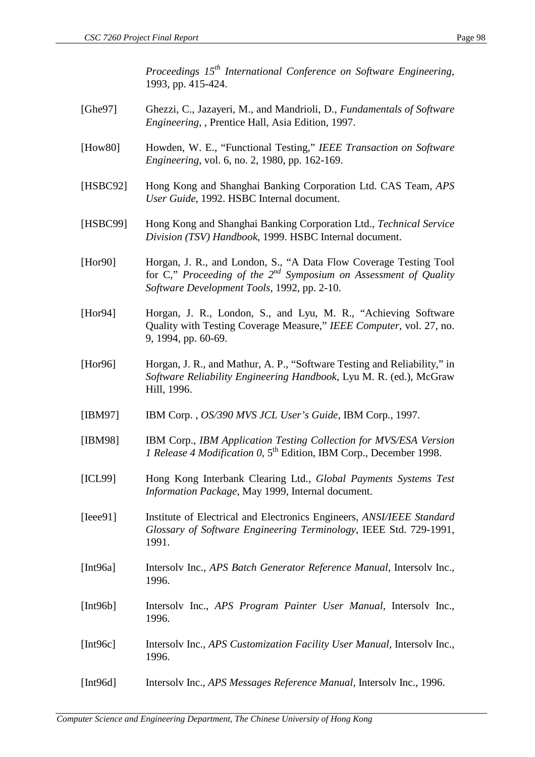*Proceedings 15th International Conference on Software Engineering*, 1993, pp. 415-424.

[Ghe97] Ghezzi, C., Jazayeri, M., and Mandrioli, D., *Fundamentals of Software Engineering*, , Prentice Hall, Asia Edition, 1997.

[How80] Howden, W. E., "Functional Testing," *IEEE Transaction on Software Engineering*, vol. 6, no. 2, 1980, pp. 162-169.

[HSBC92] Hong Kong and Shanghai Banking Corporation Ltd. CAS Team, *APS User Guide*, 1992. HSBC Internal document.

[HSBC99] Hong Kong and Shanghai Banking Corporation Ltd., *Technical Service Division (TSV) Handbook*, 1999. HSBC Internal document.

[Hor90] Horgan, J. R., and London, S., "A Data Flow Coverage Testing Tool for C," *Proceeding of the 2nd Symposium on Assessment of Quality Software Development Tools*, 1992, pp. 2-10.

[Hor94] Horgan, J. R., London, S., and Lyu, M. R., "Achieving Software Quality with Testing Coverage Measure," *IEEE Computer*, vol. 27, no. 9, 1994, pp. 60-69.

[Hor96] Horgan, J. R., and Mathur, A. P., "Software Testing and Reliability," in *Software Reliability Engineering Handbook*, Lyu M. R. (ed.), McGraw Hill, 1996.

[IBM97] IBM Corp. , *OS/390 MVS JCL User's Guide*, IBM Corp., 1997.

[IBM98] IBM Corp., *IBM Application Testing Collection for MVS/ESA Version 1 Release 4 Modification 0*, 5th Edition, IBM Corp., December 1998.

[ICL99] Hong Kong Interbank Clearing Ltd., *Global Payments Systems Test Information Package*, May 1999, Internal document.

[Ieee91] Institute of Electrical and Electronics Engineers, *ANSI/IEEE Standard Glossary of Software Engineering Terminology*, IEEE Std. 729-1991, 1991.

[Int96a] Intersolv Inc., *APS Batch Generator Reference Manual*, Intersolv Inc., 1996.

[Int96b] Intersolv Inc., *APS Program Painter User Manual*, Intersolv Inc., 1996.

[Int96c] Intersolv Inc., *APS Customization Facility User Manual*, Intersolv Inc., 1996.

[Int96d] Intersolv Inc., *APS Messages Reference Manual*, Intersolv Inc., 1996.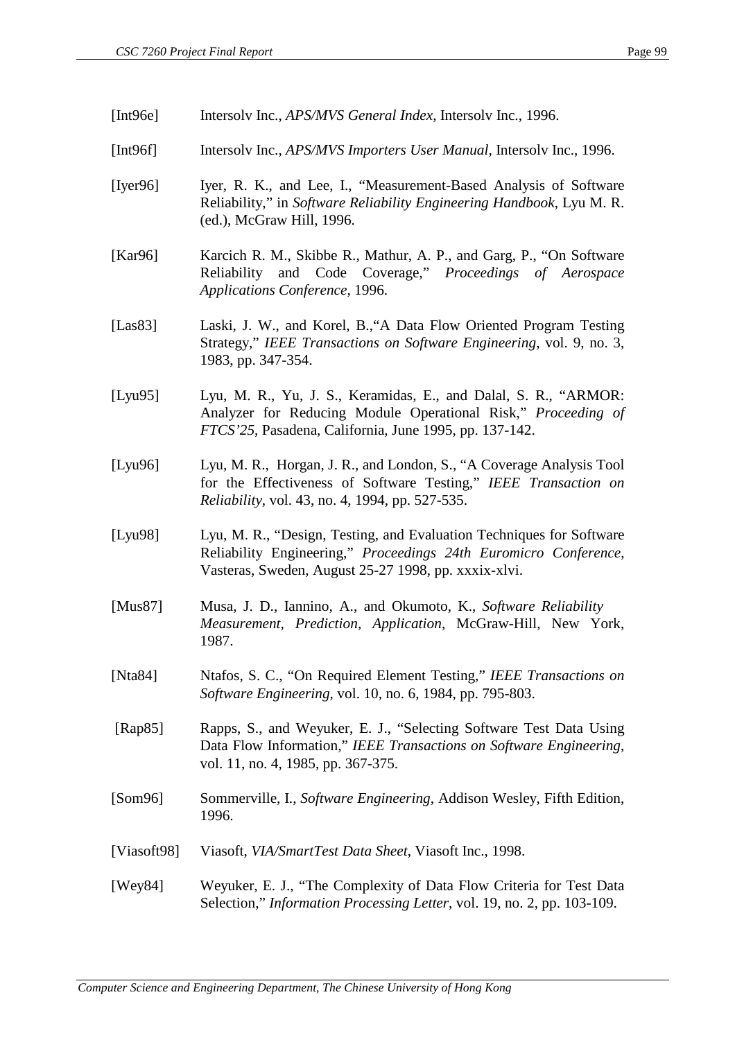[Int96e] Intersolv Inc., *APS/MVS General Index*, Intersolv Inc., 1996.

[Int96f] Intersolv Inc., *APS/MVS Importers User Manual*, Intersolv Inc., 1996.

[Iyer96] Iyer, R. K., and Lee, I., "Measurement-Based Analysis of Software Reliability," in *Software Reliability Engineering Handbook*, Lyu M. R. (ed.), McGraw Hill, 1996.

[Kar96] Karcich R. M., Skibbe R., Mathur, A. P., and Garg, P., "On Software Reliability and Code Coverage," *Proceedings of Aerospace Applications Conference*, 1996.

[Las83] Laski, J. W., and Korel, B.,"A Data Flow Oriented Program Testing Strategy," *IEEE Transactions on Software Engineering*, vol. 9, no. 3, 1983, pp. 347-354.

[Lyu95] Lyu, M. R., Yu, J. S., Keramidas, E., and Dalal, S. R., "ARMOR: Analyzer for Reducing Module Operational Risk," *Proceeding of FTCS'25*, Pasadena, California, June 1995, pp. 137-142.

[Lyu96] Lyu, M. R., Horgan, J. R., and London, S., "A Coverage Analysis Tool for the Effectiveness of Software Testing," *IEEE Transaction on Reliability*, vol. 43, no. 4, 1994, pp. 527-535.

[Lyu98] Lyu, M. R., "Design, Testing, and Evaluation Techniques for Software Reliability Engineering," *Proceedings 24th Euromicro Conference*, Vasteras, Sweden, August 25-27 1998, pp. xxxix-xlvi.

[Mus87] Musa, J. D., Iannino, A., and Okumoto, K., *Software Reliability Measurement, Prediction, Application*, McGraw-Hill, New York, 1987.

[Nta84] Ntafos, S. C., "On Required Element Testing," *IEEE Transactions on Software Engineering*, vol. 10, no. 6, 1984, pp. 795-803.

[Rap85] Rapps, S., and Weyuker, E. J., "Selecting Software Test Data Using Data Flow Information," *IEEE Transactions on Software Engineering*, vol. 11, no. 4, 1985, pp. 367-375.

[Som96] Sommerville, I., *Software Engineering*, Addison Wesley, Fifth Edition, 1996.

[Viasoft98] Viasoft, *VIA/SmartTest Data Sheet*, Viasoft Inc., 1998.

[Wey84] Weyuker, E. J., "The Complexity of Data Flow Criteria for Test Data Selection," *Information Processing Letter*, vol. 19, no. 2, pp. 103-109.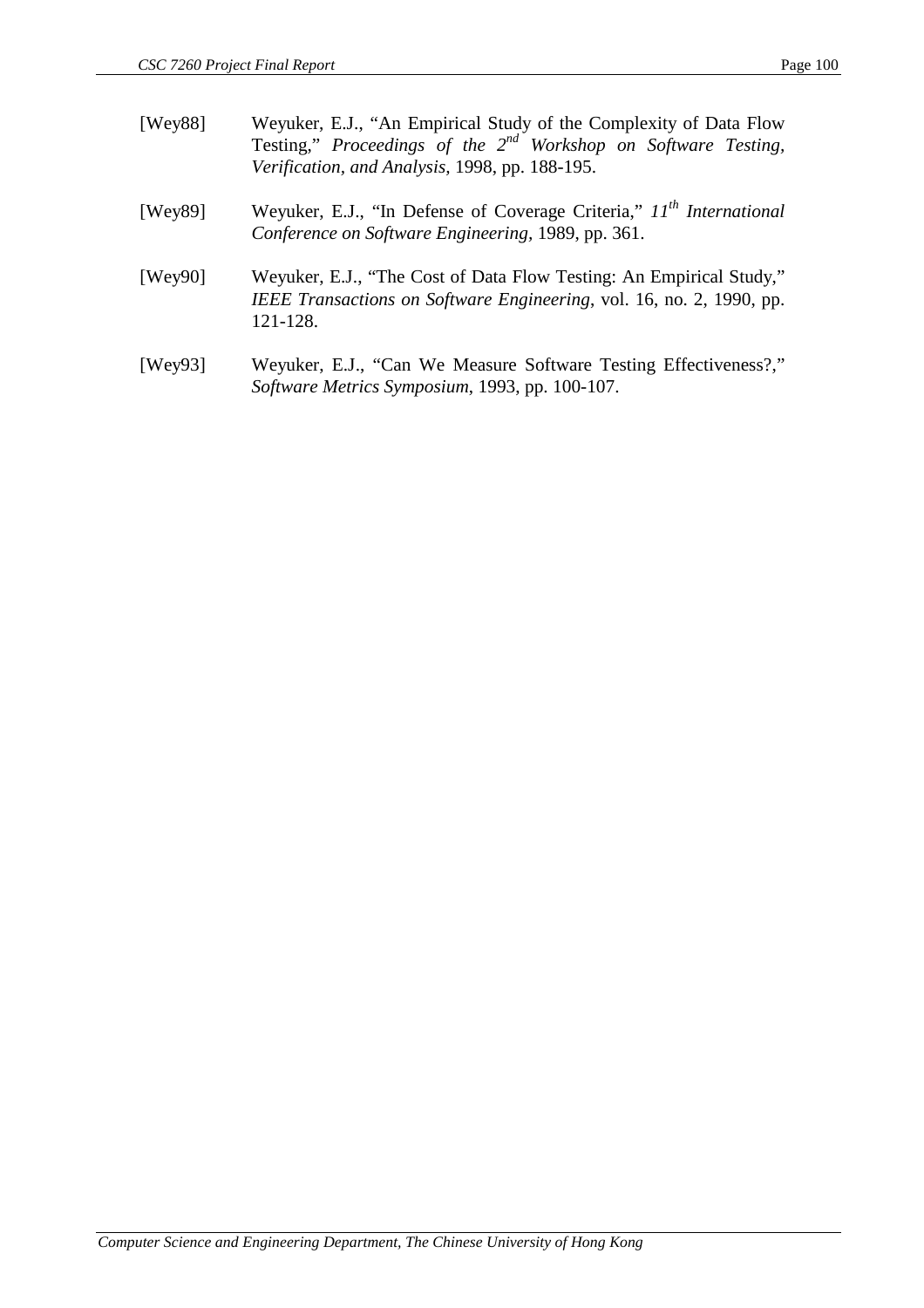[Wey88] Weyuker, E.J., "An Empirical Study of the Complexity of Data Flow Testing," *Proceedings of the 2nd Workshop on Software Testing, Verification, and Analysis*, 1998, pp. 188-195.

[Wey89] Weyuker, E.J., "In Defense of Coverage Criteria," *11th International Conference on Software Engineering*, 1989, pp. 361.

[Wey90] Weyuker, E.J., "The Cost of Data Flow Testing: An Empirical Study," *IEEE Transactions on Software Engineering*, vol. 16, no. 2, 1990, pp. 121-128.

[Wey93] Weyuker, E.J., "Can We Measure Software Testing Effectiveness?," *Software Metrics Symposium*, 1993, pp. 100-107.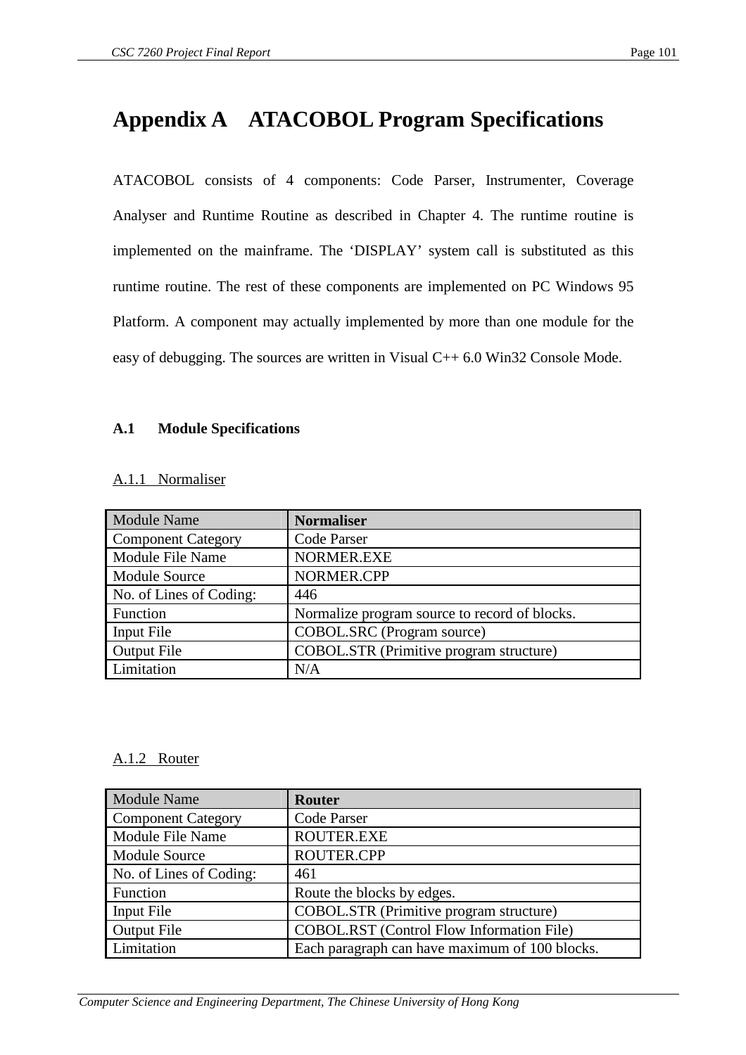# Appendix A    ATACOBOL Program Specifications

ATACOBOL consists of 4 components: Code Parser, Instrumenter, Coverage Analyser and Runtime Routine as described in Chapter 4. The runtime routine is implemented on the mainframe. The 'DISPLAY' system call is substituted as this runtime routine. The rest of these components are implemented on PC Windows 95 Platform. A component may actually implemented by more than one module for the easy of debugging. The sources are written in Visual C++ 6.0 Win32 Console Mode.

## A.1    Module Specifications

### A.1.1   Normaliser

| Module Name | **Normaliser** |
|---|---|
| Component Category | Code Parser |
| Module File Name | NORMER.EXE |
| Module Source | NORMER.CPP |
| No. of Lines of Coding: | 446 |
| Function | Normalize program source to record of blocks. |
| Input File | COBOL.SRC (Program source) |
| Output File | COBOL.STR (Primitive program structure) |
| Limitation | N/A |

### A.1.2   Router

| Module Name | **Router** |
|---|---|
| Component Category | Code Parser |
| Module File Name | ROUTER.EXE |
| Module Source | ROUTER.CPP |
| No. of Lines of Coding: | 461 |
| Function | Route the blocks by edges. |
| Input File | COBOL.STR (Primitive program structure) |
| Output File | COBOL.RST (Control Flow Information File) |
| Limitation | Each paragraph can have maximum of 100 blocks. |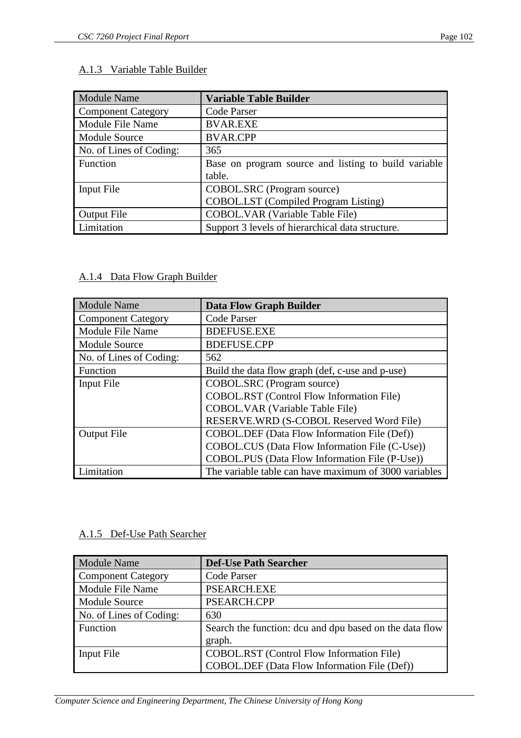### A.1.3 Variable Table Builder

| Module Name | **Variable Table Builder** |
|---|---|
| Component Category | Code Parser |
| Module File Name | BVAR.EXE |
| Module Source | BVAR.CPP |
| No. of Lines of Coding: | 365 |
| Function | Base on program source and listing to build variable table. |
| Input File | COBOL.SRC (Program source)<br>COBOL.LST (Compiled Program Listing) |
| Output File | COBOL.VAR (Variable Table File) |
| Limitation | Support 3 levels of hierarchical data structure. |

### A.1.4 Data Flow Graph Builder

| Module Name | **Data Flow Graph Builder** |
|---|---|
| Component Category | Code Parser |
| Module File Name | BDEFUSE.EXE |
| Module Source | BDEFUSE.CPP |
| No. of Lines of Coding: | 562 |
| Function | Build the data flow graph (def, c-use and p-use) |
| Input File | COBOL.SRC (Program source)<br>COBOL.RST (Control Flow Information File)<br>COBOL.VAR (Variable Table File)<br>RESERVE.WRD (S-COBOL Reserved Word File) |
| Output File | COBOL.DEF (Data Flow Information File (Def))<br>COBOL.CUS (Data Flow Information File (C-Use))<br>COBOL.PUS (Data Flow Information File (P-Use)) |
| Limitation | The variable table can have maximum of 3000 variables |

### A.1.5 Def-Use Path Searcher

| Module Name | **Def-Use Path Searcher** |
|---|---|
| Component Category | Code Parser |
| Module File Name | PSEARCH.EXE |
| Module Source | PSEARCH.CPP |
| No. of Lines of Coding: | 630 |
| Function | Search the function: dcu and dpu based on the data flow graph. |
| Input File | COBOL.RST (Control Flow Information File)<br>COBOL.DEF (Data Flow Information File (Def)) |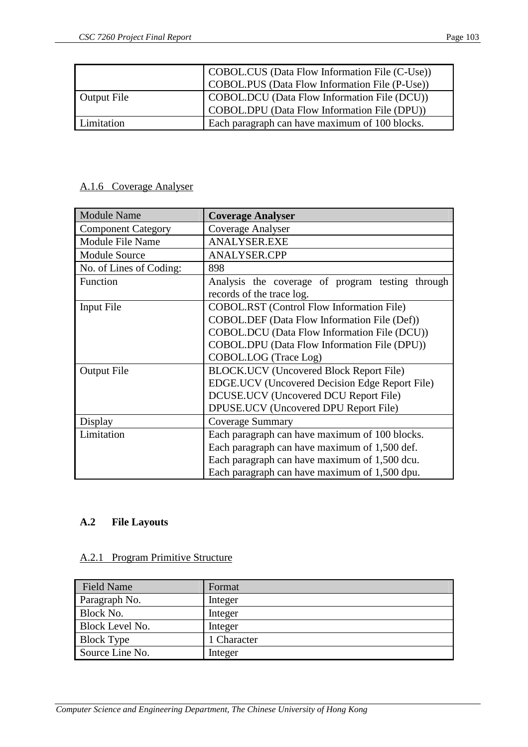| | |
|---|---|
| | COBOL.CUS (Data Flow Information File (C-Use))<br>COBOL.PUS (Data Flow Information File (P-Use)) |
| Output File | COBOL.DCU (Data Flow Information File (DCU))<br>COBOL.DPU (Data Flow Information File (DPU)) |
| Limitation | Each paragraph can have maximum of 100 blocks. |

### A.1.6 Coverage Analyser

| Module Name | **Coverage Analyser** |
|---|---|
| Component Category | Coverage Analyser |
| Module File Name | ANALYSER.EXE |
| Module Source | ANALYSER.CPP |
| No. of Lines of Coding: | 898 |
| Function | Analysis the coverage of program testing through records of the trace log. |
| Input File | COBOL.RST (Control Flow Information File)<br>COBOL.DEF (Data Flow Information File (Def))<br>COBOL.DCU (Data Flow Information File (DCU))<br>COBOL.DPU (Data Flow Information File (DPU))<br>COBOL.LOG (Trace Log) |
| Output File | BLOCK.UCV (Uncovered Block Report File)<br>EDGE.UCV (Uncovered Decision Edge Report File)<br>DCUSE.UCV (Uncovered DCU Report File)<br>DPUSE.UCV (Uncovered DPU Report File) |
| Display | Coverage Summary |
| Limitation | Each paragraph can have maximum of 100 blocks.<br>Each paragraph can have maximum of 1,500 def.<br>Each paragraph can have maximum of 1,500 dcu.<br>Each paragraph can have maximum of 1,500 dpu. |

## A.2 File Layouts

### A.2.1 Program Primitive Structure

| Field Name | Format |
|---|---|
| Paragraph No. | Integer |
| Block No. | Integer |
| Block Level No. | Integer |
| Block Type | 1 Character |
| Source Line No. | Integer |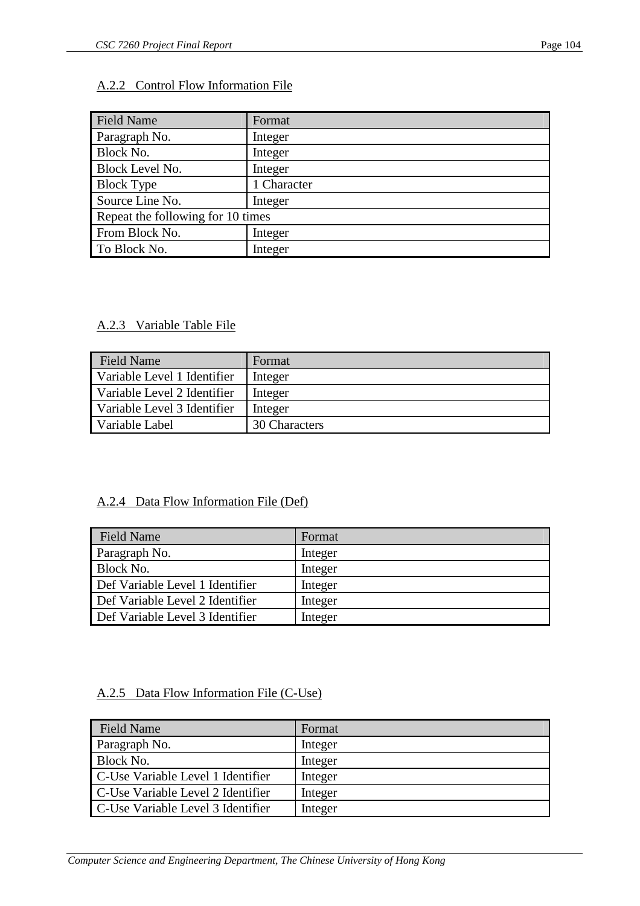### A.2.2 Control Flow Information File

| Field Name | Format |
|---|---|
| Paragraph No. | Integer |
| Block No. | Integer |
| Block Level No. | Integer |
| Block Type | 1 Character |
| Source Line No. | Integer |
| Repeat the following for 10 times | |
| From Block No. | Integer |
| To Block No. | Integer |

### A.2.3 Variable Table File

| Field Name | Format |
|---|---|
| Variable Level 1 Identifier | Integer |
| Variable Level 2 Identifier | Integer |
| Variable Level 3 Identifier | Integer |
| Variable Label | 30 Characters |

### A.2.4 Data Flow Information File (Def)

| Field Name | Format |
|---|---|
| Paragraph No. | Integer |
| Block No. | Integer |
| Def Variable Level 1 Identifier | Integer |
| Def Variable Level 2 Identifier | Integer |
| Def Variable Level 3 Identifier | Integer |

### A.2.5 Data Flow Information File (C-Use)

| Field Name | Format |
|---|---|
| Paragraph No. | Integer |
| Block No. | Integer |
| C-Use Variable Level 1 Identifier | Integer |
| C-Use Variable Level 2 Identifier | Integer |
| C-Use Variable Level 3 Identifier | Integer |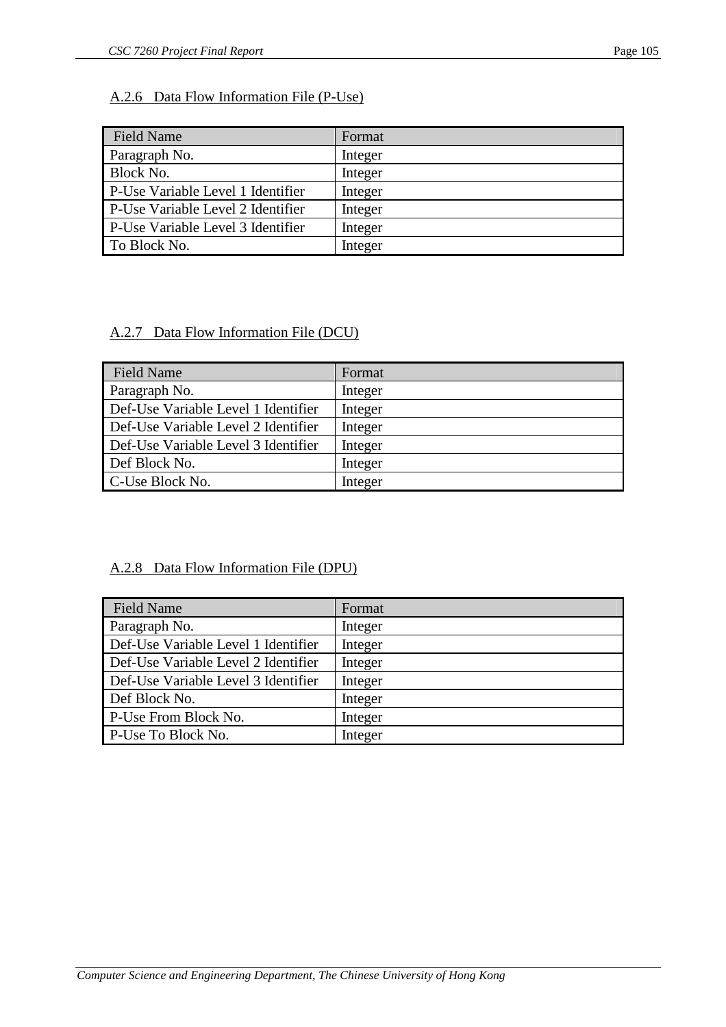### A.2.6 Data Flow Information File (P-Use)

| Field Name | Format |
|---|---|
| Paragraph No. | Integer |
| Block No. | Integer |
| P-Use Variable Level 1 Identifier | Integer |
| P-Use Variable Level 2 Identifier | Integer |
| P-Use Variable Level 3 Identifier | Integer |
| To Block No. | Integer |

### A.2.7 Data Flow Information File (DCU)

| Field Name | Format |
|---|---|
| Paragraph No. | Integer |
| Def-Use Variable Level 1 Identifier | Integer |
| Def-Use Variable Level 2 Identifier | Integer |
| Def-Use Variable Level 3 Identifier | Integer |
| Def Block No. | Integer |
| C-Use Block No. | Integer |

### A.2.8 Data Flow Information File (DPU)

| Field Name | Format |
|---|---|
| Paragraph No. | Integer |
| Def-Use Variable Level 1 Identifier | Integer |
| Def-Use Variable Level 2 Identifier | Integer |
| Def-Use Variable Level 3 Identifier | Integer |
| Def Block No. | Integer |
| P-Use From Block No. | Integer |
| P-Use To Block No. | Integer |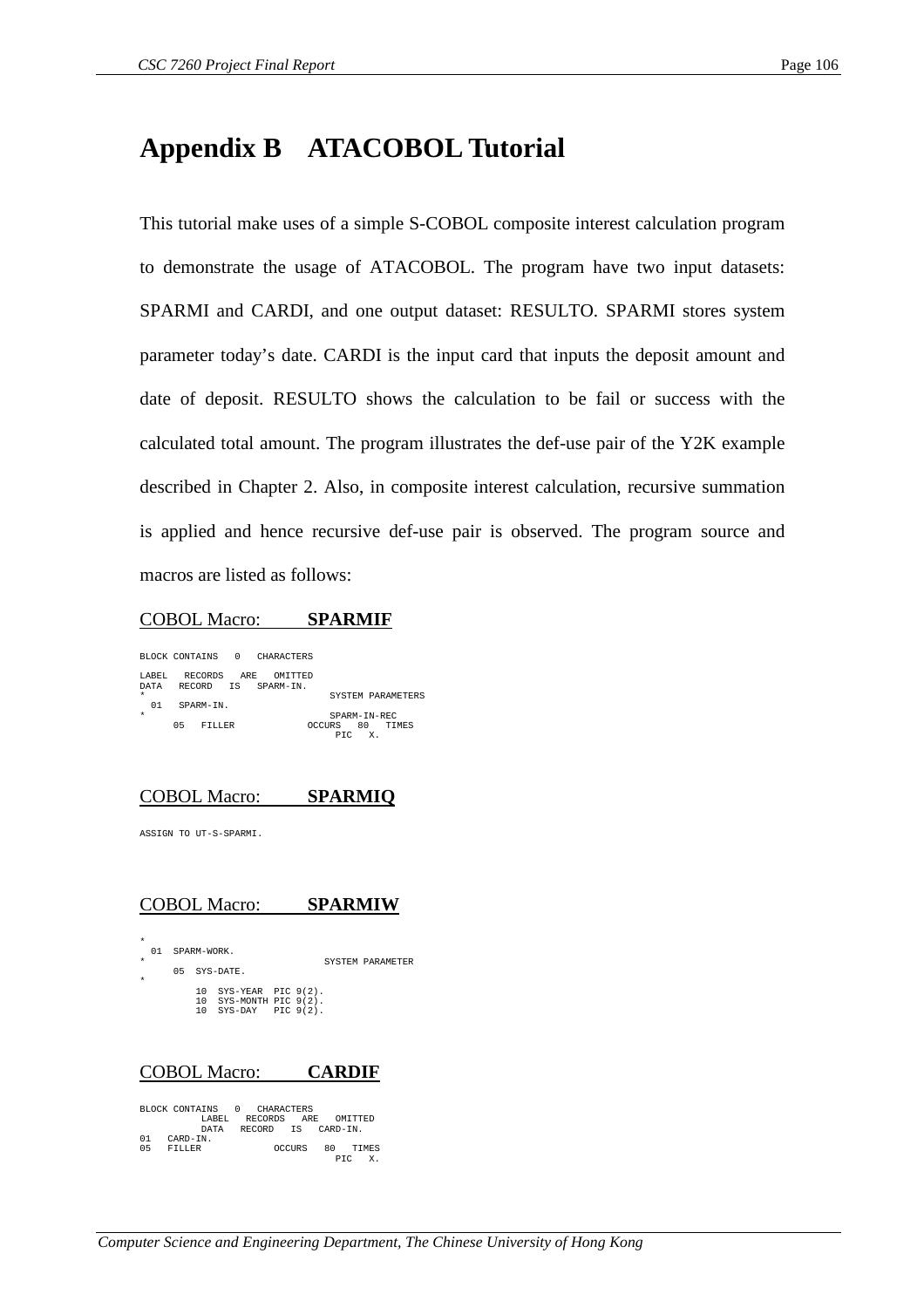# Appendix B ATACOBOL Tutorial

This tutorial make uses of a simple S-COBOL composite interest calculation program to demonstrate the usage of ATACOBOL. The program have two input datasets: SPARMI and CARDI, and one output dataset: RESULTO. SPARMI stores system parameter today's date. CARDI is the input card that inputs the deposit amount and date of deposit. RESULTO shows the calculation to be fail or success with the calculated total amount. The program illustrates the def-use pair of the Y2K example described in Chapter 2. Also, in composite interest calculation, recursive summation is applied and hence recursive def-use pair is observed. The program source and macros are listed as follows:

COBOL Macro: **SPARMIF**

```
BLOCK CONTAINS   0   CHARACTERS

LABEL   RECORDS   ARE   OMITTED
DATA   RECORD   IS   SPARM-IN.
*                                 SYSTEM PARAMETERS
  01   SPARM-IN.
*                                 SPARM-IN-REC
      05   FILLER             OCCURS   80   TIMES
                                   PIC   X.
```

COBOL Macro: **SPARMIQ**

```
ASSIGN TO UT-S-SPARMI.
```

COBOL Macro: **SPARMIW**

```
*
  01  SPARM-WORK.
*                                SYSTEM PARAMETER
      05  SYS-DATE.
*
          10  SYS-YEAR  PIC 9(2).
          10  SYS-MONTH PIC 9(2).
          10  SYS-DAY   PIC 9(2).
```

COBOL Macro: **CARDIF**

```
BLOCK CONTAINS   0   CHARACTERS
           LABEL   RECORDS   ARE   OMITTED
           DATA   RECORD   IS   CARD-IN.
01   CARD-IN.
05   FILLER            OCCURS   80   TIMES
                                  PIC   X.
```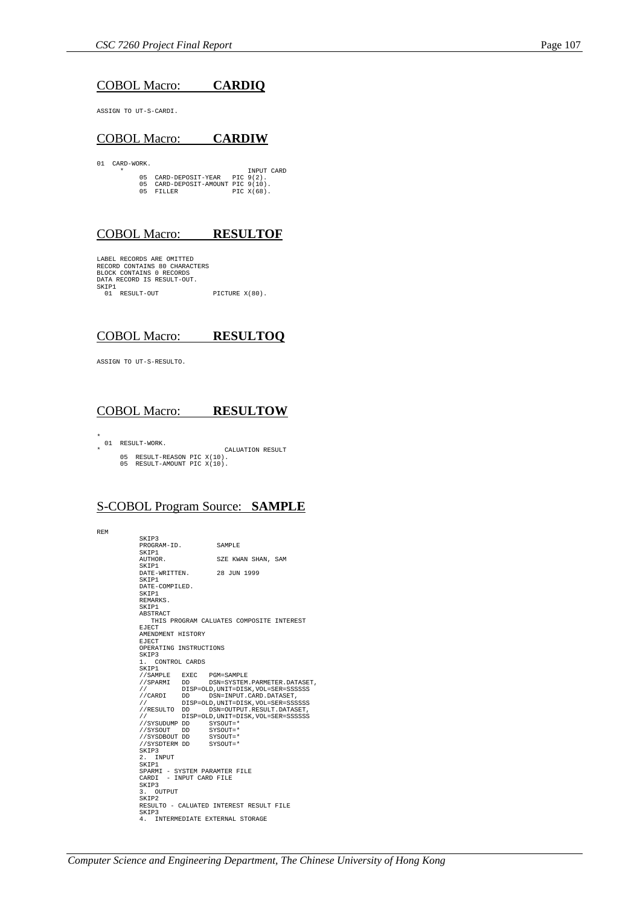## COBOL Macro: **CARDIQ**

```
ASSIGN TO UT-S-CARDI.
```

## COBOL Macro: **CARDIW**

```
01  CARD-WORK.
     *                                       INPUT CARD
           05  CARD-DEPOSIT-YEAR   PIC 9(2).
           05  CARD-DEPOSIT-AMOUNT PIC 9(10).
           05  FILLER              PIC X(68).
```

## COBOL Macro: **RESULTOF**

```
LABEL RECORDS ARE OMITTED
RECORD CONTAINS 80 CHARACTERS
BLOCK CONTAINS 0 RECORDS
DATA RECORD IS RESULT-OUT.
SKIP1
  01  RESULT-OUT              PICTURE X(80).
```

## COBOL Macro: **RESULTOQ**

```
ASSIGN TO UT-S-RESULTO.
```

## COBOL Macro: **RESULTOW**

```
*
  01  RESULT-WORK.
*                                   CALUATION RESULT
      05  RESULT-REASON PIC X(10).
      05  RESULT-AMOUNT PIC X(10).
```

## S-COBOL Program Source: **SAMPLE**

```
REM
          SKIP3
          PROGRAM-ID.          SAMPLE
          SKIP1
          AUTHOR.              SZE KWAN SHAN, SAM
          SKIP1
          DATE-WRITTEN.        28 JUN 1999
          SKIP1
          DATE-COMPILED.
          SKIP1
          REMARKS.
          SKIP1
          ABSTRACT
             THIS PROGRAM CALUATES COMPOSITE INTEREST
          EJECT
          AMENDMENT HISTORY
          EJECT
          OPERATING INSTRUCTIONS
          SKIP3
          1.  CONTROL CARDS
          SKIP1
          //SAMPLE   EXEC   PGM=SAMPLE
          //SPARMI   DD     DSN=SYSTEM.PARMETER.DATASET,
          //                DISP=OLD,UNIT=DISK,VOL=SER=SSSSSS
          //CARDI    DD     DSN=INPUT.CARD.DATASET,
          //                DISP=OLD,UNIT=DISK,VOL=SER=SSSSSS
          //RESULTO  DD     DSN=OUTPUT.RESULT.DATASET,
          //                DISP=OLD,UNIT=DISK,VOL=SER=SSSSSS
          //SYSUDUMP DD     SYSOUT=*
          //SYSOUT   DD     SYSOUT=*
          //SYSDBOUT DD     SYSOUT=*
          //SYSDTERM DD     SYSOUT=*
          SKIP3
          2.  INPUT
          SKIP1
          SPARMI - SYSTEM PARAMTER FILE
          CARDI  - INPUT CARD FILE
          SKIP3
          3.  OUTPUT
          SKIP2
          RESULTO - CALUATED INTEREST RESULT FILE
          SKIP3
          4.  INTERMEDIATE EXTERNAL STORAGE
```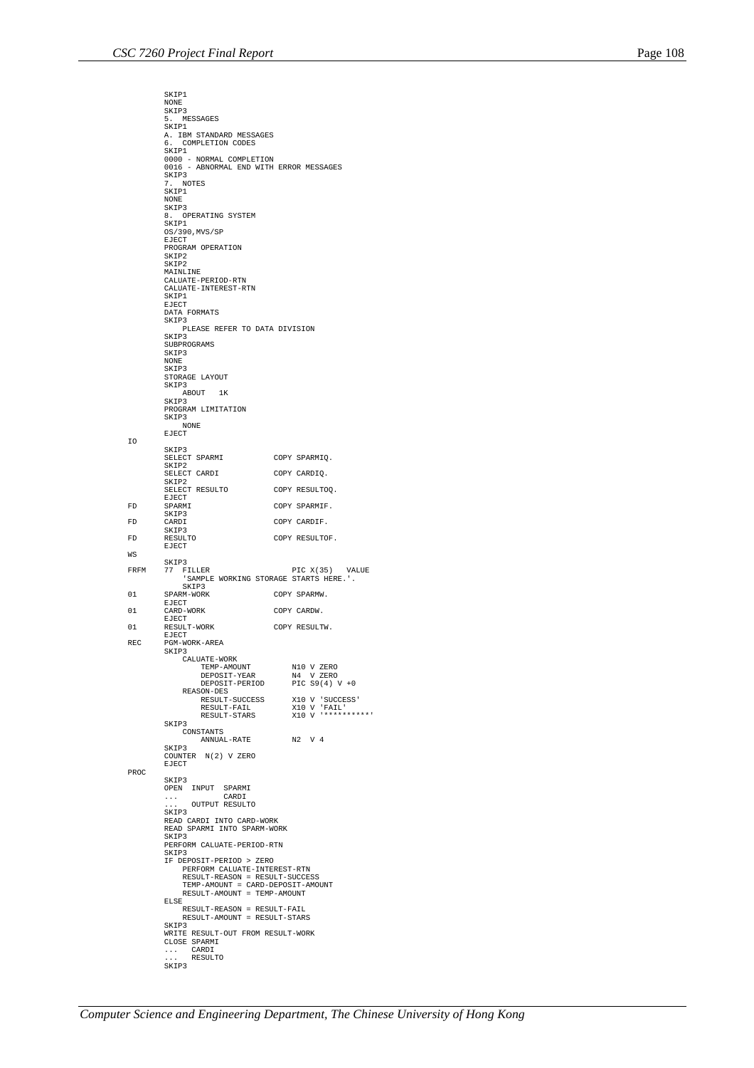```
        SKIP1
        NONE
        SKIP3
        5.  MESSAGES
        SKIP1
        A. IBM STANDARD MESSAGES
        6.  COMPLETION CODES
        SKIP1
        0000 - NORMAL COMPLETION
        0016 - ABNORMAL END WITH ERROR MESSAGES
        SKIP3
        7.  NOTES
        SKIP1
        NONE
        SKIP3
        8.  OPERATING SYSTEM
        SKIP1
        OS/390,MVS/SP
        EJECT
        PROGRAM OPERATION
        SKIP2
        SKIP2
        MAINLINE
        CALUATE-PERIOD-RTN
        CALUATE-INTEREST-RTN
        SKIP1
        EJECT
        DATA FORMATS
        SKIP3
           PLEASE REFER TO DATA DIVISION
        SKIP3
        SUBPROGRAMS
        SKIP3
        NONE
        SKIP3
        STORAGE LAYOUT
        SKIP3
           ABOUT   1K
        SKIP3
        PROGRAM LIMITATION
        SKIP3
           NONE
        EJECT
IO
        SKIP3
        SELECT SPARMI           COPY SPARMIQ.
        SKIP2
        SELECT CARDI            COPY CARDIQ.
        SKIP2
        SELECT RESULTO          COPY RESULTOQ.
        EJECT
FD      SPARMI                  COPY SPARMIF.
        SKIP3
FD      CARDI                   COPY CARDIF.
        SKIP3
FD      RESULTO                 COPY RESULTOF.
        EJECT
WS
        SKIP3
FRFM    77  FILLER                  PIC X(35)   VALUE
           'SAMPLE WORKING STORAGE STARTS HERE.'.
           SKIP3
01      SPARM-WORK              COPY SPARMW.
        EJECT
01      CARD-WORK               COPY CARDW.
        EJECT
01      RESULT-WORK             COPY RESULTW.
        EJECT
REC     PGM-WORK-AREA
        SKIP3
           CALUATE-WORK
               TEMP-AMOUNT          N10 V ZERO
               DEPOSIT-YEAR         N4  V ZERO
               DEPOSIT-PERIOD       PIC S9(4) V +0
           REASON-DES
               RESULT-SUCCESS       X10 V 'SUCCESS'
               RESULT-FAIL          X10 V 'FAIL'
               RESULT-STARS         X10 V '**********'
        SKIP3
           CONSTANTS
               ANNUAL-RATE          N2  V 4
        SKIP3
        COUNTER  N(2) V ZERO
        EJECT
PROC
        SKIP3
        OPEN  INPUT  SPARMI
        ...          CARDI
        ...   OUTPUT RESULTO
        SKIP3
        READ CARDI INTO CARD-WORK
        READ SPARMI INTO SPARM-WORK
        SKIP3
        PERFORM CALUATE-PERIOD-RTN
        SKIP3
        IF DEPOSIT-PERIOD > ZERO
           PERFORM CALUATE-INTEREST-RTN
           RESULT-REASON = RESULT-SUCCESS
           TEMP-AMOUNT = CARD-DEPOSIT-AMOUNT
           RESULT-AMOUNT = TEMP-AMOUNT
        ELSE
           RESULT-REASON = RESULT-FAIL
           RESULT-AMOUNT = RESULT-STARS
        SKIP3
        WRITE RESULT-OUT FROM RESULT-WORK
        CLOSE SPARMI
        ...   CARDI
        ...   RESULTO
        SKIP3
```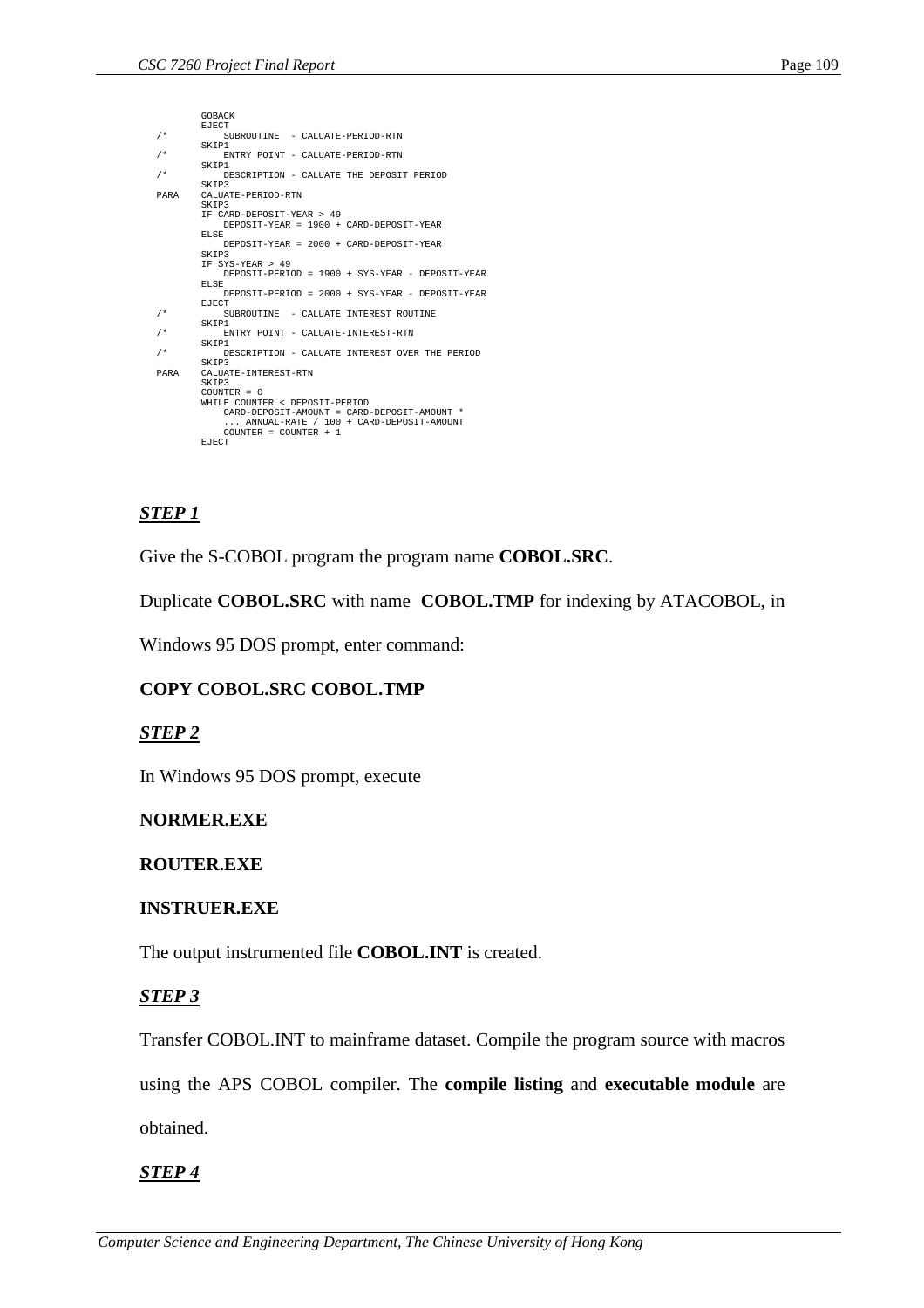```
        GOBACK
        EJECT
/*          SUBROUTINE  - CALUATE-PERIOD-RTN
        SKIP1
/*          ENTRY POINT - CALUATE-PERIOD-RTN
        SKIP1
/*          DESCRIPTION - CALUATE THE DEPOSIT PERIOD
        SKIP3
PARA    CALUATE-PERIOD-RTN
        SKIP3
        IF CARD-DEPOSIT-YEAR > 49
            DEPOSIT-YEAR = 1900 + CARD-DEPOSIT-YEAR
        ELSE
            DEPOSIT-YEAR = 2000 + CARD-DEPOSIT-YEAR
        SKIP3
        IF SYS-YEAR > 49
            DEPOSIT-PERIOD = 1900 + SYS-YEAR - DEPOSIT-YEAR
        ELSE
            DEPOSIT-PERIOD = 2000 + SYS-YEAR - DEPOSIT-YEAR
        EJECT
/*          SUBROUTINE  - CALUATE INTEREST ROUTINE
        SKIP1
/*          ENTRY POINT - CALUATE-INTEREST-RTN
        SKIP1
/*          DESCRIPTION - CALUATE INTEREST OVER THE PERIOD
        SKIP3
PARA    CALUATE-INTEREST-RTN
        SKIP3
        COUNTER = 0
        WHILE COUNTER < DEPOSIT-PERIOD
            CARD-DEPOSIT-AMOUNT = CARD-DEPOSIT-AMOUNT *
            ... ANNUAL-RATE / 100 + CARD-DEPOSIT-AMOUNT
            COUNTER = COUNTER + 1
        EJECT
```

***STEP 1***

Give the S-COBOL program the program name **COBOL.SRC**.

Duplicate **COBOL.SRC** with name **COBOL.TMP** for indexing by ATACOBOL, in Windows 95 DOS prompt, enter command:

**COPY COBOL.SRC COBOL.TMP**

***STEP 2***

In Windows 95 DOS prompt, execute

**NORMER.EXE**

**ROUTER.EXE**

**INSTRUER.EXE**

The output instrumented file **COBOL.INT** is created.

***STEP 3***

Transfer COBOL.INT to mainframe dataset. Compile the program source with macros using the APS COBOL compiler. The **compile listing** and **executable module** are obtained.

***STEP 4***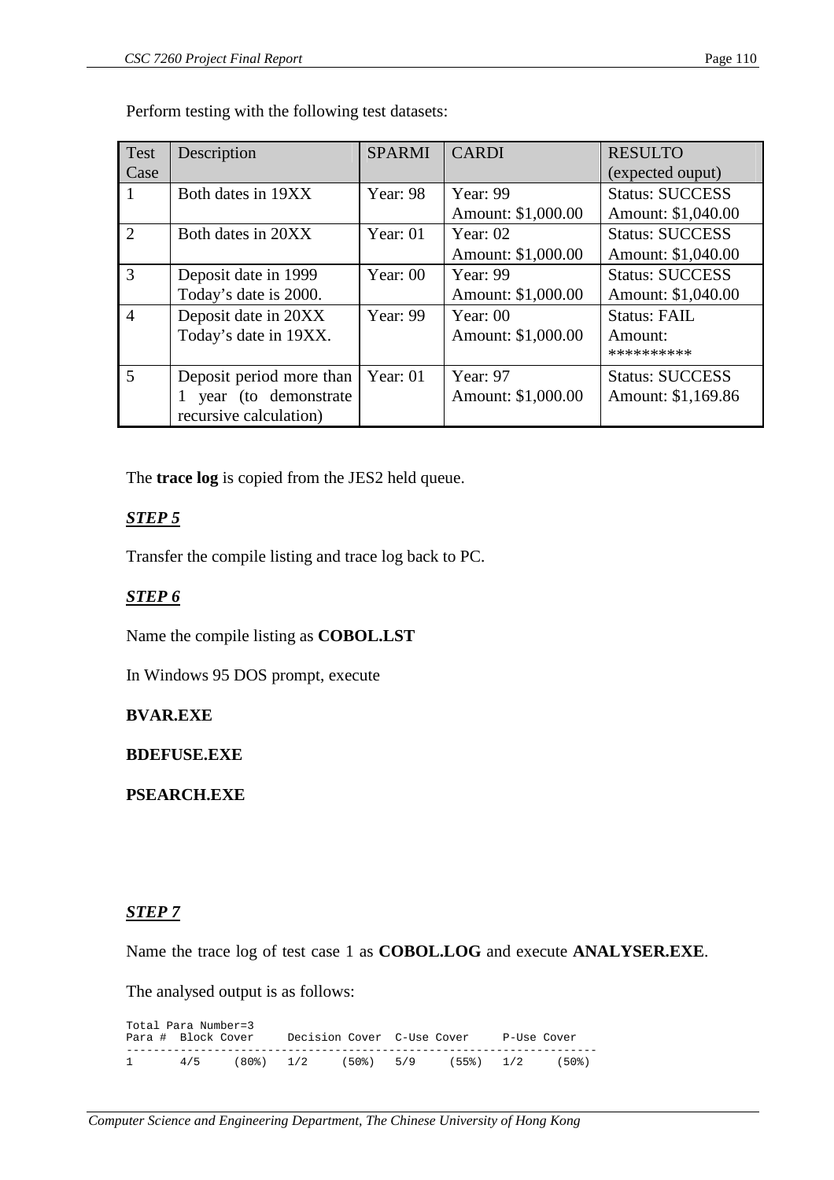Perform testing with the following test datasets:

| Test Case | Description | SPARMI | CARDI | RESULTO (expected ouput) |
|---|---|---|---|---|
| 1 | Both dates in 19XX | Year: 98 | Year: 99<br>Amount: $1,000.00 | Status: SUCCESS<br>Amount: $1,040.00 |
| 2 | Both dates in 20XX | Year: 01 | Year: 02<br>Amount: $1,000.00 | Status: SUCCESS<br>Amount: $1,040.00 |
| 3 | Deposit date in 1999<br>Today's date is 2000. | Year: 00 | Year: 99<br>Amount: $1,000.00 | Status: SUCCESS<br>Amount: $1,040.00 |
| 4 | Deposit date in 20XX<br>Today's date in 19XX. | Year: 99 | Year: 00<br>Amount: $1,000.00 | Status: FAIL<br>Amount:<br>********** |
| 5 | Deposit period more than 1 year (to demonstrate recursive calculation) | Year: 01 | Year: 97<br>Amount: $1,000.00 | Status: SUCCESS<br>Amount: $1,169.86 |

The **trace log** is copied from the JES2 held queue.

***STEP 5***

Transfer the compile listing and trace log back to PC.

***STEP 6***

Name the compile listing as **COBOL.LST**

In Windows 95 DOS prompt, execute

**BVAR.EXE**

**BDEFUSE.EXE**

**PSEARCH.EXE**

***STEP 7***

Name the trace log of test case 1 as **COBOL.LOG** and execute **ANALYSER.EXE**.

The analysed output is as follows:

```
Total Para Number=3
Para #  Block Cover     Decision Cover  C-Use Cover     P-Use Cover
--------------------------------------------------------------------
1       4/5     (80%)   1/2     (50%)   5/9     (55%)   1/2     (50%)
```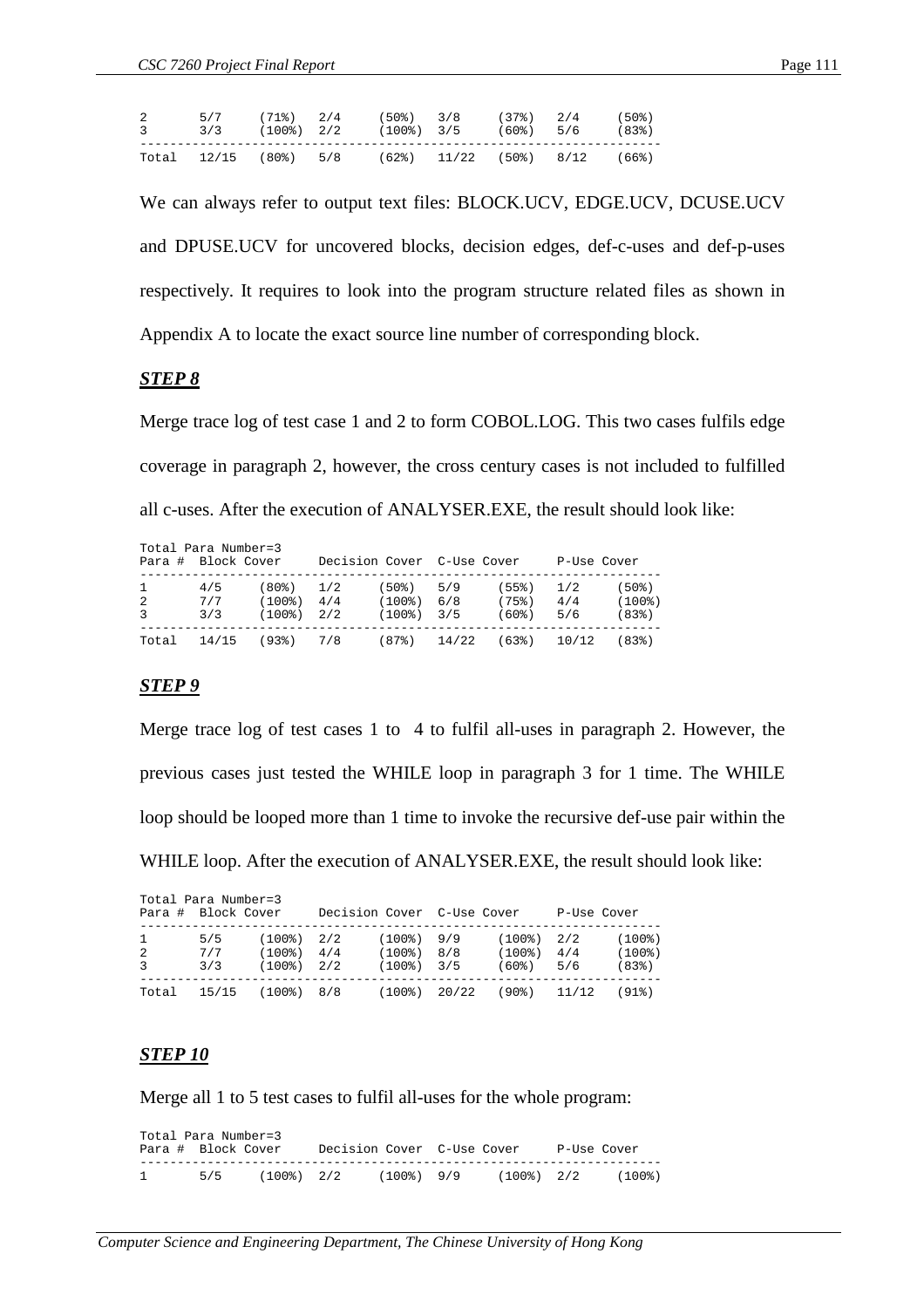```
2      5/7     (71%)  2/4     (50%)  3/8     (37%)  2/4     (50%)
3      3/3     (100%) 2/2     (100%) 3/5     (60%)  5/6     (83%)
--------------------------------------------------------------------
Total  12/15   (80%)  5/8     (62%)  11/22   (50%)  8/12    (66%)
```

We can always refer to output text files: BLOCK.UCV, EDGE.UCV, DCUSE.UCV and DPUSE.UCV for uncovered blocks, decision edges, def-c-uses and def-p-uses respectively. It requires to look into the program structure related files as shown in Appendix A to locate the exact source line number of corresponding block.

***STEP 8***

Merge trace log of test case 1 and 2 to form COBOL.LOG. This two cases fulfils edge coverage in paragraph 2, however, the cross century cases is not included to fulfilled all c-uses. After the execution of ANALYSER.EXE, the result should look like:

```
Total Para Number=3
Para #  Block Cover     Decision Cover  C-Use Cover     P-Use Cover
--------------------------------------------------------------------
1      4/5     (80%)  1/2     (50%)  5/9     (55%)  1/2     (50%)
2      7/7     (100%) 4/4     (100%) 6/8     (75%)  4/4     (100%)
3      3/3     (100%) 2/2     (100%) 3/5     (60%)  5/6     (83%)
--------------------------------------------------------------------
Total  14/15   (93%)  7/8     (87%)  14/22   (63%)  10/12   (83%)
```

***STEP 9***

Merge trace log of test cases 1 to 4 to fulfil all-uses in paragraph 2. However, the previous cases just tested the WHILE loop in paragraph 3 for 1 time. The WHILE loop should be looped more than 1 time to invoke the recursive def-use pair within the WHILE loop. After the execution of ANALYSER.EXE, the result should look like:

```
Total Para Number=3
Para #  Block Cover     Decision Cover  C-Use Cover     P-Use Cover
--------------------------------------------------------------------
1      5/5     (100%) 2/2     (100%) 9/9     (100%) 2/2     (100%)
2      7/7     (100%) 4/4     (100%) 8/8     (100%) 4/4     (100%)
3      3/3     (100%) 2/2     (100%) 3/5     (60%)  5/6     (83%)
--------------------------------------------------------------------
Total  15/15   (100%) 8/8     (100%) 20/22   (90%)  11/12   (91%)
```

***STEP 10***

Merge all 1 to 5 test cases to fulfil all-uses for the whole program:

```
Total Para Number=3
Para #  Block Cover     Decision Cover  C-Use Cover     P-Use Cover
--------------------------------------------------------------------
1      5/5     (100%) 2/2     (100%) 9/9     (100%) 2/2     (100%)
```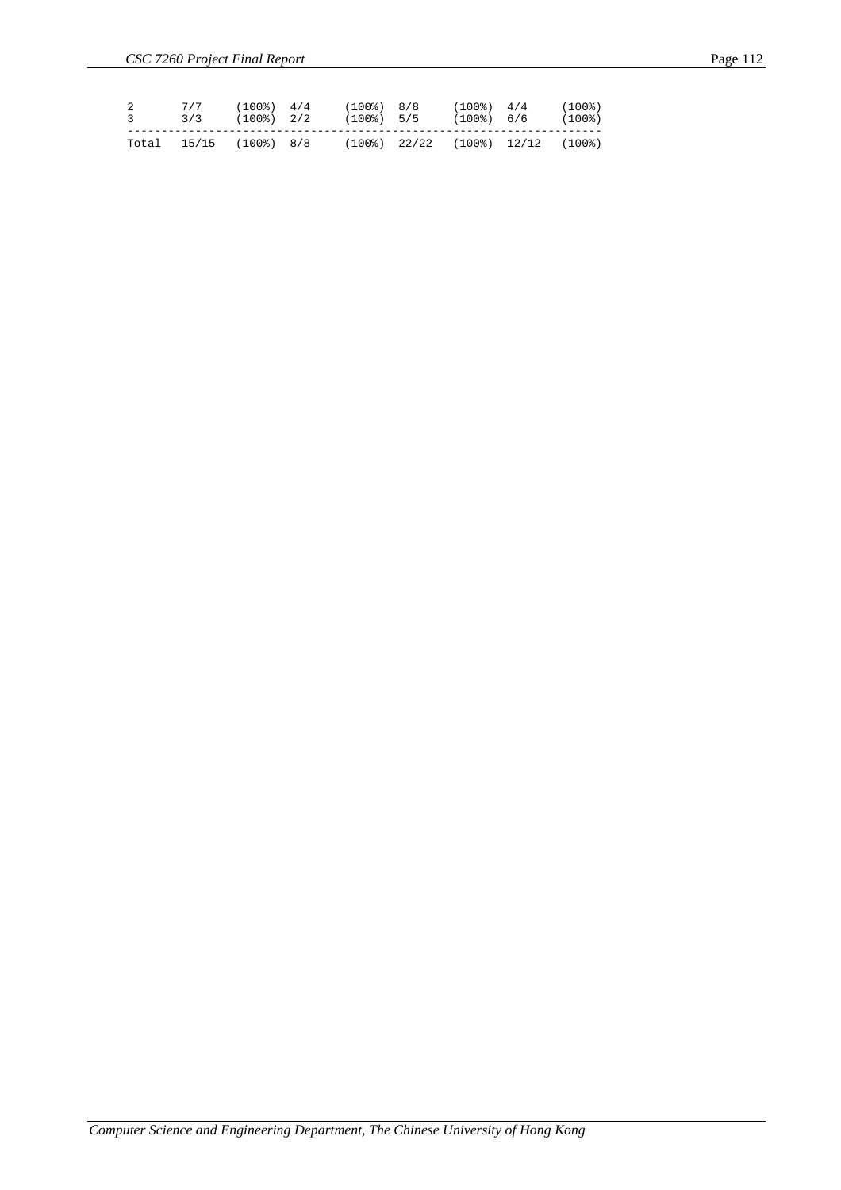```
2       7/7     (100%)  4/4     (100%)  8/8     (100%)  4/4     (100%)
3       3/3     (100%)  2/2     (100%)  5/5     (100%)  6/6     (100%)
-----------------------------------------------------------------------
Total   15/15   (100%)  8/8     (100%)  22/22   (100%)  12/12   (100%)
```